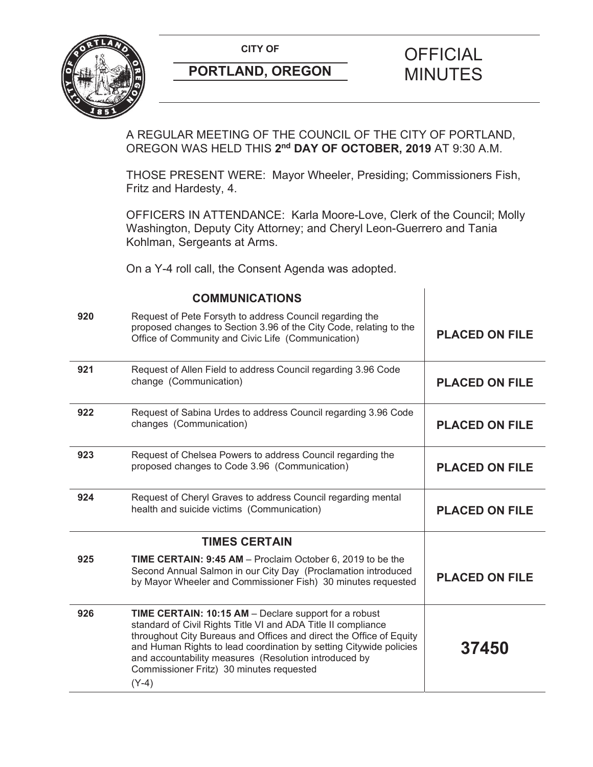**CITY OF**

**PORTLAND, OREGON**

# OFFICIAL MINUTES

A REGULAR MEETING OF THE COUNCIL OF THE CITY OF PORTLAND, OREGON WAS HELD THIS **2nd DAY OF OCTOBER, 2019** AT 9:30 A.M.

THOSE PRESENT WERE: Mayor Wheeler, Presiding; Commissioners Fish, Fritz and Hardesty, 4.

OFFICERS IN ATTENDANCE: Karla Moore-Love, Clerk of the Council; Molly Washington, Deputy City Attorney; and Cheryl Leon-Guerrero and Tania Kohlman, Sergeants at Arms.

On a Y-4 roll call, the Consent Agenda was adopted.

| | **COMMUNICATIONS** | |
|---|---|---|
| **920** | Request of Pete Forsyth to address Council regarding the proposed changes to Section 3.96 of the City Code, relating to the Office of Community and Civic Life (Communication) | **PLACED ON FILE** |
| **921** | Request of Allen Field to address Council regarding 3.96 Code change (Communication) | **PLACED ON FILE** |
| **922** | Request of Sabina Urdes to address Council regarding 3.96 Code changes (Communication) | **PLACED ON FILE** |
| **923** | Request of Chelsea Powers to address Council regarding the proposed changes to Code 3.96 (Communication) | **PLACED ON FILE** |
| **924** | Request of Cheryl Graves to address Council regarding mental health and suicide victims (Communication) | **PLACED ON FILE** |
| | **TIMES CERTAIN** | |
| **925** | **TIME CERTAIN: 9:45 AM** – Proclaim October 6, 2019 to be the Second Annual Salmon in our City Day (Proclamation introduced by Mayor Wheeler and Commissioner Fish) 30 minutes requested | **PLACED ON FILE** |
| **926** | **TIME CERTAIN: 10:15 AM** – Declare support for a robust standard of Civil Rights Title VI and ADA Title II compliance throughout City Bureaus and Offices and direct the Office of Equity and Human Rights to lead coordination by setting Citywide policies and accountability measures (Resolution introduced by Commissioner Fritz) 30 minutes requested (Y-4) | **37450** |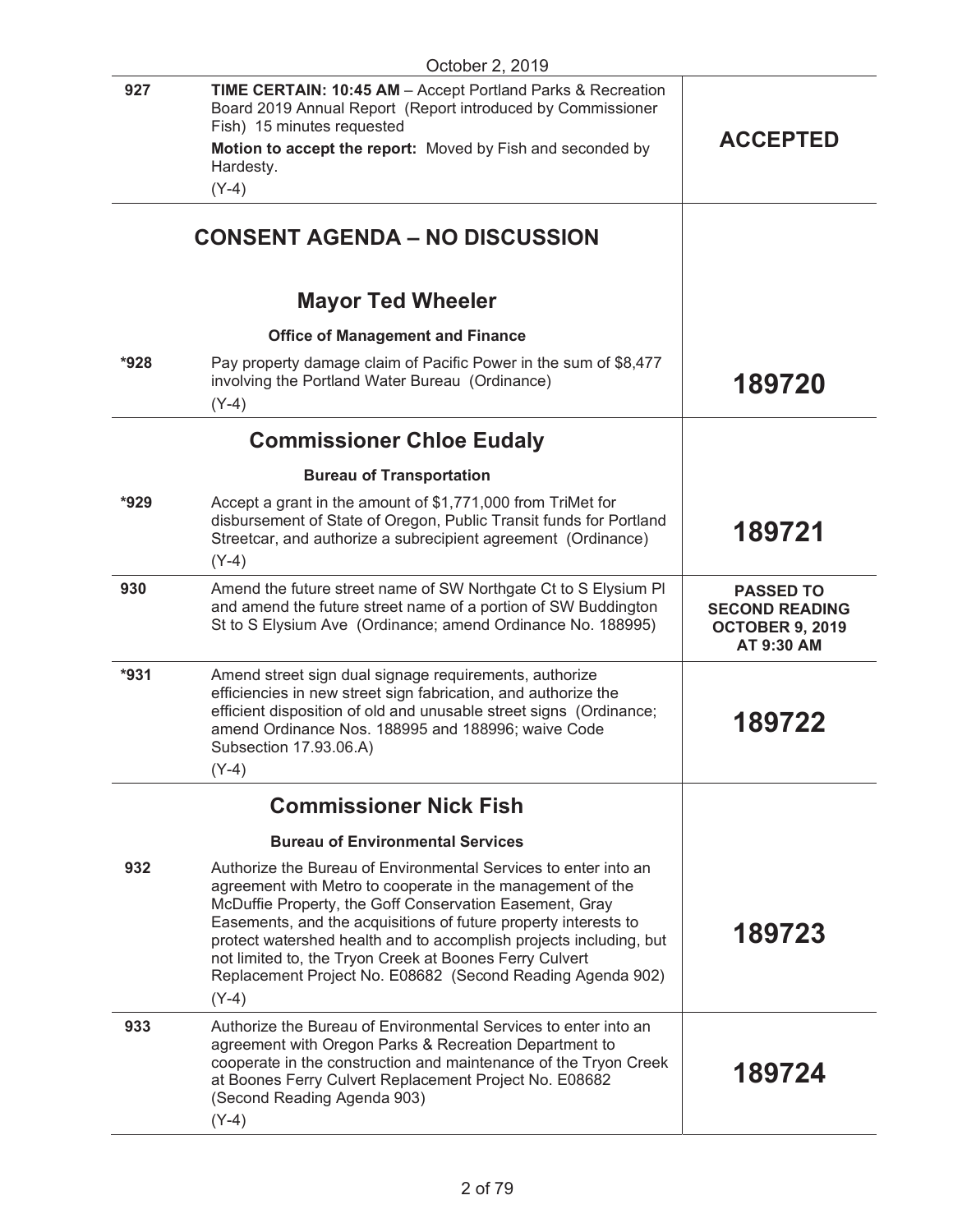October 2, 2019

| | | |
|---|---|---|
| 927 | **TIME CERTAIN: 10:45 AM** – Accept Portland Parks & Recreation Board 2019 Annual Report (Report introduced by Commissioner Fish) 15 minutes requested<br>**Motion to accept the report:** Moved by Fish and seconded by Hardesty.<br>(Y-4) | **ACCEPTED** |

## CONSENT AGENDA – NO DISCUSSION

### Mayor Ted Wheeler

**Office of Management and Finance**

| | | |
|---|---|---|
| *928 | Pay property damage claim of Pacific Power in the sum of $8,477 involving the Portland Water Bureau (Ordinance)<br>(Y-4) | **189720** |

### Commissioner Chloe Eudaly

**Bureau of Transportation**

| | | |
|---|---|---|
| *929 | Accept a grant in the amount of $1,771,000 from TriMet for disbursement of State of Oregon, Public Transit funds for Portland Streetcar, and authorize a subrecipient agreement (Ordinance)<br>(Y-4) | **189721** |
| 930 | Amend the future street name of SW Northgate Ct to S Elysium Pl and amend the future street name of a portion of SW Buddington St to S Elysium Ave (Ordinance; amend Ordinance No. 188995) | **PASSED TO SECOND READING OCTOBER 9, 2019 AT 9:30 AM** |
| *931 | Amend street sign dual signage requirements, authorize efficiencies in new street sign fabrication, and authorize the efficient disposition of old and unusable street signs (Ordinance; amend Ordinance Nos. 188995 and 188996; waive Code Subsection 17.93.06.A)<br>(Y-4) | **189722** |

### Commissioner Nick Fish

**Bureau of Environmental Services**

| | | |
|---|---|---|
| 932 | Authorize the Bureau of Environmental Services to enter into an agreement with Metro to cooperate in the management of the McDuffie Property, the Goff Conservation Easement, Gray Easements, and the acquisitions of future property interests to protect watershed health and to accomplish projects including, but not limited to, the Tryon Creek at Boones Ferry Culvert Replacement Project No. E08682 (Second Reading Agenda 902)<br>(Y-4) | **189723** |
| 933 | Authorize the Bureau of Environmental Services to enter into an agreement with Oregon Parks & Recreation Department to cooperate in the construction and maintenance of the Tryon Creek at Boones Ferry Culvert Replacement Project No. E08682 (Second Reading Agenda 903)<br>(Y-4) | **189724** |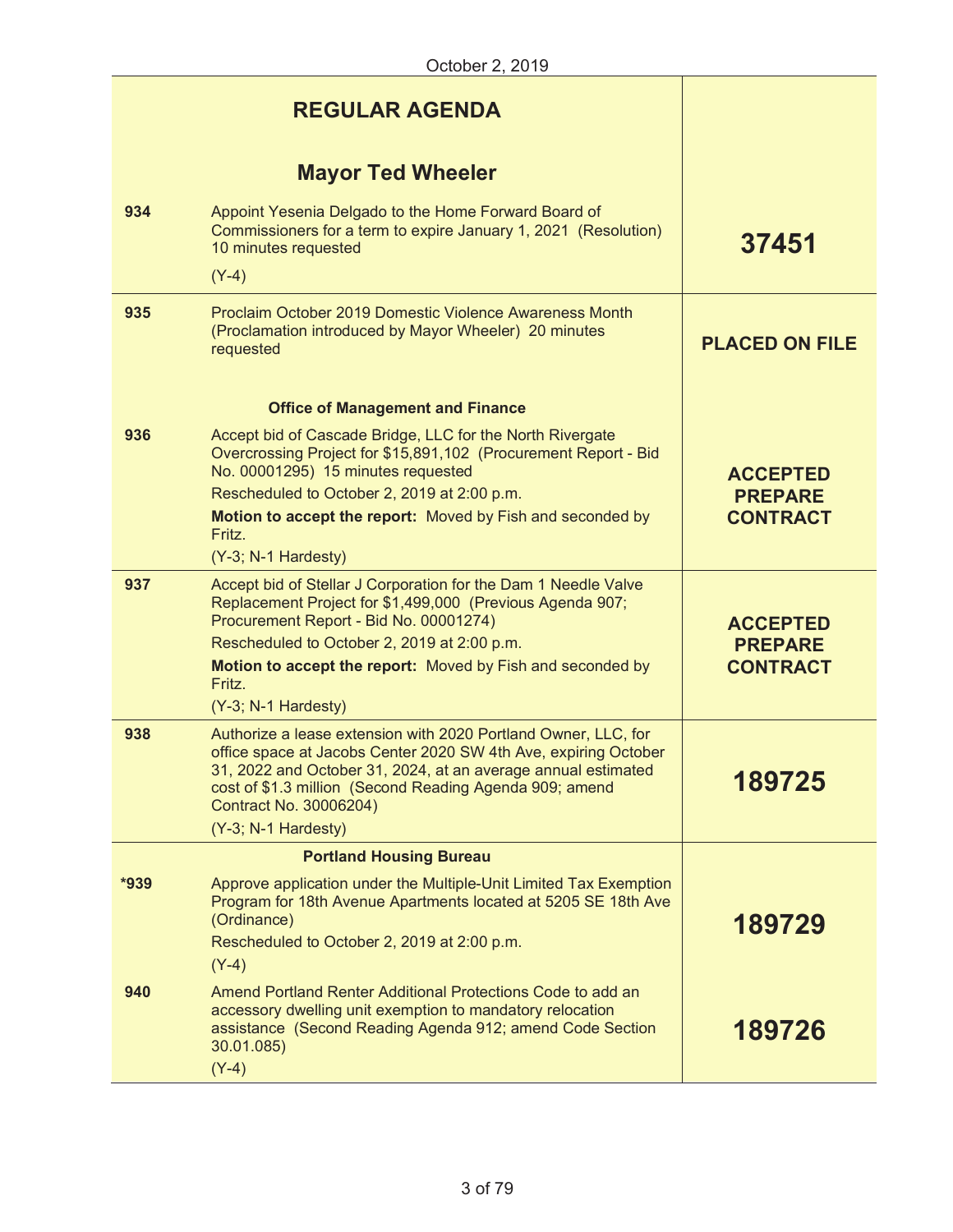October 2, 2019

## REGULAR AGENDA

### Mayor Ted Wheeler

| | | |
|---|---|---|
| 934 | Appoint Yesenia Delgado to the Home Forward Board of Commissioners for a term to expire January 1, 2021 (Resolution) 10 minutes requested<br>(Y-4) | **37451** |
| 935 | Proclaim October 2019 Domestic Violence Awareness Month (Proclamation introduced by Mayor Wheeler) 20 minutes requested | **PLACED ON FILE** |
| | **Office of Management and Finance** | |
| 936 | Accept bid of Cascade Bridge, LLC for the North Rivergate Overcrossing Project for $15,891,102 (Procurement Report - Bid No. 00001295) 15 minutes requested<br>Rescheduled to October 2, 2019 at 2:00 p.m.<br>**Motion to accept the report:** Moved by Fish and seconded by Fritz.<br>(Y-3; N-1 Hardesty) | **ACCEPTED PREPARE CONTRACT** |
| 937 | Accept bid of Stellar J Corporation for the Dam 1 Needle Valve Replacement Project for $1,499,000 (Previous Agenda 907; Procurement Report - Bid No. 00001274)<br>Rescheduled to October 2, 2019 at 2:00 p.m.<br>**Motion to accept the report:** Moved by Fish and seconded by Fritz.<br>(Y-3; N-1 Hardesty) | **ACCEPTED PREPARE CONTRACT** |
| 938 | Authorize a lease extension with 2020 Portland Owner, LLC, for office space at Jacobs Center 2020 SW 4th Ave, expiring October 31, 2022 and October 31, 2024, at an average annual estimated cost of $1.3 million (Second Reading Agenda 909; amend Contract No. 30006204)<br>(Y-3; N-1 Hardesty) | **189725** |
| | **Portland Housing Bureau** | |
| *939 | Approve application under the Multiple-Unit Limited Tax Exemption Program for 18th Avenue Apartments located at 5205 SE 18th Ave (Ordinance)<br>Rescheduled to October 2, 2019 at 2:00 p.m.<br>(Y-4) | **189729** |
| 940 | Amend Portland Renter Additional Protections Code to add an accessory dwelling unit exemption to mandatory relocation assistance (Second Reading Agenda 912; amend Code Section 30.01.085)<br>(Y-4) | **189726** |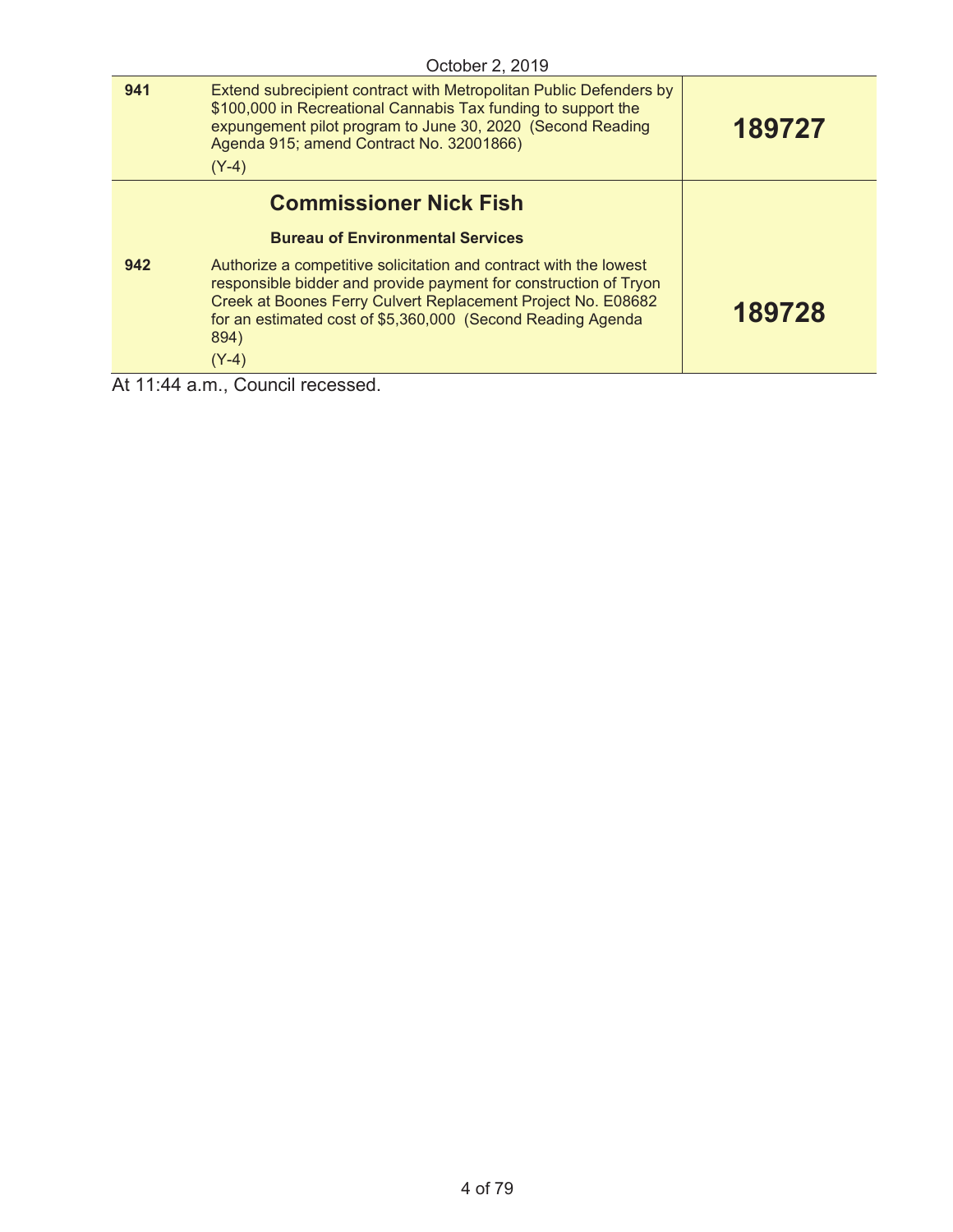October 2, 2019

| | | |
|---|---|---|
| **941** | Extend subrecipient contract with Metropolitan Public Defenders by $100,000 in Recreational Cannabis Tax funding to support the expungement pilot program to June 30, 2020 (Second Reading Agenda 915; amend Contract No. 32001866)<br>(Y-4) | **189727** |
| | **Commissioner Nick Fish**<br>**Bureau of Environmental Services** | |
| **942** | Authorize a competitive solicitation and contract with the lowest responsible bidder and provide payment for construction of Tryon Creek at Boones Ferry Culvert Replacement Project No. E08682 for an estimated cost of $5,360,000 (Second Reading Agenda 894)<br>(Y-4) | **189728** |

At 11:44 a.m., Council recessed.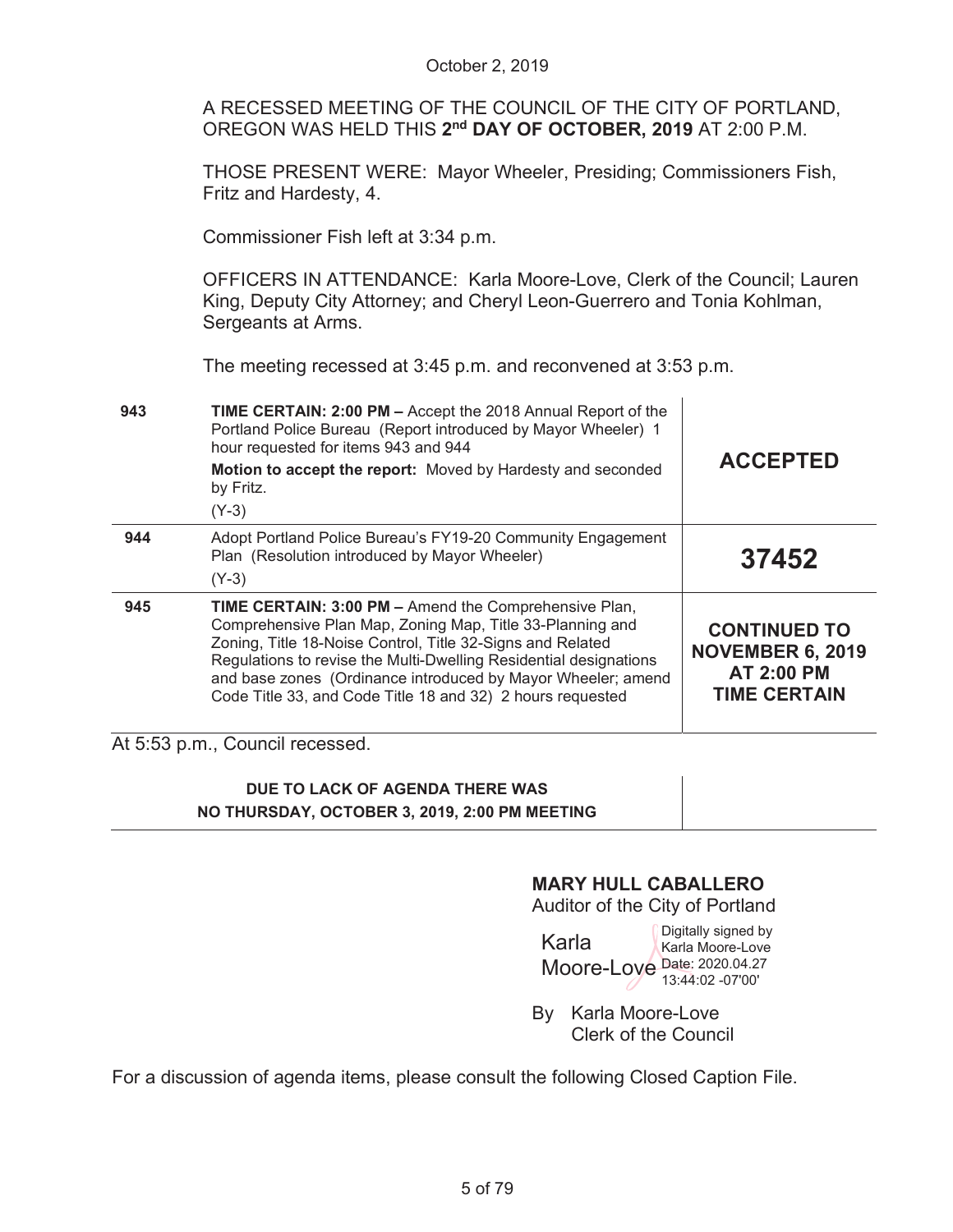October 2, 2019

A RECESSED MEETING OF THE COUNCIL OF THE CITY OF PORTLAND, OREGON WAS HELD THIS **2nd DAY OF OCTOBER, 2019** AT 2:00 P.M.

THOSE PRESENT WERE: Mayor Wheeler, Presiding; Commissioners Fish, Fritz and Hardesty, 4.

Commissioner Fish left at 3:34 p.m.

OFFICERS IN ATTENDANCE: Karla Moore-Love, Clerk of the Council; Lauren King, Deputy City Attorney; and Cheryl Leon-Guerrero and Tonia Kohlman, Sergeants at Arms.

The meeting recessed at 3:45 p.m. and reconvened at 3:53 p.m.

| | | |
|---|---|---|
| 943 | **TIME CERTAIN: 2:00 PM –** Accept the 2018 Annual Report of the Portland Police Bureau (Report introduced by Mayor Wheeler) 1 hour requested for items 943 and 944<br>**Motion to accept the report:** Moved by Hardesty and seconded by Fritz.<br>(Y-3) | **ACCEPTED** |
| 944 | Adopt Portland Police Bureau's FY19-20 Community Engagement Plan (Resolution introduced by Mayor Wheeler)<br>(Y-3) | **37452** |
| 945 | **TIME CERTAIN: 3:00 PM –** Amend the Comprehensive Plan, Comprehensive Plan Map, Zoning Map, Title 33-Planning and Zoning, Title 18-Noise Control, Title 32-Signs and Related Regulations to revise the Multi-Dwelling Residential designations and base zones (Ordinance introduced by Mayor Wheeler; amend Code Title 33, and Code Title 18 and 32) 2 hours requested | **CONTINUED TO NOVEMBER 6, 2019 AT 2:00 PM TIME CERTAIN** |

At 5:53 p.m., Council recessed.

| | |
|---|---|
| **DUE TO LACK OF AGENDA THERE WAS NO THURSDAY, OCTOBER 3, 2019, 2:00 PM MEETING** | |

**MARY HULL CABALLERO**
Auditor of the City of Portland

Karla Moore-Love
Digitally signed by Karla Moore-Love
Date: 2020.04.27 13:44:02 -07'00'

By Karla Moore-Love
Clerk of the Council

For a discussion of agenda items, please consult the following Closed Caption File.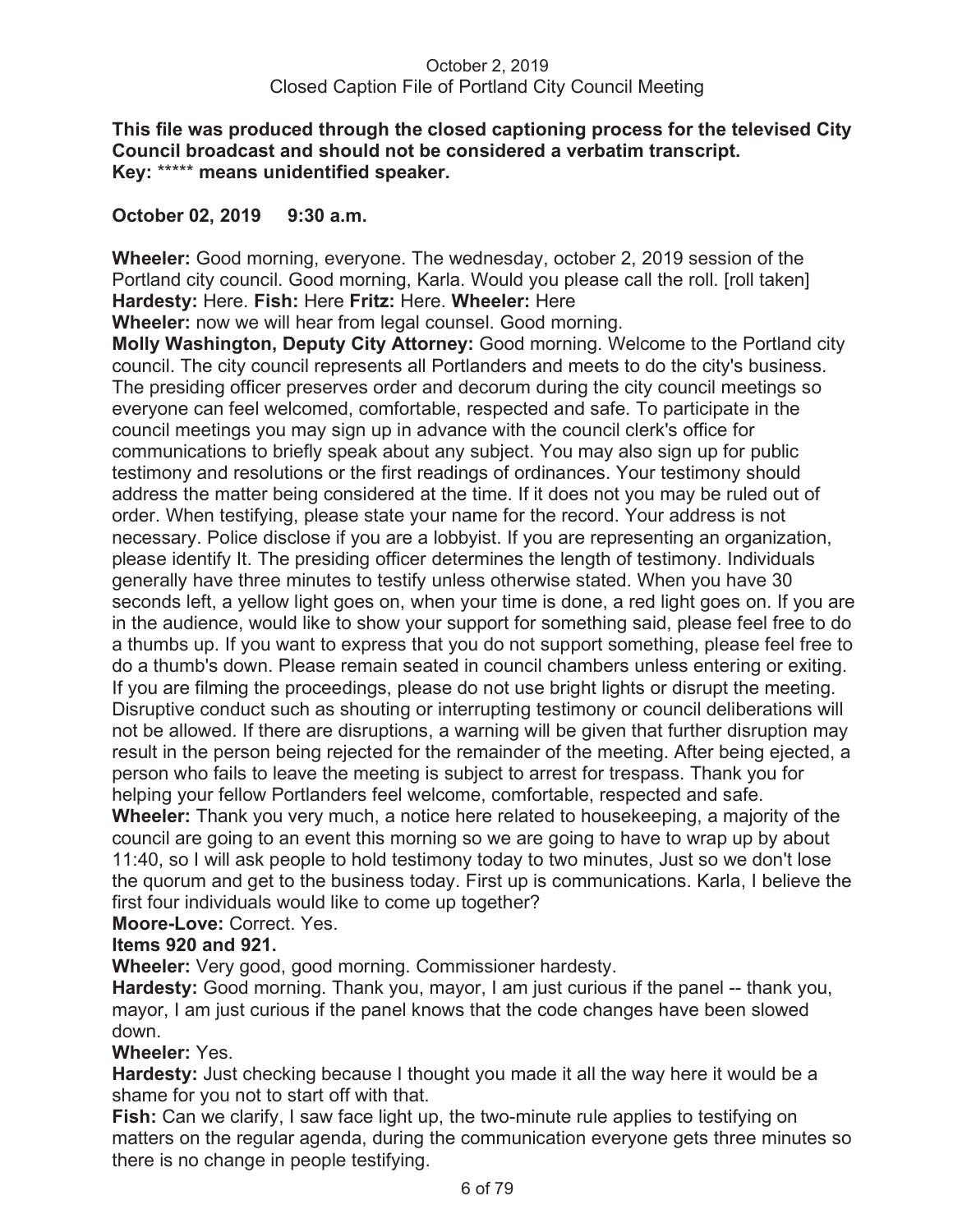**This file was produced through the closed captioning process for the televised City Council broadcast and should not be considered a verbatim transcript.**
**Key:** ***** **means unidentified speaker.**

**October 02, 2019 9:30 a.m.**

**Wheeler:** Good morning, everyone. The wednesday, october 2, 2019 session of the Portland city council. Good morning, Karla. Would you please call the roll. [roll taken]
**Hardesty:** Here. **Fish:** Here **Fritz:** Here. **Wheeler:** Here
**Wheeler:** now we will hear from legal counsel. Good morning.
**Molly Washington, Deputy City Attorney:** Good morning. Welcome to the Portland city council. The city council represents all Portlanders and meets to do the city's business. The presiding officer preserves order and decorum during the city council meetings so everyone can feel welcomed, comfortable, respected and safe. To participate in the council meetings you may sign up in advance with the council clerk's office for communications to briefly speak about any subject. You may also sign up for public testimony and resolutions or the first readings of ordinances. Your testimony should address the matter being considered at the time. If it does not you may be ruled out of order. When testifying, please state your name for the record. Your address is not necessary. Police disclose if you are a lobbyist. If you are representing an organization, please identify It. The presiding officer determines the length of testimony. Individuals generally have three minutes to testify unless otherwise stated. When you have 30 seconds left, a yellow light goes on, when your time is done, a red light goes on. If you are in the audience, would like to show your support for something said, please feel free to do a thumbs up. If you want to express that you do not support something, please feel free to do a thumb's down. Please remain seated in council chambers unless entering or exiting. If you are filming the proceedings, please do not use bright lights or disrupt the meeting. Disruptive conduct such as shouting or interrupting testimony or council deliberations will not be allowed. If there are disruptions, a warning will be given that further disruption may result in the person being rejected for the remainder of the meeting. After being ejected, a person who fails to leave the meeting is subject to arrest for trespass. Thank you for helping your fellow Portlanders feel welcome, comfortable, respected and safe.
**Wheeler:** Thank you very much, a notice here related to housekeeping, a majority of the council are going to an event this morning so we are going to have to wrap up by about 11:40, so I will ask people to hold testimony today to two minutes, Just so we don't lose the quorum and get to the business today. First up is communications. Karla, I believe the first four individuals would like to come up together?
**Moore-Love:** Correct. Yes.
**Items 920 and 921.**
**Wheeler:** Very good, good morning. Commissioner hardesty.
**Hardesty:** Good morning. Thank you, mayor, I am just curious if the panel -- thank you, mayor, I am just curious if the panel knows that the code changes have been slowed down.
**Wheeler:** Yes.
**Hardesty:** Just checking because I thought you made it all the way here it would be a shame for you not to start off with that.
**Fish:** Can we clarify, I saw face light up, the two-minute rule applies to testifying on matters on the regular agenda, during the communication everyone gets three minutes so there is no change in people testifying.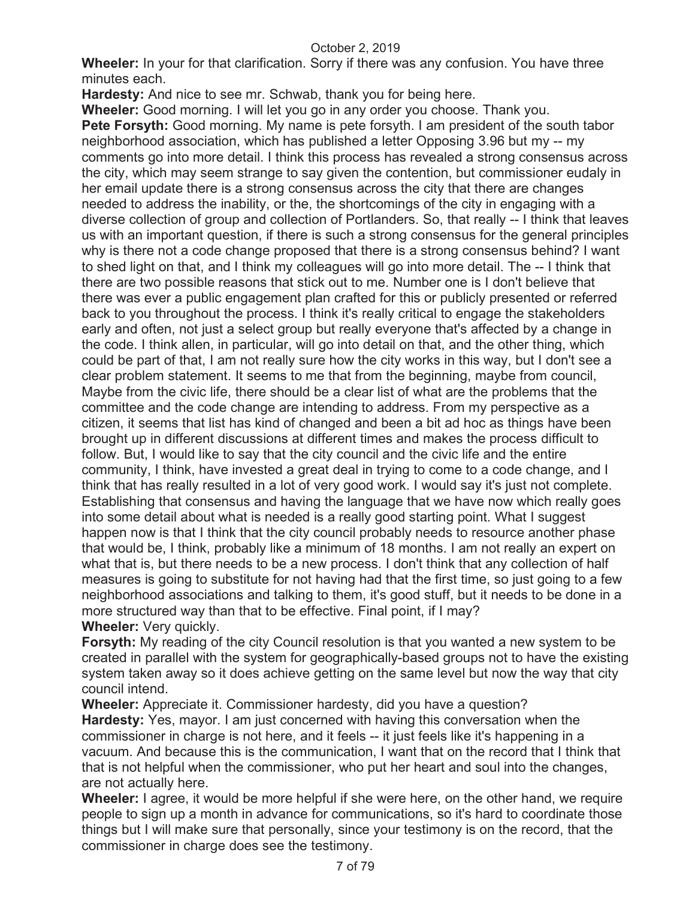**Wheeler:** In your for that clarification. Sorry if there was any confusion. You have three minutes each.

**Hardesty:** And nice to see mr. Schwab, thank you for being here.

**Wheeler:** Good morning. I will let you go in any order you choose. Thank you.

**Pete Forsyth:** Good morning. My name is pete forsyth. I am president of the south tabor neighborhood association, which has published a letter Opposing 3.96 but my -- my comments go into more detail. I think this process has revealed a strong consensus across the city, which may seem strange to say given the contention, but commissioner eudaly in her email update there is a strong consensus across the city that there are changes needed to address the inability, or the, the shortcomings of the city in engaging with a diverse collection of group and collection of Portlanders. So, that really -- I think that leaves us with an important question, if there is such a strong consensus for the general principles why is there not a code change proposed that there is a strong consensus behind? I want to shed light on that, and I think my colleagues will go into more detail. The -- I think that there are two possible reasons that stick out to me. Number one is I don't believe that there was ever a public engagement plan crafted for this or publicly presented or referred back to you throughout the process. I think it's really critical to engage the stakeholders early and often, not just a select group but really everyone that's affected by a change in the code. I think allen, in particular, will go into detail on that, and the other thing, which could be part of that, I am not really sure how the city works in this way, but I don't see a clear problem statement. It seems to me that from the beginning, maybe from council, Maybe from the civic life, there should be a clear list of what are the problems that the committee and the code change are intending to address. From my perspective as a citizen, it seems that list has kind of changed and been a bit ad hoc as things have been brought up in different discussions at different times and makes the process difficult to follow. But, I would like to say that the city council and the civic life and the entire community, I think, have invested a great deal in trying to come to a code change, and I think that has really resulted in a lot of very good work. I would say it's just not complete. Establishing that consensus and having the language that we have now which really goes into some detail about what is needed is a really good starting point. What I suggest happen now is that I think that the city council probably needs to resource another phase that would be, I think, probably like a minimum of 18 months. I am not really an expert on what that is, but there needs to be a new process. I don't think that any collection of half measures is going to substitute for not having had that the first time, so just going to a few neighborhood associations and talking to them, it's good stuff, but it needs to be done in a more structured way than that to be effective. Final point, if I may?

**Wheeler:** Very quickly.

**Forsyth:** My reading of the city Council resolution is that you wanted a new system to be created in parallel with the system for geographically-based groups not to have the existing system taken away so it does achieve getting on the same level but now the way that city council intend.

**Wheeler:** Appreciate it. Commissioner hardesty, did you have a question?

**Hardesty:** Yes, mayor. I am just concerned with having this conversation when the commissioner in charge is not here, and it feels -- it just feels like it's happening in a vacuum. And because this is the communication, I want that on the record that I think that that is not helpful when the commissioner, who put her heart and soul into the changes, are not actually here.

**Wheeler:** I agree, it would be more helpful if she were here, on the other hand, we require people to sign up a month in advance for communications, so it's hard to coordinate those things but I will make sure that personally, since your testimony is on the record, that the commissioner in charge does see the testimony.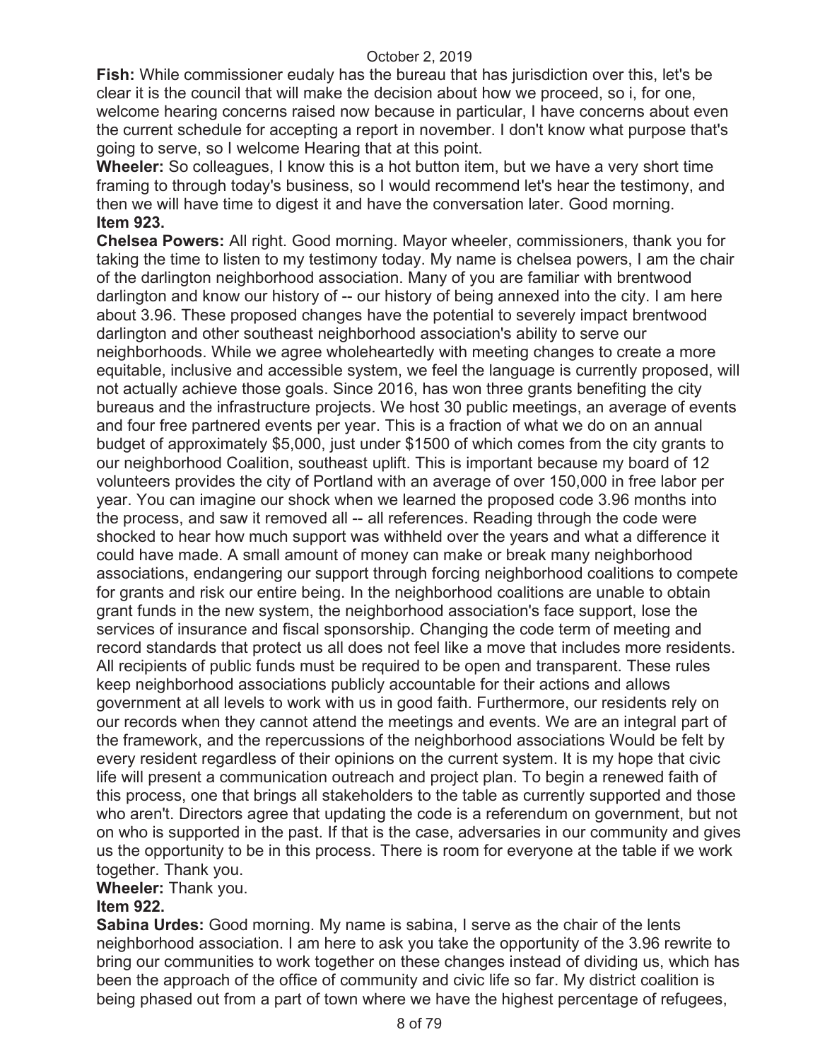**Fish:** While commissioner eudaly has the bureau that has jurisdiction over this, let's be clear it is the council that will make the decision about how we proceed, so i, for one, welcome hearing concerns raised now because in particular, I have concerns about even the current schedule for accepting a report in november. I don't know what purpose that's going to serve, so I welcome Hearing that at this point.

**Wheeler:** So colleagues, I know this is a hot button item, but we have a very short time framing to through today's business, so I would recommend let's hear the testimony, and then we will have time to digest it and have the conversation later. Good morning.

**Item 923.**

**Chelsea Powers:** All right. Good morning. Mayor wheeler, commissioners, thank you for taking the time to listen to my testimony today. My name is chelsea powers, I am the chair of the darlington neighborhood association. Many of you are familiar with brentwood darlington and know our history of -- our history of being annexed into the city. I am here about 3.96. These proposed changes have the potential to severely impact brentwood darlington and other southeast neighborhood association's ability to serve our neighborhoods. While we agree wholeheartedly with meeting changes to create a more equitable, inclusive and accessible system, we feel the language is currently proposed, will not actually achieve those goals. Since 2016, has won three grants benefiting the city bureaus and the infrastructure projects. We host 30 public meetings, an average of events and four free partnered events per year. This is a fraction of what we do on an annual budget of approximately $5,000, just under $1500 of which comes from the city grants to our neighborhood Coalition, southeast uplift. This is important because my board of 12 volunteers provides the city of Portland with an average of over 150,000 in free labor per year. You can imagine our shock when we learned the proposed code 3.96 months into the process, and saw it removed all -- all references. Reading through the code were shocked to hear how much support was withheld over the years and what a difference it could have made. A small amount of money can make or break many neighborhood associations, endangering our support through forcing neighborhood coalitions to compete for grants and risk our entire being. In the neighborhood coalitions are unable to obtain grant funds in the new system, the neighborhood association's face support, lose the services of insurance and fiscal sponsorship. Changing the code term of meeting and record standards that protect us all does not feel like a move that includes more residents. All recipients of public funds must be required to be open and transparent. These rules keep neighborhood associations publicly accountable for their actions and allows government at all levels to work with us in good faith. Furthermore, our residents rely on our records when they cannot attend the meetings and events. We are an integral part of the framework, and the repercussions of the neighborhood associations Would be felt by every resident regardless of their opinions on the current system. It is my hope that civic life will present a communication outreach and project plan. To begin a renewed faith of this process, one that brings all stakeholders to the table as currently supported and those who aren't. Directors agree that updating the code is a referendum on government, but not on who is supported in the past. If that is the case, adversaries in our community and gives us the opportunity to be in this process. There is room for everyone at the table if we work together. Thank you.

**Wheeler:** Thank you.

**Item 922.**

**Sabina Urdes:** Good morning. My name is sabina, I serve as the chair of the lents neighborhood association. I am here to ask you take the opportunity of the 3.96 rewrite to bring our communities to work together on these changes instead of dividing us, which has been the approach of the office of community and civic life so far. My district coalition is being phased out from a part of town where we have the highest percentage of refugees,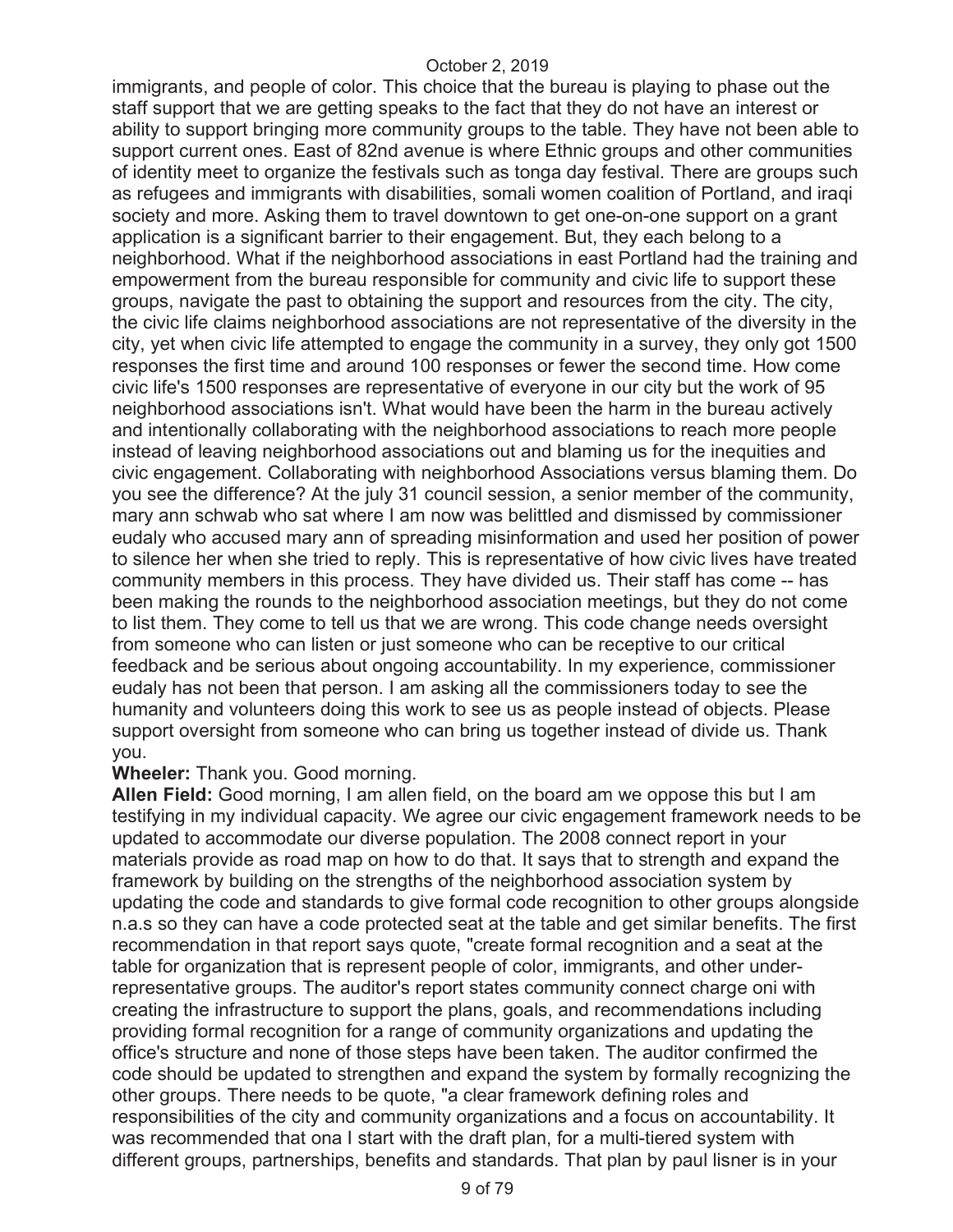immigrants, and people of color. This choice that the bureau is playing to phase out the staff support that we are getting speaks to the fact that they do not have an interest or ability to support bringing more community groups to the table. They have not been able to support current ones. East of 82nd avenue is where Ethnic groups and other communities of identity meet to organize the festivals such as tonga day festival. There are groups such as refugees and immigrants with disabilities, somali women coalition of Portland, and iraqi society and more. Asking them to travel downtown to get one-on-one support on a grant application is a significant barrier to their engagement. But, they each belong to a neighborhood. What if the neighborhood associations in east Portland had the training and empowerment from the bureau responsible for community and civic life to support these groups, navigate the past to obtaining the support and resources from the city. The city, the civic life claims neighborhood associations are not representative of the diversity in the city, yet when civic life attempted to engage the community in a survey, they only got 1500 responses the first time and around 100 responses or fewer the second time. How come civic life's 1500 responses are representative of everyone in our city but the work of 95 neighborhood associations isn't. What would have been the harm in the bureau actively and intentionally collaborating with the neighborhood associations to reach more people instead of leaving neighborhood associations out and blaming us for the inequities and civic engagement. Collaborating with neighborhood Associations versus blaming them. Do you see the difference? At the july 31 council session, a senior member of the community, mary ann schwab who sat where I am now was belittled and dismissed by commissioner eudaly who accused mary ann of spreading misinformation and used her position of power to silence her when she tried to reply. This is representative of how civic lives have treated community members in this process. They have divided us. Their staff has come -- has been making the rounds to the neighborhood association meetings, but they do not come to list them. They come to tell us that we are wrong. This code change needs oversight from someone who can listen or just someone who can be receptive to our critical feedback and be serious about ongoing accountability. In my experience, commissioner eudaly has not been that person. I am asking all the commissioners today to see the humanity and volunteers doing this work to see us as people instead of objects. Please support oversight from someone who can bring us together instead of divide us. Thank you.

**Wheeler:** Thank you. Good morning.

**Allen Field:** Good morning, I am allen field, on the board am we oppose this but I am testifying in my individual capacity. We agree our civic engagement framework needs to be updated to accommodate our diverse population. The 2008 connect report in your materials provide as road map on how to do that. It says that to strength and expand the framework by building on the strengths of the neighborhood association system by updating the code and standards to give formal code recognition to other groups alongside n.a.s so they can have a code protected seat at the table and get similar benefits. The first recommendation in that report says quote, "create formal recognition and a seat at the table for organization that is represent people of color, immigrants, and other under-representative groups. The auditor's report states community connect charge oni with creating the infrastructure to support the plans, goals, and recommendations including providing formal recognition for a range of community organizations and updating the office's structure and none of those steps have been taken. The auditor confirmed the code should be updated to strengthen and expand the system by formally recognizing the other groups. There needs to be quote, "a clear framework defining roles and responsibilities of the city and community organizations and a focus on accountability. It was recommended that ona I start with the draft plan, for a multi-tiered system with different groups, partnerships, benefits and standards. That plan by paul lisner is in your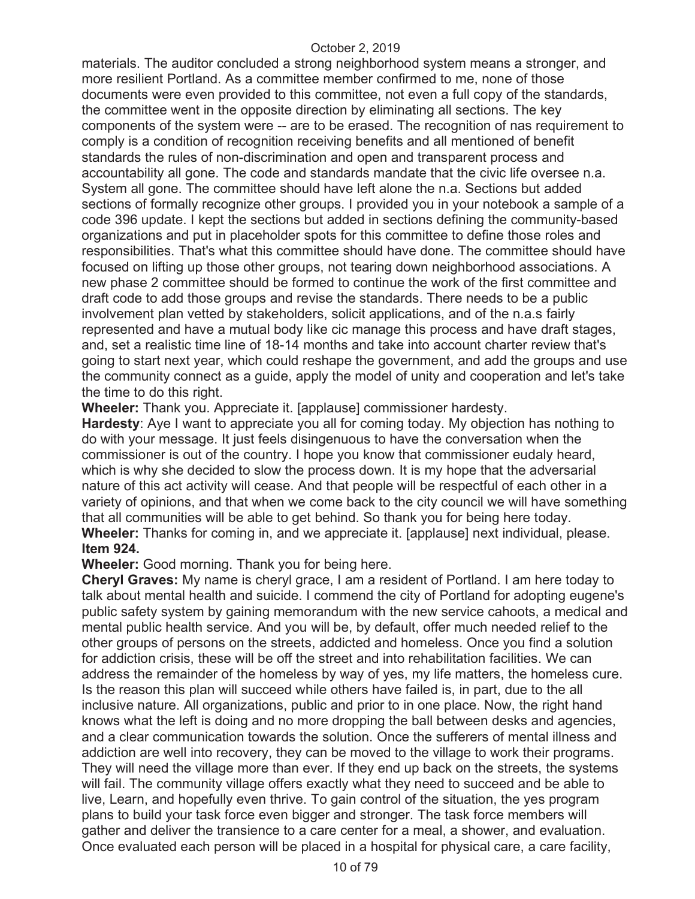materials. The auditor concluded a strong neighborhood system means a stronger, and more resilient Portland. As a committee member confirmed to me, none of those documents were even provided to this committee, not even a full copy of the standards, the committee went in the opposite direction by eliminating all sections. The key components of the system were -- are to be erased. The recognition of nas requirement to comply is a condition of recognition receiving benefits and all mentioned of benefit standards the rules of non-discrimination and open and transparent process and accountability all gone. The code and standards mandate that the civic life oversee n.a. System all gone. The committee should have left alone the n.a. Sections but added sections of formally recognize other groups. I provided you in your notebook a sample of a code 396 update. I kept the sections but added in sections defining the community-based organizations and put in placeholder spots for this committee to define those roles and responsibilities. That's what this committee should have done. The committee should have focused on lifting up those other groups, not tearing down neighborhood associations. A new phase 2 committee should be formed to continue the work of the first committee and draft code to add those groups and revise the standards. There needs to be a public involvement plan vetted by stakeholders, solicit applications, and of the n.a.s fairly represented and have a mutual body like cic manage this process and have draft stages, and, set a realistic time line of 18-14 months and take into account charter review that's going to start next year, which could reshape the government, and add the groups and use the community connect as a guide, apply the model of unity and cooperation and let's take the time to do this right.

**Wheeler:** Thank you. Appreciate it. [applause] commissioner hardesty.

**Hardesty**: Aye I want to appreciate you all for coming today. My objection has nothing to do with your message. It just feels disingenuous to have the conversation when the commissioner is out of the country. I hope you know that commissioner eudaly heard, which is why she decided to slow the process down. It is my hope that the adversarial nature of this act activity will cease. And that people will be respectful of each other in a variety of opinions, and that when we come back to the city council we will have something that all communities will be able to get behind. So thank you for being here today.

**Wheeler:** Thanks for coming in, and we appreciate it. [applause] next individual, please.

**Item 924.**

**Wheeler:** Good morning. Thank you for being here.

**Cheryl Graves:** My name is cheryl grace, I am a resident of Portland. I am here today to talk about mental health and suicide. I commend the city of Portland for adopting eugene's public safety system by gaining memorandum with the new service cahoots, a medical and mental public health service. And you will be, by default, offer much needed relief to the other groups of persons on the streets, addicted and homeless. Once you find a solution for addiction crisis, these will be off the street and into rehabilitation facilities. We can address the remainder of the homeless by way of yes, my life matters, the homeless cure. Is the reason this plan will succeed while others have failed is, in part, due to the all inclusive nature. All organizations, public and prior to in one place. Now, the right hand knows what the left is doing and no more dropping the ball between desks and agencies, and a clear communication towards the solution. Once the sufferers of mental illness and addiction are well into recovery, they can be moved to the village to work their programs. They will need the village more than ever. If they end up back on the streets, the systems will fail. The community village offers exactly what they need to succeed and be able to live, Learn, and hopefully even thrive. To gain control of the situation, the yes program plans to build your task force even bigger and stronger. The task force members will gather and deliver the transience to a care center for a meal, a shower, and evaluation. Once evaluated each person will be placed in a hospital for physical care, a care facility,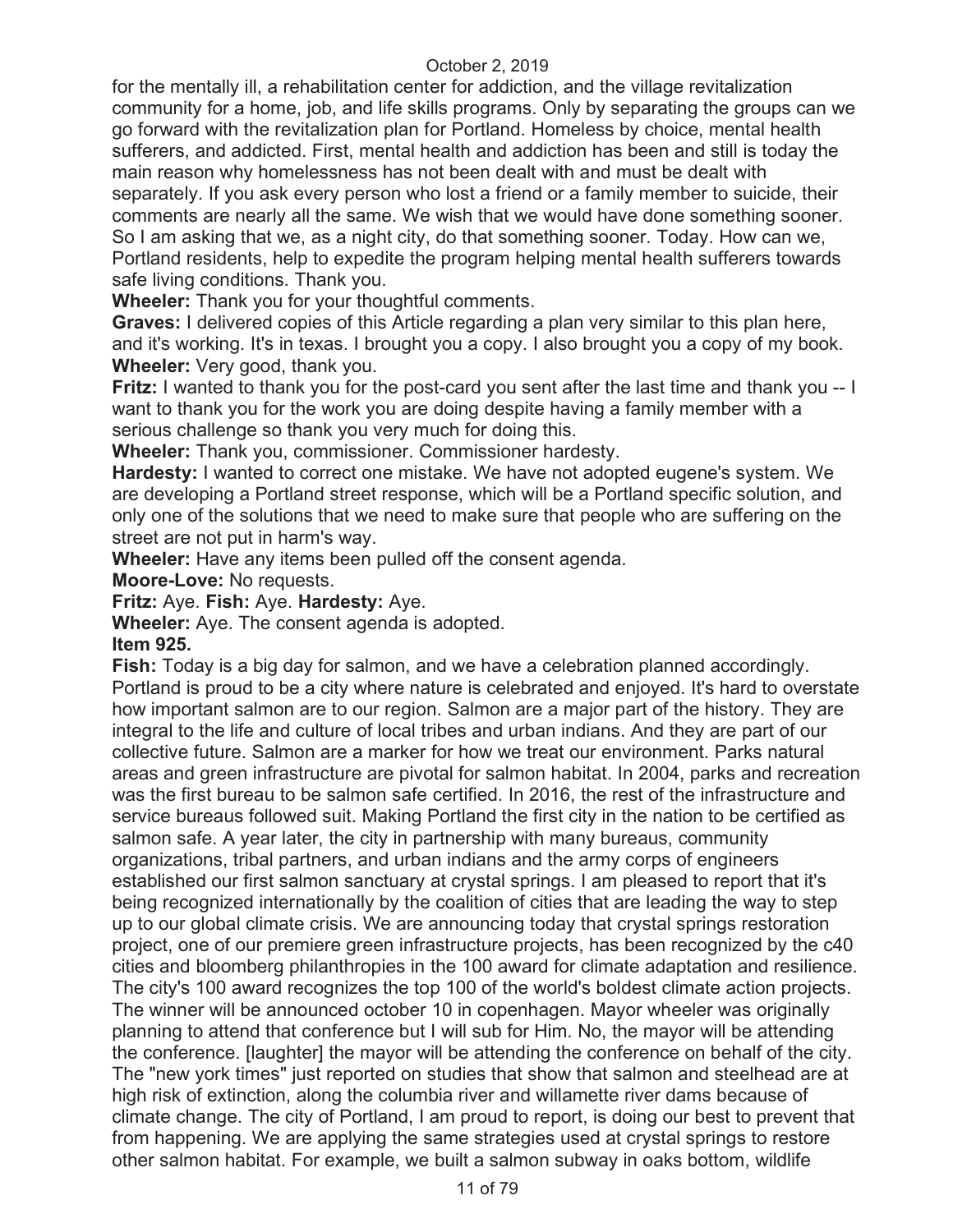for the mentally ill, a rehabilitation center for addiction, and the village revitalization community for a home, job, and life skills programs. Only by separating the groups can we go forward with the revitalization plan for Portland. Homeless by choice, mental health sufferers, and addicted. First, mental health and addiction has been and still is today the main reason why homelessness has not been dealt with and must be dealt with separately. If you ask every person who lost a friend or a family member to suicide, their comments are nearly all the same. We wish that we would have done something sooner. So I am asking that we, as a night city, do that something sooner. Today. How can we, Portland residents, help to expedite the program helping mental health sufferers towards safe living conditions. Thank you.

**Wheeler:** Thank you for your thoughtful comments.

**Graves:** I delivered copies of this Article regarding a plan very similar to this plan here, and it's working. It's in texas. I brought you a copy. I also brought you a copy of my book.

**Wheeler:** Very good, thank you.

**Fritz:** I wanted to thank you for the post-card you sent after the last time and thank you -- I want to thank you for the work you are doing despite having a family member with a serious challenge so thank you very much for doing this.

**Wheeler:** Thank you, commissioner. Commissioner hardesty.

**Hardesty:** I wanted to correct one mistake. We have not adopted eugene's system. We are developing a Portland street response, which will be a Portland specific solution, and only one of the solutions that we need to make sure that people who are suffering on the street are not put in harm's way.

**Wheeler:** Have any items been pulled off the consent agenda.

**Moore-Love:** No requests.

**Fritz:** Aye. **Fish:** Aye. **Hardesty:** Aye.

**Wheeler:** Aye. The consent agenda is adopted.

**Item 925.**

**Fish:** Today is a big day for salmon, and we have a celebration planned accordingly. Portland is proud to be a city where nature is celebrated and enjoyed. It's hard to overstate how important salmon are to our region. Salmon are a major part of the history. They are integral to the life and culture of local tribes and urban indians. And they are part of our collective future. Salmon are a marker for how we treat our environment. Parks natural areas and green infrastructure are pivotal for salmon habitat. In 2004, parks and recreation was the first bureau to be salmon safe certified. In 2016, the rest of the infrastructure and service bureaus followed suit. Making Portland the first city in the nation to be certified as salmon safe. A year later, the city in partnership with many bureaus, community organizations, tribal partners, and urban indians and the army corps of engineers established our first salmon sanctuary at crystal springs. I am pleased to report that it's being recognized internationally by the coalition of cities that are leading the way to step up to our global climate crisis. We are announcing today that crystal springs restoration project, one of our premiere green infrastructure projects, has been recognized by the c40 cities and bloomberg philanthropies in the 100 award for climate adaptation and resilience. The city's 100 award recognizes the top 100 of the world's boldest climate action projects. The winner will be announced october 10 in copenhagen. Mayor wheeler was originally planning to attend that conference but I will sub for Him. No, the mayor will be attending the conference. [laughter] the mayor will be attending the conference on behalf of the city. The "new york times" just reported on studies that show that salmon and steelhead are at high risk of extinction, along the columbia river and willamette river dams because of climate change. The city of Portland, I am proud to report, is doing our best to prevent that from happening. We are applying the same strategies used at crystal springs to restore other salmon habitat. For example, we built a salmon subway in oaks bottom, wildlife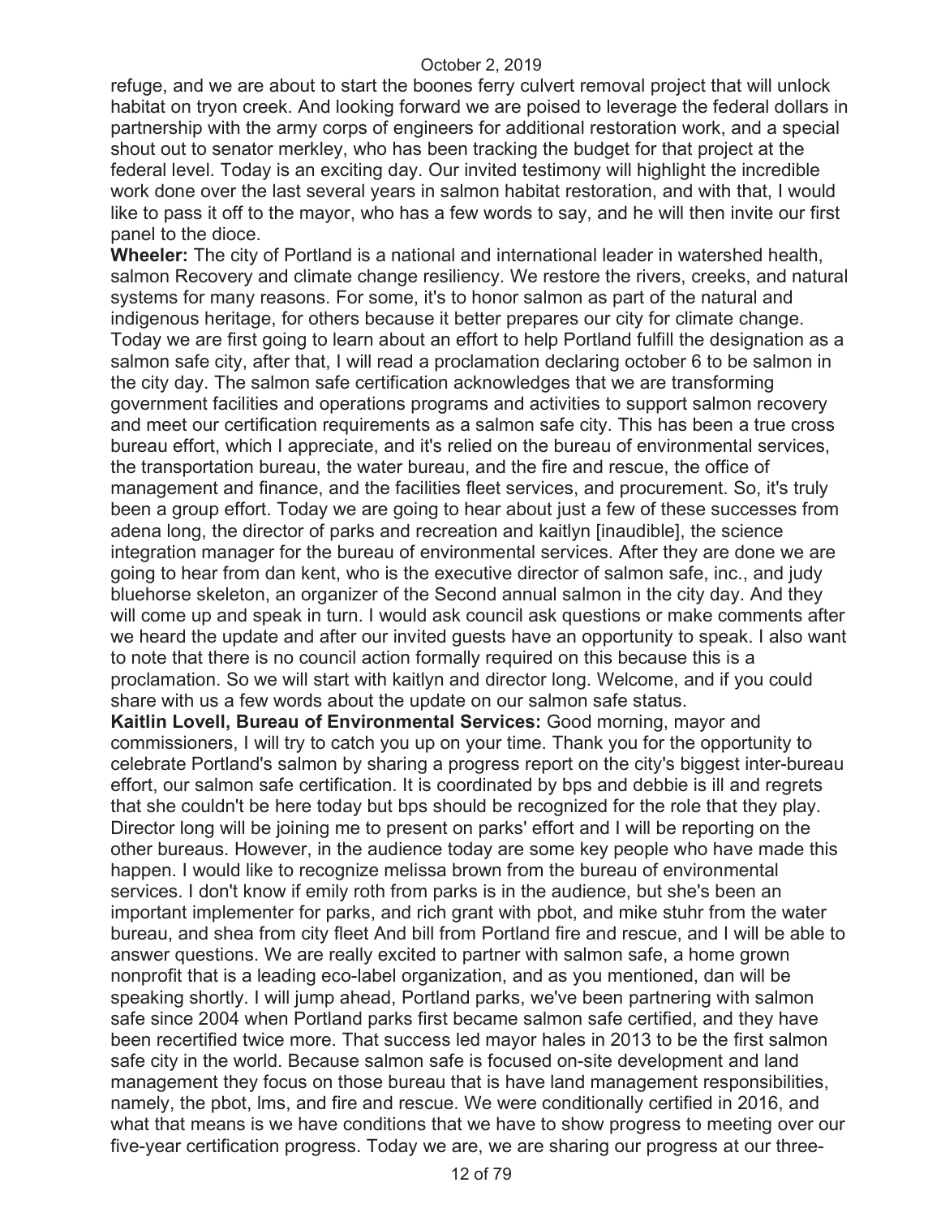refuge, and we are about to start the boones ferry culvert removal project that will unlock habitat on tryon creek. And looking forward we are poised to leverage the federal dollars in partnership with the army corps of engineers for additional restoration work, and a special shout out to senator merkley, who has been tracking the budget for that project at the federal level. Today is an exciting day. Our invited testimony will highlight the incredible work done over the last several years in salmon habitat restoration, and with that, I would like to pass it off to the mayor, who has a few words to say, and he will then invite our first panel to the dioce.

**Wheeler:** The city of Portland is a national and international leader in watershed health, salmon Recovery and climate change resiliency. We restore the rivers, creeks, and natural systems for many reasons. For some, it's to honor salmon as part of the natural and indigenous heritage, for others because it better prepares our city for climate change. Today we are first going to learn about an effort to help Portland fulfill the designation as a salmon safe city, after that, I will read a proclamation declaring october 6 to be salmon in the city day. The salmon safe certification acknowledges that we are transforming government facilities and operations programs and activities to support salmon recovery and meet our certification requirements as a salmon safe city. This has been a true cross bureau effort, which I appreciate, and it's relied on the bureau of environmental services, the transportation bureau, the water bureau, and the fire and rescue, the office of management and finance, and the facilities fleet services, and procurement. So, it's truly been a group effort. Today we are going to hear about just a few of these successes from adena long, the director of parks and recreation and kaitlyn [inaudible], the science integration manager for the bureau of environmental services. After they are done we are going to hear from dan kent, who is the executive director of salmon safe, inc., and judy bluehorse skeleton, an organizer of the Second annual salmon in the city day. And they will come up and speak in turn. I would ask council ask questions or make comments after we heard the update and after our invited guests have an opportunity to speak. I also want to note that there is no council action formally required on this because this is a proclamation. So we will start with kaitlyn and director long. Welcome, and if you could share with us a few words about the update on our salmon safe status.

**Kaitlin Lovell, Bureau of Environmental Services:** Good morning, mayor and commissioners, I will try to catch you up on your time. Thank you for the opportunity to celebrate Portland's salmon by sharing a progress report on the city's biggest inter-bureau effort, our salmon safe certification. It is coordinated by bps and debbie is ill and regrets that she couldn't be here today but bps should be recognized for the role that they play. Director long will be joining me to present on parks' effort and I will be reporting on the other bureaus. However, in the audience today are some key people who have made this happen. I would like to recognize melissa brown from the bureau of environmental services. I don't know if emily roth from parks is in the audience, but she's been an important implementer for parks, and rich grant with pbot, and mike stuhr from the water bureau, and shea from city fleet And bill from Portland fire and rescue, and I will be able to answer questions. We are really excited to partner with salmon safe, a home grown nonprofit that is a leading eco-label organization, and as you mentioned, dan will be speaking shortly. I will jump ahead, Portland parks, we've been partnering with salmon safe since 2004 when Portland parks first became salmon safe certified, and they have been recertified twice more. That success led mayor hales in 2013 to be the first salmon safe city in the world. Because salmon safe is focused on-site development and land management they focus on those bureau that is have land management responsibilities, namely, the pbot, lms, and fire and rescue. We were conditionally certified in 2016, and what that means is we have conditions that we have to show progress to meeting over our five-year certification progress. Today we are, we are sharing our progress at our three-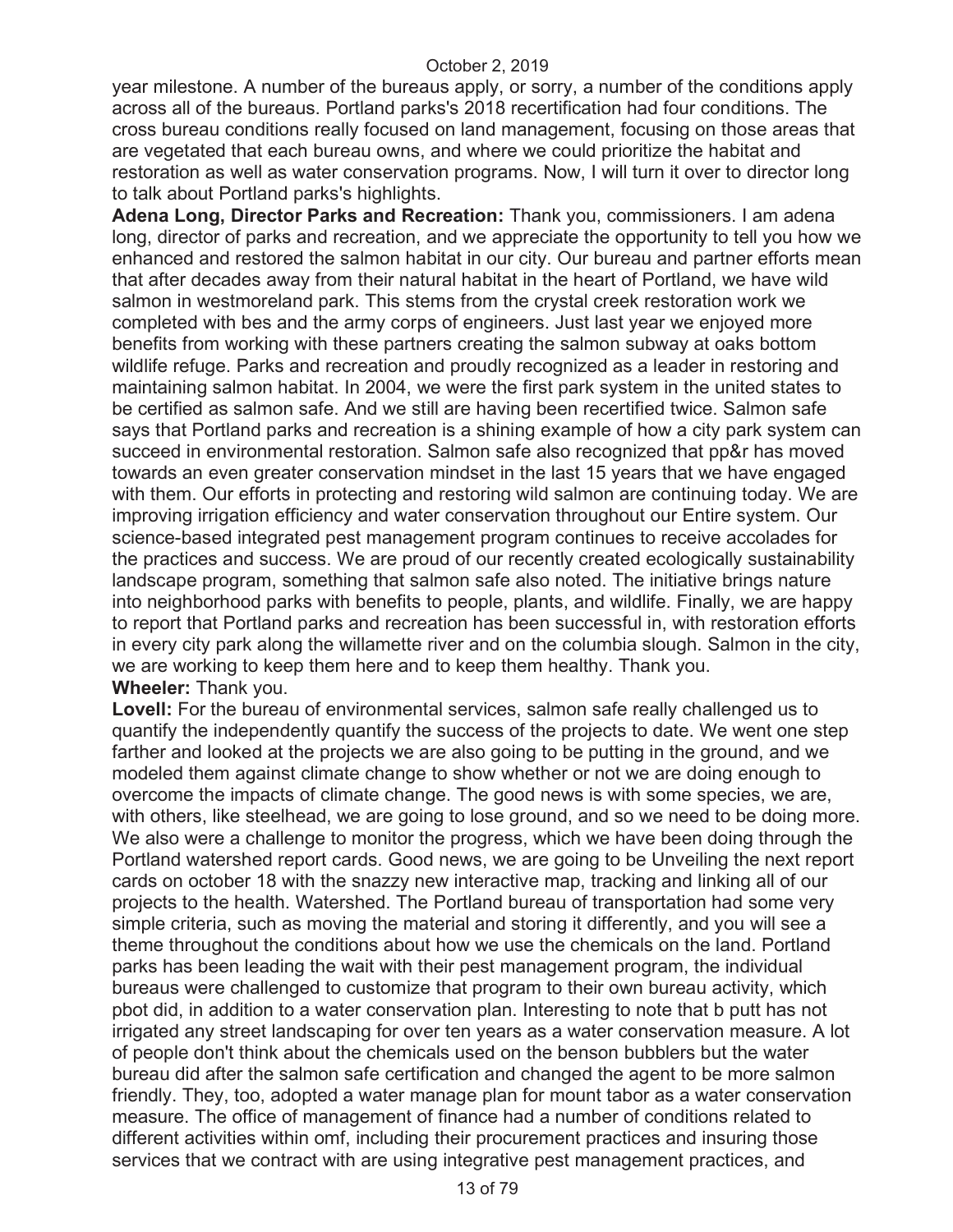year milestone. A number of the bureaus apply, or sorry, a number of the conditions apply across all of the bureaus. Portland parks's 2018 recertification had four conditions. The cross bureau conditions really focused on land management, focusing on those areas that are vegetated that each bureau owns, and where we could prioritize the habitat and restoration as well as water conservation programs. Now, I will turn it over to director long to talk about Portland parks's highlights.

**Adena Long, Director Parks and Recreation:** Thank you, commissioners. I am adena long, director of parks and recreation, and we appreciate the opportunity to tell you how we enhanced and restored the salmon habitat in our city. Our bureau and partner efforts mean that after decades away from their natural habitat in the heart of Portland, we have wild salmon in westmoreland park. This stems from the crystal creek restoration work we completed with bes and the army corps of engineers. Just last year we enjoyed more benefits from working with these partners creating the salmon subway at oaks bottom wildlife refuge. Parks and recreation and proudly recognized as a leader in restoring and maintaining salmon habitat. In 2004, we were the first park system in the united states to be certified as salmon safe. And we still are having been recertified twice. Salmon safe says that Portland parks and recreation is a shining example of how a city park system can succeed in environmental restoration. Salmon safe also recognized that pp&r has moved towards an even greater conservation mindset in the last 15 years that we have engaged with them. Our efforts in protecting and restoring wild salmon are continuing today. We are improving irrigation efficiency and water conservation throughout our Entire system. Our science-based integrated pest management program continues to receive accolades for the practices and success. We are proud of our recently created ecologically sustainability landscape program, something that salmon safe also noted. The initiative brings nature into neighborhood parks with benefits to people, plants, and wildlife. Finally, we are happy to report that Portland parks and recreation has been successful in, with restoration efforts in every city park along the willamette river and on the columbia slough. Salmon in the city, we are working to keep them here and to keep them healthy. Thank you.

**Wheeler:** Thank you.

**Lovell:** For the bureau of environmental services, salmon safe really challenged us to quantify the independently quantify the success of the projects to date. We went one step farther and looked at the projects we are also going to be putting in the ground, and we modeled them against climate change to show whether or not we are doing enough to overcome the impacts of climate change. The good news is with some species, we are, with others, like steelhead, we are going to lose ground, and so we need to be doing more. We also were a challenge to monitor the progress, which we have been doing through the Portland watershed report cards. Good news, we are going to be Unveiling the next report cards on october 18 with the snazzy new interactive map, tracking and linking all of our projects to the health. Watershed. The Portland bureau of transportation had some very simple criteria, such as moving the material and storing it differently, and you will see a theme throughout the conditions about how we use the chemicals on the land. Portland parks has been leading the wait with their pest management program, the individual bureaus were challenged to customize that program to their own bureau activity, which pbot did, in addition to a water conservation plan. Interesting to note that b putt has not irrigated any street landscaping for over ten years as a water conservation measure. A lot of people don't think about the chemicals used on the benson bubblers but the water bureau did after the salmon safe certification and changed the agent to be more salmon friendly. They, too, adopted a water manage plan for mount tabor as a water conservation measure. The office of management of finance had a number of conditions related to different activities within omf, including their procurement practices and insuring those services that we contract with are using integrative pest management practices, and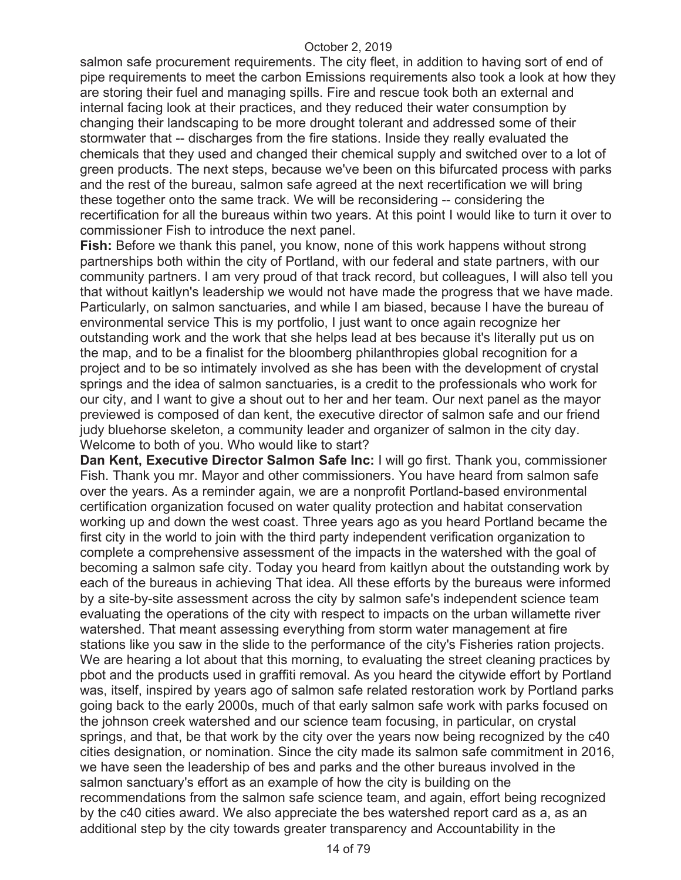salmon safe procurement requirements. The city fleet, in addition to having sort of end of pipe requirements to meet the carbon Emissions requirements also took a look at how they are storing their fuel and managing spills. Fire and rescue took both an external and internal facing look at their practices, and they reduced their water consumption by changing their landscaping to be more drought tolerant and addressed some of their stormwater that -- discharges from the fire stations. Inside they really evaluated the chemicals that they used and changed their chemical supply and switched over to a lot of green products. The next steps, because we've been on this bifurcated process with parks and the rest of the bureau, salmon safe agreed at the next recertification we will bring these together onto the same track. We will be reconsidering -- considering the recertification for all the bureaus within two years. At this point I would like to turn it over to commissioner Fish to introduce the next panel.

**Fish:** Before we thank this panel, you know, none of this work happens without strong partnerships both within the city of Portland, with our federal and state partners, with our community partners. I am very proud of that track record, but colleagues, I will also tell you that without kaitlyn's leadership we would not have made the progress that we have made. Particularly, on salmon sanctuaries, and while I am biased, because I have the bureau of environmental service This is my portfolio, I just want to once again recognize her outstanding work and the work that she helps lead at bes because it's literally put us on the map, and to be a finalist for the bloomberg philanthropies global recognition for a project and to be so intimately involved as she has been with the development of crystal springs and the idea of salmon sanctuaries, is a credit to the professionals who work for our city, and I want to give a shout out to her and her team. Our next panel as the mayor previewed is composed of dan kent, the executive director of salmon safe and our friend judy bluehorse skeleton, a community leader and organizer of salmon in the city day. Welcome to both of you. Who would like to start?

**Dan Kent, Executive Director Salmon Safe Inc:** I will go first. Thank you, commissioner Fish. Thank you mr. Mayor and other commissioners. You have heard from salmon safe over the years. As a reminder again, we are a nonprofit Portland-based environmental certification organization focused on water quality protection and habitat conservation working up and down the west coast. Three years ago as you heard Portland became the first city in the world to join with the third party independent verification organization to complete a comprehensive assessment of the impacts in the watershed with the goal of becoming a salmon safe city. Today you heard from kaitlyn about the outstanding work by each of the bureaus in achieving That idea. All these efforts by the bureaus were informed by a site-by-site assessment across the city by salmon safe's independent science team evaluating the operations of the city with respect to impacts on the urban willamette river watershed. That meant assessing everything from storm water management at fire stations like you saw in the slide to the performance of the city's Fisheries ration projects. We are hearing a lot about that this morning, to evaluating the street cleaning practices by pbot and the products used in graffiti removal. As you heard the citywide effort by Portland was, itself, inspired by years ago of salmon safe related restoration work by Portland parks going back to the early 2000s, much of that early salmon safe work with parks focused on the johnson creek watershed and our science team focusing, in particular, on crystal springs, and that, be that work by the city over the years now being recognized by the c40 cities designation, or nomination. Since the city made its salmon safe commitment in 2016, we have seen the leadership of bes and parks and the other bureaus involved in the salmon sanctuary's effort as an example of how the city is building on the recommendations from the salmon safe science team, and again, effort being recognized by the c40 cities award. We also appreciate the bes watershed report card as a, as an additional step by the city towards greater transparency and Accountability in the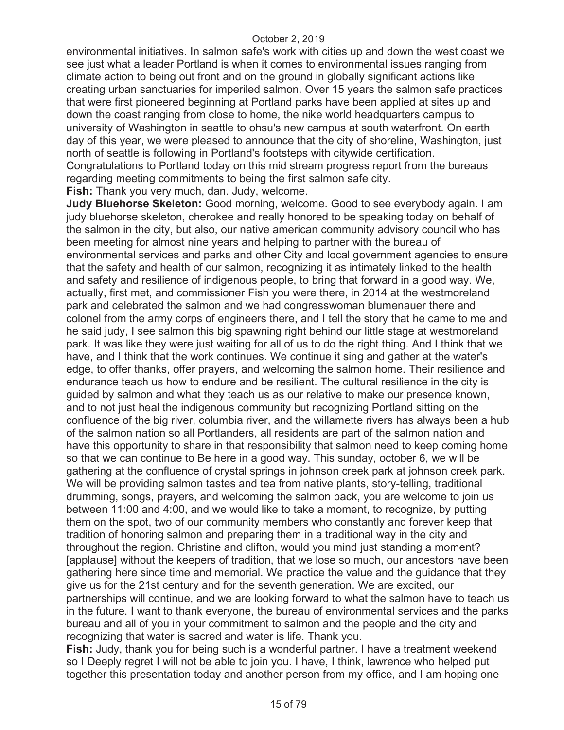environmental initiatives. In salmon safe's work with cities up and down the west coast we see just what a leader Portland is when it comes to environmental issues ranging from climate action to being out front and on the ground in globally significant actions like creating urban sanctuaries for imperiled salmon. Over 15 years the salmon safe practices that were first pioneered beginning at Portland parks have been applied at sites up and down the coast ranging from close to home, the nike world headquarters campus to university of Washington in seattle to ohsu's new campus at south waterfront. On earth day of this year, we were pleased to announce that the city of shoreline, Washington, just north of seattle is following in Portland's footsteps with citywide certification. Congratulations to Portland today on this mid stream progress report from the bureaus regarding meeting commitments to being the first salmon safe city.

**Fish:** Thank you very much, dan. Judy, welcome.

**Judy Bluehorse Skeleton:** Good morning, welcome. Good to see everybody again. I am judy bluehorse skeleton, cherokee and really honored to be speaking today on behalf of the salmon in the city, but also, our native american community advisory council who has been meeting for almost nine years and helping to partner with the bureau of environmental services and parks and other City and local government agencies to ensure that the safety and health of our salmon, recognizing it as intimately linked to the health and safety and resilience of indigenous people, to bring that forward in a good way. We, actually, first met, and commissioner Fish you were there, in 2014 at the westmoreland park and celebrated the salmon and we had congresswoman blumenauer there and colonel from the army corps of engineers there, and I tell the story that he came to me and he said judy, I see salmon this big spawning right behind our little stage at westmoreland park. It was like they were just waiting for all of us to do the right thing. And I think that we have, and I think that the work continues. We continue it sing and gather at the water's edge, to offer thanks, offer prayers, and welcoming the salmon home. Their resilience and endurance teach us how to endure and be resilient. The cultural resilience in the city is guided by salmon and what they teach us as our relative to make our presence known, and to not just heal the indigenous community but recognizing Portland sitting on the confluence of the big river, columbia river, and the willamette rivers has always been a hub of the salmon nation so all Portlanders, all residents are part of the salmon nation and have this opportunity to share in that responsibility that salmon need to keep coming home so that we can continue to Be here in a good way. This sunday, october 6, we will be gathering at the confluence of crystal springs in johnson creek park at johnson creek park. We will be providing salmon tastes and tea from native plants, story-telling, traditional drumming, songs, prayers, and welcoming the salmon back, you are welcome to join us between 11:00 and 4:00, and we would like to take a moment, to recognize, by putting them on the spot, two of our community members who constantly and forever keep that tradition of honoring salmon and preparing them in a traditional way in the city and throughout the region. Christine and clifton, would you mind just standing a moment? [applause] without the keepers of tradition, that we lose so much, our ancestors have been gathering here since time and memorial. We practice the value and the guidance that they give us for the 21st century and for the seventh generation. We are excited, our partnerships will continue, and we are looking forward to what the salmon have to teach us in the future. I want to thank everyone, the bureau of environmental services and the parks bureau and all of you in your commitment to salmon and the people and the city and recognizing that water is sacred and water is life. Thank you.

**Fish:** Judy, thank you for being such is a wonderful partner. I have a treatment weekend so I Deeply regret I will not be able to join you. I have, I think, lawrence who helped put together this presentation today and another person from my office, and I am hoping one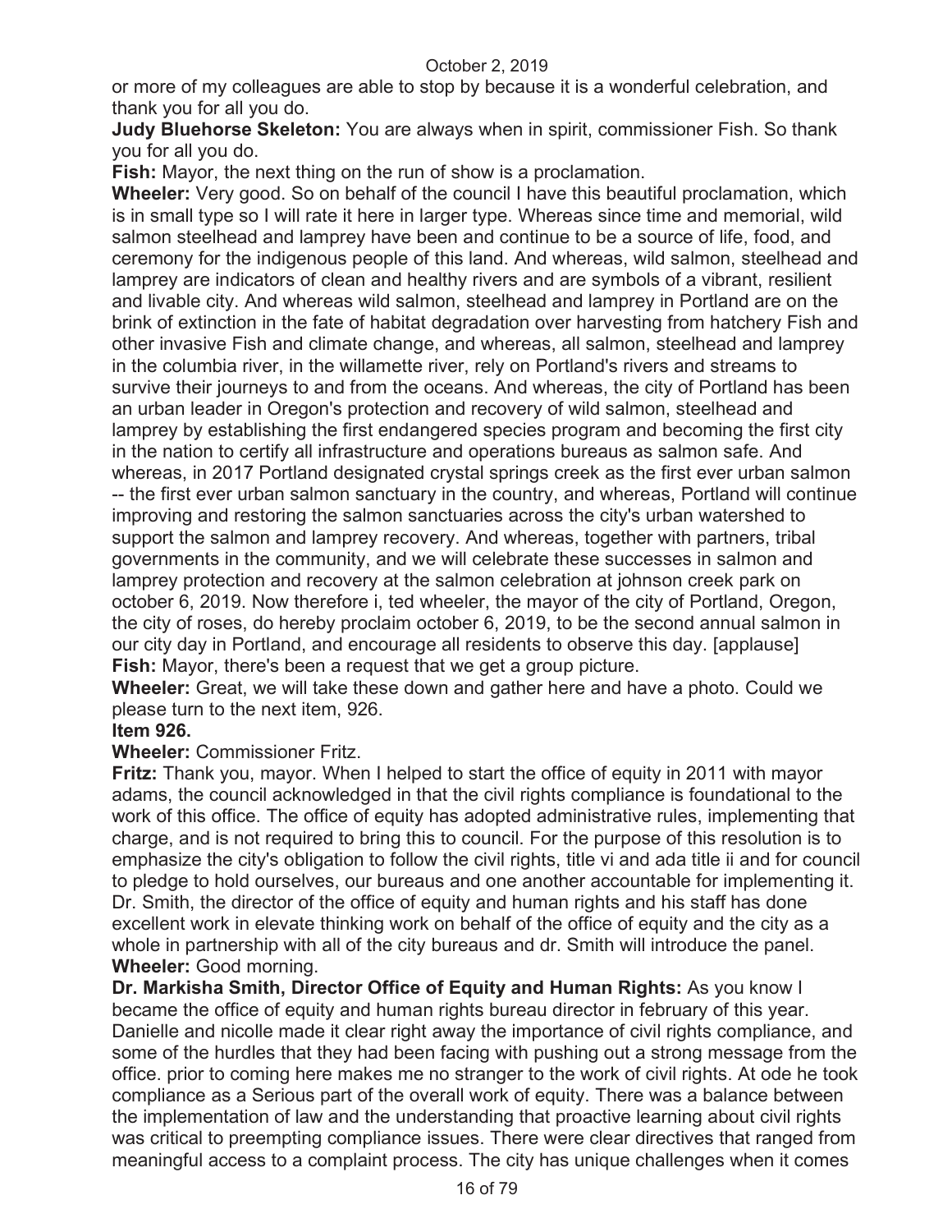or more of my colleagues are able to stop by because it is a wonderful celebration, and thank you for all you do.

**Judy Bluehorse Skeleton:** You are always when in spirit, commissioner Fish. So thank you for all you do.

**Fish:** Mayor, the next thing on the run of show is a proclamation.

**Wheeler:** Very good. So on behalf of the council I have this beautiful proclamation, which is in small type so I will rate it here in larger type. Whereas since time and memorial, wild salmon steelhead and lamprey have been and continue to be a source of life, food, and ceremony for the indigenous people of this land. And whereas, wild salmon, steelhead and lamprey are indicators of clean and healthy rivers and are symbols of a vibrant, resilient and livable city. And whereas wild salmon, steelhead and lamprey in Portland are on the brink of extinction in the fate of habitat degradation over harvesting from hatchery Fish and other invasive Fish and climate change, and whereas, all salmon, steelhead and lamprey in the columbia river, in the willamette river, rely on Portland's rivers and streams to survive their journeys to and from the oceans. And whereas, the city of Portland has been an urban leader in Oregon's protection and recovery of wild salmon, steelhead and lamprey by establishing the first endangered species program and becoming the first city in the nation to certify all infrastructure and operations bureaus as salmon safe. And whereas, in 2017 Portland designated crystal springs creek as the first ever urban salmon -- the first ever urban salmon sanctuary in the country, and whereas, Portland will continue improving and restoring the salmon sanctuaries across the city's urban watershed to support the salmon and lamprey recovery. And whereas, together with partners, tribal governments in the community, and we will celebrate these successes in salmon and lamprey protection and recovery at the salmon celebration at johnson creek park on october 6, 2019. Now therefore i, ted wheeler, the mayor of the city of Portland, Oregon, the city of roses, do hereby proclaim october 6, 2019, to be the second annual salmon in our city day in Portland, and encourage all residents to observe this day. [applause]

**Fish:** Mayor, there's been a request that we get a group picture.

**Wheeler:** Great, we will take these down and gather here and have a photo. Could we please turn to the next item, 926.

**Item 926.**

**Wheeler:** Commissioner Fritz.

**Fritz:** Thank you, mayor. When I helped to start the office of equity in 2011 with mayor adams, the council acknowledged in that the civil rights compliance is foundational to the work of this office. The office of equity has adopted administrative rules, implementing that charge, and is not required to bring this to council. For the purpose of this resolution is to emphasize the city's obligation to follow the civil rights, title vi and ada title ii and for council to pledge to hold ourselves, our bureaus and one another accountable for implementing it. Dr. Smith, the director of the office of equity and human rights and his staff has done excellent work in elevate thinking work on behalf of the office of equity and the city as a whole in partnership with all of the city bureaus and dr. Smith will introduce the panel.

**Wheeler:** Good morning.

**Dr. Markisha Smith, Director Office of Equity and Human Rights:** As you know I became the office of equity and human rights bureau director in february of this year. Danielle and nicolle made it clear right away the importance of civil rights compliance, and some of the hurdles that they had been facing with pushing out a strong message from the office. prior to coming here makes me no stranger to the work of civil rights. At ode he took compliance as a Serious part of the overall work of equity. There was a balance between the implementation of law and the understanding that proactive learning about civil rights was critical to preempting compliance issues. There were clear directives that ranged from meaningful access to a complaint process. The city has unique challenges when it comes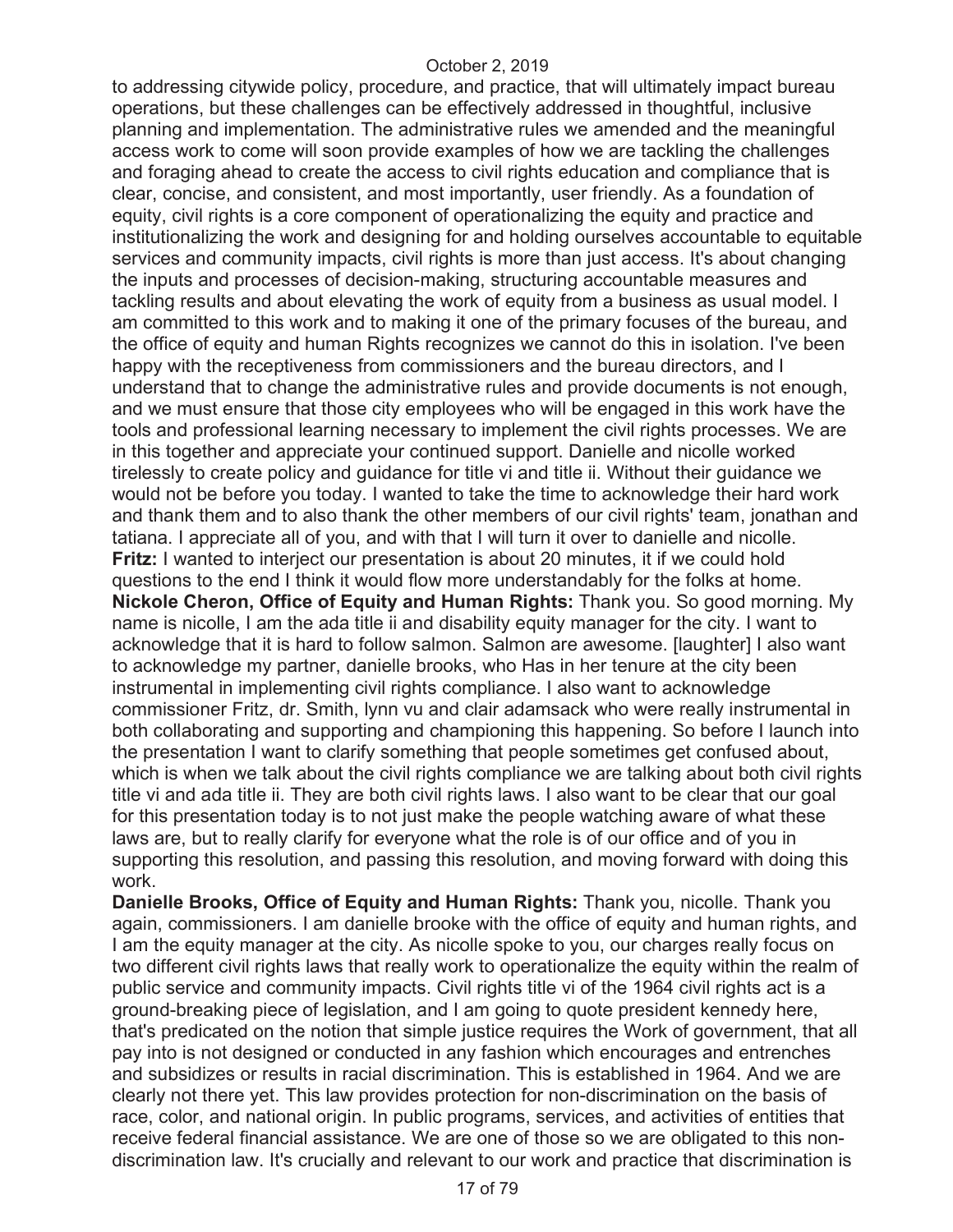to addressing citywide policy, procedure, and practice, that will ultimately impact bureau operations, but these challenges can be effectively addressed in thoughtful, inclusive planning and implementation. The administrative rules we amended and the meaningful access work to come will soon provide examples of how we are tackling the challenges and foraging ahead to create the access to civil rights education and compliance that is clear, concise, and consistent, and most importantly, user friendly. As a foundation of equity, civil rights is a core component of operationalizing the equity and practice and institutionalizing the work and designing for and holding ourselves accountable to equitable services and community impacts, civil rights is more than just access. It's about changing the inputs and processes of decision-making, structuring accountable measures and tackling results and about elevating the work of equity from a business as usual model. I am committed to this work and to making it one of the primary focuses of the bureau, and the office of equity and human Rights recognizes we cannot do this in isolation. I've been happy with the receptiveness from commissioners and the bureau directors, and I understand that to change the administrative rules and provide documents is not enough, and we must ensure that those city employees who will be engaged in this work have the tools and professional learning necessary to implement the civil rights processes. We are in this together and appreciate your continued support. Danielle and nicolle worked tirelessly to create policy and guidance for title vi and title ii. Without their guidance we would not be before you today. I wanted to take the time to acknowledge their hard work and thank them and to also thank the other members of our civil rights' team, jonathan and tatiana. I appreciate all of you, and with that I will turn it over to danielle and nicolle.

**Fritz:** I wanted to interject our presentation is about 20 minutes, it if we could hold questions to the end I think it would flow more understandably for the folks at home.

**Nickole Cheron, Office of Equity and Human Rights:** Thank you. So good morning. My name is nicolle, I am the ada title ii and disability equity manager for the city. I want to acknowledge that it is hard to follow salmon. Salmon are awesome. [laughter] I also want to acknowledge my partner, danielle brooks, who Has in her tenure at the city been instrumental in implementing civil rights compliance. I also want to acknowledge commissioner Fritz, dr. Smith, lynn vu and clair adamsack who were really instrumental in both collaborating and supporting and championing this happening. So before I launch into the presentation I want to clarify something that people sometimes get confused about, which is when we talk about the civil rights compliance we are talking about both civil rights title vi and ada title ii. They are both civil rights laws. I also want to be clear that our goal for this presentation today is to not just make the people watching aware of what these laws are, but to really clarify for everyone what the role is of our office and of you in supporting this resolution, and passing this resolution, and moving forward with doing this work.

**Danielle Brooks, Office of Equity and Human Rights:** Thank you, nicolle. Thank you again, commissioners. I am danielle brooke with the office of equity and human rights, and I am the equity manager at the city. As nicolle spoke to you, our charges really focus on two different civil rights laws that really work to operationalize the equity within the realm of public service and community impacts. Civil rights title vi of the 1964 civil rights act is a ground-breaking piece of legislation, and I am going to quote president kennedy here, that's predicated on the notion that simple justice requires the Work of government, that all pay into is not designed or conducted in any fashion which encourages and entrenches and subsidizes or results in racial discrimination. This is established in 1964. And we are clearly not there yet. This law provides protection for non-discrimination on the basis of race, color, and national origin. In public programs, services, and activities of entities that receive federal financial assistance. We are one of those so we are obligated to this non-discrimination law. It's crucially and relevant to our work and practice that discrimination is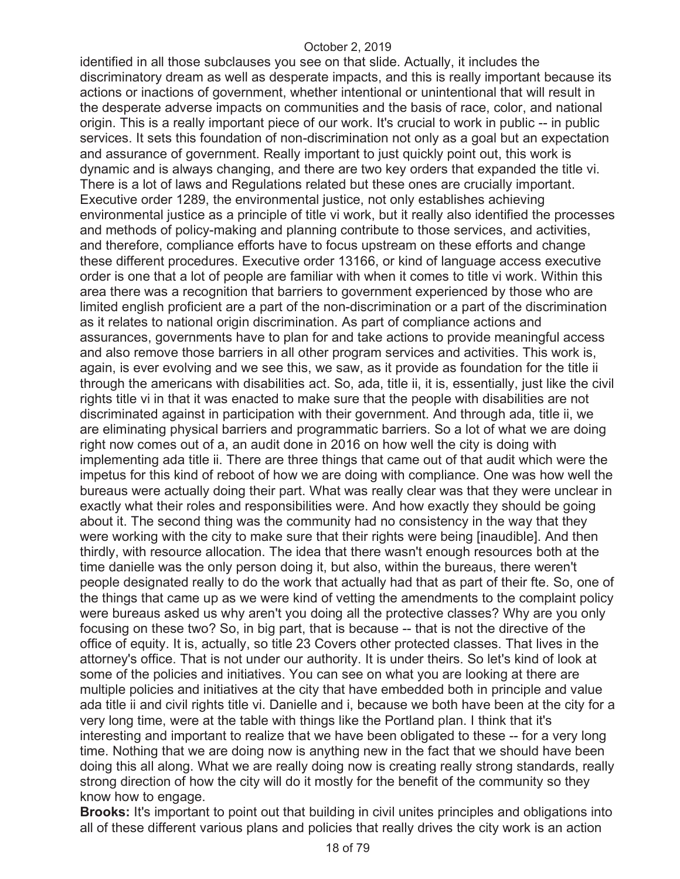identified in all those subclauses you see on that slide. Actually, it includes the discriminatory dream as well as desperate impacts, and this is really important because its actions or inactions of government, whether intentional or unintentional that will result in the desperate adverse impacts on communities and the basis of race, color, and national origin. This is a really important piece of our work. It's crucial to work in public -- in public services. It sets this foundation of non-discrimination not only as a goal but an expectation and assurance of government. Really important to just quickly point out, this work is dynamic and is always changing, and there are two key orders that expanded the title vi. There is a lot of laws and Regulations related but these ones are crucially important. Executive order 1289, the environmental justice, not only establishes achieving environmental justice as a principle of title vi work, but it really also identified the processes and methods of policy-making and planning contribute to those services, and activities, and therefore, compliance efforts have to focus upstream on these efforts and change these different procedures. Executive order 13166, or kind of language access executive order is one that a lot of people are familiar with when it comes to title vi work. Within this area there was a recognition that barriers to government experienced by those who are limited english proficient are a part of the non-discrimination or a part of the discrimination as it relates to national origin discrimination. As part of compliance actions and assurances, governments have to plan for and take actions to provide meaningful access and also remove those barriers in all other program services and activities. This work is, again, is ever evolving and we see this, we saw, as it provide as foundation for the title ii through the americans with disabilities act. So, ada, title ii, it is, essentially, just like the civil rights title vi in that it was enacted to make sure that the people with disabilities are not discriminated against in participation with their government. And through ada, title ii, we are eliminating physical barriers and programmatic barriers. So a lot of what we are doing right now comes out of a, an audit done in 2016 on how well the city is doing with implementing ada title ii. There are three things that came out of that audit which were the impetus for this kind of reboot of how we are doing with compliance. One was how well the bureaus were actually doing their part. What was really clear was that they were unclear in exactly what their roles and responsibilities were. And how exactly they should be going about it. The second thing was the community had no consistency in the way that they were working with the city to make sure that their rights were being [inaudible]. And then thirdly, with resource allocation. The idea that there wasn't enough resources both at the time danielle was the only person doing it, but also, within the bureaus, there weren't people designated really to do the work that actually had that as part of their fte. So, one of the things that came up as we were kind of vetting the amendments to the complaint policy were bureaus asked us why aren't you doing all the protective classes? Why are you only focusing on these two? So, in big part, that is because -- that is not the directive of the office of equity. It is, actually, so title 23 Covers other protected classes. That lives in the attorney's office. That is not under our authority. It is under theirs. So let's kind of look at some of the policies and initiatives. You can see on what you are looking at there are multiple policies and initiatives at the city that have embedded both in principle and value ada title ii and civil rights title vi. Danielle and i, because we both have been at the city for a very long time, were at the table with things like the Portland plan. I think that it's interesting and important to realize that we have been obligated to these -- for a very long time. Nothing that we are doing now is anything new in the fact that we should have been doing this all along. What we are really doing now is creating really strong standards, really strong direction of how the city will do it mostly for the benefit of the community so they know how to engage.

**Brooks:** It's important to point out that building in civil unites principles and obligations into all of these different various plans and policies that really drives the city work is an action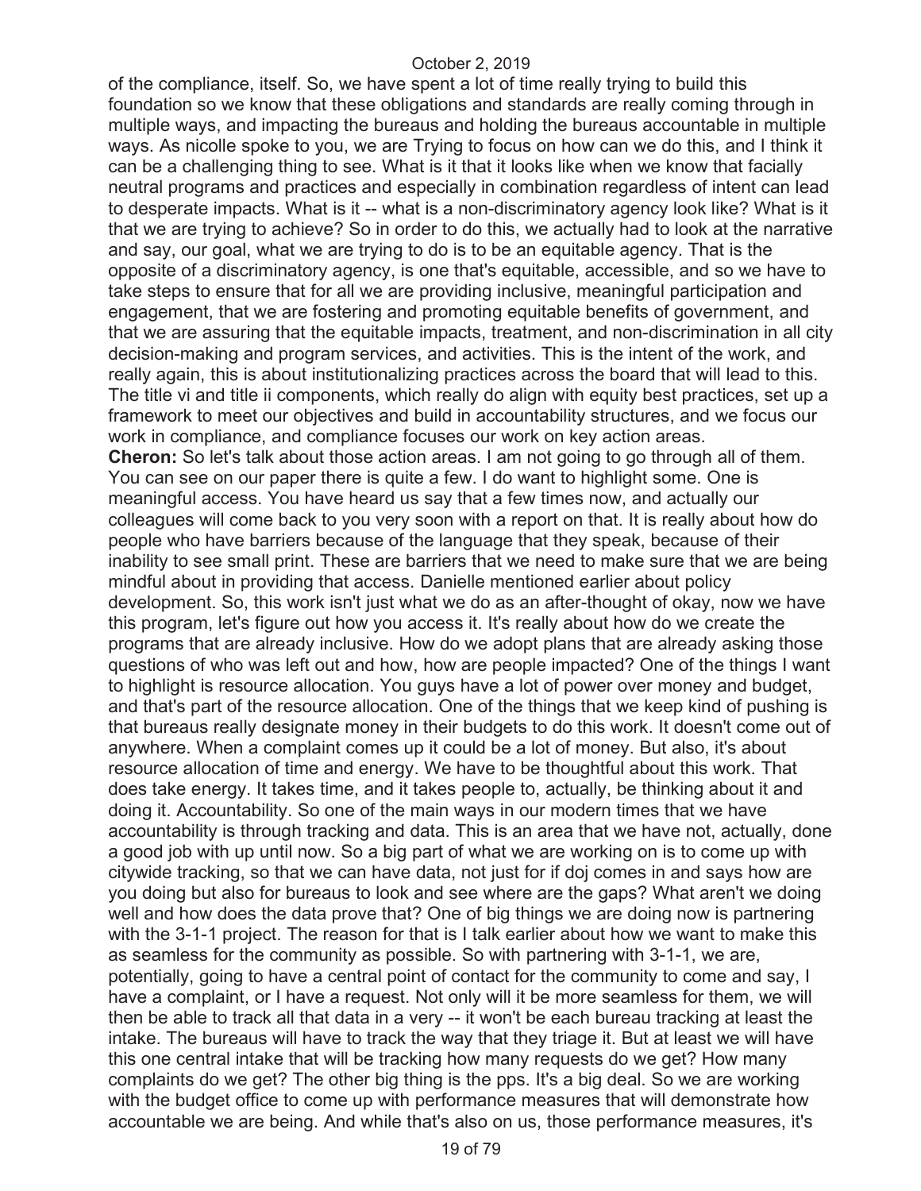of the compliance, itself. So, we have spent a lot of time really trying to build this foundation so we know that these obligations and standards are really coming through in multiple ways, and impacting the bureaus and holding the bureaus accountable in multiple ways. As nicolle spoke to you, we are Trying to focus on how can we do this, and I think it can be a challenging thing to see. What is it that it looks like when we know that facially neutral programs and practices and especially in combination regardless of intent can lead to desperate impacts. What is it -- what is a non-discriminatory agency look like? What is it that we are trying to achieve? So in order to do this, we actually had to look at the narrative and say, our goal, what we are trying to do is to be an equitable agency. That is the opposite of a discriminatory agency, is one that's equitable, accessible, and so we have to take steps to ensure that for all we are providing inclusive, meaningful participation and engagement, that we are fostering and promoting equitable benefits of government, and that we are assuring that the equitable impacts, treatment, and non-discrimination in all city decision-making and program services, and activities. This is the intent of the work, and really again, this is about institutionalizing practices across the board that will lead to this. The title vi and title ii components, which really do align with equity best practices, set up a framework to meet our objectives and build in accountability structures, and we focus our work in compliance, and compliance focuses our work on key action areas.

**Cheron:** So let's talk about those action areas. I am not going to go through all of them. You can see on our paper there is quite a few. I do want to highlight some. One is meaningful access. You have heard us say that a few times now, and actually our colleagues will come back to you very soon with a report on that. It is really about how do people who have barriers because of the language that they speak, because of their inability to see small print. These are barriers that we need to make sure that we are being mindful about in providing that access. Danielle mentioned earlier about policy development. So, this work isn't just what we do as an after-thought of okay, now we have this program, let's figure out how you access it. It's really about how do we create the programs that are already inclusive. How do we adopt plans that are already asking those questions of who was left out and how, how are people impacted? One of the things I want to highlight is resource allocation. You guys have a lot of power over money and budget, and that's part of the resource allocation. One of the things that we keep kind of pushing is that bureaus really designate money in their budgets to do this work. It doesn't come out of anywhere. When a complaint comes up it could be a lot of money. But also, it's about resource allocation of time and energy. We have to be thoughtful about this work. That does take energy. It takes time, and it takes people to, actually, be thinking about it and doing it. Accountability. So one of the main ways in our modern times that we have accountability is through tracking and data. This is an area that we have not, actually, done a good job with up until now. So a big part of what we are working on is to come up with citywide tracking, so that we can have data, not just for if doj comes in and says how are you doing but also for bureaus to look and see where are the gaps? What aren't we doing well and how does the data prove that? One of big things we are doing now is partnering with the 3-1-1 project. The reason for that is I talk earlier about how we want to make this as seamless for the community as possible. So with partnering with 3-1-1, we are, potentially, going to have a central point of contact for the community to come and say, I have a complaint, or I have a request. Not only will it be more seamless for them, we will then be able to track all that data in a very -- it won't be each bureau tracking at least the intake. The bureaus will have to track the way that they triage it. But at least we will have this one central intake that will be tracking how many requests do we get? How many complaints do we get? The other big thing is the pps. It's a big deal. So we are working with the budget office to come up with performance measures that will demonstrate how accountable we are being. And while that's also on us, those performance measures, it's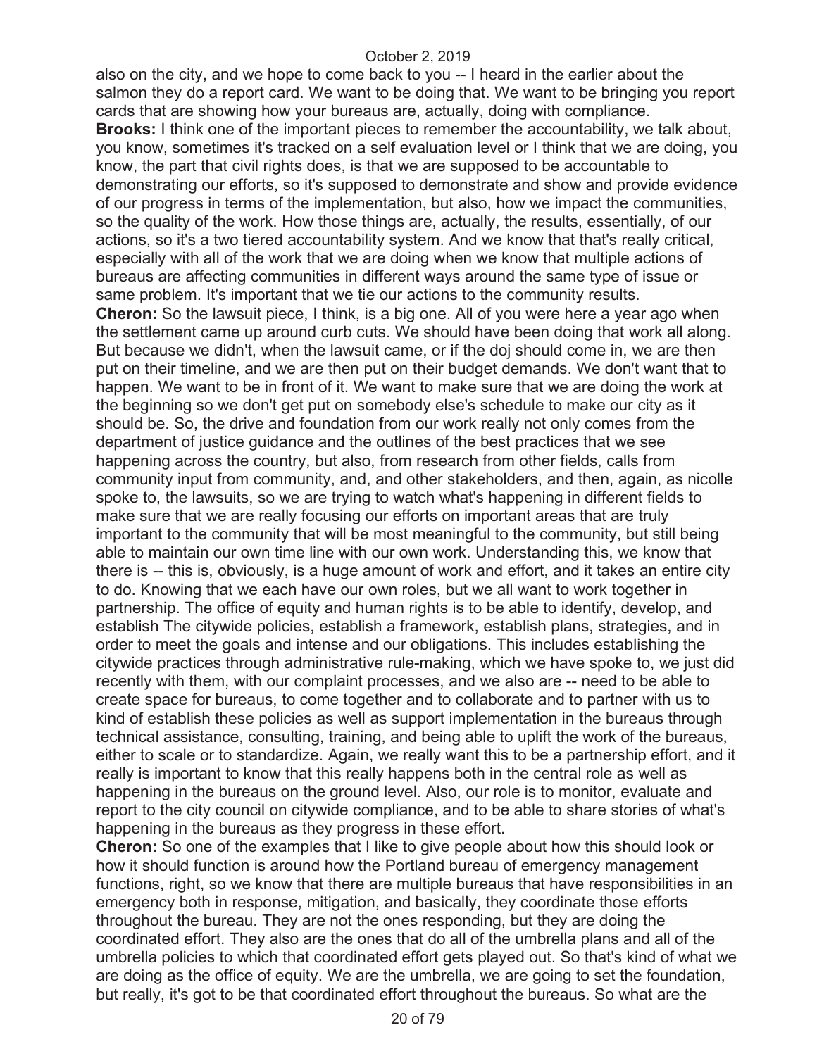also on the city, and we hope to come back to you -- I heard in the earlier about the salmon they do a report card. We want to be doing that. We want to be bringing you report cards that are showing how your bureaus are, actually, doing with compliance.

**Brooks:** I think one of the important pieces to remember the accountability, we talk about, you know, sometimes it's tracked on a self evaluation level or I think that we are doing, you know, the part that civil rights does, is that we are supposed to be accountable to demonstrating our efforts, so it's supposed to demonstrate and show and provide evidence of our progress in terms of the implementation, but also, how we impact the communities, so the quality of the work. How those things are, actually, the results, essentially, of our actions, so it's a two tiered accountability system. And we know that that's really critical, especially with all of the work that we are doing when we know that multiple actions of bureaus are affecting communities in different ways around the same type of issue or same problem. It's important that we tie our actions to the community results.

**Cheron:** So the lawsuit piece, I think, is a big one. All of you were here a year ago when the settlement came up around curb cuts. We should have been doing that work all along. But because we didn't, when the lawsuit came, or if the doj should come in, we are then put on their timeline, and we are then put on their budget demands. We don't want that to happen. We want to be in front of it. We want to make sure that we are doing the work at the beginning so we don't get put on somebody else's schedule to make our city as it should be. So, the drive and foundation from our work really not only comes from the department of justice guidance and the outlines of the best practices that we see happening across the country, but also, from research from other fields, calls from community input from community, and, and other stakeholders, and then, again, as nicolle spoke to, the lawsuits, so we are trying to watch what's happening in different fields to make sure that we are really focusing our efforts on important areas that are truly important to the community that will be most meaningful to the community, but still being able to maintain our own time line with our own work. Understanding this, we know that there is -- this is, obviously, is a huge amount of work and effort, and it takes an entire city to do. Knowing that we each have our own roles, but we all want to work together in partnership. The office of equity and human rights is to be able to identify, develop, and establish The citywide policies, establish a framework, establish plans, strategies, and in order to meet the goals and intense and our obligations. This includes establishing the citywide practices through administrative rule-making, which we have spoke to, we just did recently with them, with our complaint processes, and we also are -- need to be able to create space for bureaus, to come together and to collaborate and to partner with us to kind of establish these policies as well as support implementation in the bureaus through technical assistance, consulting, training, and being able to uplift the work of the bureaus, either to scale or to standardize. Again, we really want this to be a partnership effort, and it really is important to know that this really happens both in the central role as well as happening in the bureaus on the ground level. Also, our role is to monitor, evaluate and report to the city council on citywide compliance, and to be able to share stories of what's happening in the bureaus as they progress in these effort.

**Cheron:** So one of the examples that I like to give people about how this should look or how it should function is around how the Portland bureau of emergency management functions, right, so we know that there are multiple bureaus that have responsibilities in an emergency both in response, mitigation, and basically, they coordinate those efforts throughout the bureau. They are not the ones responding, but they are doing the coordinated effort. They also are the ones that do all of the umbrella plans and all of the umbrella policies to which that coordinated effort gets played out. So that's kind of what we are doing as the office of equity. We are the umbrella, we are going to set the foundation, but really, it's got to be that coordinated effort throughout the bureaus. So what are the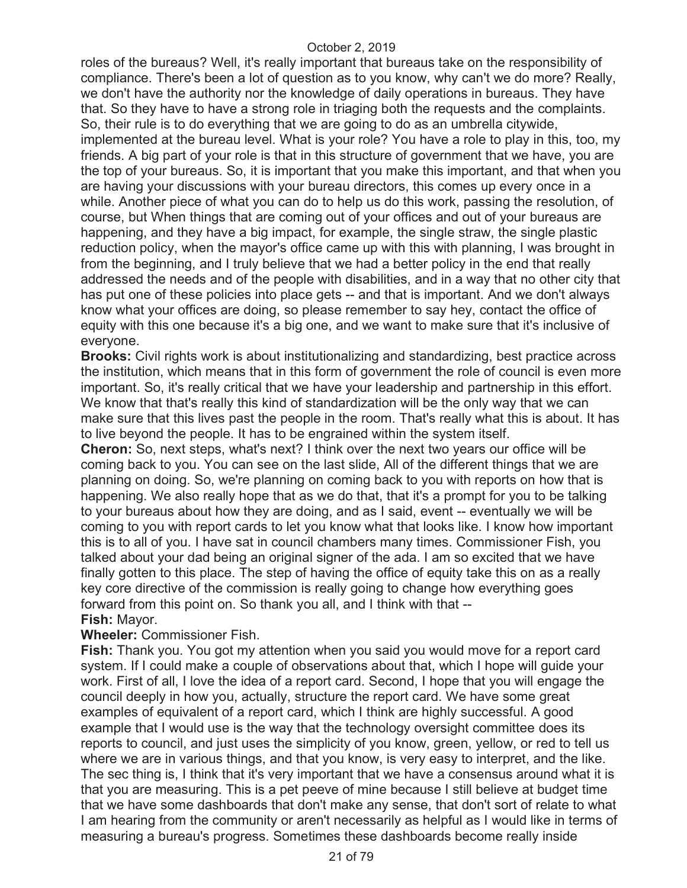roles of the bureaus? Well, it's really important that bureaus take on the responsibility of compliance. There's been a lot of question as to you know, why can't we do more? Really, we don't have the authority nor the knowledge of daily operations in bureaus. They have that. So they have to have a strong role in triaging both the requests and the complaints. So, their rule is to do everything that we are going to do as an umbrella citywide, implemented at the bureau level. What is your role? You have a role to play in this, too, my friends. A big part of your role is that in this structure of government that we have, you are the top of your bureaus. So, it is important that you make this important, and that when you are having your discussions with your bureau directors, this comes up every once in a while. Another piece of what you can do to help us do this work, passing the resolution, of course, but When things that are coming out of your offices and out of your bureaus are happening, and they have a big impact, for example, the single straw, the single plastic reduction policy, when the mayor's office came up with this with planning, I was brought in from the beginning, and I truly believe that we had a better policy in the end that really addressed the needs and of the people with disabilities, and in a way that no other city that has put one of these policies into place gets -- and that is important. And we don't always know what your offices are doing, so please remember to say hey, contact the office of equity with this one because it's a big one, and we want to make sure that it's inclusive of everyone.

**Brooks:** Civil rights work is about institutionalizing and standardizing, best practice across the institution, which means that in this form of government the role of council is even more important. So, it's really critical that we have your leadership and partnership in this effort. We know that that's really this kind of standardization will be the only way that we can make sure that this lives past the people in the room. That's really what this is about. It has to live beyond the people. It has to be engrained within the system itself.

**Cheron:** So, next steps, what's next? I think over the next two years our office will be coming back to you. You can see on the last slide, All of the different things that we are planning on doing. So, we're planning on coming back to you with reports on how that is happening. We also really hope that as we do that, that it's a prompt for you to be talking to your bureaus about how they are doing, and as I said, event -- eventually we will be coming to you with report cards to let you know what that looks like. I know how important this is to all of you. I have sat in council chambers many times. Commissioner Fish, you talked about your dad being an original signer of the ada. I am so excited that we have finally gotten to this place. The step of having the office of equity take this on as a really key core directive of the commission is really going to change how everything goes forward from this point on. So thank you all, and I think with that --

**Fish:** Mayor.

**Wheeler:** Commissioner Fish.

**Fish:** Thank you. You got my attention when you said you would move for a report card system. If I could make a couple of observations about that, which I hope will guide your work. First of all, I love the idea of a report card. Second, I hope that you will engage the council deeply in how you, actually, structure the report card. We have some great examples of equivalent of a report card, which I think are highly successful. A good example that I would use is the way that the technology oversight committee does its reports to council, and just uses the simplicity of you know, green, yellow, or red to tell us where we are in various things, and that you know, is very easy to interpret, and the like. The sec thing is, I think that it's very important that we have a consensus around what it is that you are measuring. This is a pet peeve of mine because I still believe at budget time that we have some dashboards that don't make any sense, that don't sort of relate to what I am hearing from the community or aren't necessarily as helpful as I would like in terms of measuring a bureau's progress. Sometimes these dashboards become really inside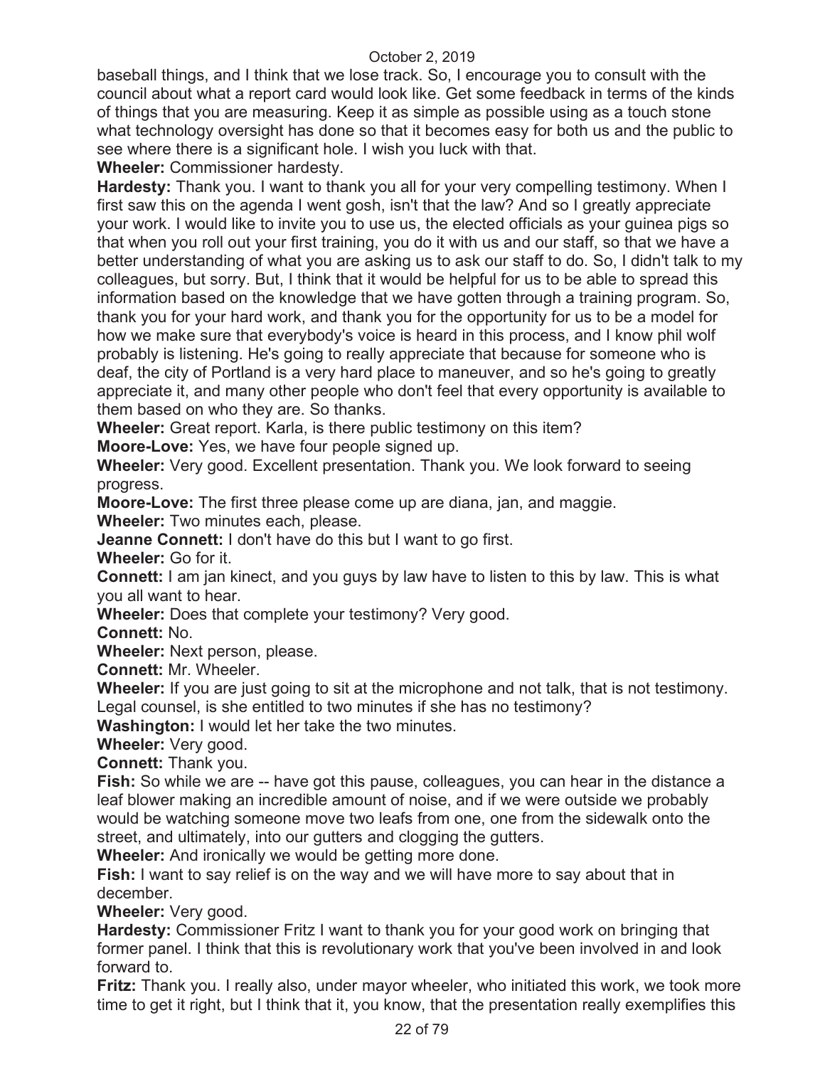baseball things, and I think that we lose track. So, I encourage you to consult with the council about what a report card would look like. Get some feedback in terms of the kinds of things that you are measuring. Keep it as simple as possible using as a touch stone what technology oversight has done so that it becomes easy for both us and the public to see where there is a significant hole. I wish you luck with that.

**Wheeler:** Commissioner hardesty.

**Hardesty:** Thank you. I want to thank you all for your very compelling testimony. When I first saw this on the agenda I went gosh, isn't that the law? And so I greatly appreciate your work. I would like to invite you to use us, the elected officials as your guinea pigs so that when you roll out your first training, you do it with us and our staff, so that we have a better understanding of what you are asking us to ask our staff to do. So, I didn't talk to my colleagues, but sorry. But, I think that it would be helpful for us to be able to spread this information based on the knowledge that we have gotten through a training program. So, thank you for your hard work, and thank you for the opportunity for us to be a model for how we make sure that everybody's voice is heard in this process, and I know phil wolf probably is listening. He's going to really appreciate that because for someone who is deaf, the city of Portland is a very hard place to maneuver, and so he's going to greatly appreciate it, and many other people who don't feel that every opportunity is available to them based on who they are. So thanks.

**Wheeler:** Great report. Karla, is there public testimony on this item?

**Moore-Love:** Yes, we have four people signed up.

**Wheeler:** Very good. Excellent presentation. Thank you. We look forward to seeing progress.

**Moore-Love:** The first three please come up are diana, jan, and maggie.

**Wheeler:** Two minutes each, please.

**Jeanne Connett:** I don't have do this but I want to go first.

**Wheeler:** Go for it.

**Connett:** I am jan kinect, and you guys by law have to listen to this by law. This is what you all want to hear.

**Wheeler:** Does that complete your testimony? Very good.

**Connett:** No.

**Wheeler:** Next person, please.

**Connett:** Mr. Wheeler.

**Wheeler:** If you are just going to sit at the microphone and not talk, that is not testimony. Legal counsel, is she entitled to two minutes if she has no testimony?

**Washington:** I would let her take the two minutes.

**Wheeler:** Very good.

**Connett:** Thank you.

**Fish:** So while we are -- have got this pause, colleagues, you can hear in the distance a leaf blower making an incredible amount of noise, and if we were outside we probably would be watching someone move two leafs from one, one from the sidewalk onto the street, and ultimately, into our gutters and clogging the gutters.

**Wheeler:** And ironically we would be getting more done.

**Fish:** I want to say relief is on the way and we will have more to say about that in december.

**Wheeler:** Very good.

**Hardesty:** Commissioner Fritz I want to thank you for your good work on bringing that former panel. I think that this is revolutionary work that you've been involved in and look forward to.

**Fritz:** Thank you. I really also, under mayor wheeler, who initiated this work, we took more time to get it right, but I think that it, you know, that the presentation really exemplifies this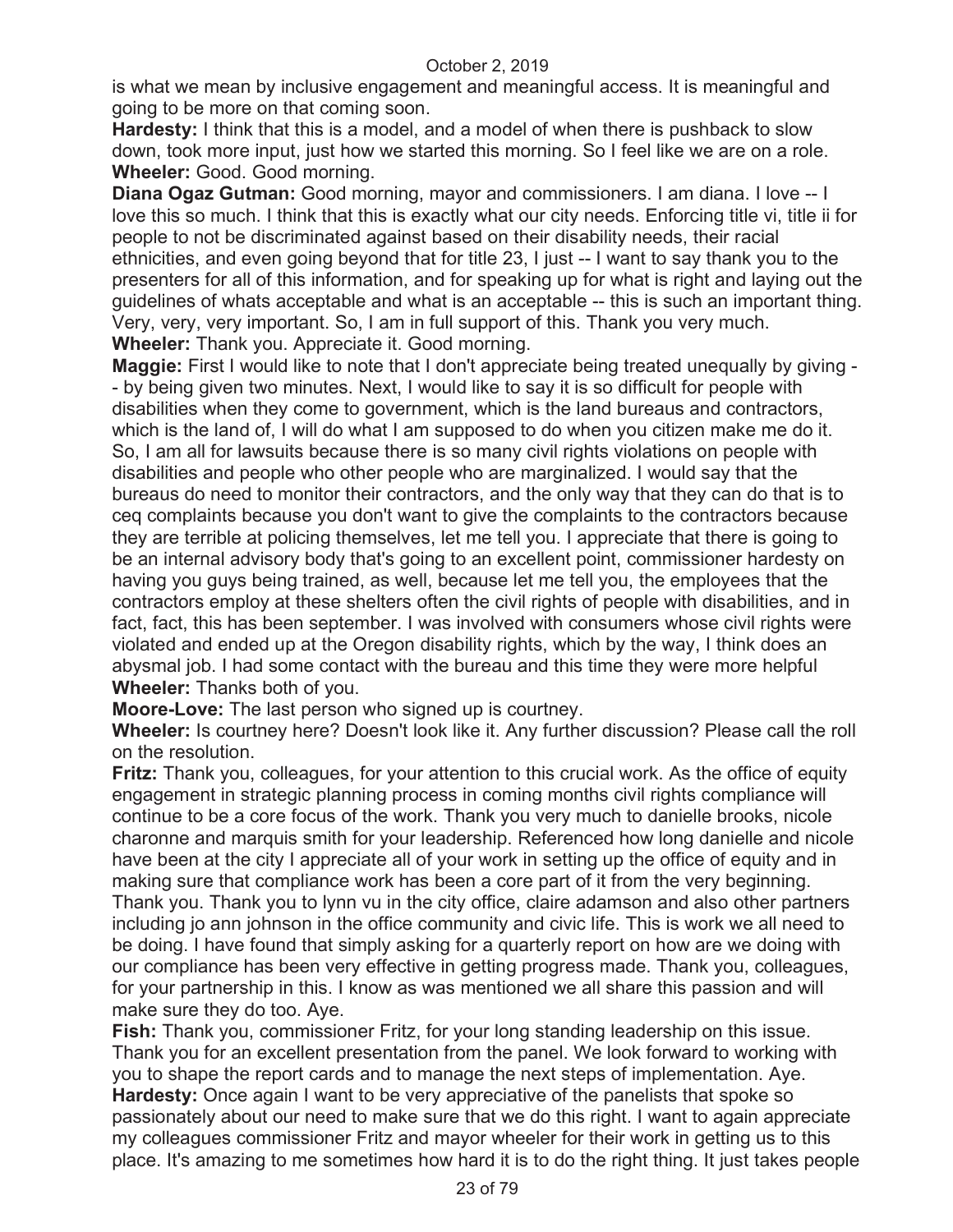is what we mean by inclusive engagement and meaningful access. It is meaningful and going to be more on that coming soon.

**Hardesty:** I think that this is a model, and a model of when there is pushback to slow down, took more input, just how we started this morning. So I feel like we are on a role.

**Wheeler:** Good. Good morning.

**Diana Ogaz Gutman:** Good morning, mayor and commissioners. I am diana. I love -- I love this so much. I think that this is exactly what our city needs. Enforcing title vi, title ii for people to not be discriminated against based on their disability needs, their racial ethnicities, and even going beyond that for title 23, I just -- I want to say thank you to the presenters for all of this information, and for speaking up for what is right and laying out the guidelines of whats acceptable and what is an acceptable -- this is such an important thing. Very, very, very important. So, I am in full support of this. Thank you very much.

**Wheeler:** Thank you. Appreciate it. Good morning.

**Maggie:** First I would like to note that I don't appreciate being treated unequally by giving - - by being given two minutes. Next, I would like to say it is so difficult for people with disabilities when they come to government, which is the land bureaus and contractors, which is the land of, I will do what I am supposed to do when you citizen make me do it. So, I am all for lawsuits because there is so many civil rights violations on people with disabilities and people who other people who are marginalized. I would say that the bureaus do need to monitor their contractors, and the only way that they can do that is to ceq complaints because you don't want to give the complaints to the contractors because they are terrible at policing themselves, let me tell you. I appreciate that there is going to be an internal advisory body that's going to an excellent point, commissioner hardesty on having you guys being trained, as well, because let me tell you, the employees that the contractors employ at these shelters often the civil rights of people with disabilities, and in fact, fact, this has been september. I was involved with consumers whose civil rights were violated and ended up at the Oregon disability rights, which by the way, I think does an abysmal job. I had some contact with the bureau and this time they were more helpful

**Wheeler:** Thanks both of you.

**Moore-Love:** The last person who signed up is courtney.

**Wheeler:** Is courtney here? Doesn't look like it. Any further discussion? Please call the roll on the resolution.

**Fritz:** Thank you, colleagues, for your attention to this crucial work. As the office of equity engagement in strategic planning process in coming months civil rights compliance will continue to be a core focus of the work. Thank you very much to danielle brooks, nicole charonne and marquis smith for your leadership. Referenced how long danielle and nicole have been at the city I appreciate all of your work in setting up the office of equity and in making sure that compliance work has been a core part of it from the very beginning. Thank you. Thank you to lynn vu in the city office, claire adamson and also other partners including jo ann johnson in the office community and civic life. This is work we all need to be doing. I have found that simply asking for a quarterly report on how are we doing with our compliance has been very effective in getting progress made. Thank you, colleagues, for your partnership in this. I know as was mentioned we all share this passion and will make sure they do too. Aye.

**Fish:** Thank you, commissioner Fritz, for your long standing leadership on this issue. Thank you for an excellent presentation from the panel. We look forward to working with you to shape the report cards and to manage the next steps of implementation. Aye.

**Hardesty:** Once again I want to be very appreciative of the panelists that spoke so passionately about our need to make sure that we do this right. I want to again appreciate my colleagues commissioner Fritz and mayor wheeler for their work in getting us to this place. It's amazing to me sometimes how hard it is to do the right thing. It just takes people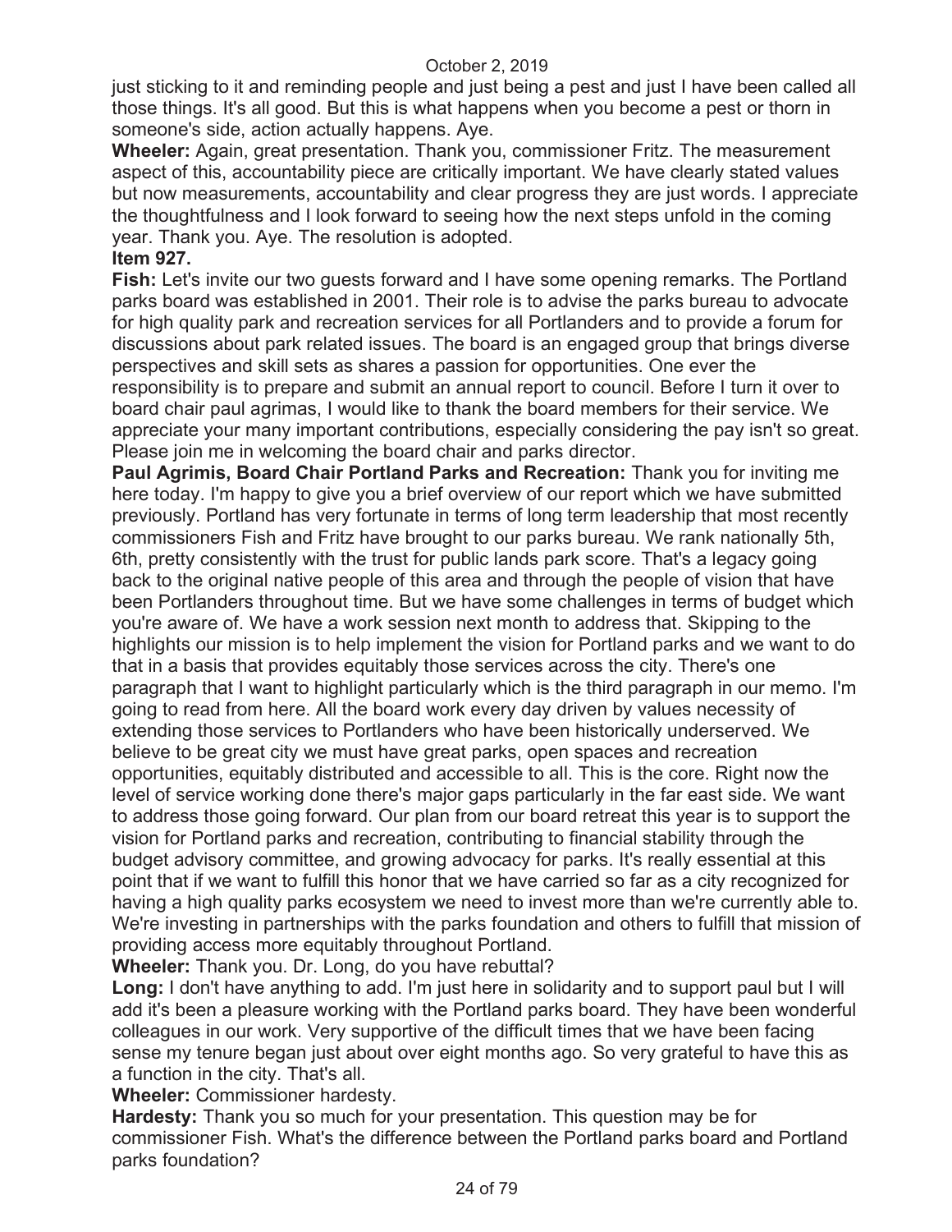just sticking to it and reminding people and just being a pest and just I have been called all those things. It's all good. But this is what happens when you become a pest or thorn in someone's side, action actually happens. Aye.

**Wheeler:** Again, great presentation. Thank you, commissioner Fritz. The measurement aspect of this, accountability piece are critically important. We have clearly stated values but now measurements, accountability and clear progress they are just words. I appreciate the thoughtfulness and I look forward to seeing how the next steps unfold in the coming year. Thank you. Aye. The resolution is adopted.

**Item 927.**

**Fish:** Let's invite our two guests forward and I have some opening remarks. The Portland parks board was established in 2001. Their role is to advise the parks bureau to advocate for high quality park and recreation services for all Portlanders and to provide a forum for discussions about park related issues. The board is an engaged group that brings diverse perspectives and skill sets as shares a passion for opportunities. One ever the responsibility is to prepare and submit an annual report to council. Before I turn it over to board chair paul agrimas, I would like to thank the board members for their service. We appreciate your many important contributions, especially considering the pay isn't so great. Please join me in welcoming the board chair and parks director.

**Paul Agrimis, Board Chair Portland Parks and Recreation:** Thank you for inviting me here today. I'm happy to give you a brief overview of our report which we have submitted previously. Portland has very fortunate in terms of long term leadership that most recently commissioners Fish and Fritz have brought to our parks bureau. We rank nationally 5th, 6th, pretty consistently with the trust for public lands park score. That's a legacy going back to the original native people of this area and through the people of vision that have been Portlanders throughout time. But we have some challenges in terms of budget which you're aware of. We have a work session next month to address that. Skipping to the highlights our mission is to help implement the vision for Portland parks and we want to do that in a basis that provides equitably those services across the city. There's one paragraph that I want to highlight particularly which is the third paragraph in our memo. I'm going to read from here. All the board work every day driven by values necessity of extending those services to Portlanders who have been historically underserved. We believe to be great city we must have great parks, open spaces and recreation opportunities, equitably distributed and accessible to all. This is the core. Right now the level of service working done there's major gaps particularly in the far east side. We want to address those going forward. Our plan from our board retreat this year is to support the vision for Portland parks and recreation, contributing to financial stability through the budget advisory committee, and growing advocacy for parks. It's really essential at this point that if we want to fulfill this honor that we have carried so far as a city recognized for having a high quality parks ecosystem we need to invest more than we're currently able to. We're investing in partnerships with the parks foundation and others to fulfill that mission of providing access more equitably throughout Portland.

**Wheeler:** Thank you. Dr. Long, do you have rebuttal?

**Long:** I don't have anything to add. I'm just here in solidarity and to support paul but I will add it's been a pleasure working with the Portland parks board. They have been wonderful colleagues in our work. Very supportive of the difficult times that we have been facing sense my tenure began just about over eight months ago. So very grateful to have this as a function in the city. That's all.

**Wheeler:** Commissioner hardesty.

**Hardesty:** Thank you so much for your presentation. This question may be for commissioner Fish. What's the difference between the Portland parks board and Portland parks foundation?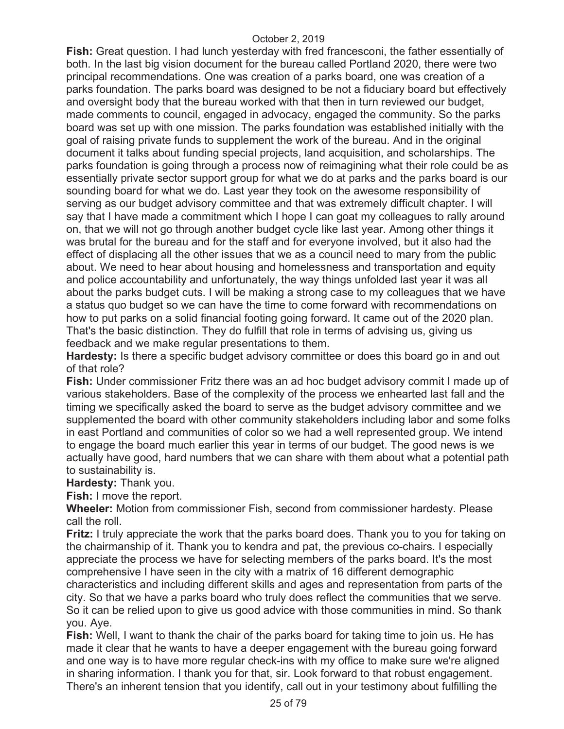**Fish:** Great question. I had lunch yesterday with fred francesconi, the father essentially of both. In the last big vision document for the bureau called Portland 2020, there were two principal recommendations. One was creation of a parks board, one was creation of a parks foundation. The parks board was designed to be not a fiduciary board but effectively and oversight body that the bureau worked with that then in turn reviewed our budget, made comments to council, engaged in advocacy, engaged the community. So the parks board was set up with one mission. The parks foundation was established initially with the goal of raising private funds to supplement the work of the bureau. And in the original document it talks about funding special projects, land acquisition, and scholarships. The parks foundation is going through a process now of reimagining what their role could be as essentially private sector support group for what we do at parks and the parks board is our sounding board for what we do. Last year they took on the awesome responsibility of serving as our budget advisory committee and that was extremely difficult chapter. I will say that I have made a commitment which I hope I can goat my colleagues to rally around on, that we will not go through another budget cycle like last year. Among other things it was brutal for the bureau and for the staff and for everyone involved, but it also had the effect of displacing all the other issues that we as a council need to mary from the public about. We need to hear about housing and homelessness and transportation and equity and police accountability and unfortunately, the way things unfolded last year it was all about the parks budget cuts. I will be making a strong case to my colleagues that we have a status quo budget so we can have the time to come forward with recommendations on how to put parks on a solid financial footing going forward. It came out of the 2020 plan. That's the basic distinction. They do fulfill that role in terms of advising us, giving us feedback and we make regular presentations to them.

**Hardesty:** Is there a specific budget advisory committee or does this board go in and out of that role?

**Fish:** Under commissioner Fritz there was an ad hoc budget advisory commit I made up of various stakeholders. Base of the complexity of the process we enhearted last fall and the timing we specifically asked the board to serve as the budget advisory committee and we supplemented the board with other community stakeholders including labor and some folks in east Portland and communities of color so we had a well represented group. We intend to engage the board much earlier this year in terms of our budget. The good news is we actually have good, hard numbers that we can share with them about what a potential path to sustainability is.

**Hardesty:** Thank you.

**Fish:** I move the report.

**Wheeler:** Motion from commissioner Fish, second from commissioner hardesty. Please call the roll.

**Fritz:** I truly appreciate the work that the parks board does. Thank you to you for taking on the chairmanship of it. Thank you to kendra and pat, the previous co-chairs. I especially appreciate the process we have for selecting members of the parks board. It's the most comprehensive I have seen in the city with a matrix of 16 different demographic characteristics and including different skills and ages and representation from parts of the city. So that we have a parks board who truly does reflect the communities that we serve. So it can be relied upon to give us good advice with those communities in mind. So thank you. Aye.

**Fish:** Well, I want to thank the chair of the parks board for taking time to join us. He has made it clear that he wants to have a deeper engagement with the bureau going forward and one way is to have more regular check-ins with my office to make sure we're aligned in sharing information. I thank you for that, sir. Look forward to that robust engagement. There's an inherent tension that you identify, call out in your testimony about fulfilling the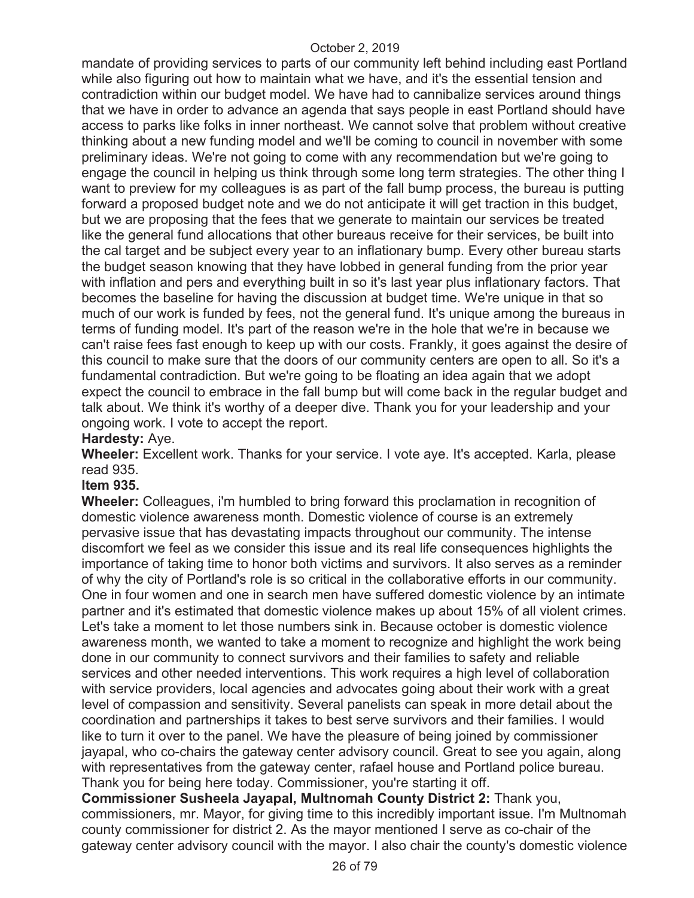mandate of providing services to parts of our community left behind including east Portland while also figuring out how to maintain what we have, and it's the essential tension and contradiction within our budget model. We have had to cannibalize services around things that we have in order to advance an agenda that says people in east Portland should have access to parks like folks in inner northeast. We cannot solve that problem without creative thinking about a new funding model and we'll be coming to council in november with some preliminary ideas. We're not going to come with any recommendation but we're going to engage the council in helping us think through some long term strategies. The other thing I want to preview for my colleagues is as part of the fall bump process, the bureau is putting forward a proposed budget note and we do not anticipate it will get traction in this budget, but we are proposing that the fees that we generate to maintain our services be treated like the general fund allocations that other bureaus receive for their services, be built into the cal target and be subject every year to an inflationary bump. Every other bureau starts the budget season knowing that they have lobbed in general funding from the prior year with inflation and pers and everything built in so it's last year plus inflationary factors. That becomes the baseline for having the discussion at budget time. We're unique in that so much of our work is funded by fees, not the general fund. It's unique among the bureaus in terms of funding model. It's part of the reason we're in the hole that we're in because we can't raise fees fast enough to keep up with our costs. Frankly, it goes against the desire of this council to make sure that the doors of our community centers are open to all. So it's a fundamental contradiction. But we're going to be floating an idea again that we adopt expect the council to embrace in the fall bump but will come back in the regular budget and talk about. We think it's worthy of a deeper dive. Thank you for your leadership and your ongoing work. I vote to accept the report.

**Hardesty:** Aye.

**Wheeler:** Excellent work. Thanks for your service. I vote aye. It's accepted. Karla, please read 935.

**Item 935.**

**Wheeler:** Colleagues, i'm humbled to bring forward this proclamation in recognition of domestic violence awareness month. Domestic violence of course is an extremely pervasive issue that has devastating impacts throughout our community. The intense discomfort we feel as we consider this issue and its real life consequences highlights the importance of taking time to honor both victims and survivors. It also serves as a reminder of why the city of Portland's role is so critical in the collaborative efforts in our community. One in four women and one in search men have suffered domestic violence by an intimate partner and it's estimated that domestic violence makes up about 15% of all violent crimes. Let's take a moment to let those numbers sink in. Because october is domestic violence awareness month, we wanted to take a moment to recognize and highlight the work being done in our community to connect survivors and their families to safety and reliable services and other needed interventions. This work requires a high level of collaboration with service providers, local agencies and advocates going about their work with a great level of compassion and sensitivity. Several panelists can speak in more detail about the coordination and partnerships it takes to best serve survivors and their families. I would like to turn it over to the panel. We have the pleasure of being joined by commissioner jayapal, who co-chairs the gateway center advisory council. Great to see you again, along with representatives from the gateway center, rafael house and Portland police bureau. Thank you for being here today. Commissioner, you're starting it off.

**Commissioner Susheela Jayapal, Multnomah County District 2:** Thank you, commissioners, mr. Mayor, for giving time to this incredibly important issue. I'm Multnomah county commissioner for district 2. As the mayor mentioned I serve as co-chair of the gateway center advisory council with the mayor. I also chair the county's domestic violence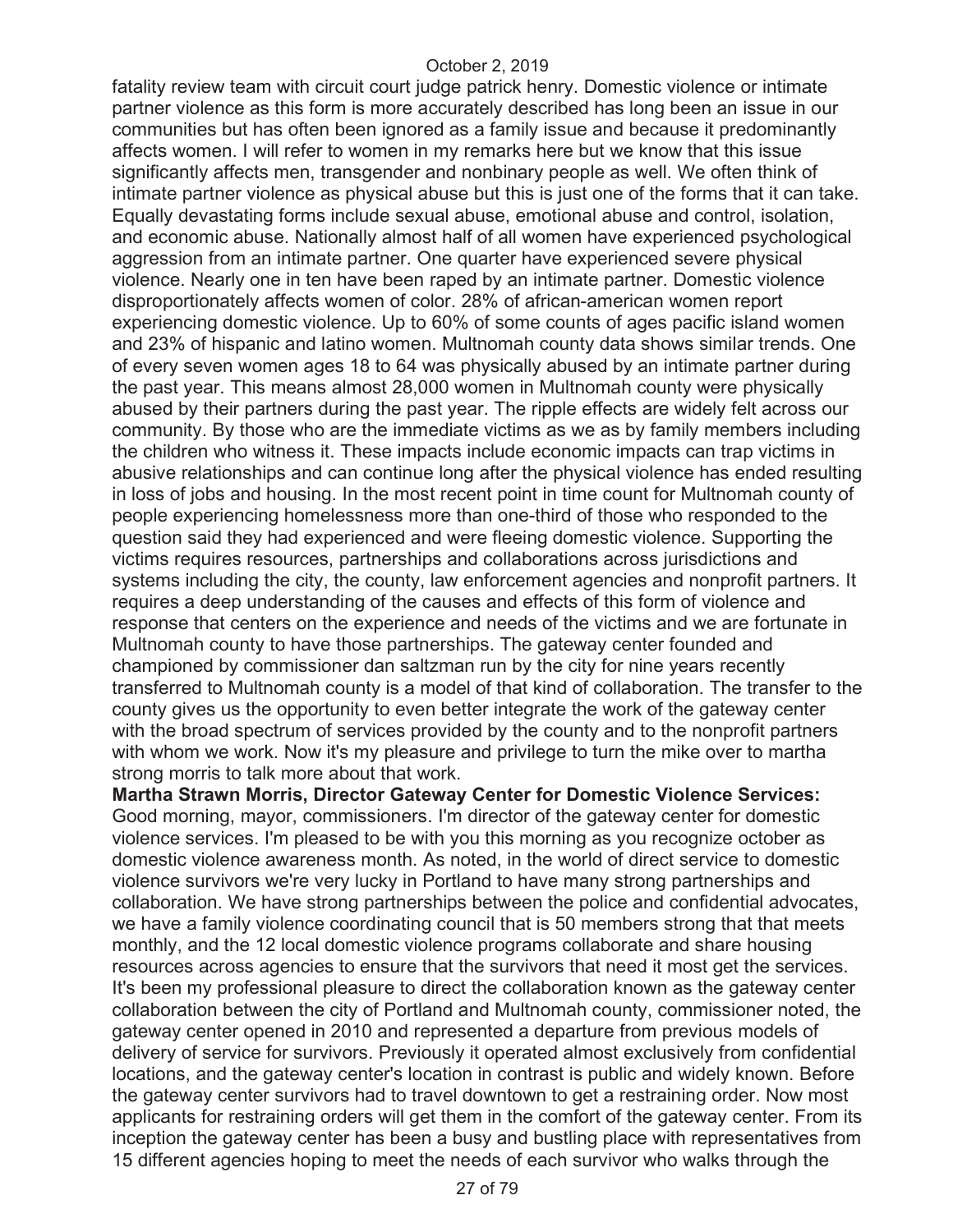fatality review team with circuit court judge patrick henry. Domestic violence or intimate partner violence as this form is more accurately described has long been an issue in our communities but has often been ignored as a family issue and because it predominantly affects women. I will refer to women in my remarks here but we know that this issue significantly affects men, transgender and nonbinary people as well. We often think of intimate partner violence as physical abuse but this is just one of the forms that it can take. Equally devastating forms include sexual abuse, emotional abuse and control, isolation, and economic abuse. Nationally almost half of all women have experienced psychological aggression from an intimate partner. One quarter have experienced severe physical violence. Nearly one in ten have been raped by an intimate partner. Domestic violence disproportionately affects women of color. 28% of african-american women report experiencing domestic violence. Up to 60% of some counts of ages pacific island women and 23% of hispanic and latino women. Multnomah county data shows similar trends. One of every seven women ages 18 to 64 was physically abused by an intimate partner during the past year. This means almost 28,000 women in Multnomah county were physically abused by their partners during the past year. The ripple effects are widely felt across our community. By those who are the immediate victims as we as by family members including the children who witness it. These impacts include economic impacts can trap victims in abusive relationships and can continue long after the physical violence has ended resulting in loss of jobs and housing. In the most recent point in time count for Multnomah county of people experiencing homelessness more than one-third of those who responded to the question said they had experienced and were fleeing domestic violence. Supporting the victims requires resources, partnerships and collaborations across jurisdictions and systems including the city, the county, law enforcement agencies and nonprofit partners. It requires a deep understanding of the causes and effects of this form of violence and response that centers on the experience and needs of the victims and we are fortunate in Multnomah county to have those partnerships. The gateway center founded and championed by commissioner dan saltzman run by the city for nine years recently transferred to Multnomah county is a model of that kind of collaboration. The transfer to the county gives us the opportunity to even better integrate the work of the gateway center with the broad spectrum of services provided by the county and to the nonprofit partners with whom we work. Now it's my pleasure and privilege to turn the mike over to martha strong morris to talk more about that work.

**Martha Strawn Morris, Director Gateway Center for Domestic Violence Services:** Good morning, mayor, commissioners. I'm director of the gateway center for domestic violence services. I'm pleased to be with you this morning as you recognize october as domestic violence awareness month. As noted, in the world of direct service to domestic violence survivors we're very lucky in Portland to have many strong partnerships and collaboration. We have strong partnerships between the police and confidential advocates, we have a family violence coordinating council that is 50 members strong that that meets monthly, and the 12 local domestic violence programs collaborate and share housing resources across agencies to ensure that the survivors that need it most get the services. It's been my professional pleasure to direct the collaboration known as the gateway center collaboration between the city of Portland and Multnomah county, commissioner noted, the gateway center opened in 2010 and represented a departure from previous models of delivery of service for survivors. Previously it operated almost exclusively from confidential locations, and the gateway center's location in contrast is public and widely known. Before the gateway center survivors had to travel downtown to get a restraining order. Now most applicants for restraining orders will get them in the comfort of the gateway center. From its inception the gateway center has been a busy and bustling place with representatives from 15 different agencies hoping to meet the needs of each survivor who walks through the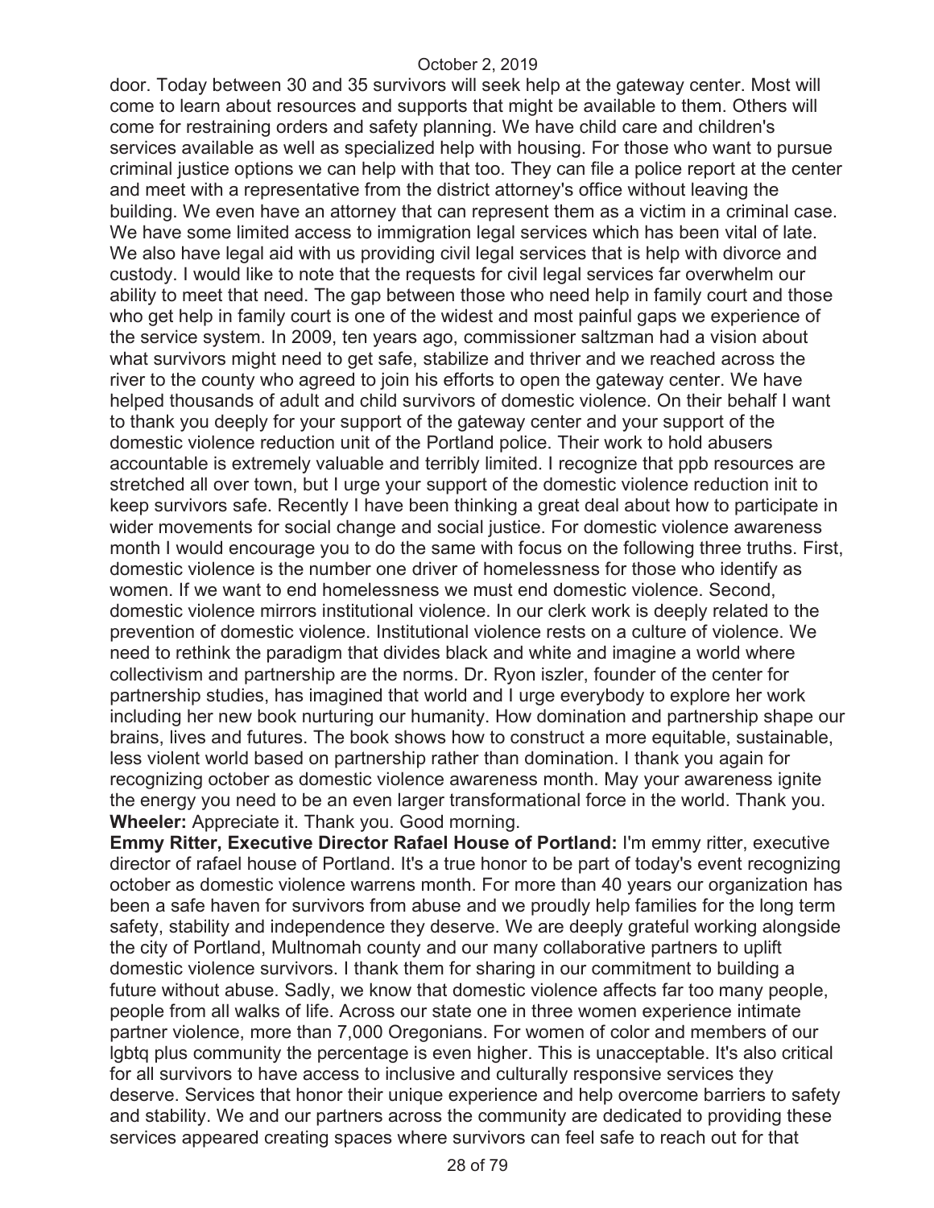door. Today between 30 and 35 survivors will seek help at the gateway center. Most will come to learn about resources and supports that might be available to them. Others will come for restraining orders and safety planning. We have child care and children's services available as well as specialized help with housing. For those who want to pursue criminal justice options we can help with that too. They can file a police report at the center and meet with a representative from the district attorney's office without leaving the building. We even have an attorney that can represent them as a victim in a criminal case. We have some limited access to immigration legal services which has been vital of late. We also have legal aid with us providing civil legal services that is help with divorce and custody. I would like to note that the requests for civil legal services far overwhelm our ability to meet that need. The gap between those who need help in family court and those who get help in family court is one of the widest and most painful gaps we experience of the service system. In 2009, ten years ago, commissioner saltzman had a vision about what survivors might need to get safe, stabilize and thriver and we reached across the river to the county who agreed to join his efforts to open the gateway center. We have helped thousands of adult and child survivors of domestic violence. On their behalf I want to thank you deeply for your support of the gateway center and your support of the domestic violence reduction unit of the Portland police. Their work to hold abusers accountable is extremely valuable and terribly limited. I recognize that ppb resources are stretched all over town, but I urge your support of the domestic violence reduction init to keep survivors safe. Recently I have been thinking a great deal about how to participate in wider movements for social change and social justice. For domestic violence awareness month I would encourage you to do the same with focus on the following three truths. First, domestic violence is the number one driver of homelessness for those who identify as women. If we want to end homelessness we must end domestic violence. Second, domestic violence mirrors institutional violence. In our clerk work is deeply related to the prevention of domestic violence. Institutional violence rests on a culture of violence. We need to rethink the paradigm that divides black and white and imagine a world where collectivism and partnership are the norms. Dr. Ryon iszler, founder of the center for partnership studies, has imagined that world and I urge everybody to explore her work including her new book nurturing our humanity. How domination and partnership shape our brains, lives and futures. The book shows how to construct a more equitable, sustainable, less violent world based on partnership rather than domination. I thank you again for recognizing october as domestic violence awareness month. May your awareness ignite the energy you need to be an even larger transformational force in the world. Thank you.

**Wheeler:** Appreciate it. Thank you. Good morning.

**Emmy Ritter, Executive Director Rafael House of Portland:** I'm emmy ritter, executive director of rafael house of Portland. It's a true honor to be part of today's event recognizing october as domestic violence warrens month. For more than 40 years our organization has been a safe haven for survivors from abuse and we proudly help families for the long term safety, stability and independence they deserve. We are deeply grateful working alongside the city of Portland, Multnomah county and our many collaborative partners to uplift domestic violence survivors. I thank them for sharing in our commitment to building a future without abuse. Sadly, we know that domestic violence affects far too many people, people from all walks of life. Across our state one in three women experience intimate partner violence, more than 7,000 Oregonians. For women of color and members of our lgbtq plus community the percentage is even higher. This is unacceptable. It's also critical for all survivors to have access to inclusive and culturally responsive services they deserve. Services that honor their unique experience and help overcome barriers to safety and stability. We and our partners across the community are dedicated to providing these services appeared creating spaces where survivors can feel safe to reach out for that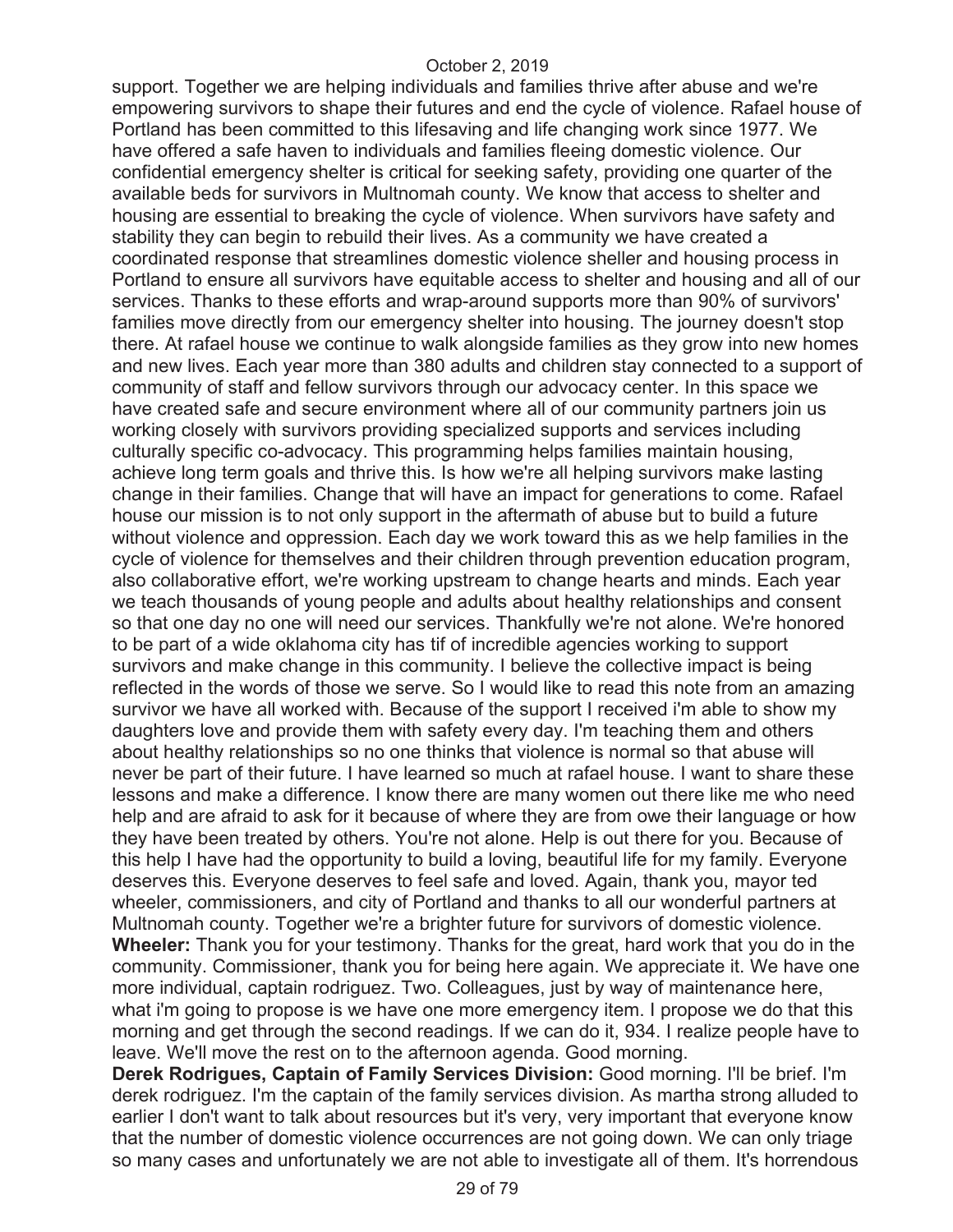support. Together we are helping individuals and families thrive after abuse and we're empowering survivors to shape their futures and end the cycle of violence. Rafael house of Portland has been committed to this lifesaving and life changing work since 1977. We have offered a safe haven to individuals and families fleeing domestic violence. Our confidential emergency shelter is critical for seeking safety, providing one quarter of the available beds for survivors in Multnomah county. We know that access to shelter and housing are essential to breaking the cycle of violence. When survivors have safety and stability they can begin to rebuild their lives. As a community we have created a coordinated response that streamlines domestic violence sheller and housing process in Portland to ensure all survivors have equitable access to shelter and housing and all of our services. Thanks to these efforts and wrap-around supports more than 90% of survivors' families move directly from our emergency shelter into housing. The journey doesn't stop there. At rafael house we continue to walk alongside families as they grow into new homes and new lives. Each year more than 380 adults and children stay connected to a support of community of staff and fellow survivors through our advocacy center. In this space we have created safe and secure environment where all of our community partners join us working closely with survivors providing specialized supports and services including culturally specific co-advocacy. This programming helps families maintain housing, achieve long term goals and thrive this. Is how we're all helping survivors make lasting change in their families. Change that will have an impact for generations to come. Rafael house our mission is to not only support in the aftermath of abuse but to build a future without violence and oppression. Each day we work toward this as we help families in the cycle of violence for themselves and their children through prevention education program, also collaborative effort, we're working upstream to change hearts and minds. Each year we teach thousands of young people and adults about healthy relationships and consent so that one day no one will need our services. Thankfully we're not alone. We're honored to be part of a wide oklahoma city has tif of incredible agencies working to support survivors and make change in this community. I believe the collective impact is being reflected in the words of those we serve. So I would like to read this note from an amazing survivor we have all worked with. Because of the support I received i'm able to show my daughters love and provide them with safety every day. I'm teaching them and others about healthy relationships so no one thinks that violence is normal so that abuse will never be part of their future. I have learned so much at rafael house. I want to share these lessons and make a difference. I know there are many women out there like me who need help and are afraid to ask for it because of where they are from owe their language or how they have been treated by others. You're not alone. Help is out there for you. Because of this help I have had the opportunity to build a loving, beautiful life for my family. Everyone deserves this. Everyone deserves to feel safe and loved. Again, thank you, mayor ted wheeler, commissioners, and city of Portland and thanks to all our wonderful partners at Multnomah county. Together we're a brighter future for survivors of domestic violence.

**Wheeler:** Thank you for your testimony. Thanks for the great, hard work that you do in the community. Commissioner, thank you for being here again. We appreciate it. We have one more individual, captain rodriguez. Two. Colleagues, just by way of maintenance here, what i'm going to propose is we have one more emergency item. I propose we do that this morning and get through the second readings. If we can do it, 934. I realize people have to leave. We'll move the rest on to the afternoon agenda. Good morning.

**Derek Rodrigues, Captain of Family Services Division:** Good morning. I'll be brief. I'm derek rodriguez. I'm the captain of the family services division. As martha strong alluded to earlier I don't want to talk about resources but it's very, very important that everyone know that the number of domestic violence occurrences are not going down. We can only triage so many cases and unfortunately we are not able to investigate all of them. It's horrendous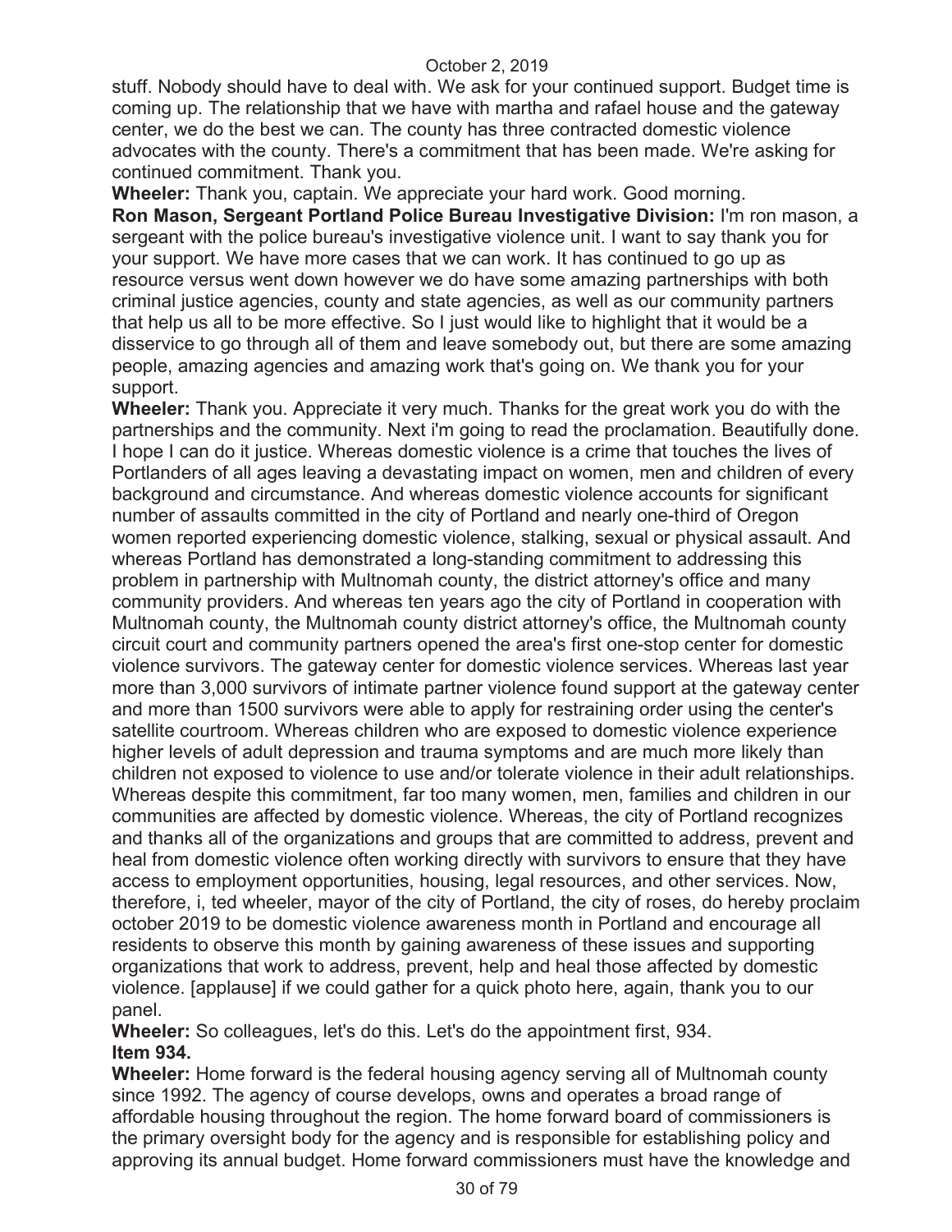stuff. Nobody should have to deal with. We ask for your continued support. Budget time is coming up. The relationship that we have with martha and rafael house and the gateway center, we do the best we can. The county has three contracted domestic violence advocates with the county. There's a commitment that has been made. We're asking for continued commitment. Thank you.

**Wheeler:** Thank you, captain. We appreciate your hard work. Good morning.

**Ron Mason, Sergeant Portland Police Bureau Investigative Division:** I'm ron mason, a sergeant with the police bureau's investigative violence unit. I want to say thank you for your support. We have more cases that we can work. It has continued to go up as resource versus went down however we do have some amazing partnerships with both criminal justice agencies, county and state agencies, as well as our community partners that help us all to be more effective. So I just would like to highlight that it would be a disservice to go through all of them and leave somebody out, but there are some amazing people, amazing agencies and amazing work that's going on. We thank you for your support.

**Wheeler:** Thank you. Appreciate it very much. Thanks for the great work you do with the partnerships and the community. Next i'm going to read the proclamation. Beautifully done. I hope I can do it justice. Whereas domestic violence is a crime that touches the lives of Portlanders of all ages leaving a devastating impact on women, men and children of every background and circumstance. And whereas domestic violence accounts for significant number of assaults committed in the city of Portland and nearly one-third of Oregon women reported experiencing domestic violence, stalking, sexual or physical assault. And whereas Portland has demonstrated a long-standing commitment to addressing this problem in partnership with Multnomah county, the district attorney's office and many community providers. And whereas ten years ago the city of Portland in cooperation with Multnomah county, the Multnomah county district attorney's office, the Multnomah county circuit court and community partners opened the area's first one-stop center for domestic violence survivors. The gateway center for domestic violence services. Whereas last year more than 3,000 survivors of intimate partner violence found support at the gateway center and more than 1500 survivors were able to apply for restraining order using the center's satellite courtroom. Whereas children who are exposed to domestic violence experience higher levels of adult depression and trauma symptoms and are much more likely than children not exposed to violence to use and/or tolerate violence in their adult relationships. Whereas despite this commitment, far too many women, men, families and children in our communities are affected by domestic violence. Whereas, the city of Portland recognizes and thanks all of the organizations and groups that are committed to address, prevent and heal from domestic violence often working directly with survivors to ensure that they have access to employment opportunities, housing, legal resources, and other services. Now, therefore, i, ted wheeler, mayor of the city of Portland, the city of roses, do hereby proclaim october 2019 to be domestic violence awareness month in Portland and encourage all residents to observe this month by gaining awareness of these issues and supporting organizations that work to address, prevent, help and heal those affected by domestic violence. [applause] if we could gather for a quick photo here, again, thank you to our panel.

**Wheeler:** So colleagues, let's do this. Let's do the appointment first, 934.

**Item 934.**

**Wheeler:** Home forward is the federal housing agency serving all of Multnomah county since 1992. The agency of course develops, owns and operates a broad range of affordable housing throughout the region. The home forward board of commissioners is the primary oversight body for the agency and is responsible for establishing policy and approving its annual budget. Home forward commissioners must have the knowledge and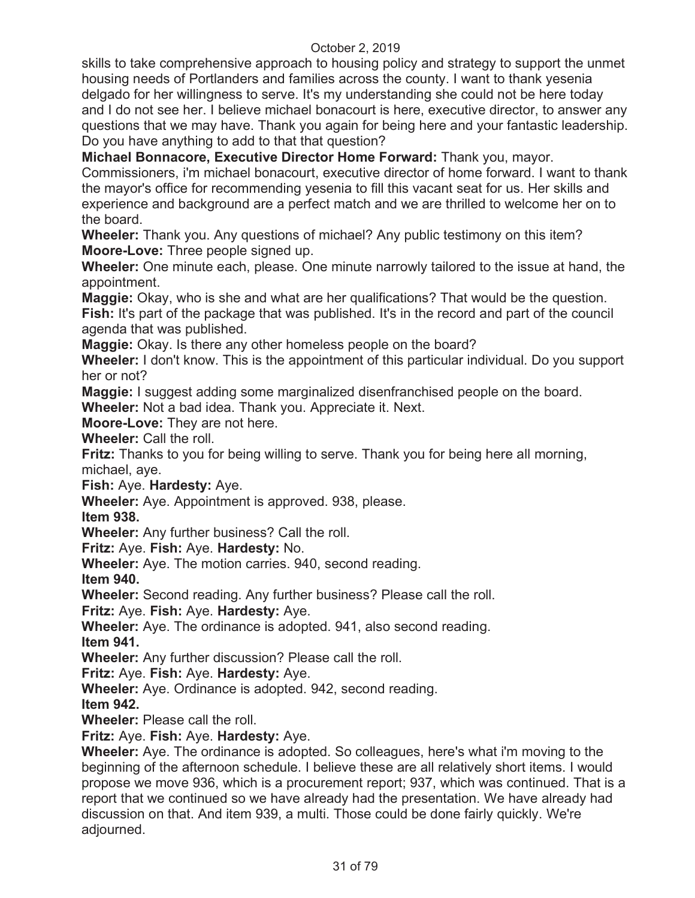skills to take comprehensive approach to housing policy and strategy to support the unmet housing needs of Portlanders and families across the county. I want to thank yesenia delgado for her willingness to serve. It's my understanding she could not be here today and I do not see her. I believe michael bonacourt is here, executive director, to answer any questions that we may have. Thank you again for being here and your fantastic leadership. Do you have anything to add to that that question?

**Michael Bonnacore, Executive Director Home Forward:** Thank you, mayor. Commissioners, i'm michael bonacourt, executive director of home forward. I want to thank the mayor's office for recommending yesenia to fill this vacant seat for us. Her skills and experience and background are a perfect match and we are thrilled to welcome her on to the board.

**Wheeler:** Thank you. Any questions of michael? Any public testimony on this item?

**Moore-Love:** Three people signed up.

**Wheeler:** One minute each, please. One minute narrowly tailored to the issue at hand, the appointment.

**Maggie:** Okay, who is she and what are her qualifications? That would be the question.

**Fish:** It's part of the package that was published. It's in the record and part of the council agenda that was published.

**Maggie:** Okay. Is there any other homeless people on the board?

**Wheeler:** I don't know. This is the appointment of this particular individual. Do you support her or not?

**Maggie:** I suggest adding some marginalized disenfranchised people on the board.

**Wheeler:** Not a bad idea. Thank you. Appreciate it. Next.

**Moore-Love:** They are not here.

**Wheeler:** Call the roll.

**Fritz:** Thanks to you for being willing to serve. Thank you for being here all morning, michael, aye.

**Fish:** Aye. **Hardesty:** Aye.

**Wheeler:** Aye. Appointment is approved. 938, please.

**Item 938.**

**Wheeler:** Any further business? Call the roll.

**Fritz:** Aye. **Fish:** Aye. **Hardesty:** No.

**Wheeler:** Aye. The motion carries. 940, second reading.

**Item 940.**

**Wheeler:** Second reading. Any further business? Please call the roll.

**Fritz:** Aye. **Fish:** Aye. **Hardesty:** Aye.

**Wheeler:** Aye. The ordinance is adopted. 941, also second reading.

**Item 941.**

**Wheeler:** Any further discussion? Please call the roll.

**Fritz:** Aye. **Fish:** Aye. **Hardesty:** Aye.

**Wheeler:** Aye. Ordinance is adopted. 942, second reading.

**Item 942.**

**Wheeler:** Please call the roll.

**Fritz:** Aye. **Fish:** Aye. **Hardesty:** Aye.

**Wheeler:** Aye. The ordinance is adopted. So colleagues, here's what i'm moving to the beginning of the afternoon schedule. I believe these are all relatively short items. I would propose we move 936, which is a procurement report; 937, which was continued. That is a report that we continued so we have already had the presentation. We have already had discussion on that. And item 939, a multi. Those could be done fairly quickly. We're adjourned.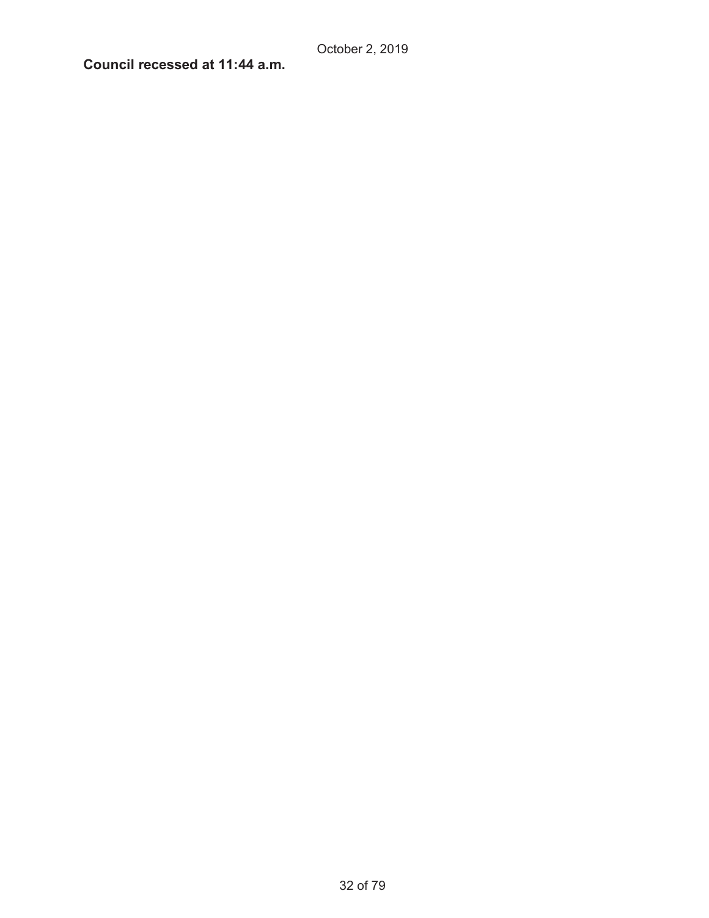**Council recessed at 11:44 a.m.**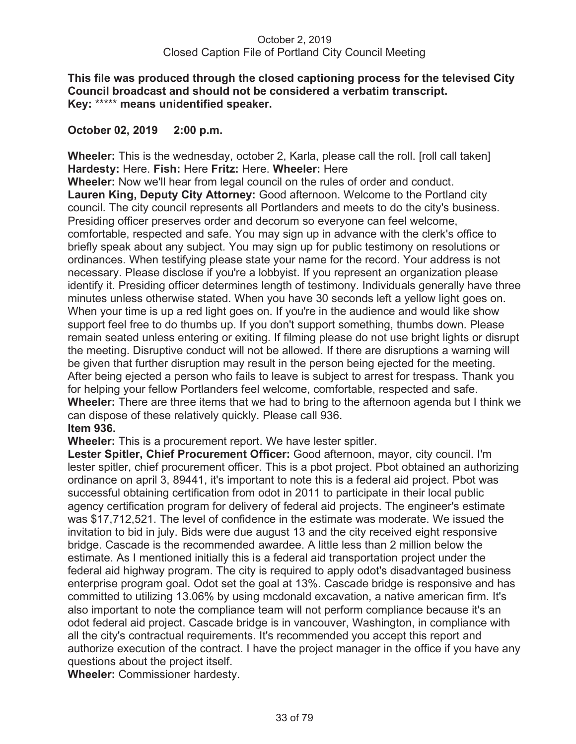October 2, 2019
Closed Caption File of Portland City Council Meeting

**This file was produced through the closed captioning process for the televised City Council broadcast and should not be considered a verbatim transcript.**
**Key:** ***** **means unidentified speaker.**

**October 02, 2019     2:00 p.m.**

**Wheeler:** This is the wednesday, october 2, Karla, please call the roll. [roll call taken]
**Hardesty:** Here. **Fish:** Here **Fritz:** Here. **Wheeler:** Here
**Wheeler:** Now we'll hear from legal council on the rules of order and conduct.
**Lauren King, Deputy City Attorney:** Good afternoon. Welcome to the Portland city council. The city council represents all Portlanders and meets to do the city's business. Presiding officer preserves order and decorum so everyone can feel welcome, comfortable, respected and safe. You may sign up in advance with the clerk's office to briefly speak about any subject. You may sign up for public testimony on resolutions or ordinances. When testifying please state your name for the record. Your address is not necessary. Please disclose if you're a lobbyist. If you represent an organization please identify it. Presiding officer determines length of testimony. Individuals generally have three minutes unless otherwise stated. When you have 30 seconds left a yellow light goes on. When your time is up a red light goes on. If you're in the audience and would like show support feel free to do thumbs up. If you don't support something, thumbs down. Please remain seated unless entering or exiting. If filming please do not use bright lights or disrupt the meeting. Disruptive conduct will not be allowed. If there are disruptions a warning will be given that further disruption may result in the person being ejected for the meeting. After being ejected a person who fails to leave is subject to arrest for trespass. Thank you for helping your fellow Portlanders feel welcome, comfortable, respected and safe.
**Wheeler:** There are three items that we had to bring to the afternoon agenda but I think we can dispose of these relatively quickly. Please call 936.
**Item 936.**
**Wheeler:** This is a procurement report. We have lester spitler.
**Lester Spitler, Chief Procurement Officer:** Good afternoon, mayor, city council. I'm lester spitler, chief procurement officer. This is a pbot project. Pbot obtained an authorizing ordinance on april 3, 89441, it's important to note this is a federal aid project. Pbot was successful obtaining certification from odot in 2011 to participate in their local public agency certification program for delivery of federal aid projects. The engineer's estimate was $17,712,521. The level of confidence in the estimate was moderate. We issued the invitation to bid in july. Bids were due august 13 and the city received eight responsive bridge. Cascade is the recommended awardee. A little less than 2 million below the estimate. As I mentioned initially this is a federal aid transportation project under the federal aid highway program. The city is required to apply odot's disadvantaged business enterprise program goal. Odot set the goal at 13%. Cascade bridge is responsive and has committed to utilizing 13.06% by using mcdonald excavation, a native american firm. It's also important to note the compliance team will not perform compliance because it's an odot federal aid project. Cascade bridge is in vancouver, Washington, in compliance with all the city's contractual requirements. It's recommended you accept this report and authorize execution of the contract. I have the project manager in the office if you have any questions about the project itself.
**Wheeler:** Commissioner hardesty.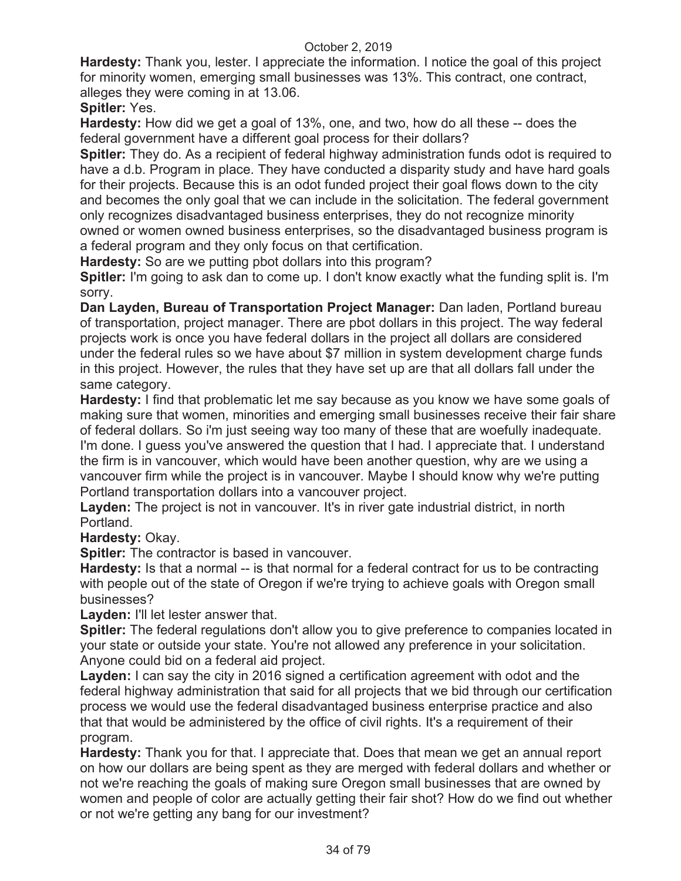**Hardesty:** Thank you, lester. I appreciate the information. I notice the goal of this project for minority women, emerging small businesses was 13%. This contract, one contract, alleges they were coming in at 13.06.

**Spitler:** Yes.

**Hardesty:** How did we get a goal of 13%, one, and two, how do all these -- does the federal government have a different goal process for their dollars?

**Spitler:** They do. As a recipient of federal highway administration funds odot is required to have a d.b. Program in place. They have conducted a disparity study and have hard goals for their projects. Because this is an odot funded project their goal flows down to the city and becomes the only goal that we can include in the solicitation. The federal government only recognizes disadvantaged business enterprises, they do not recognize minority owned or women owned business enterprises, so the disadvantaged business program is a federal program and they only focus on that certification.

**Hardesty:** So are we putting pbot dollars into this program?

**Spitler:** I'm going to ask dan to come up. I don't know exactly what the funding split is. I'm sorry.

**Dan Layden, Bureau of Transportation Project Manager:** Dan laden, Portland bureau of transportation, project manager. There are pbot dollars in this project. The way federal projects work is once you have federal dollars in the project all dollars are considered under the federal rules so we have about $7 million in system development charge funds in this project. However, the rules that they have set up are that all dollars fall under the same category.

**Hardesty:** I find that problematic let me say because as you know we have some goals of making sure that women, minorities and emerging small businesses receive their fair share of federal dollars. So i'm just seeing way too many of these that are woefully inadequate. I'm done. I guess you've answered the question that I had. I appreciate that. I understand the firm is in vancouver, which would have been another question, why are we using a vancouver firm while the project is in vancouver. Maybe I should know why we're putting Portland transportation dollars into a vancouver project.

**Layden:** The project is not in vancouver. It's in river gate industrial district, in north Portland.

**Hardesty:** Okay.

**Spitler:** The contractor is based in vancouver.

**Hardesty:** Is that a normal -- is that normal for a federal contract for us to be contracting with people out of the state of Oregon if we're trying to achieve goals with Oregon small businesses?

**Layden:** I'll let lester answer that.

**Spitler:** The federal regulations don't allow you to give preference to companies located in your state or outside your state. You're not allowed any preference in your solicitation. Anyone could bid on a federal aid project.

**Layden:** I can say the city in 2016 signed a certification agreement with odot and the federal highway administration that said for all projects that we bid through our certification process we would use the federal disadvantaged business enterprise practice and also that that would be administered by the office of civil rights. It's a requirement of their program.

**Hardesty:** Thank you for that. I appreciate that. Does that mean we get an annual report on how our dollars are being spent as they are merged with federal dollars and whether or not we're reaching the goals of making sure Oregon small businesses that are owned by women and people of color are actually getting their fair shot? How do we find out whether or not we're getting any bang for our investment?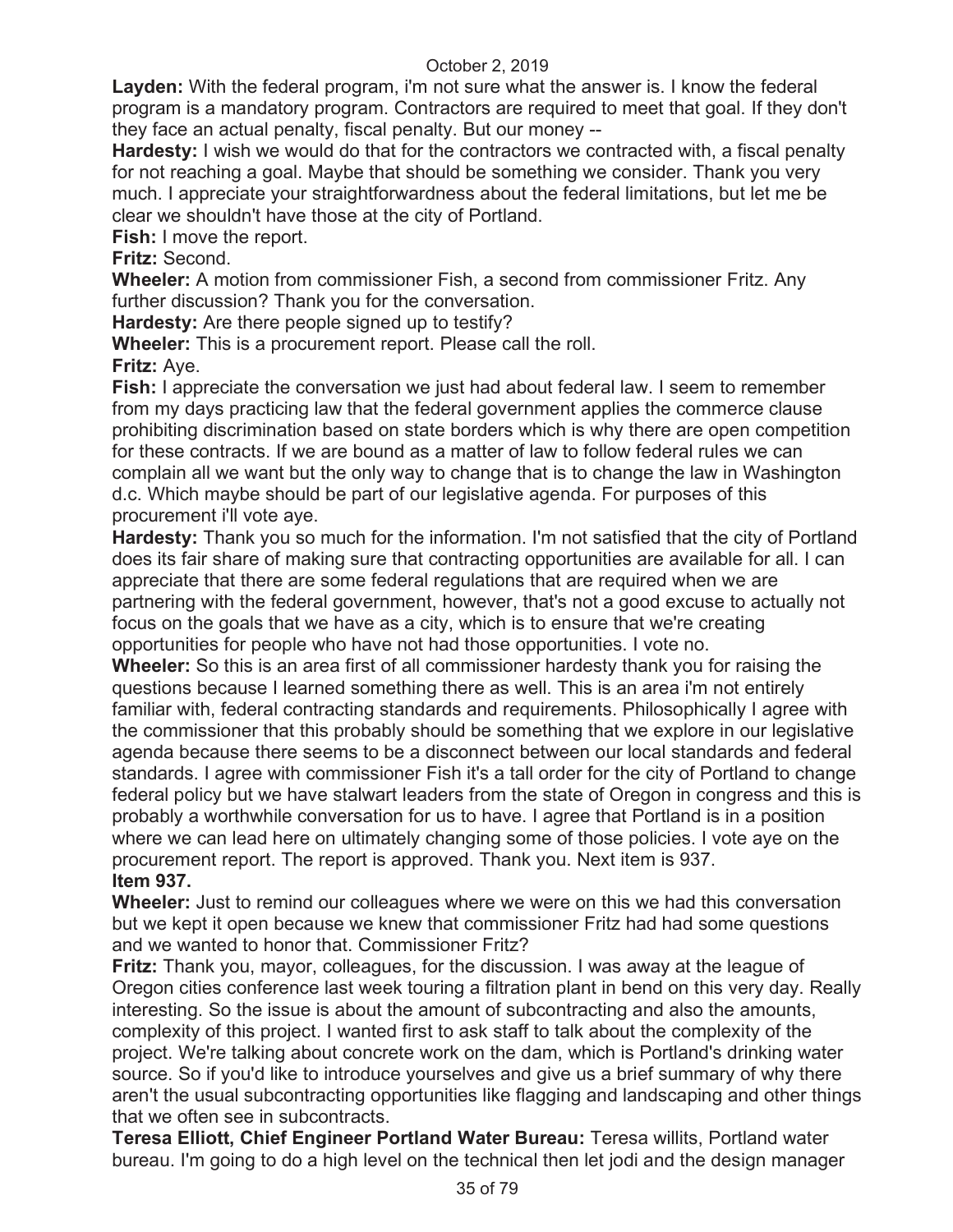**Layden:** With the federal program, i'm not sure what the answer is. I know the federal program is a mandatory program. Contractors are required to meet that goal. If they don't they face an actual penalty, fiscal penalty. But our money --

**Hardesty:** I wish we would do that for the contractors we contracted with, a fiscal penalty for not reaching a goal. Maybe that should be something we consider. Thank you very much. I appreciate your straightforwardness about the federal limitations, but let me be clear we shouldn't have those at the city of Portland.

**Fish:** I move the report.

**Fritz:** Second.

**Wheeler:** A motion from commissioner Fish, a second from commissioner Fritz. Any further discussion? Thank you for the conversation.

**Hardesty:** Are there people signed up to testify?

**Wheeler:** This is a procurement report. Please call the roll.

**Fritz:** Aye.

**Fish:** I appreciate the conversation we just had about federal law. I seem to remember from my days practicing law that the federal government applies the commerce clause prohibiting discrimination based on state borders which is why there are open competition for these contracts. If we are bound as a matter of law to follow federal rules we can complain all we want but the only way to change that is to change the law in Washington d.c. Which maybe should be part of our legislative agenda. For purposes of this procurement i'll vote aye.

**Hardesty:** Thank you so much for the information. I'm not satisfied that the city of Portland does its fair share of making sure that contracting opportunities are available for all. I can appreciate that there are some federal regulations that are required when we are partnering with the federal government, however, that's not a good excuse to actually not focus on the goals that we have as a city, which is to ensure that we're creating opportunities for people who have not had those opportunities. I vote no.

**Wheeler:** So this is an area first of all commissioner hardesty thank you for raising the questions because I learned something there as well. This is an area i'm not entirely familiar with, federal contracting standards and requirements. Philosophically I agree with the commissioner that this probably should be something that we explore in our legislative agenda because there seems to be a disconnect between our local standards and federal standards. I agree with commissioner Fish it's a tall order for the city of Portland to change federal policy but we have stalwart leaders from the state of Oregon in congress and this is probably a worthwhile conversation for us to have. I agree that Portland is in a position where we can lead here on ultimately changing some of those policies. I vote aye on the procurement report. The report is approved. Thank you. Next item is 937.

**Item 937.**

**Wheeler:** Just to remind our colleagues where we were on this we had this conversation but we kept it open because we knew that commissioner Fritz had had some questions and we wanted to honor that. Commissioner Fritz?

**Fritz:** Thank you, mayor, colleagues, for the discussion. I was away at the league of Oregon cities conference last week touring a filtration plant in bend on this very day. Really interesting. So the issue is about the amount of subcontracting and also the amounts, complexity of this project. I wanted first to ask staff to talk about the complexity of the project. We're talking about concrete work on the dam, which is Portland's drinking water source. So if you'd like to introduce yourselves and give us a brief summary of why there aren't the usual subcontracting opportunities like flagging and landscaping and other things that we often see in subcontracts.

**Teresa Elliott, Chief Engineer Portland Water Bureau:** Teresa willits, Portland water bureau. I'm going to do a high level on the technical then let jodi and the design manager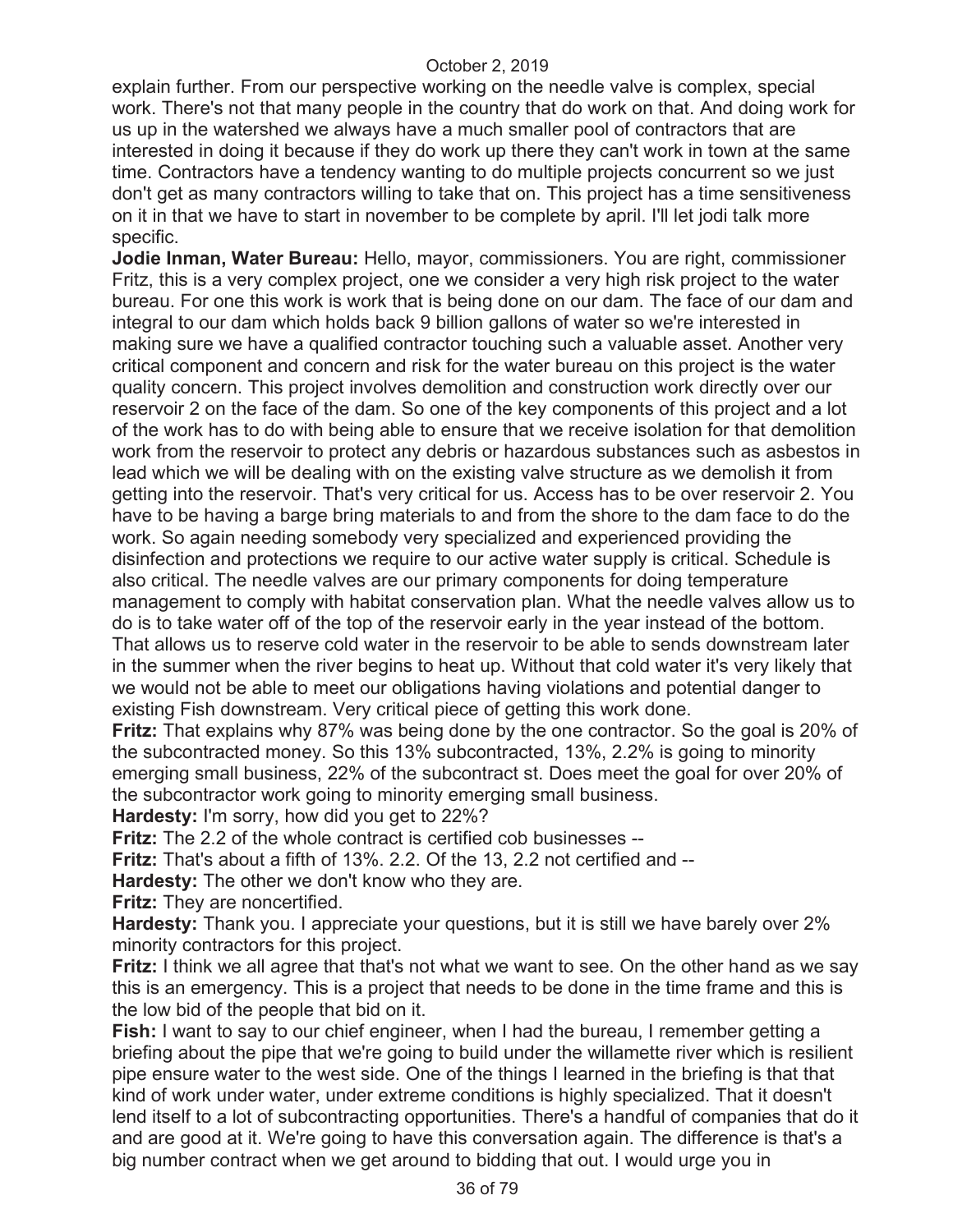explain further. From our perspective working on the needle valve is complex, special work. There's not that many people in the country that do work on that. And doing work for us up in the watershed we always have a much smaller pool of contractors that are interested in doing it because if they do work up there they can't work in town at the same time. Contractors have a tendency wanting to do multiple projects concurrent so we just don't get as many contractors willing to take that on. This project has a time sensitiveness on it in that we have to start in november to be complete by april. I'll let jodi talk more specific.

**Jodie Inman, Water Bureau:** Hello, mayor, commissioners. You are right, commissioner Fritz, this is a very complex project, one we consider a very high risk project to the water bureau. For one this work is work that is being done on our dam. The face of our dam and integral to our dam which holds back 9 billion gallons of water so we're interested in making sure we have a qualified contractor touching such a valuable asset. Another very critical component and concern and risk for the water bureau on this project is the water quality concern. This project involves demolition and construction work directly over our reservoir 2 on the face of the dam. So one of the key components of this project and a lot of the work has to do with being able to ensure that we receive isolation for that demolition work from the reservoir to protect any debris or hazardous substances such as asbestos in lead which we will be dealing with on the existing valve structure as we demolish it from getting into the reservoir. That's very critical for us. Access has to be over reservoir 2. You have to be having a barge bring materials to and from the shore to the dam face to do the work. So again needing somebody very specialized and experienced providing the disinfection and protections we require to our active water supply is critical. Schedule is also critical. The needle valves are our primary components for doing temperature management to comply with habitat conservation plan. What the needle valves allow us to do is to take water off of the top of the reservoir early in the year instead of the bottom. That allows us to reserve cold water in the reservoir to be able to sends downstream later in the summer when the river begins to heat up. Without that cold water it's very likely that we would not be able to meet our obligations having violations and potential danger to existing Fish downstream. Very critical piece of getting this work done.

**Fritz:** That explains why 87% was being done by the one contractor. So the goal is 20% of the subcontracted money. So this 13% subcontracted, 13%, 2.2% is going to minority emerging small business, 22% of the subcontract st. Does meet the goal for over 20% of the subcontractor work going to minority emerging small business.

**Hardesty:** I'm sorry, how did you get to 22%?

**Fritz:** The 2.2 of the whole contract is certified cob businesses --

**Fritz:** That's about a fifth of 13%. 2.2. Of the 13, 2.2 not certified and --

**Hardesty:** The other we don't know who they are.

**Fritz:** They are noncertified.

**Hardesty:** Thank you. I appreciate your questions, but it is still we have barely over 2% minority contractors for this project.

**Fritz:** I think we all agree that that's not what we want to see. On the other hand as we say this is an emergency. This is a project that needs to be done in the time frame and this is the low bid of the people that bid on it.

**Fish:** I want to say to our chief engineer, when I had the bureau, I remember getting a briefing about the pipe that we're going to build under the willamette river which is resilient pipe ensure water to the west side. One of the things I learned in the briefing is that that kind of work under water, under extreme conditions is highly specialized. That it doesn't lend itself to a lot of subcontracting opportunities. There's a handful of companies that do it and are good at it. We're going to have this conversation again. The difference is that's a big number contract when we get around to bidding that out. I would urge you in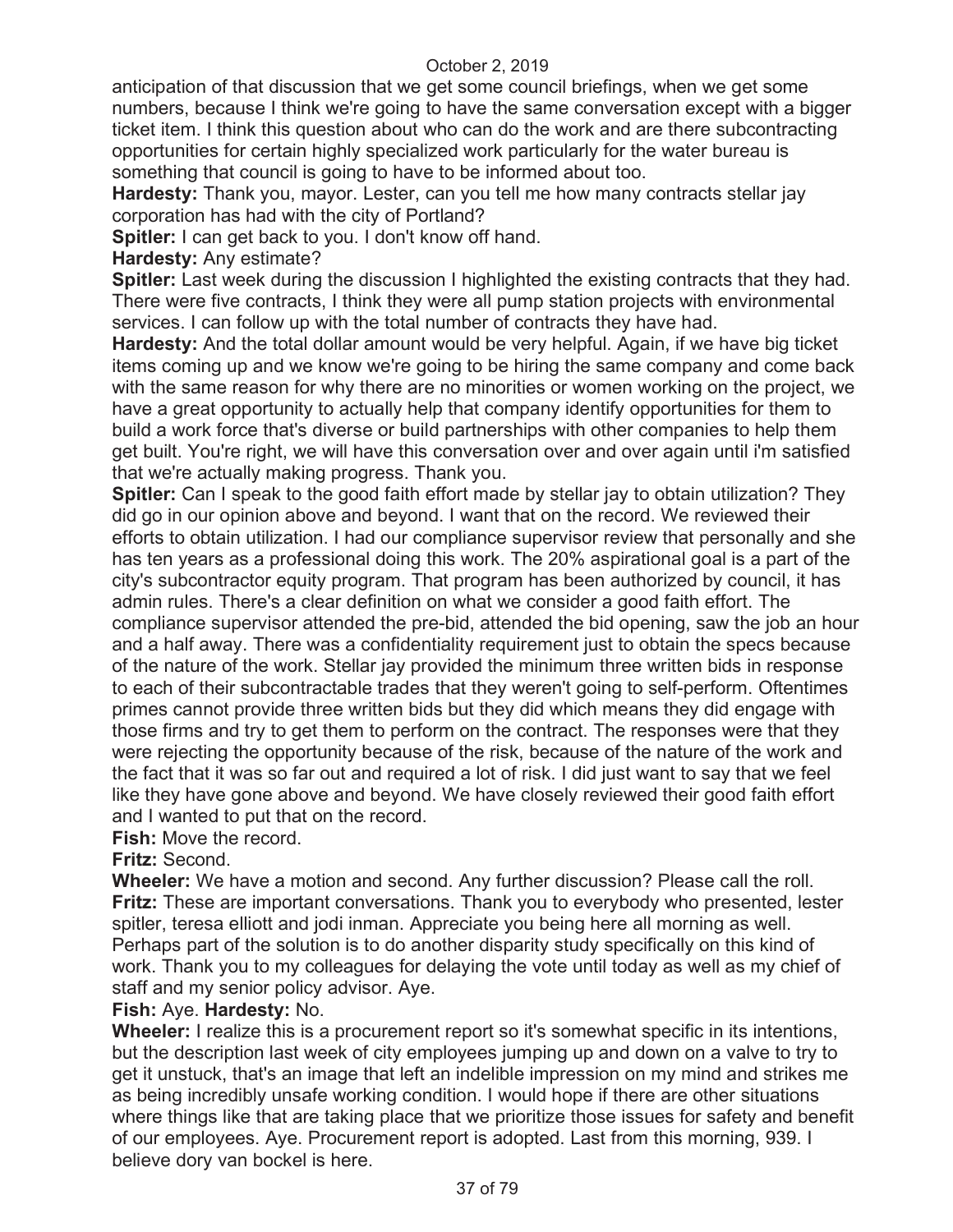anticipation of that discussion that we get some council briefings, when we get some numbers, because I think we're going to have the same conversation except with a bigger ticket item. I think this question about who can do the work and are there subcontracting opportunities for certain highly specialized work particularly for the water bureau is something that council is going to have to be informed about too.

**Hardesty:** Thank you, mayor. Lester, can you tell me how many contracts stellar jay corporation has had with the city of Portland?

**Spitler:** I can get back to you. I don't know off hand.

**Hardesty:** Any estimate?

**Spitler:** Last week during the discussion I highlighted the existing contracts that they had. There were five contracts, I think they were all pump station projects with environmental services. I can follow up with the total number of contracts they have had.

**Hardesty:** And the total dollar amount would be very helpful. Again, if we have big ticket items coming up and we know we're going to be hiring the same company and come back with the same reason for why there are no minorities or women working on the project, we have a great opportunity to actually help that company identify opportunities for them to build a work force that's diverse or build partnerships with other companies to help them get built. You're right, we will have this conversation over and over again until i'm satisfied that we're actually making progress. Thank you.

**Spitler:** Can I speak to the good faith effort made by stellar jay to obtain utilization? They did go in our opinion above and beyond. I want that on the record. We reviewed their efforts to obtain utilization. I had our compliance supervisor review that personally and she has ten years as a professional doing this work. The 20% aspirational goal is a part of the city's subcontractor equity program. That program has been authorized by council, it has admin rules. There's a clear definition on what we consider a good faith effort. The compliance supervisor attended the pre-bid, attended the bid opening, saw the job an hour and a half away. There was a confidentiality requirement just to obtain the specs because of the nature of the work. Stellar jay provided the minimum three written bids in response to each of their subcontractable trades that they weren't going to self-perform. Oftentimes primes cannot provide three written bids but they did which means they did engage with those firms and try to get them to perform on the contract. The responses were that they were rejecting the opportunity because of the risk, because of the nature of the work and the fact that it was so far out and required a lot of risk. I did just want to say that we feel like they have gone above and beyond. We have closely reviewed their good faith effort and I wanted to put that on the record.

**Fish:** Move the record.

**Fritz:** Second.

**Wheeler:** We have a motion and second. Any further discussion? Please call the roll.

**Fritz:** These are important conversations. Thank you to everybody who presented, lester spitler, teresa elliott and jodi inman. Appreciate you being here all morning as well. Perhaps part of the solution is to do another disparity study specifically on this kind of work. Thank you to my colleagues for delaying the vote until today as well as my chief of staff and my senior policy advisor. Aye.

**Fish:** Aye. **Hardesty:** No.

**Wheeler:** I realize this is a procurement report so it's somewhat specific in its intentions, but the description last week of city employees jumping up and down on a valve to try to get it unstuck, that's an image that left an indelible impression on my mind and strikes me as being incredibly unsafe working condition. I would hope if there are other situations where things like that are taking place that we prioritize those issues for safety and benefit of our employees. Aye. Procurement report is adopted. Last from this morning, 939. I believe dory van bockel is here.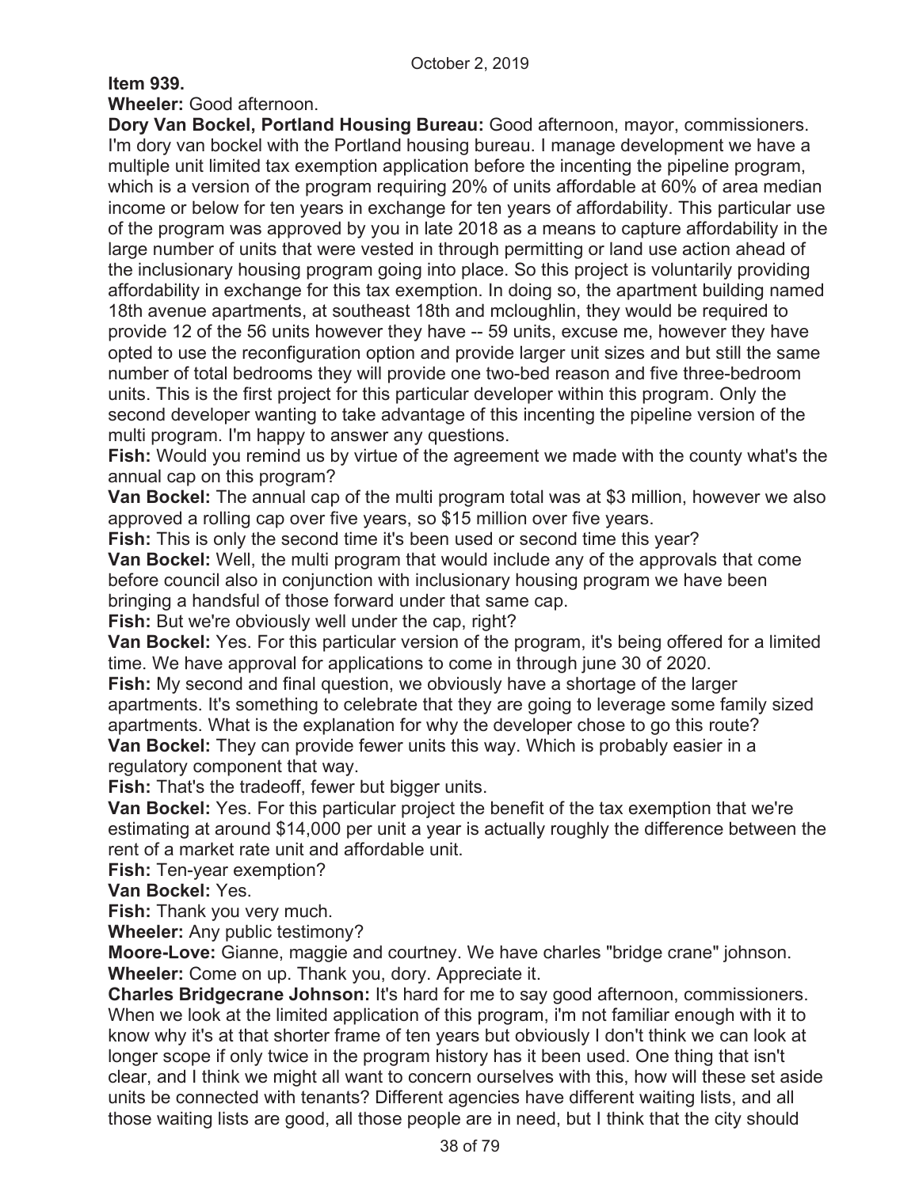**Item 939.**

**Wheeler:** Good afternoon.

**Dory Van Bockel, Portland Housing Bureau:** Good afternoon, mayor, commissioners. I'm dory van bockel with the Portland housing bureau. I manage development we have a multiple unit limited tax exemption application before the incenting the pipeline program, which is a version of the program requiring 20% of units affordable at 60% of area median income or below for ten years in exchange for ten years of affordability. This particular use of the program was approved by you in late 2018 as a means to capture affordability in the large number of units that were vested in through permitting or land use action ahead of the inclusionary housing program going into place. So this project is voluntarily providing affordability in exchange for this tax exemption. In doing so, the apartment building named 18th avenue apartments, at southeast 18th and mcloughlin, they would be required to provide 12 of the 56 units however they have -- 59 units, excuse me, however they have opted to use the reconfiguration option and provide larger unit sizes and but still the same number of total bedrooms they will provide one two-bed reason and five three-bedroom units. This is the first project for this particular developer within this program. Only the second developer wanting to take advantage of this incenting the pipeline version of the multi program. I'm happy to answer any questions.

**Fish:** Would you remind us by virtue of the agreement we made with the county what's the annual cap on this program?

**Van Bockel:** The annual cap of the multi program total was at $3 million, however we also approved a rolling cap over five years, so $15 million over five years.

**Fish:** This is only the second time it's been used or second time this year?

**Van Bockel:** Well, the multi program that would include any of the approvals that come before council also in conjunction with inclusionary housing program we have been bringing a handsful of those forward under that same cap.

**Fish:** But we're obviously well under the cap, right?

**Van Bockel:** Yes. For this particular version of the program, it's being offered for a limited time. We have approval for applications to come in through june 30 of 2020.

**Fish:** My second and final question, we obviously have a shortage of the larger apartments. It's something to celebrate that they are going to leverage some family sized apartments. What is the explanation for why the developer chose to go this route?

**Van Bockel:** They can provide fewer units this way. Which is probably easier in a regulatory component that way.

**Fish:** That's the tradeoff, fewer but bigger units.

**Van Bockel:** Yes. For this particular project the benefit of the tax exemption that we're estimating at around $14,000 per unit a year is actually roughly the difference between the rent of a market rate unit and affordable unit.

**Fish:** Ten-year exemption?

**Van Bockel:** Yes.

**Fish:** Thank you very much.

**Wheeler:** Any public testimony?

**Moore-Love:** Gianne, maggie and courtney. We have charles "bridge crane" johnson.

**Wheeler:** Come on up. Thank you, dory. Appreciate it.

**Charles Bridgecrane Johnson:** It's hard for me to say good afternoon, commissioners. When we look at the limited application of this program, i'm not familiar enough with it to know why it's at that shorter frame of ten years but obviously I don't think we can look at longer scope if only twice in the program history has it been used. One thing that isn't clear, and I think we might all want to concern ourselves with this, how will these set aside units be connected with tenants? Different agencies have different waiting lists, and all those waiting lists are good, all those people are in need, but I think that the city should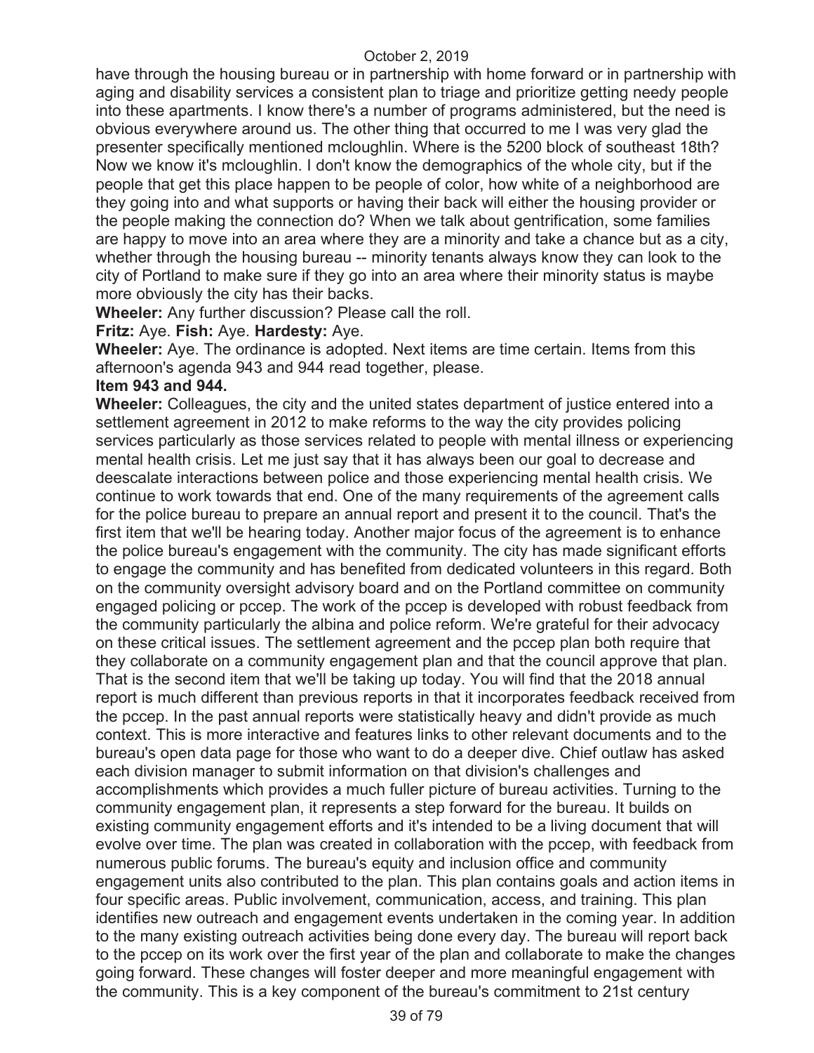have through the housing bureau or in partnership with home forward or in partnership with aging and disability services a consistent plan to triage and prioritize getting needy people into these apartments. I know there's a number of programs administered, but the need is obvious everywhere around us. The other thing that occurred to me I was very glad the presenter specifically mentioned mcloughlin. Where is the 5200 block of southeast 18th? Now we know it's mcloughlin. I don't know the demographics of the whole city, but if the people that get this place happen to be people of color, how white of a neighborhood are they going into and what supports or having their back will either the housing provider or the people making the connection do? When we talk about gentrification, some families are happy to move into an area where they are a minority and take a chance but as a city, whether through the housing bureau -- minority tenants always know they can look to the city of Portland to make sure if they go into an area where their minority status is maybe more obviously the city has their backs.

**Wheeler:** Any further discussion? Please call the roll.

**Fritz:** Aye. **Fish:** Aye. **Hardesty:** Aye.

**Wheeler:** Aye. The ordinance is adopted. Next items are time certain. Items from this afternoon's agenda 943 and 944 read together, please.

**Item 943 and 944.**

**Wheeler:** Colleagues, the city and the united states department of justice entered into a settlement agreement in 2012 to make reforms to the way the city provides policing services particularly as those services related to people with mental illness or experiencing mental health crisis. Let me just say that it has always been our goal to decrease and deescalate interactions between police and those experiencing mental health crisis. We continue to work towards that end. One of the many requirements of the agreement calls for the police bureau to prepare an annual report and present it to the council. That's the first item that we'll be hearing today. Another major focus of the agreement is to enhance the police bureau's engagement with the community. The city has made significant efforts to engage the community and has benefited from dedicated volunteers in this regard. Both on the community oversight advisory board and on the Portland committee on community engaged policing or pccep. The work of the pccep is developed with robust feedback from the community particularly the albina and police reform. We're grateful for their advocacy on these critical issues. The settlement agreement and the pccep plan both require that they collaborate on a community engagement plan and that the council approve that plan. That is the second item that we'll be taking up today. You will find that the 2018 annual report is much different than previous reports in that it incorporates feedback received from the pccep. In the past annual reports were statistically heavy and didn't provide as much context. This is more interactive and features links to other relevant documents and to the bureau's open data page for those who want to do a deeper dive. Chief outlaw has asked each division manager to submit information on that division's challenges and accomplishments which provides a much fuller picture of bureau activities. Turning to the community engagement plan, it represents a step forward for the bureau. It builds on existing community engagement efforts and it's intended to be a living document that will evolve over time. The plan was created in collaboration with the pccep, with feedback from numerous public forums. The bureau's equity and inclusion office and community engagement units also contributed to the plan. This plan contains goals and action items in four specific areas. Public involvement, communication, access, and training. This plan identifies new outreach and engagement events undertaken in the coming year. In addition to the many existing outreach activities being done every day. The bureau will report back to the pccep on its work over the first year of the plan and collaborate to make the changes going forward. These changes will foster deeper and more meaningful engagement with the community. This is a key component of the bureau's commitment to 21st century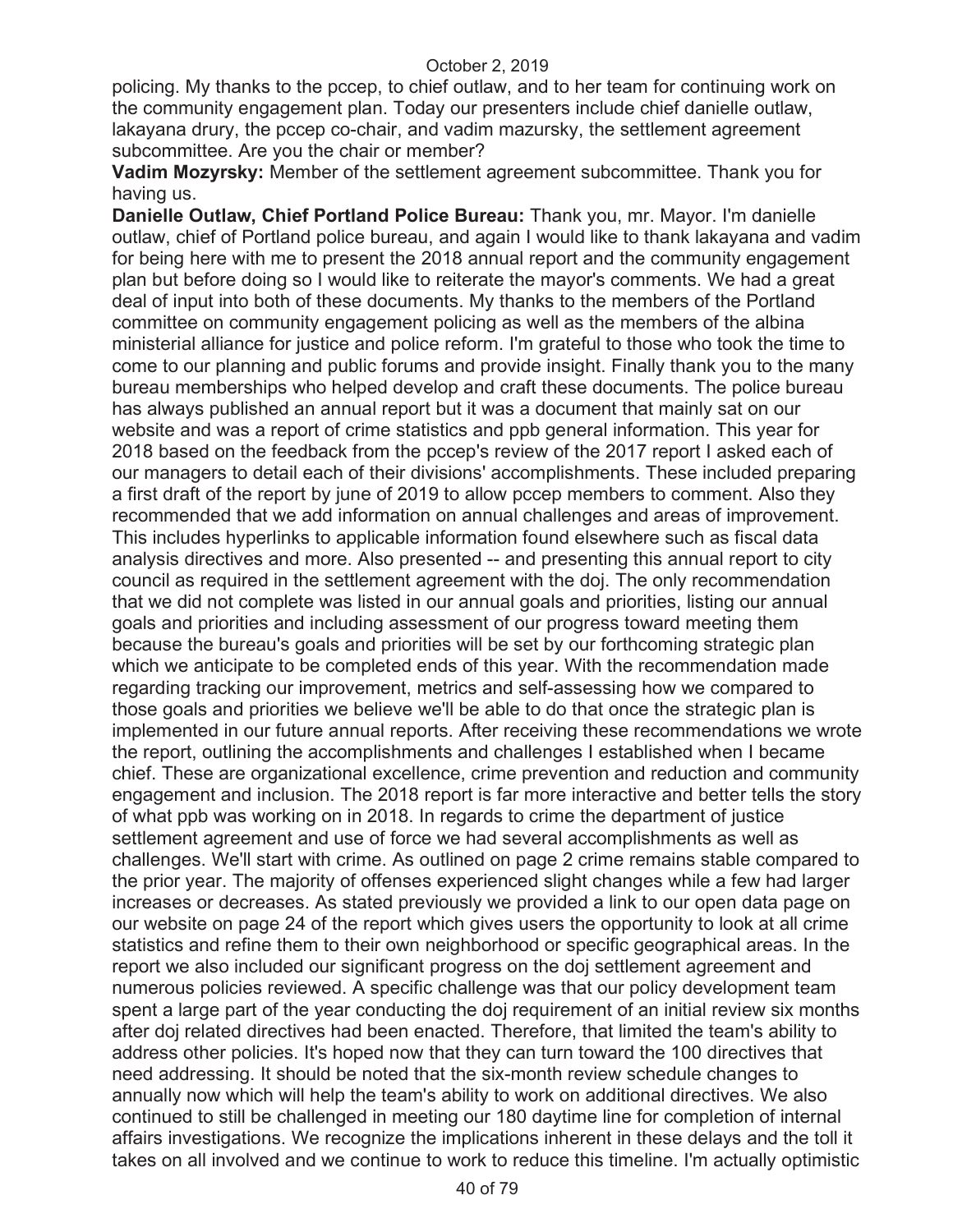policing. My thanks to the pccep, to chief outlaw, and to her team for continuing work on the community engagement plan. Today our presenters include chief danielle outlaw, lakayana drury, the pccep co-chair, and vadim mazursky, the settlement agreement subcommittee. Are you the chair or member?

**Vadim Mozyrsky:** Member of the settlement agreement subcommittee. Thank you for having us.

**Danielle Outlaw, Chief Portland Police Bureau:** Thank you, mr. Mayor. I'm danielle outlaw, chief of Portland police bureau, and again I would like to thank lakayana and vadim for being here with me to present the 2018 annual report and the community engagement plan but before doing so I would like to reiterate the mayor's comments. We had a great deal of input into both of these documents. My thanks to the members of the Portland committee on community engagement policing as well as the members of the albina ministerial alliance for justice and police reform. I'm grateful to those who took the time to come to our planning and public forums and provide insight. Finally thank you to the many bureau memberships who helped develop and craft these documents. The police bureau has always published an annual report but it was a document that mainly sat on our website and was a report of crime statistics and ppb general information. This year for 2018 based on the feedback from the pccep's review of the 2017 report I asked each of our managers to detail each of their divisions' accomplishments. These included preparing a first draft of the report by june of 2019 to allow pccep members to comment. Also they recommended that we add information on annual challenges and areas of improvement. This includes hyperlinks to applicable information found elsewhere such as fiscal data analysis directives and more. Also presented -- and presenting this annual report to city council as required in the settlement agreement with the doj. The only recommendation that we did not complete was listed in our annual goals and priorities, listing our annual goals and priorities and including assessment of our progress toward meeting them because the bureau's goals and priorities will be set by our forthcoming strategic plan which we anticipate to be completed ends of this year. With the recommendation made regarding tracking our improvement, metrics and self-assessing how we compared to those goals and priorities we believe we'll be able to do that once the strategic plan is implemented in our future annual reports. After receiving these recommendations we wrote the report, outlining the accomplishments and challenges I established when I became chief. These are organizational excellence, crime prevention and reduction and community engagement and inclusion. The 2018 report is far more interactive and better tells the story of what ppb was working on in 2018. In regards to crime the department of justice settlement agreement and use of force we had several accomplishments as well as challenges. We'll start with crime. As outlined on page 2 crime remains stable compared to the prior year. The majority of offenses experienced slight changes while a few had larger increases or decreases. As stated previously we provided a link to our open data page on our website on page 24 of the report which gives users the opportunity to look at all crime statistics and refine them to their own neighborhood or specific geographical areas. In the report we also included our significant progress on the doj settlement agreement and numerous policies reviewed. A specific challenge was that our policy development team spent a large part of the year conducting the doj requirement of an initial review six months after doj related directives had been enacted. Therefore, that limited the team's ability to address other policies. It's hoped now that they can turn toward the 100 directives that need addressing. It should be noted that the six-month review schedule changes to annually now which will help the team's ability to work on additional directives. We also continued to still be challenged in meeting our 180 daytime line for completion of internal affairs investigations. We recognize the implications inherent in these delays and the toll it takes on all involved and we continue to work to reduce this timeline. I'm actually optimistic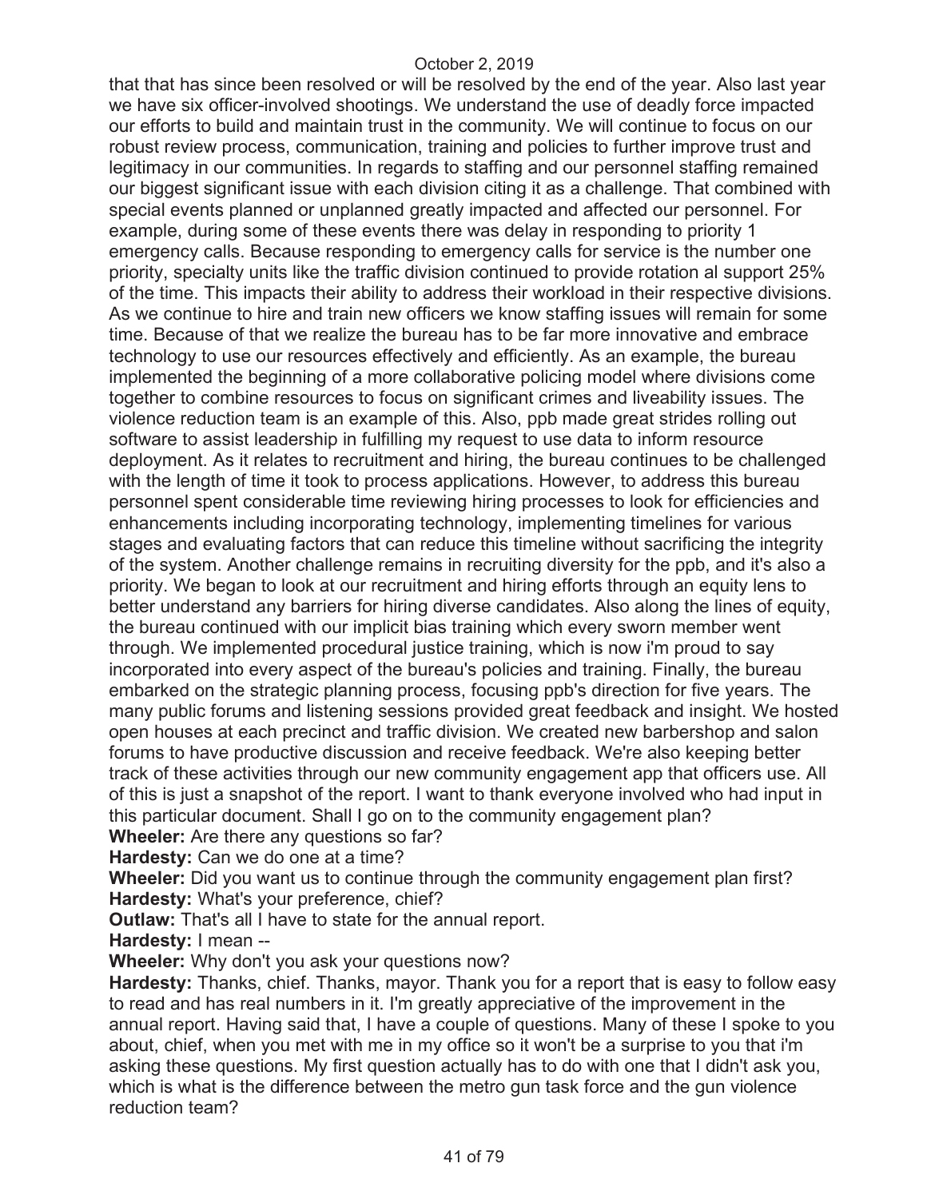that that has since been resolved or will be resolved by the end of the year. Also last year we have six officer-involved shootings. We understand the use of deadly force impacted our efforts to build and maintain trust in the community. We will continue to focus on our robust review process, communication, training and policies to further improve trust and legitimacy in our communities. In regards to staffing and our personnel staffing remained our biggest significant issue with each division citing it as a challenge. That combined with special events planned or unplanned greatly impacted and affected our personnel. For example, during some of these events there was delay in responding to priority 1 emergency calls. Because responding to emergency calls for service is the number one priority, specialty units like the traffic division continued to provide rotation al support 25% of the time. This impacts their ability to address their workload in their respective divisions. As we continue to hire and train new officers we know staffing issues will remain for some time. Because of that we realize the bureau has to be far more innovative and embrace technology to use our resources effectively and efficiently. As an example, the bureau implemented the beginning of a more collaborative policing model where divisions come together to combine resources to focus on significant crimes and liveability issues. The violence reduction team is an example of this. Also, ppb made great strides rolling out software to assist leadership in fulfilling my request to use data to inform resource deployment. As it relates to recruitment and hiring, the bureau continues to be challenged with the length of time it took to process applications. However, to address this bureau personnel spent considerable time reviewing hiring processes to look for efficiencies and enhancements including incorporating technology, implementing timelines for various stages and evaluating factors that can reduce this timeline without sacrificing the integrity of the system. Another challenge remains in recruiting diversity for the ppb, and it's also a priority. We began to look at our recruitment and hiring efforts through an equity lens to better understand any barriers for hiring diverse candidates. Also along the lines of equity, the bureau continued with our implicit bias training which every sworn member went through. We implemented procedural justice training, which is now i'm proud to say incorporated into every aspect of the bureau's policies and training. Finally, the bureau embarked on the strategic planning process, focusing ppb's direction for five years. The many public forums and listening sessions provided great feedback and insight. We hosted open houses at each precinct and traffic division. We created new barbershop and salon forums to have productive discussion and receive feedback. We're also keeping better track of these activities through our new community engagement app that officers use. All of this is just a snapshot of the report. I want to thank everyone involved who had input in this particular document. Shall I go on to the community engagement plan?

**Wheeler:** Are there any questions so far?

**Hardesty:** Can we do one at a time?

**Wheeler:** Did you want us to continue through the community engagement plan first?

**Hardesty:** What's your preference, chief?

**Outlaw:** That's all I have to state for the annual report.

**Hardesty:** I mean --

**Wheeler:** Why don't you ask your questions now?

**Hardesty:** Thanks, chief. Thanks, mayor. Thank you for a report that is easy to follow easy to read and has real numbers in it. I'm greatly appreciative of the improvement in the annual report. Having said that, I have a couple of questions. Many of these I spoke to you about, chief, when you met with me in my office so it won't be a surprise to you that i'm asking these questions. My first question actually has to do with one that I didn't ask you, which is what is the difference between the metro gun task force and the gun violence reduction team?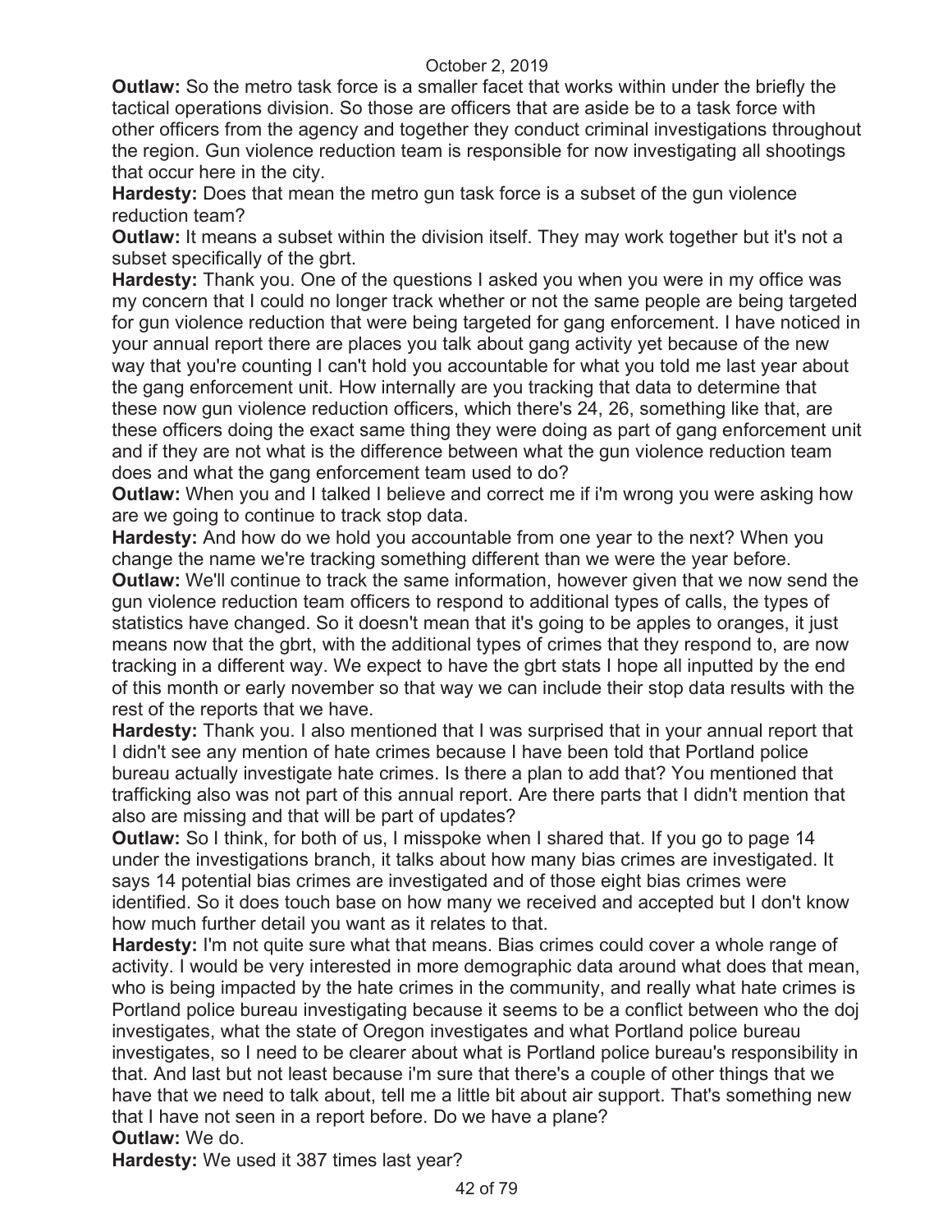**Outlaw:** So the metro task force is a smaller facet that works within under the briefly the tactical operations division. So those are officers that are aside be to a task force with other officers from the agency and together they conduct criminal investigations throughout the region. Gun violence reduction team is responsible for now investigating all shootings that occur here in the city.

**Hardesty:** Does that mean the metro gun task force is a subset of the gun violence reduction team?

**Outlaw:** It means a subset within the division itself. They may work together but it's not a subset specifically of the gbrt.

**Hardesty:** Thank you. One of the questions I asked you when you were in my office was my concern that I could no longer track whether or not the same people are being targeted for gun violence reduction that were being targeted for gang enforcement. I have noticed in your annual report there are places you talk about gang activity yet because of the new way that you're counting I can't hold you accountable for what you told me last year about the gang enforcement unit. How internally are you tracking that data to determine that these now gun violence reduction officers, which there's 24, 26, something like that, are these officers doing the exact same thing they were doing as part of gang enforcement unit and if they are not what is the difference between what the gun violence reduction team does and what the gang enforcement team used to do?

**Outlaw:** When you and I talked I believe and correct me if i'm wrong you were asking how are we going to continue to track stop data.

**Hardesty:** And how do we hold you accountable from one year to the next? When you change the name we're tracking something different than we were the year before.

**Outlaw:** We'll continue to track the same information, however given that we now send the gun violence reduction team officers to respond to additional types of calls, the types of statistics have changed. So it doesn't mean that it's going to be apples to oranges, it just means now that the gbrt, with the additional types of crimes that they respond to, are now tracking in a different way. We expect to have the gbrt stats I hope all inputted by the end of this month or early november so that way we can include their stop data results with the rest of the reports that we have.

**Hardesty:** Thank you. I also mentioned that I was surprised that in your annual report that I didn't see any mention of hate crimes because I have been told that Portland police bureau actually investigate hate crimes. Is there a plan to add that? You mentioned that trafficking also was not part of this annual report. Are there parts that I didn't mention that also are missing and that will be part of updates?

**Outlaw:** So I think, for both of us, I misspoke when I shared that. If you go to page 14 under the investigations branch, it talks about how many bias crimes are investigated. It says 14 potential bias crimes are investigated and of those eight bias crimes were identified. So it does touch base on how many we received and accepted but I don't know how much further detail you want as it relates to that.

**Hardesty:** I'm not quite sure what that means. Bias crimes could cover a whole range of activity. I would be very interested in more demographic data around what does that mean, who is being impacted by the hate crimes in the community, and really what hate crimes is Portland police bureau investigating because it seems to be a conflict between who the doj investigates, what the state of Oregon investigates and what Portland police bureau investigates, so I need to be clearer about what is Portland police bureau's responsibility in that. And last but not least because i'm sure that there's a couple of other things that we have that we need to talk about, tell me a little bit about air support. That's something new that I have not seen in a report before. Do we have a plane?

**Outlaw:** We do.

**Hardesty:** We used it 387 times last year?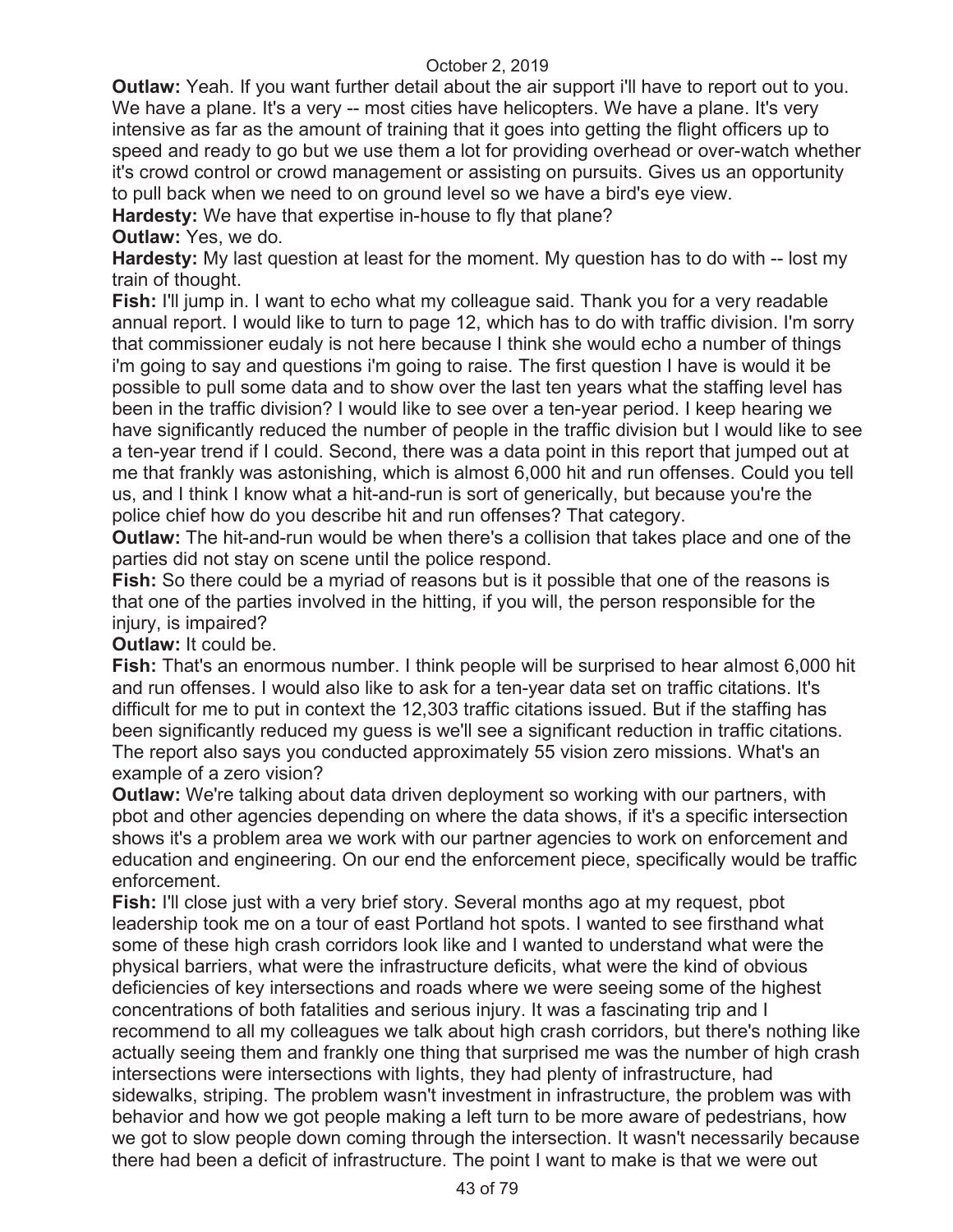**Outlaw:** Yeah. If you want further detail about the air support i'll have to report out to you. We have a plane. It's a very -- most cities have helicopters. We have a plane. It's very intensive as far as the amount of training that it goes into getting the flight officers up to speed and ready to go but we use them a lot for providing overhead or over-watch whether it's crowd control or crowd management or assisting on pursuits. Gives us an opportunity to pull back when we need to on ground level so we have a bird's eye view.

**Hardesty:** We have that expertise in-house to fly that plane?

**Outlaw:** Yes, we do.

**Hardesty:** My last question at least for the moment. My question has to do with -- lost my train of thought.

**Fish:** I'll jump in. I want to echo what my colleague said. Thank you for a very readable annual report. I would like to turn to page 12, which has to do with traffic division. I'm sorry that commissioner eudaly is not here because I think she would echo a number of things i'm going to say and questions i'm going to raise. The first question I have is would it be possible to pull some data and to show over the last ten years what the staffing level has been in the traffic division? I would like to see over a ten-year period. I keep hearing we have significantly reduced the number of people in the traffic division but I would like to see a ten-year trend if I could. Second, there was a data point in this report that jumped out at me that frankly was astonishing, which is almost 6,000 hit and run offenses. Could you tell us, and I think I know what a hit-and-run is sort of generically, but because you're the police chief how do you describe hit and run offenses? That category.

**Outlaw:** The hit-and-run would be when there's a collision that takes place and one of the parties did not stay on scene until the police respond.

**Fish:** So there could be a myriad of reasons but is it possible that one of the reasons is that one of the parties involved in the hitting, if you will, the person responsible for the injury, is impaired?

**Outlaw:** It could be.

**Fish:** That's an enormous number. I think people will be surprised to hear almost 6,000 hit and run offenses. I would also like to ask for a ten-year data set on traffic citations. It's difficult for me to put in context the 12,303 traffic citations issued. But if the staffing has been significantly reduced my guess is we'll see a significant reduction in traffic citations. The report also says you conducted approximately 55 vision zero missions. What's an example of a zero vision?

**Outlaw:** We're talking about data driven deployment so working with our partners, with pbot and other agencies depending on where the data shows, if it's a specific intersection shows it's a problem area we work with our partner agencies to work on enforcement and education and engineering. On our end the enforcement piece, specifically would be traffic enforcement.

**Fish:** I'll close just with a very brief story. Several months ago at my request, pbot leadership took me on a tour of east Portland hot spots. I wanted to see firsthand what some of these high crash corridors look like and I wanted to understand what were the physical barriers, what were the infrastructure deficits, what were the kind of obvious deficiencies of key intersections and roads where we were seeing some of the highest concentrations of both fatalities and serious injury. It was a fascinating trip and I recommend to all my colleagues we talk about high crash corridors, but there's nothing like actually seeing them and frankly one thing that surprised me was the number of high crash intersections were intersections with lights, they had plenty of infrastructure, had sidewalks, striping. The problem wasn't investment in infrastructure, the problem was with behavior and how we got people making a left turn to be more aware of pedestrians, how we got to slow people down coming through the intersection. It wasn't necessarily because there had been a deficit of infrastructure. The point I want to make is that we were out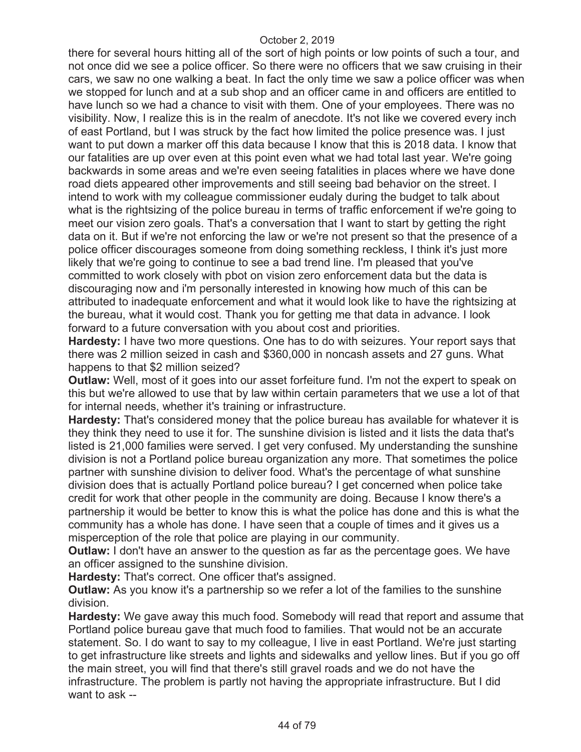there for several hours hitting all of the sort of high points or low points of such a tour, and not once did we see a police officer. So there were no officers that we saw cruising in their cars, we saw no one walking a beat. In fact the only time we saw a police officer was when we stopped for lunch and at a sub shop and an officer came in and officers are entitled to have lunch so we had a chance to visit with them. One of your employees. There was no visibility. Now, I realize this is in the realm of anecdote. It's not like we covered every inch of east Portland, but I was struck by the fact how limited the police presence was. I just want to put down a marker off this data because I know that this is 2018 data. I know that our fatalities are up over even at this point even what we had total last year. We're going backwards in some areas and we're even seeing fatalities in places where we have done road diets appeared other improvements and still seeing bad behavior on the street. I intend to work with my colleague commissioner eudaly during the budget to talk about what is the rightsizing of the police bureau in terms of traffic enforcement if we're going to meet our vision zero goals. That's a conversation that I want to start by getting the right data on it. But if we're not enforcing the law or we're not present so that the presence of a police officer discourages someone from doing something reckless, I think it's just more likely that we're going to continue to see a bad trend line. I'm pleased that you've committed to work closely with pbot on vision zero enforcement data but the data is discouraging now and i'm personally interested in knowing how much of this can be attributed to inadequate enforcement and what it would look like to have the rightsizing at the bureau, what it would cost. Thank you for getting me that data in advance. I look forward to a future conversation with you about cost and priorities.

**Hardesty:** I have two more questions. One has to do with seizures. Your report says that there was 2 million seized in cash and $360,000 in noncash assets and 27 guns. What happens to that $2 million seized?

**Outlaw:** Well, most of it goes into our asset forfeiture fund. I'm not the expert to speak on this but we're allowed to use that by law within certain parameters that we use a lot of that for internal needs, whether it's training or infrastructure.

**Hardesty:** That's considered money that the police bureau has available for whatever it is they think they need to use it for. The sunshine division is listed and it lists the data that's listed is 21,000 families were served. I get very confused. My understanding the sunshine division is not a Portland police bureau organization any more. That sometimes the police partner with sunshine division to deliver food. What's the percentage of what sunshine division does that is actually Portland police bureau? I get concerned when police take credit for work that other people in the community are doing. Because I know there's a partnership it would be better to know this is what the police has done and this is what the community has a whole has done. I have seen that a couple of times and it gives us a misperception of the role that police are playing in our community.

**Outlaw:** I don't have an answer to the question as far as the percentage goes. We have an officer assigned to the sunshine division.

**Hardesty:** That's correct. One officer that's assigned.

**Outlaw:** As you know it's a partnership so we refer a lot of the families to the sunshine division.

**Hardesty:** We gave away this much food. Somebody will read that report and assume that Portland police bureau gave that much food to families. That would not be an accurate statement. So. I do want to say to my colleague, I live in east Portland. We're just starting to get infrastructure like streets and lights and sidewalks and yellow lines. But if you go off the main street, you will find that there's still gravel roads and we do not have the infrastructure. The problem is partly not having the appropriate infrastructure. But I did want to ask --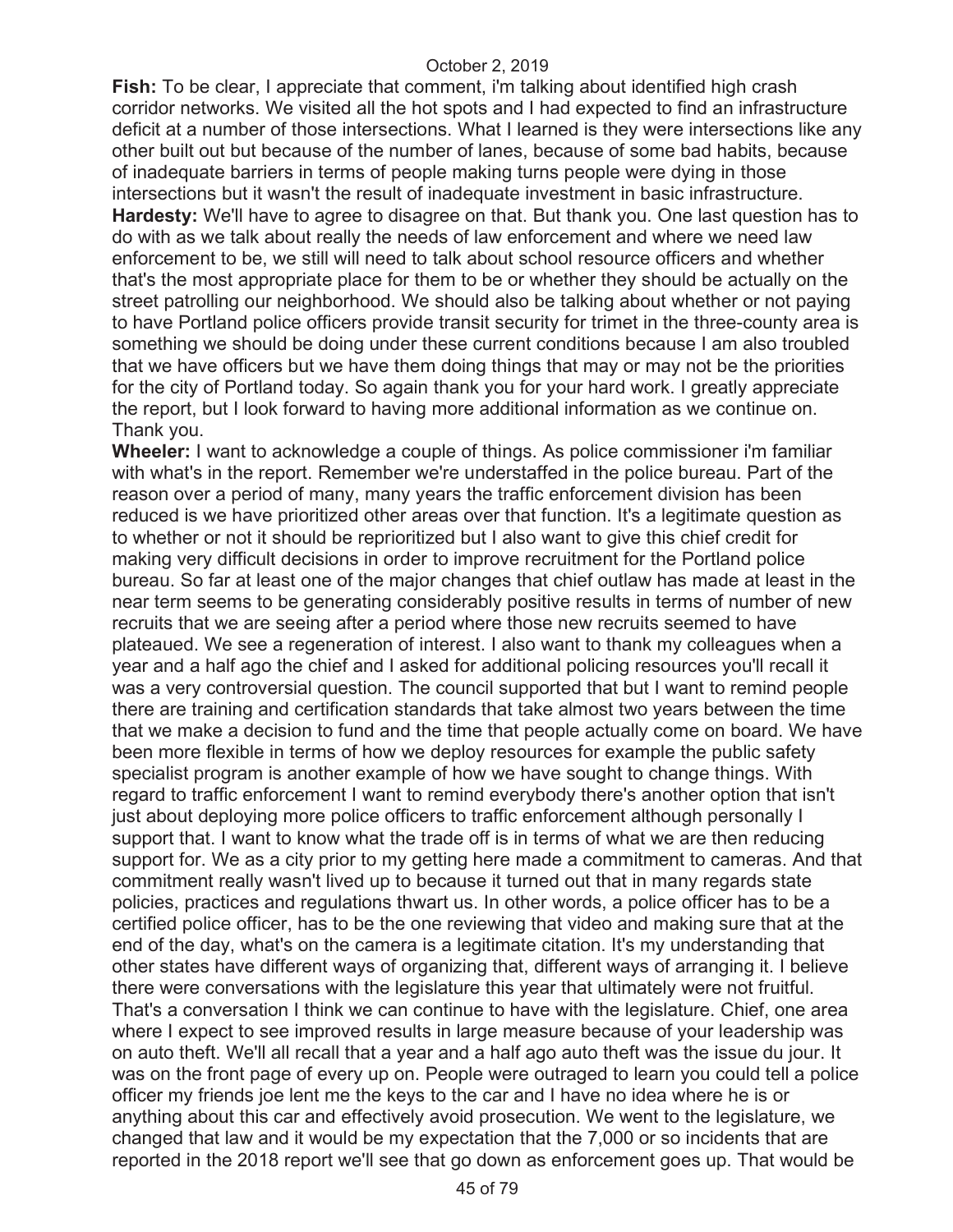**Fish:** To be clear, I appreciate that comment, i'm talking about identified high crash corridor networks. We visited all the hot spots and I had expected to find an infrastructure deficit at a number of those intersections. What I learned is they were intersections like any other built out but because of the number of lanes, because of some bad habits, because of inadequate barriers in terms of people making turns people were dying in those intersections but it wasn't the result of inadequate investment in basic infrastructure.

**Hardesty:** We'll have to agree to disagree on that. But thank you. One last question has to do with as we talk about really the needs of law enforcement and where we need law enforcement to be, we still will need to talk about school resource officers and whether that's the most appropriate place for them to be or whether they should be actually on the street patrolling our neighborhood. We should also be talking about whether or not paying to have Portland police officers provide transit security for trimet in the three-county area is something we should be doing under these current conditions because I am also troubled that we have officers but we have them doing things that may or may not be the priorities for the city of Portland today. So again thank you for your hard work. I greatly appreciate the report, but I look forward to having more additional information as we continue on. Thank you.

**Wheeler:** I want to acknowledge a couple of things. As police commissioner i'm familiar with what's in the report. Remember we're understaffed in the police bureau. Part of the reason over a period of many, many years the traffic enforcement division has been reduced is we have prioritized other areas over that function. It's a legitimate question as to whether or not it should be reprioritized but I also want to give this chief credit for making very difficult decisions in order to improve recruitment for the Portland police bureau. So far at least one of the major changes that chief outlaw has made at least in the near term seems to be generating considerably positive results in terms of number of new recruits that we are seeing after a period where those new recruits seemed to have plateaued. We see a regeneration of interest. I also want to thank my colleagues when a year and a half ago the chief and I asked for additional policing resources you'll recall it was a very controversial question. The council supported that but I want to remind people there are training and certification standards that take almost two years between the time that we make a decision to fund and the time that people actually come on board. We have been more flexible in terms of how we deploy resources for example the public safety specialist program is another example of how we have sought to change things. With regard to traffic enforcement I want to remind everybody there's another option that isn't just about deploying more police officers to traffic enforcement although personally I support that. I want to know what the trade off is in terms of what we are then reducing support for. We as a city prior to my getting here made a commitment to cameras. And that commitment really wasn't lived up to because it turned out that in many regards state policies, practices and regulations thwart us. In other words, a police officer has to be a certified police officer, has to be the one reviewing that video and making sure that at the end of the day, what's on the camera is a legitimate citation. It's my understanding that other states have different ways of organizing that, different ways of arranging it. I believe there were conversations with the legislature this year that ultimately were not fruitful. That's a conversation I think we can continue to have with the legislature. Chief, one area where I expect to see improved results in large measure because of your leadership was on auto theft. We'll all recall that a year and a half ago auto theft was the issue du jour. It was on the front page of every up on. People were outraged to learn you could tell a police officer my friends joe lent me the keys to the car and I have no idea where he is or anything about this car and effectively avoid prosecution. We went to the legislature, we changed that law and it would be my expectation that the 7,000 or so incidents that are reported in the 2018 report we'll see that go down as enforcement goes up. That would be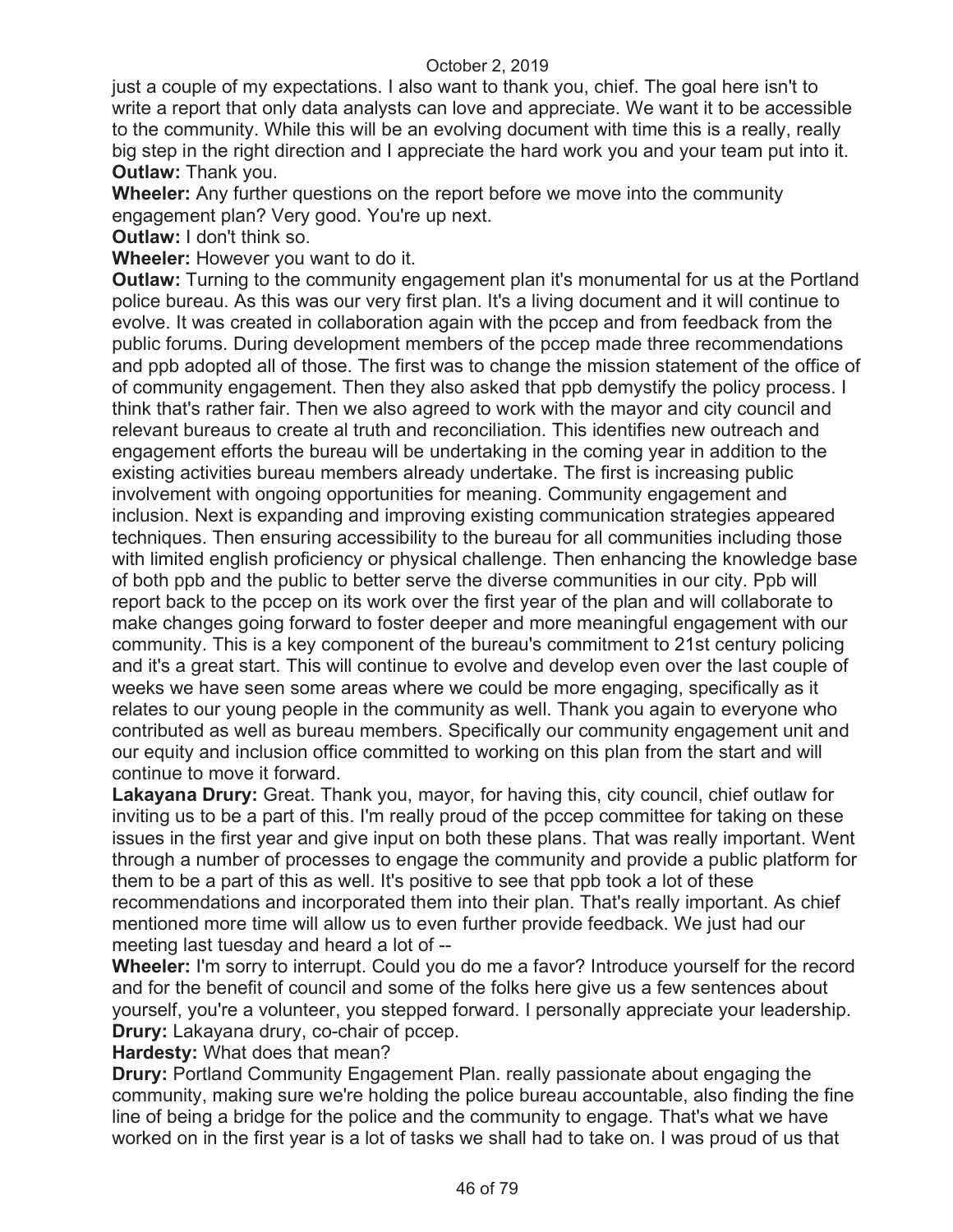just a couple of my expectations. I also want to thank you, chief. The goal here isn't to write a report that only data analysts can love and appreciate. We want it to be accessible to the community. While this will be an evolving document with time this is a really, really big step in the right direction and I appreciate the hard work you and your team put into it.

**Outlaw:** Thank you.

**Wheeler:** Any further questions on the report before we move into the community engagement plan? Very good. You're up next.

**Outlaw:** I don't think so.

**Wheeler:** However you want to do it.

**Outlaw:** Turning to the community engagement plan it's monumental for us at the Portland police bureau. As this was our very first plan. It's a living document and it will continue to evolve. It was created in collaboration again with the pccep and from feedback from the public forums. During development members of the pccep made three recommendations and ppb adopted all of those. The first was to change the mission statement of the office of of community engagement. Then they also asked that ppb demystify the policy process. I think that's rather fair. Then we also agreed to work with the mayor and city council and relevant bureaus to create al truth and reconciliation. This identifies new outreach and engagement efforts the bureau will be undertaking in the coming year in addition to the existing activities bureau members already undertake. The first is increasing public involvement with ongoing opportunities for meaning. Community engagement and inclusion. Next is expanding and improving existing communication strategies appeared techniques. Then ensuring accessibility to the bureau for all communities including those with limited english proficiency or physical challenge. Then enhancing the knowledge base of both ppb and the public to better serve the diverse communities in our city. Ppb will report back to the pccep on its work over the first year of the plan and will collaborate to make changes going forward to foster deeper and more meaningful engagement with our community. This is a key component of the bureau's commitment to 21st century policing and it's a great start. This will continue to evolve and develop even over the last couple of weeks we have seen some areas where we could be more engaging, specifically as it relates to our young people in the community as well. Thank you again to everyone who contributed as well as bureau members. Specifically our community engagement unit and our equity and inclusion office committed to working on this plan from the start and will continue to move it forward.

**Lakayana Drury:** Great. Thank you, mayor, for having this, city council, chief outlaw for inviting us to be a part of this. I'm really proud of the pccep committee for taking on these issues in the first year and give input on both these plans. That was really important. Went through a number of processes to engage the community and provide a public platform for them to be a part of this as well. It's positive to see that ppb took a lot of these recommendations and incorporated them into their plan. That's really important. As chief mentioned more time will allow us to even further provide feedback. We just had our meeting last tuesday and heard a lot of --

**Wheeler:** I'm sorry to interrupt. Could you do me a favor? Introduce yourself for the record and for the benefit of council and some of the folks here give us a few sentences about yourself, you're a volunteer, you stepped forward. I personally appreciate your leadership.

**Drury:** Lakayana drury, co-chair of pccep.

**Hardesty:** What does that mean?

**Drury:** Portland Community Engagement Plan. really passionate about engaging the community, making sure we're holding the police bureau accountable, also finding the fine line of being a bridge for the police and the community to engage. That's what we have worked on in the first year is a lot of tasks we shall had to take on. I was proud of us that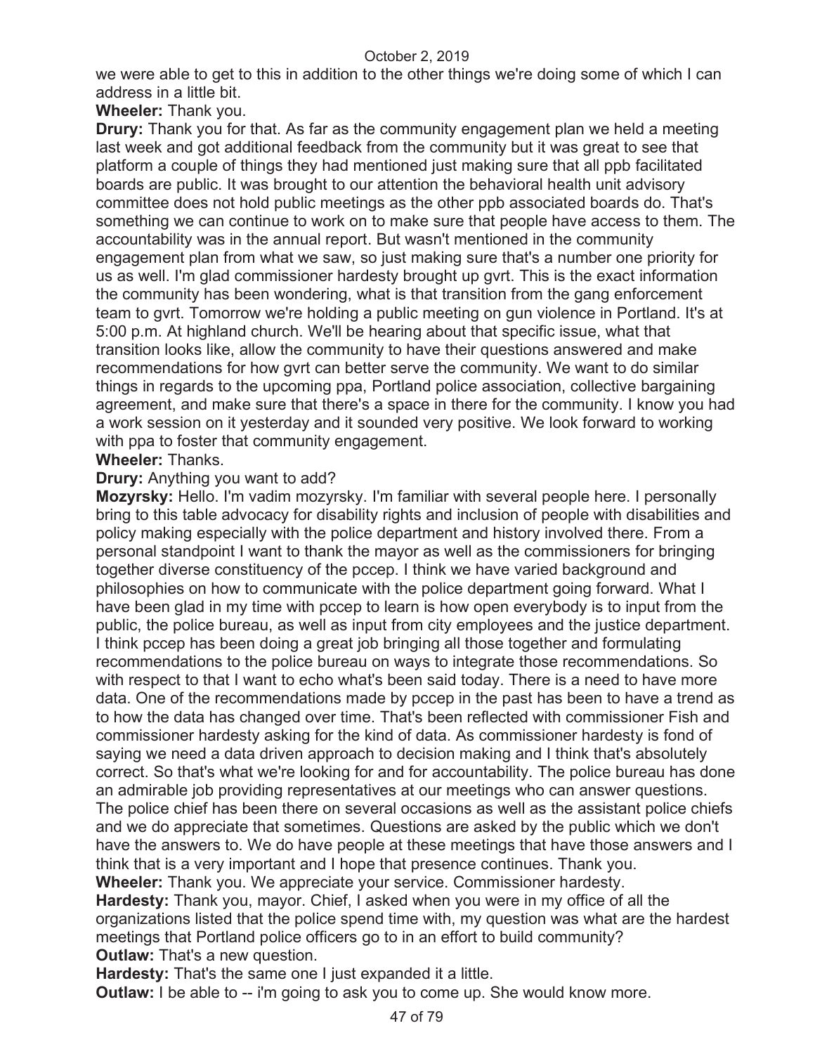we were able to get to this in addition to the other things we're doing some of which I can address in a little bit.

**Wheeler:** Thank you.

**Drury:** Thank you for that. As far as the community engagement plan we held a meeting last week and got additional feedback from the community but it was great to see that platform a couple of things they had mentioned just making sure that all ppb facilitated boards are public. It was brought to our attention the behavioral health unit advisory committee does not hold public meetings as the other ppb associated boards do. That's something we can continue to work on to make sure that people have access to them. The accountability was in the annual report. But wasn't mentioned in the community engagement plan from what we saw, so just making sure that's a number one priority for us as well. I'm glad commissioner hardesty brought up gvrt. This is the exact information the community has been wondering, what is that transition from the gang enforcement team to gvrt. Tomorrow we're holding a public meeting on gun violence in Portland. It's at 5:00 p.m. At highland church. We'll be hearing about that specific issue, what that transition looks like, allow the community to have their questions answered and make recommendations for how gvrt can better serve the community. We want to do similar things in regards to the upcoming ppa, Portland police association, collective bargaining agreement, and make sure that there's a space in there for the community. I know you had a work session on it yesterday and it sounded very positive. We look forward to working with ppa to foster that community engagement.

**Wheeler:** Thanks.

**Drury:** Anything you want to add?

**Mozyrsky:** Hello. I'm vadim mozyrsky. I'm familiar with several people here. I personally bring to this table advocacy for disability rights and inclusion of people with disabilities and policy making especially with the police department and history involved there. From a personal standpoint I want to thank the mayor as well as the commissioners for bringing together diverse constituency of the pccep. I think we have varied background and philosophies on how to communicate with the police department going forward. What I have been glad in my time with pccep to learn is how open everybody is to input from the public, the police bureau, as well as input from city employees and the justice department. I think pccep has been doing a great job bringing all those together and formulating recommendations to the police bureau on ways to integrate those recommendations. So with respect to that I want to echo what's been said today. There is a need to have more data. One of the recommendations made by pccep in the past has been to have a trend as to how the data has changed over time. That's been reflected with commissioner Fish and commissioner hardesty asking for the kind of data. As commissioner hardesty is fond of saying we need a data driven approach to decision making and I think that's absolutely correct. So that's what we're looking for and for accountability. The police bureau has done an admirable job providing representatives at our meetings who can answer questions. The police chief has been there on several occasions as well as the assistant police chiefs and we do appreciate that sometimes. Questions are asked by the public which we don't have the answers to. We do have people at these meetings that have those answers and I think that is a very important and I hope that presence continues. Thank you.

**Wheeler:** Thank you. We appreciate your service. Commissioner hardesty.

**Hardesty:** Thank you, mayor. Chief, I asked when you were in my office of all the organizations listed that the police spend time with, my question was what are the hardest meetings that Portland police officers go to in an effort to build community?

**Outlaw:** That's a new question.

**Hardesty:** That's the same one I just expanded it a little.

**Outlaw:** I be able to -- i'm going to ask you to come up. She would know more.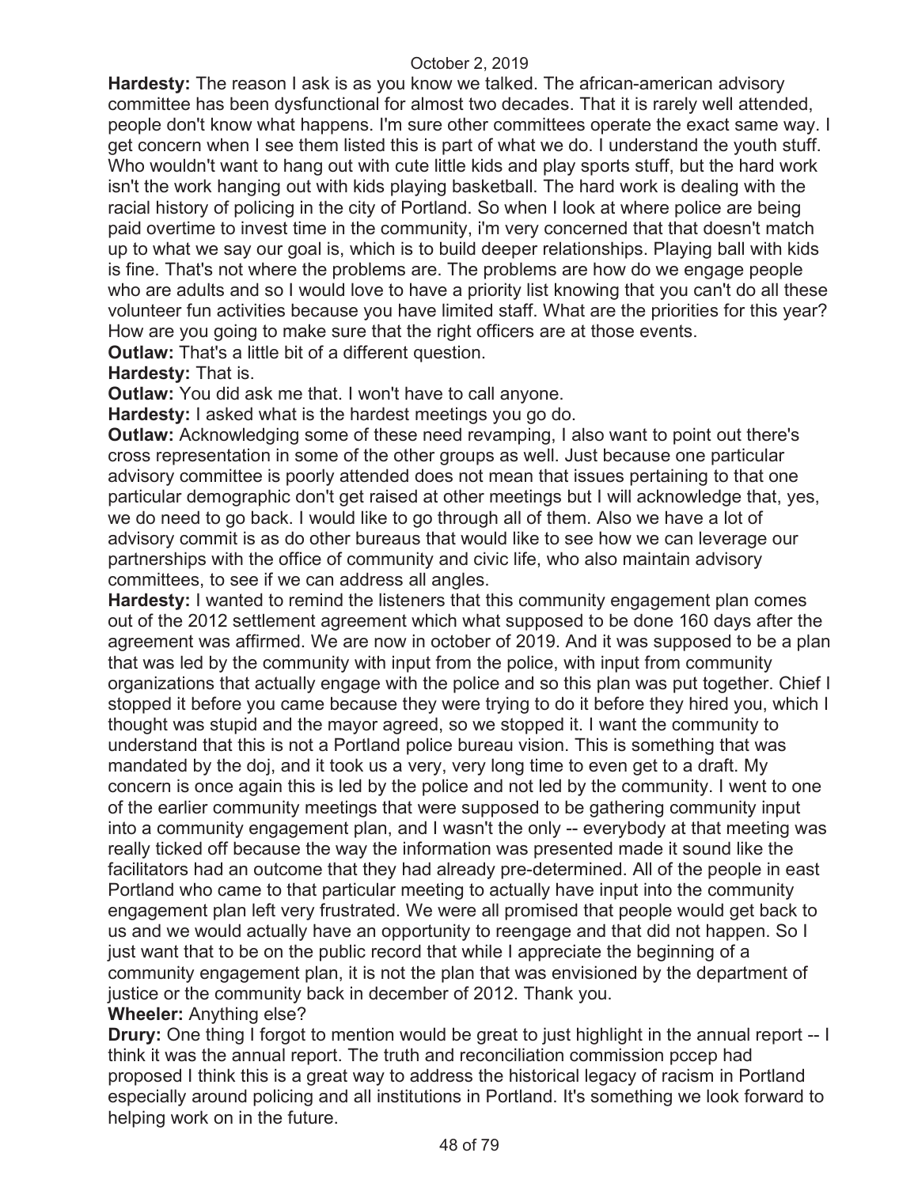**Hardesty:** The reason I ask is as you know we talked. The african-american advisory committee has been dysfunctional for almost two decades. That it is rarely well attended, people don't know what happens. I'm sure other committees operate the exact same way. I get concern when I see them listed this is part of what we do. I understand the youth stuff. Who wouldn't want to hang out with cute little kids and play sports stuff, but the hard work isn't the work hanging out with kids playing basketball. The hard work is dealing with the racial history of policing in the city of Portland. So when I look at where police are being paid overtime to invest time in the community, i'm very concerned that that doesn't match up to what we say our goal is, which is to build deeper relationships. Playing ball with kids is fine. That's not where the problems are. The problems are how do we engage people who are adults and so I would love to have a priority list knowing that you can't do all these volunteer fun activities because you have limited staff. What are the priorities for this year? How are you going to make sure that the right officers are at those events.

**Outlaw:** That's a little bit of a different question.

**Hardesty:** That is.

**Outlaw:** You did ask me that. I won't have to call anyone.

**Hardesty:** I asked what is the hardest meetings you go do.

**Outlaw:** Acknowledging some of these need revamping, I also want to point out there's cross representation in some of the other groups as well. Just because one particular advisory committee is poorly attended does not mean that issues pertaining to that one particular demographic don't get raised at other meetings but I will acknowledge that, yes, we do need to go back. I would like to go through all of them. Also we have a lot of advisory commit is as do other bureaus that would like to see how we can leverage our partnerships with the office of community and civic life, who also maintain advisory committees, to see if we can address all angles.

**Hardesty:** I wanted to remind the listeners that this community engagement plan comes out of the 2012 settlement agreement which what supposed to be done 160 days after the agreement was affirmed. We are now in october of 2019. And it was supposed to be a plan that was led by the community with input from the police, with input from community organizations that actually engage with the police and so this plan was put together. Chief I stopped it before you came because they were trying to do it before they hired you, which I thought was stupid and the mayor agreed, so we stopped it. I want the community to understand that this is not a Portland police bureau vision. This is something that was mandated by the doj, and it took us a very, very long time to even get to a draft. My concern is once again this is led by the police and not led by the community. I went to one of the earlier community meetings that were supposed to be gathering community input into a community engagement plan, and I wasn't the only -- everybody at that meeting was really ticked off because the way the information was presented made it sound like the facilitators had an outcome that they had already pre-determined. All of the people in east Portland who came to that particular meeting to actually have input into the community engagement plan left very frustrated. We were all promised that people would get back to us and we would actually have an opportunity to reengage and that did not happen. So I just want that to be on the public record that while I appreciate the beginning of a community engagement plan, it is not the plan that was envisioned by the department of justice or the community back in december of 2012. Thank you.

**Wheeler:** Anything else?

**Drury:** One thing I forgot to mention would be great to just highlight in the annual report -- I think it was the annual report. The truth and reconciliation commission pccep had proposed I think this is a great way to address the historical legacy of racism in Portland especially around policing and all institutions in Portland. It's something we look forward to helping work on in the future.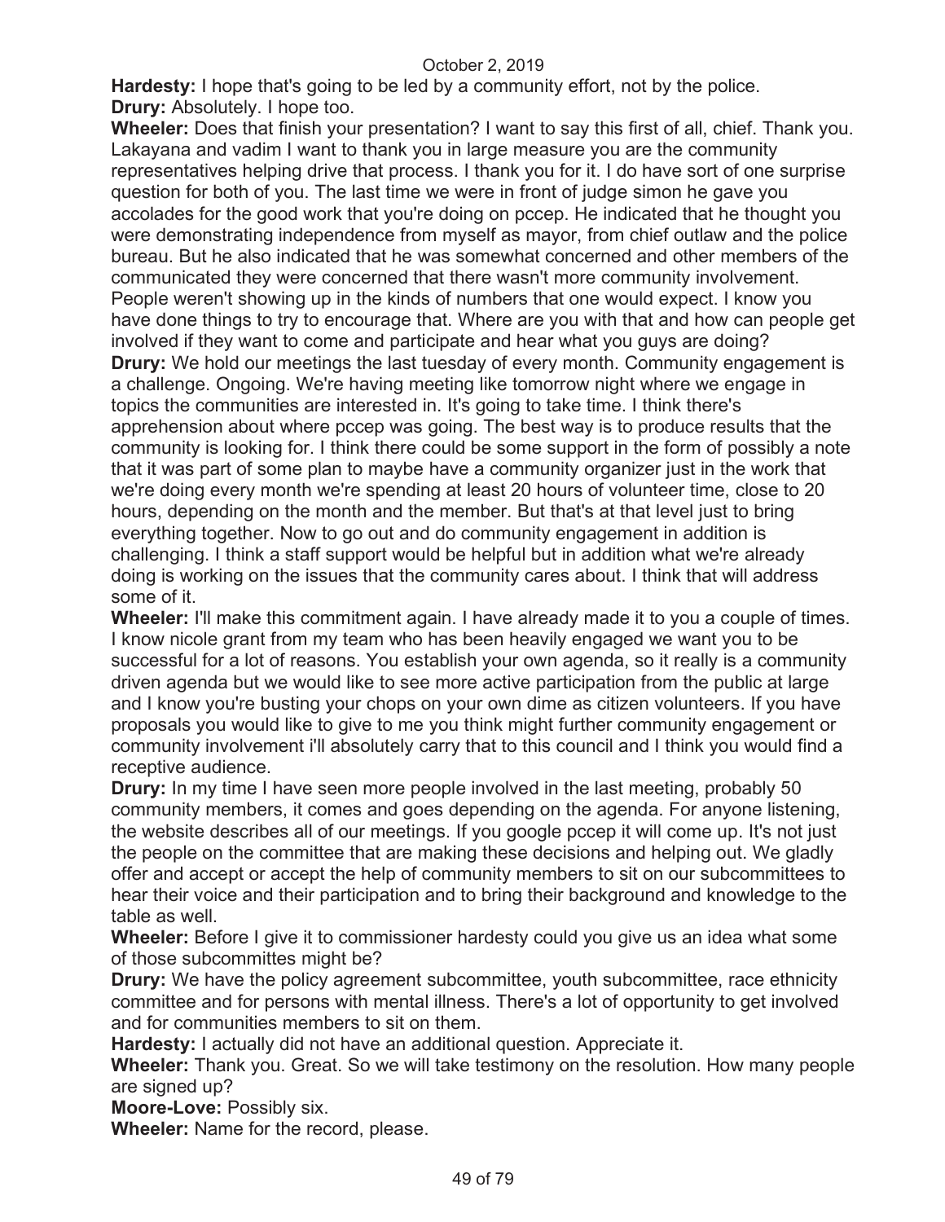**Hardesty:** I hope that's going to be led by a community effort, not by the police.
**Drury:** Absolutely. I hope too.
**Wheeler:** Does that finish your presentation? I want to say this first of all, chief. Thank you. Lakayana and vadim I want to thank you in large measure you are the community representatives helping drive that process. I thank you for it. I do have sort of one surprise question for both of you. The last time we were in front of judge simon he gave you accolades for the good work that you're doing on pccep. He indicated that he thought you were demonstrating independence from myself as mayor, from chief outlaw and the police bureau. But he also indicated that he was somewhat concerned and other members of the communicated they were concerned that there wasn't more community involvement. People weren't showing up in the kinds of numbers that one would expect. I know you have done things to try to encourage that. Where are you with that and how can people get involved if they want to come and participate and hear what you guys are doing?
**Drury:** We hold our meetings the last tuesday of every month. Community engagement is a challenge. Ongoing. We're having meeting like tomorrow night where we engage in topics the communities are interested in. It's going to take time. I think there's apprehension about where pccep was going. The best way is to produce results that the community is looking for. I think there could be some support in the form of possibly a note that it was part of some plan to maybe have a community organizer just in the work that we're doing every month we're spending at least 20 hours of volunteer time, close to 20 hours, depending on the month and the member. But that's at that level just to bring everything together. Now to go out and do community engagement in addition is challenging. I think a staff support would be helpful but in addition what we're already doing is working on the issues that the community cares about. I think that will address some of it.
**Wheeler:** I'll make this commitment again. I have already made it to you a couple of times. I know nicole grant from my team who has been heavily engaged we want you to be successful for a lot of reasons. You establish your own agenda, so it really is a community driven agenda but we would like to see more active participation from the public at large and I know you're busting your chops on your own dime as citizen volunteers. If you have proposals you would like to give to me you think might further community engagement or community involvement i'll absolutely carry that to this council and I think you would find a receptive audience.
**Drury:** In my time I have seen more people involved in the last meeting, probably 50 community members, it comes and goes depending on the agenda. For anyone listening, the website describes all of our meetings. If you google pccep it will come up. It's not just the people on the committee that are making these decisions and helping out. We gladly offer and accept or accept the help of community members to sit on our subcommittees to hear their voice and their participation and to bring their background and knowledge to the table as well.
**Wheeler:** Before I give it to commissioner hardesty could you give us an idea what some of those subcommittes might be?
**Drury:** We have the policy agreement subcommittee, youth subcommittee, race ethnicity committee and for persons with mental illness. There's a lot of opportunity to get involved and for communities members to sit on them.
**Hardesty:** I actually did not have an additional question. Appreciate it.
**Wheeler:** Thank you. Great. So we will take testimony on the resolution. How many people are signed up?
**Moore-Love:** Possibly six.
**Wheeler:** Name for the record, please.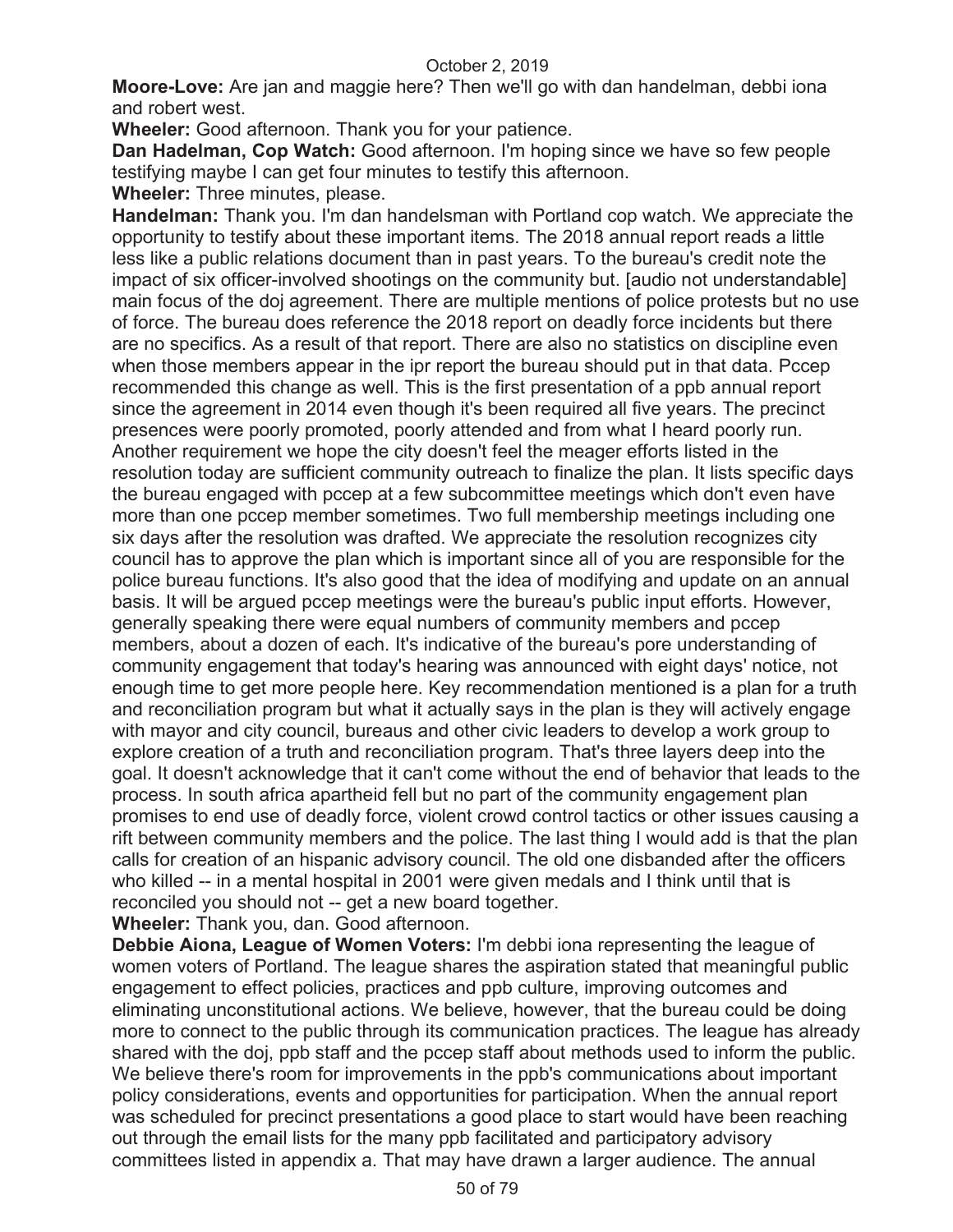**Moore-Love:** Are jan and maggie here? Then we'll go with dan handelman, debbi iona and robert west.

**Wheeler:** Good afternoon. Thank you for your patience.

**Dan Hadelman, Cop Watch:** Good afternoon. I'm hoping since we have so few people testifying maybe I can get four minutes to testify this afternoon.

**Wheeler:** Three minutes, please.

**Handelman:** Thank you. I'm dan handelsman with Portland cop watch. We appreciate the opportunity to testify about these important items. The 2018 annual report reads a little less like a public relations document than in past years. To the bureau's credit note the impact of six officer-involved shootings on the community but. [audio not understandable] main focus of the doj agreement. There are multiple mentions of police protests but no use of force. The bureau does reference the 2018 report on deadly force incidents but there are no specifics. As a result of that report. There are also no statistics on discipline even when those members appear in the ipr report the bureau should put in that data. Pccep recommended this change as well. This is the first presentation of a ppb annual report since the agreement in 2014 even though it's been required all five years. The precinct presences were poorly promoted, poorly attended and from what I heard poorly run. Another requirement we hope the city doesn't feel the meager efforts listed in the resolution today are sufficient community outreach to finalize the plan. It lists specific days the bureau engaged with pccep at a few subcommittee meetings which don't even have more than one pccep member sometimes. Two full membership meetings including one six days after the resolution was drafted. We appreciate the resolution recognizes city council has to approve the plan which is important since all of you are responsible for the police bureau functions. It's also good that the idea of modifying and update on an annual basis. It will be argued pccep meetings were the bureau's public input efforts. However, generally speaking there were equal numbers of community members and pccep members, about a dozen of each. It's indicative of the bureau's pore understanding of community engagement that today's hearing was announced with eight days' notice, not enough time to get more people here. Key recommendation mentioned is a plan for a truth and reconciliation program but what it actually says in the plan is they will actively engage with mayor and city council, bureaus and other civic leaders to develop a work group to explore creation of a truth and reconciliation program. That's three layers deep into the goal. It doesn't acknowledge that it can't come without the end of behavior that leads to the process. In south africa apartheid fell but no part of the community engagement plan promises to end use of deadly force, violent crowd control tactics or other issues causing a rift between community members and the police. The last thing I would add is that the plan calls for creation of an hispanic advisory council. The old one disbanded after the officers who killed -- in a mental hospital in 2001 were given medals and I think until that is reconciled you should not -- get a new board together.

**Wheeler:** Thank you, dan. Good afternoon.

**Debbie Aiona, League of Women Voters:** I'm debbi iona representing the league of women voters of Portland. The league shares the aspiration stated that meaningful public engagement to effect policies, practices and ppb culture, improving outcomes and eliminating unconstitutional actions. We believe, however, that the bureau could be doing more to connect to the public through its communication practices. The league has already shared with the doj, ppb staff and the pccep staff about methods used to inform the public. We believe there's room for improvements in the ppb's communications about important policy considerations, events and opportunities for participation. When the annual report was scheduled for precinct presentations a good place to start would have been reaching out through the email lists for the many ppb facilitated and participatory advisory committees listed in appendix a. That may have drawn a larger audience. The annual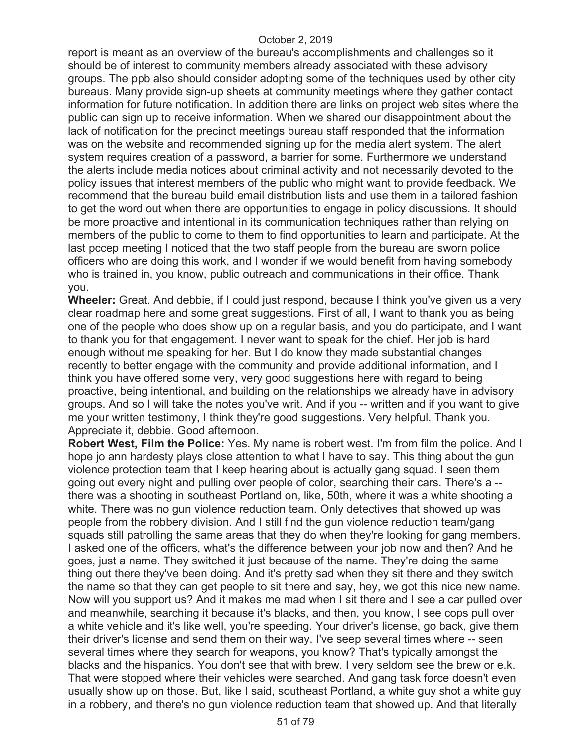report is meant as an overview of the bureau's accomplishments and challenges so it should be of interest to community members already associated with these advisory groups. The ppb also should consider adopting some of the techniques used by other city bureaus. Many provide sign-up sheets at community meetings where they gather contact information for future notification. In addition there are links on project web sites where the public can sign up to receive information. When we shared our disappointment about the lack of notification for the precinct meetings bureau staff responded that the information was on the website and recommended signing up for the media alert system. The alert system requires creation of a password, a barrier for some. Furthermore we understand the alerts include media notices about criminal activity and not necessarily devoted to the policy issues that interest members of the public who might want to provide feedback. We recommend that the bureau build email distribution lists and use them in a tailored fashion to get the word out when there are opportunities to engage in policy discussions. It should be more proactive and intentional in its communication techniques rather than relying on members of the public to come to them to find opportunities to learn and participate. At the last pccep meeting I noticed that the two staff people from the bureau are sworn police officers who are doing this work, and I wonder if we would benefit from having somebody who is trained in, you know, public outreach and communications in their office. Thank you.

**Wheeler:** Great. And debbie, if I could just respond, because I think you've given us a very clear roadmap here and some great suggestions. First of all, I want to thank you as being one of the people who does show up on a regular basis, and you do participate, and I want to thank you for that engagement. I never want to speak for the chief. Her job is hard enough without me speaking for her. But I do know they made substantial changes recently to better engage with the community and provide additional information, and I think you have offered some very, very good suggestions here with regard to being proactive, being intentional, and building on the relationships we already have in advisory groups. And so I will take the notes you've writ. And if you -- written and if you want to give me your written testimony, I think they're good suggestions. Very helpful. Thank you. Appreciate it, debbie. Good afternoon.

**Robert West, Film the Police:** Yes. My name is robert west. I'm from film the police. And I hope jo ann hardesty plays close attention to what I have to say. This thing about the gun violence protection team that I keep hearing about is actually gang squad. I seen them going out every night and pulling over people of color, searching their cars. There's a -- there was a shooting in southeast Portland on, like, 50th, where it was a white shooting a white. There was no gun violence reduction team. Only detectives that showed up was people from the robbery division. And I still find the gun violence reduction team/gang squads still patrolling the same areas that they do when they're looking for gang members. I asked one of the officers, what's the difference between your job now and then? And he goes, just a name. They switched it just because of the name. They're doing the same thing out there they've been doing. And it's pretty sad when they sit there and they switch the name so that they can get people to sit there and say, hey, we got this nice new name. Now will you support us? And it makes me mad when I sit there and I see a car pulled over and meanwhile, searching it because it's blacks, and then, you know, I see cops pull over a white vehicle and it's like well, you're speeding. Your driver's license, go back, give them their driver's license and send them on their way. I've seep several times where -- seen several times where they search for weapons, you know? That's typically amongst the blacks and the hispanics. You don't see that with brew. I very seldom see the brew or e.k. That were stopped where their vehicles were searched. And gang task force doesn't even usually show up on those. But, like I said, southeast Portland, a white guy shot a white guy in a robbery, and there's no gun violence reduction team that showed up. And that literally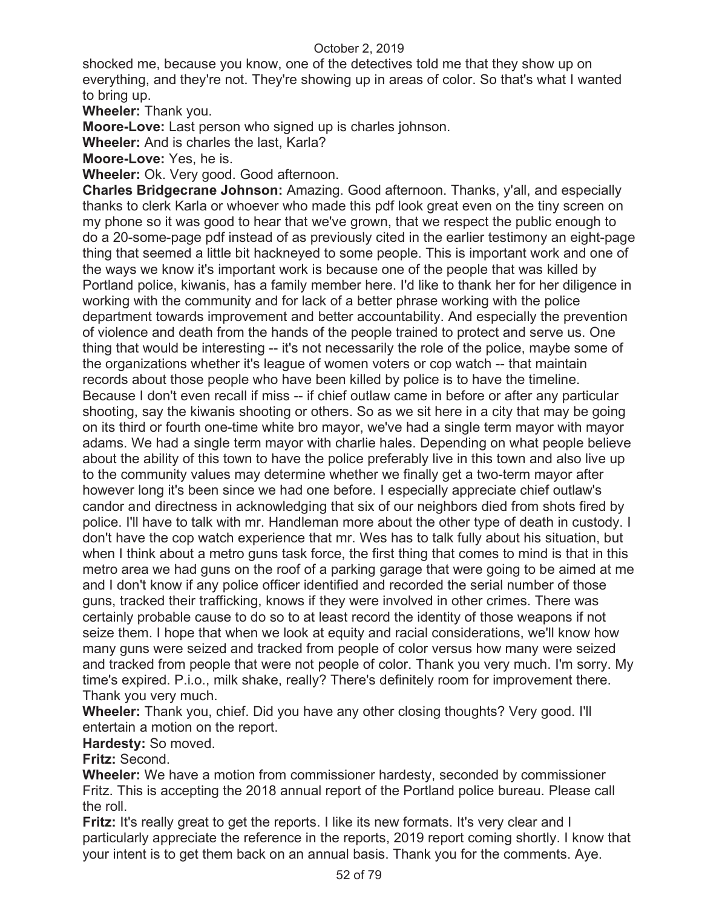shocked me, because you know, one of the detectives told me that they show up on everything, and they're not. They're showing up in areas of color. So that's what I wanted to bring up.

**Wheeler:** Thank you.

**Moore-Love:** Last person who signed up is charles johnson.

**Wheeler:** And is charles the last, Karla?

**Moore-Love:** Yes, he is.

**Wheeler:** Ok. Very good. Good afternoon.

**Charles Bridgecrane Johnson:** Amazing. Good afternoon. Thanks, y'all, and especially thanks to clerk Karla or whoever who made this pdf look great even on the tiny screen on my phone so it was good to hear that we've grown, that we respect the public enough to do a 20-some-page pdf instead of as previously cited in the earlier testimony an eight-page thing that seemed a little bit hackneyed to some people. This is important work and one of the ways we know it's important work is because one of the people that was killed by Portland police, kiwanis, has a family member here. I'd like to thank her for her diligence in working with the community and for lack of a better phrase working with the police department towards improvement and better accountability. And especially the prevention of violence and death from the hands of the people trained to protect and serve us. One thing that would be interesting -- it's not necessarily the role of the police, maybe some of the organizations whether it's league of women voters or cop watch -- that maintain records about those people who have been killed by police is to have the timeline. Because I don't even recall if miss -- if chief outlaw came in before or after any particular shooting, say the kiwanis shooting or others. So as we sit here in a city that may be going on its third or fourth one-time white bro mayor, we've had a single term mayor with mayor adams. We had a single term mayor with charlie hales. Depending on what people believe about the ability of this town to have the police preferably live in this town and also live up to the community values may determine whether we finally get a two-term mayor after however long it's been since we had one before. I especially appreciate chief outlaw's candor and directness in acknowledging that six of our neighbors died from shots fired by police. I'll have to talk with mr. Handleman more about the other type of death in custody. I don't have the cop watch experience that mr. Wes has to talk fully about his situation, but when I think about a metro guns task force, the first thing that comes to mind is that in this metro area we had guns on the roof of a parking garage that were going to be aimed at me and I don't know if any police officer identified and recorded the serial number of those guns, tracked their trafficking, knows if they were involved in other crimes. There was certainly probable cause to do so to at least record the identity of those weapons if not seize them. I hope that when we look at equity and racial considerations, we'll know how many guns were seized and tracked from people of color versus how many were seized and tracked from people that were not people of color. Thank you very much. I'm sorry. My time's expired. P.i.o., milk shake, really? There's definitely room for improvement there. Thank you very much.

**Wheeler:** Thank you, chief. Did you have any other closing thoughts? Very good. I'll entertain a motion on the report.

**Hardesty:** So moved.

**Fritz:** Second.

**Wheeler:** We have a motion from commissioner hardesty, seconded by commissioner Fritz. This is accepting the 2018 annual report of the Portland police bureau. Please call the roll.

**Fritz:** It's really great to get the reports. I like its new formats. It's very clear and I particularly appreciate the reference in the reports, 2019 report coming shortly. I know that your intent is to get them back on an annual basis. Thank you for the comments. Aye.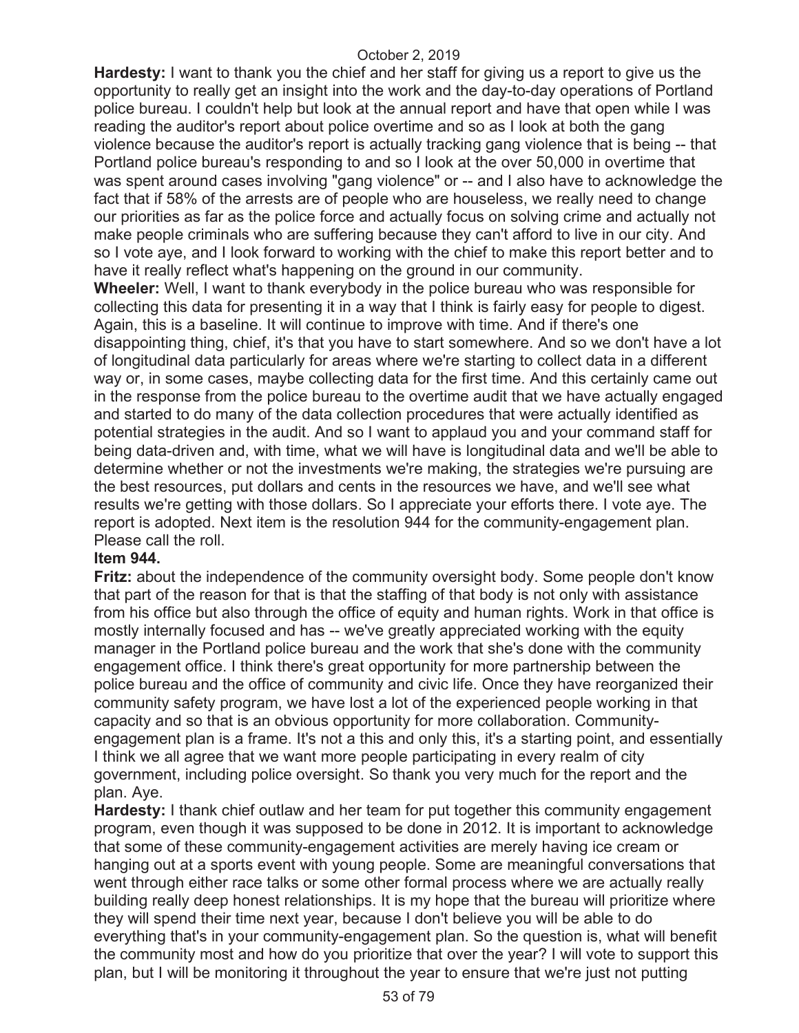**Hardesty:** I want to thank you the chief and her staff for giving us a report to give us the opportunity to really get an insight into the work and the day-to-day operations of Portland police bureau. I couldn't help but look at the annual report and have that open while I was reading the auditor's report about police overtime and so as I look at both the gang violence because the auditor's report is actually tracking gang violence that is being -- that Portland police bureau's responding to and so I look at the over 50,000 in overtime that was spent around cases involving "gang violence" or -- and I also have to acknowledge the fact that if 58% of the arrests are of people who are houseless, we really need to change our priorities as far as the police force and actually focus on solving crime and actually not make people criminals who are suffering because they can't afford to live in our city. And so I vote aye, and I look forward to working with the chief to make this report better and to have it really reflect what's happening on the ground in our community.

**Wheeler:** Well, I want to thank everybody in the police bureau who was responsible for collecting this data for presenting it in a way that I think is fairly easy for people to digest. Again, this is a baseline. It will continue to improve with time. And if there's one disappointing thing, chief, it's that you have to start somewhere. And so we don't have a lot of longitudinal data particularly for areas where we're starting to collect data in a different way or, in some cases, maybe collecting data for the first time. And this certainly came out in the response from the police bureau to the overtime audit that we have actually engaged and started to do many of the data collection procedures that were actually identified as potential strategies in the audit. And so I want to applaud you and your command staff for being data-driven and, with time, what we will have is longitudinal data and we'll be able to determine whether or not the investments we're making, the strategies we're pursuing are the best resources, put dollars and cents in the resources we have, and we'll see what results we're getting with those dollars. So I appreciate your efforts there. I vote aye. The report is adopted. Next item is the resolution 944 for the community-engagement plan. Please call the roll.

**Item 944.**

**Fritz:** about the independence of the community oversight body. Some people don't know that part of the reason for that is that the staffing of that body is not only with assistance from his office but also through the office of equity and human rights. Work in that office is mostly internally focused and has -- we've greatly appreciated working with the equity manager in the Portland police bureau and the work that she's done with the community engagement office. I think there's great opportunity for more partnership between the police bureau and the office of community and civic life. Once they have reorganized their community safety program, we have lost a lot of the experienced people working in that capacity and so that is an obvious opportunity for more collaboration. Community-engagement plan is a frame. It's not a this and only this, it's a starting point, and essentially I think we all agree that we want more people participating in every realm of city government, including police oversight. So thank you very much for the report and the plan. Aye.

**Hardesty:** I thank chief outlaw and her team for put together this community engagement program, even though it was supposed to be done in 2012. It is important to acknowledge that some of these community-engagement activities are merely having ice cream or hanging out at a sports event with young people. Some are meaningful conversations that went through either race talks or some other formal process where we are actually really building really deep honest relationships. It is my hope that the bureau will prioritize where they will spend their time next year, because I don't believe you will be able to do everything that's in your community-engagement plan. So the question is, what will benefit the community most and how do you prioritize that over the year? I will vote to support this plan, but I will be monitoring it throughout the year to ensure that we're just not putting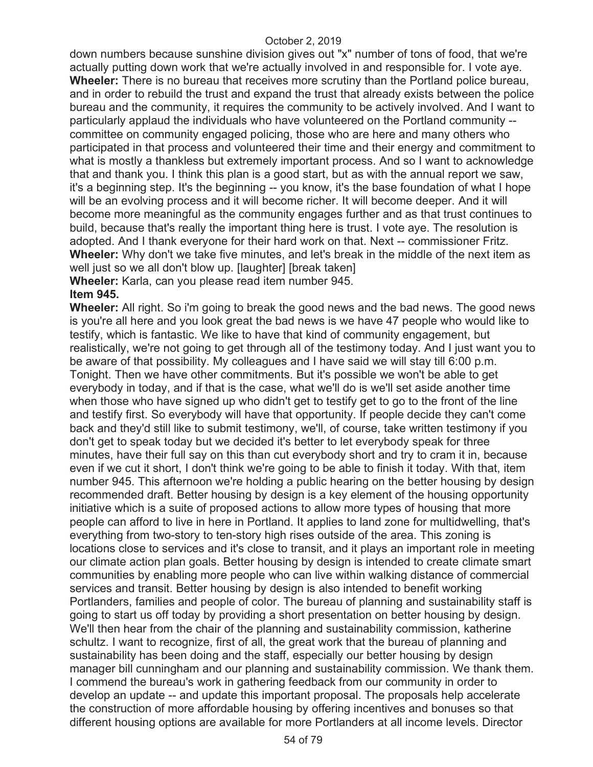down numbers because sunshine division gives out "x" number of tons of food, that we're actually putting down work that we're actually involved in and responsible for. I vote aye.

**Wheeler:** There is no bureau that receives more scrutiny than the Portland police bureau, and in order to rebuild the trust and expand the trust that already exists between the police bureau and the community, it requires the community to be actively involved. And I want to particularly applaud the individuals who have volunteered on the Portland community -- committee on community engaged policing, those who are here and many others who participated in that process and volunteered their time and their energy and commitment to what is mostly a thankless but extremely important process. And so I want to acknowledge that and thank you. I think this plan is a good start, but as with the annual report we saw, it's a beginning step. It's the beginning -- you know, it's the base foundation of what I hope will be an evolving process and it will become richer. It will become deeper. And it will become more meaningful as the community engages further and as that trust continues to build, because that's really the important thing here is trust. I vote aye. The resolution is adopted. And I thank everyone for their hard work on that. Next -- commissioner Fritz.

**Wheeler:** Why don't we take five minutes, and let's break in the middle of the next item as well just so we all don't blow up. [laughter] [break taken]

**Wheeler:** Karla, can you please read item number 945.

**Item 945.**

**Wheeler:** All right. So i'm going to break the good news and the bad news. The good news is you're all here and you look great the bad news is we have 47 people who would like to testify, which is fantastic. We like to have that kind of community engagement, but realistically, we're not going to get through all of the testimony today. And I just want you to be aware of that possibility. My colleagues and I have said we will stay till 6:00 p.m. Tonight. Then we have other commitments. But it's possible we won't be able to get everybody in today, and if that is the case, what we'll do is we'll set aside another time when those who have signed up who didn't get to testify get to go to the front of the line and testify first. So everybody will have that opportunity. If people decide they can't come back and they'd still like to submit testimony, we'll, of course, take written testimony if you don't get to speak today but we decided it's better to let everybody speak for three minutes, have their full say on this than cut everybody short and try to cram it in, because even if we cut it short, I don't think we're going to be able to finish it today. With that, item number 945. This afternoon we're holding a public hearing on the better housing by design recommended draft. Better housing by design is a key element of the housing opportunity initiative which is a suite of proposed actions to allow more types of housing that more people can afford to live in here in Portland. It applies to land zone for multidwelling, that's everything from two-story to ten-story high rises outside of the area. This zoning is locations close to services and it's close to transit, and it plays an important role in meeting our climate action plan goals. Better housing by design is intended to create climate smart communities by enabling more people who can live within walking distance of commercial services and transit. Better housing by design is also intended to benefit working Portlanders, families and people of color. The bureau of planning and sustainability staff is going to start us off today by providing a short presentation on better housing by design. We'll then hear from the chair of the planning and sustainability commission, katherine schultz. I want to recognize, first of all, the great work that the bureau of planning and sustainability has been doing and the staff, especially our better housing by design manager bill cunningham and our planning and sustainability commission. We thank them. I commend the bureau's work in gathering feedback from our community in order to develop an update -- and update this important proposal. The proposals help accelerate the construction of more affordable housing by offering incentives and bonuses so that different housing options are available for more Portlanders at all income levels. Director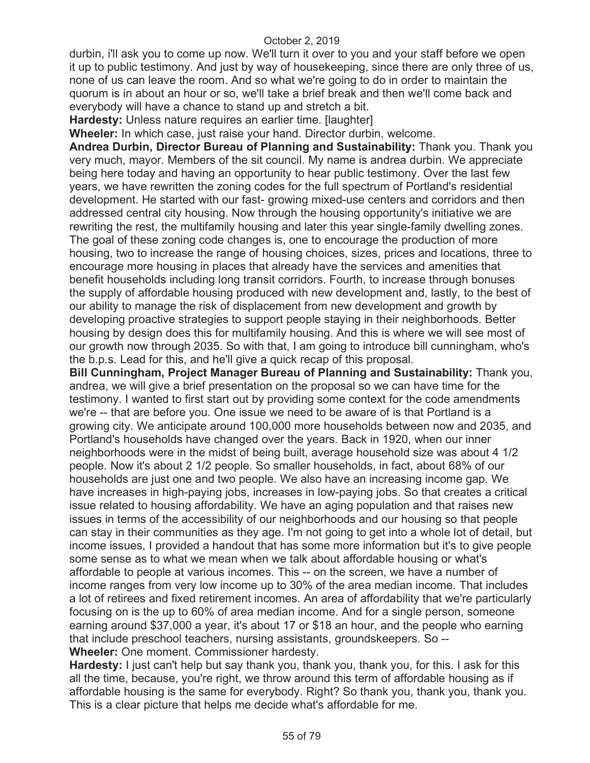durbin, i'll ask you to come up now. We'll turn it over to you and your staff before we open it up to public testimony. And just by way of housekeeping, since there are only three of us, none of us can leave the room. And so what we're going to do in order to maintain the quorum is in about an hour or so, we'll take a brief break and then we'll come back and everybody will have a chance to stand up and stretch a bit.

**Hardesty:** Unless nature requires an earlier time. [laughter]

**Wheeler:** In which case, just raise your hand. Director durbin, welcome.

**Andrea Durbin, Director Bureau of Planning and Sustainability:** Thank you. Thank you very much, mayor. Members of the sit council. My name is andrea durbin. We appreciate being here today and having an opportunity to hear public testimony. Over the last few years, we have rewritten the zoning codes for the full spectrum of Portland's residential development. He started with our fast- growing mixed-use centers and corridors and then addressed central city housing. Now through the housing opportunity's initiative we are rewriting the rest, the multifamily housing and later this year single-family dwelling zones. The goal of these zoning code changes is, one to encourage the production of more housing, two to increase the range of housing choices, sizes, prices and locations, three to encourage more housing in places that already have the services and amenities that benefit households including long transit corridors. Fourth, to increase through bonuses the supply of affordable housing produced with new development and, lastly, to the best of our ability to manage the risk of displacement from new development and growth by developing proactive strategies to support people staying in their neighborhoods. Better housing by design does this for multifamily housing. And this is where we will see most of our growth now through 2035. So with that, I am going to introduce bill cunningham, who's the b.p.s. Lead for this, and he'll give a quick recap of this proposal.

**Bill Cunningham, Project Manager Bureau of Planning and Sustainability:** Thank you, andrea, we will give a brief presentation on the proposal so we can have time for the testimony. I wanted to first start out by providing some context for the code amendments we're -- that are before you. One issue we need to be aware of is that Portland is a growing city. We anticipate around 100,000 more households between now and 2035, and Portland's households have changed over the years. Back in 1920, when our inner neighborhoods were in the midst of being built, average household size was about 4 1/2 people. Now it's about 2 1/2 people. So smaller households, in fact, about 68% of our households are just one and two people. We also have an increasing income gap. We have increases in high-paying jobs, increases in low-paying jobs. So that creates a critical issue related to housing affordability. We have an aging population and that raises new issues in terms of the accessibility of our neighborhoods and our housing so that people can stay in their communities as they age. I'm not going to get into a whole lot of detail, but income issues, I provided a handout that has some more information but it's to give people some sense as to what we mean when we talk about affordable housing or what's affordable to people at various incomes. This -- on the screen, we have a number of income ranges from very low income up to 30% of the area median income. That includes a lot of retirees and fixed retirement incomes. An area of affordability that we're particularly focusing on is the up to 60% of area median income. And for a single person, someone earning around $37,000 a year, it's about 17 or $18 an hour, and the people who earning that include preschool teachers, nursing assistants, groundskeepers. So --

**Wheeler:** One moment. Commissioner hardesty.

**Hardesty:** I just can't help but say thank you, thank you, thank you, for this. I ask for this all the time, because, you're right, we throw around this term of affordable housing as if affordable housing is the same for everybody. Right? So thank you, thank you, thank you. This is a clear picture that helps me decide what's affordable for me.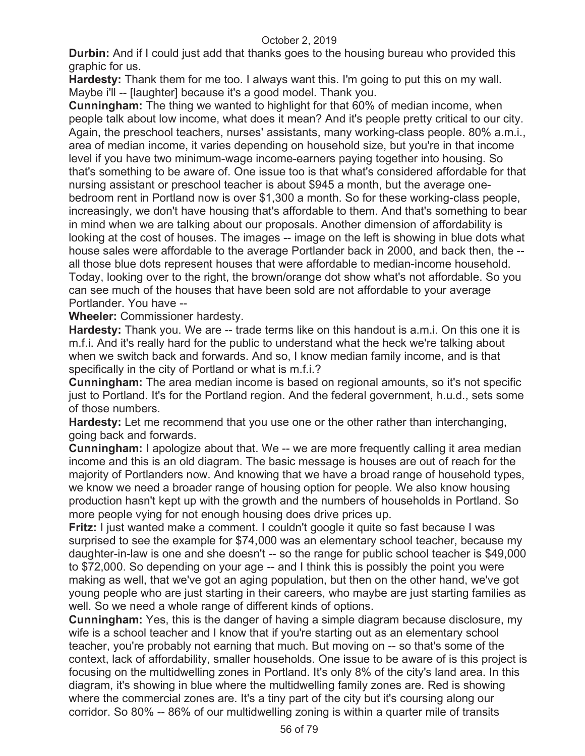**Durbin:** And if I could just add that thanks goes to the housing bureau who provided this graphic for us.

**Hardesty:** Thank them for me too. I always want this. I'm going to put this on my wall. Maybe i'll -- [laughter] because it's a good model. Thank you.

**Cunningham:** The thing we wanted to highlight for that 60% of median income, when people talk about low income, what does it mean? And it's people pretty critical to our city. Again, the preschool teachers, nurses' assistants, many working-class people. 80% a.m.i., area of median income, it varies depending on household size, but you're in that income level if you have two minimum-wage income-earners paying together into housing. So that's something to be aware of. One issue too is that what's considered affordable for that nursing assistant or preschool teacher is about $945 a month, but the average one-bedroom rent in Portland now is over $1,300 a month. So for these working-class people, increasingly, we don't have housing that's affordable to them. And that's something to bear in mind when we are talking about our proposals. Another dimension of affordability is looking at the cost of houses. The images -- image on the left is showing in blue dots what house sales were affordable to the average Portlander back in 2000, and back then, the -- all those blue dots represent houses that were affordable to median-income household. Today, looking over to the right, the brown/orange dot show what's not affordable. So you can see much of the houses that have been sold are not affordable to your average Portlander. You have --

**Wheeler:** Commissioner hardesty.

**Hardesty:** Thank you. We are -- trade terms like on this handout is a.m.i. On this one it is m.f.i. And it's really hard for the public to understand what the heck we're talking about when we switch back and forwards. And so, I know median family income, and is that specifically in the city of Portland or what is m.f.i.?

**Cunningham:** The area median income is based on regional amounts, so it's not specific just to Portland. It's for the Portland region. And the federal government, h.u.d., sets some of those numbers.

**Hardesty:** Let me recommend that you use one or the other rather than interchanging, going back and forwards.

**Cunningham:** I apologize about that. We -- we are more frequently calling it area median income and this is an old diagram. The basic message is houses are out of reach for the majority of Portlanders now. And knowing that we have a broad range of household types, we know we need a broader range of housing option for people. We also know housing production hasn't kept up with the growth and the numbers of households in Portland. So more people vying for not enough housing does drive prices up.

**Fritz:** I just wanted make a comment. I couldn't google it quite so fast because I was surprised to see the example for $74,000 was an elementary school teacher, because my daughter-in-law is one and she doesn't -- so the range for public school teacher is $49,000 to $72,000. So depending on your age -- and I think this is possibly the point you were making as well, that we've got an aging population, but then on the other hand, we've got young people who are just starting in their careers, who maybe are just starting families as well. So we need a whole range of different kinds of options.

**Cunningham:** Yes, this is the danger of having a simple diagram because disclosure, my wife is a school teacher and I know that if you're starting out as an elementary school teacher, you're probably not earning that much. But moving on -- so that's some of the context, lack of affordability, smaller households. One issue to be aware of is this project is focusing on the multidwelling zones in Portland. It's only 8% of the city's land area. In this diagram, it's showing in blue where the multidwelling family zones are. Red is showing where the commercial zones are. It's a tiny part of the city but it's coursing along our corridor. So 80% -- 86% of our multidwelling zoning is within a quarter mile of transits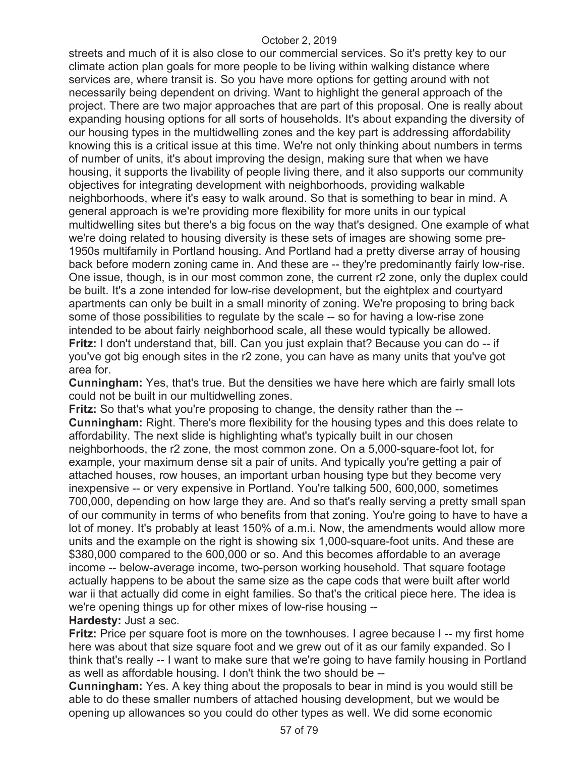streets and much of it is also close to our commercial services. So it's pretty key to our climate action plan goals for more people to be living within walking distance where services are, where transit is. So you have more options for getting around with not necessarily being dependent on driving. Want to highlight the general approach of the project. There are two major approaches that are part of this proposal. One is really about expanding housing options for all sorts of households. It's about expanding the diversity of our housing types in the multidwelling zones and the key part is addressing affordability knowing this is a critical issue at this time. We're not only thinking about numbers in terms of number of units, it's about improving the design, making sure that when we have housing, it supports the livability of people living there, and it also supports our community objectives for integrating development with neighborhoods, providing walkable neighborhoods, where it's easy to walk around. So that is something to bear in mind. A general approach is we're providing more flexibility for more units in our typical multidwelling sites but there's a big focus on the way that's designed. One example of what we're doing related to housing diversity is these sets of images are showing some pre-1950s multifamily in Portland housing. And Portland had a pretty diverse array of housing back before modern zoning came in. And these are -- they're predominantly fairly low-rise. One issue, though, is in our most common zone, the current r2 zone, only the duplex could be built. It's a zone intended for low-rise development, but the eightplex and courtyard apartments can only be built in a small minority of zoning. We're proposing to bring back some of those possibilities to regulate by the scale -- so for having a low-rise zone intended to be about fairly neighborhood scale, all these would typically be allowed.

**Fritz:** I don't understand that, bill. Can you just explain that? Because you can do -- if you've got big enough sites in the r2 zone, you can have as many units that you've got area for.

**Cunningham:** Yes, that's true. But the densities we have here which are fairly small lots could not be built in our multidwelling zones.

**Fritz:** So that's what you're proposing to change, the density rather than the --

**Cunningham:** Right. There's more flexibility for the housing types and this does relate to affordability. The next slide is highlighting what's typically built in our chosen neighborhoods, the r2 zone, the most common zone. On a 5,000-square-foot lot, for example, your maximum dense sit a pair of units. And typically you're getting a pair of attached houses, row houses, an important urban housing type but they become very inexpensive -- or very expensive in Portland. You're talking 500, 600,000, sometimes 700,000, depending on how large they are. And so that's really serving a pretty small span of our community in terms of who benefits from that zoning. You're going to have to have a lot of money. It's probably at least 150% of a.m.i. Now, the amendments would allow more units and the example on the right is showing six 1,000-square-foot units. And these are $380,000 compared to the 600,000 or so. And this becomes affordable to an average income -- below-average income, two-person working household. That square footage actually happens to be about the same size as the cape cods that were built after world war ii that actually did come in eight families. So that's the critical piece here. The idea is we're opening things up for other mixes of low-rise housing --

**Hardesty:** Just a sec.

**Fritz:** Price per square foot is more on the townhouses. I agree because I -- my first home here was about that size square foot and we grew out of it as our family expanded. So I think that's really -- I want to make sure that we're going to have family housing in Portland as well as affordable housing. I don't think the two should be --

**Cunningham:** Yes. A key thing about the proposals to bear in mind is you would still be able to do these smaller numbers of attached housing development, but we would be opening up allowances so you could do other types as well. We did some economic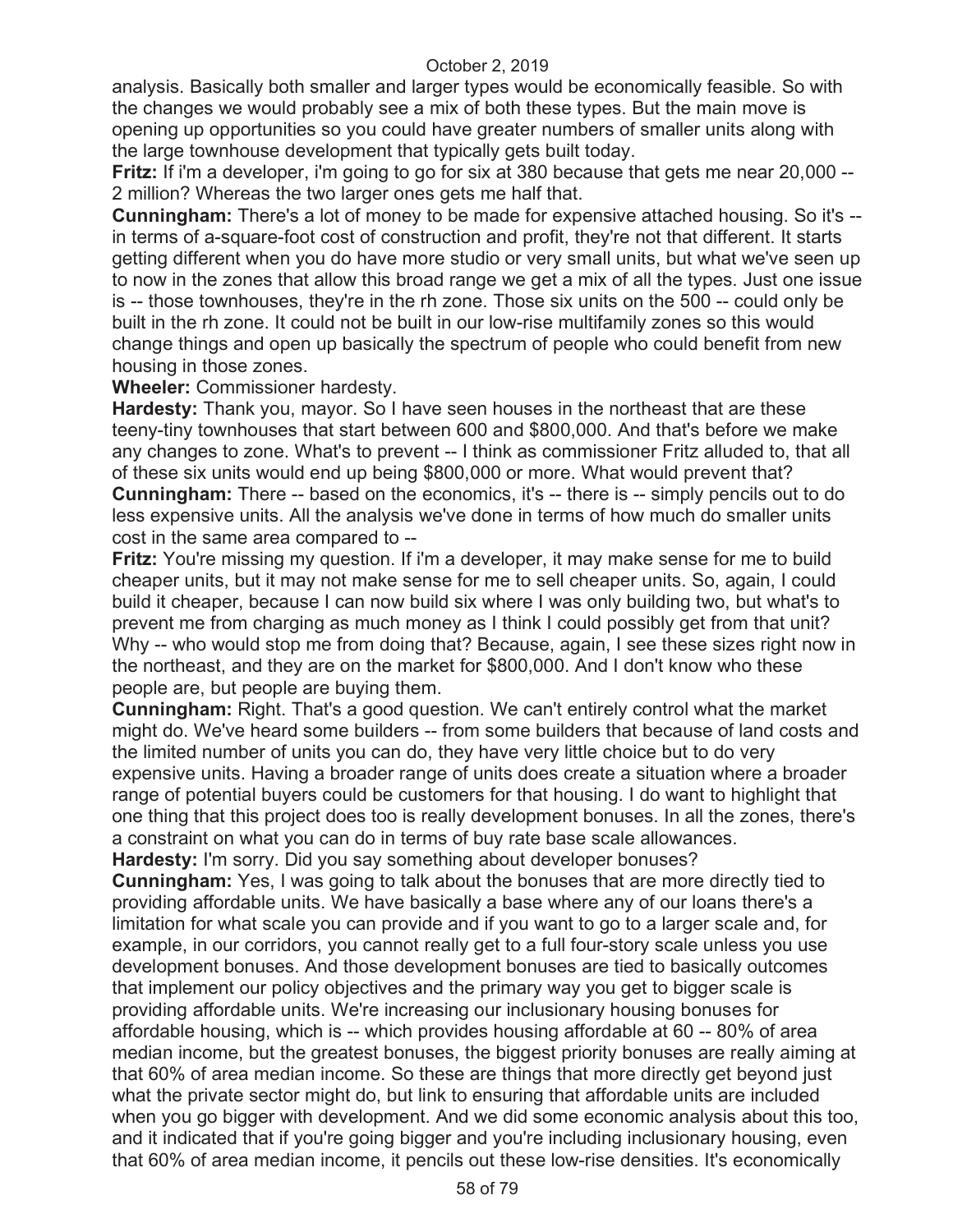analysis. Basically both smaller and larger types would be economically feasible. So with the changes we would probably see a mix of both these types. But the main move is opening up opportunities so you could have greater numbers of smaller units along with the large townhouse development that typically gets built today.

**Fritz:** If i'm a developer, i'm going to go for six at 380 because that gets me near 20,000 -- 2 million? Whereas the two larger ones gets me half that.

**Cunningham:** There's a lot of money to be made for expensive attached housing. So it's -- in terms of a-square-foot cost of construction and profit, they're not that different. It starts getting different when you do have more studio or very small units, but what we've seen up to now in the zones that allow this broad range we get a mix of all the types. Just one issue is -- those townhouses, they're in the rh zone. Those six units on the 500 -- could only be built in the rh zone. It could not be built in our low-rise multifamily zones so this would change things and open up basically the spectrum of people who could benefit from new housing in those zones.

**Wheeler:** Commissioner hardesty.

**Hardesty:** Thank you, mayor. So I have seen houses in the northeast that are these teeny-tiny townhouses that start between 600 and $800,000. And that's before we make any changes to zone. What's to prevent -- I think as commissioner Fritz alluded to, that all of these six units would end up being $800,000 or more. What would prevent that?

**Cunningham:** There -- based on the economics, it's -- there is -- simply pencils out to do less expensive units. All the analysis we've done in terms of how much do smaller units cost in the same area compared to --

**Fritz:** You're missing my question. If i'm a developer, it may make sense for me to build cheaper units, but it may not make sense for me to sell cheaper units. So, again, I could build it cheaper, because I can now build six where I was only building two, but what's to prevent me from charging as much money as I think I could possibly get from that unit? Why -- who would stop me from doing that? Because, again, I see these sizes right now in the northeast, and they are on the market for $800,000. And I don't know who these people are, but people are buying them.

**Cunningham:** Right. That's a good question. We can't entirely control what the market might do. We've heard some builders -- from some builders that because of land costs and the limited number of units you can do, they have very little choice but to do very expensive units. Having a broader range of units does create a situation where a broader range of potential buyers could be customers for that housing. I do want to highlight that one thing that this project does too is really development bonuses. In all the zones, there's a constraint on what you can do in terms of buy rate base scale allowances.

**Hardesty:** I'm sorry. Did you say something about developer bonuses?

**Cunningham:** Yes, I was going to talk about the bonuses that are more directly tied to providing affordable units. We have basically a base where any of our loans there's a limitation for what scale you can provide and if you want to go to a larger scale and, for example, in our corridors, you cannot really get to a full four-story scale unless you use development bonuses. And those development bonuses are tied to basically outcomes that implement our policy objectives and the primary way you get to bigger scale is providing affordable units. We're increasing our inclusionary housing bonuses for affordable housing, which is -- which provides housing affordable at 60 -- 80% of area median income, but the greatest bonuses, the biggest priority bonuses are really aiming at that 60% of area median income. So these are things that more directly get beyond just what the private sector might do, but link to ensuring that affordable units are included when you go bigger with development. And we did some economic analysis about this too, and it indicated that if you're going bigger and you're including inclusionary housing, even that 60% of area median income, it pencils out these low-rise densities. It's economically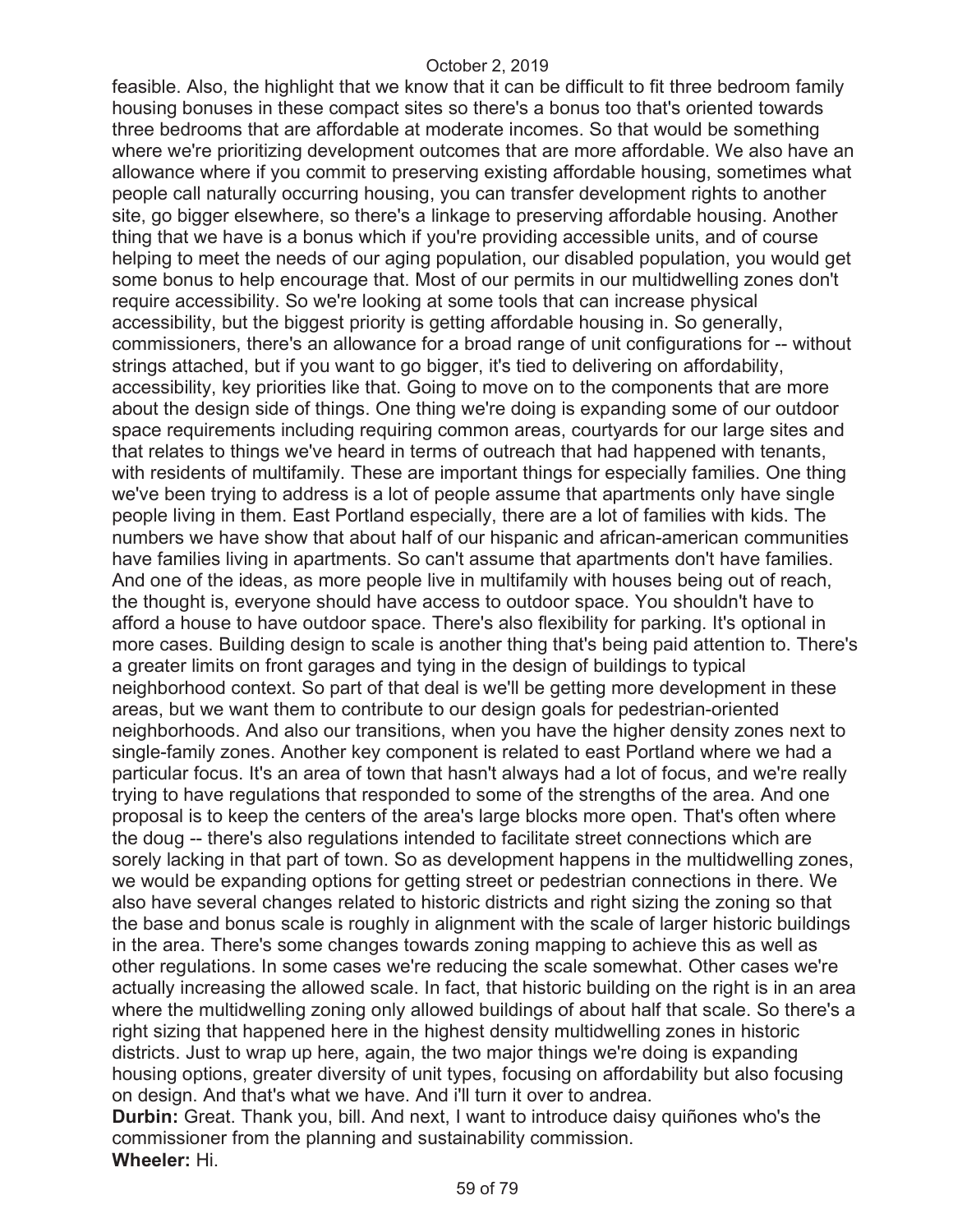feasible. Also, the highlight that we know that it can be difficult to fit three bedroom family housing bonuses in these compact sites so there's a bonus too that's oriented towards three bedrooms that are affordable at moderate incomes. So that would be something where we're prioritizing development outcomes that are more affordable. We also have an allowance where if you commit to preserving existing affordable housing, sometimes what people call naturally occurring housing, you can transfer development rights to another site, go bigger elsewhere, so there's a linkage to preserving affordable housing. Another thing that we have is a bonus which if you're providing accessible units, and of course helping to meet the needs of our aging population, our disabled population, you would get some bonus to help encourage that. Most of our permits in our multidwelling zones don't require accessibility. So we're looking at some tools that can increase physical accessibility, but the biggest priority is getting affordable housing in. So generally, commissioners, there's an allowance for a broad range of unit configurations for -- without strings attached, but if you want to go bigger, it's tied to delivering on affordability, accessibility, key priorities like that. Going to move on to the components that are more about the design side of things. One thing we're doing is expanding some of our outdoor space requirements including requiring common areas, courtyards for our large sites and that relates to things we've heard in terms of outreach that had happened with tenants, with residents of multifamily. These are important things for especially families. One thing we've been trying to address is a lot of people assume that apartments only have single people living in them. East Portland especially, there are a lot of families with kids. The numbers we have show that about half of our hispanic and african-american communities have families living in apartments. So can't assume that apartments don't have families. And one of the ideas, as more people live in multifamily with houses being out of reach, the thought is, everyone should have access to outdoor space. You shouldn't have to afford a house to have outdoor space. There's also flexibility for parking. It's optional in more cases. Building design to scale is another thing that's being paid attention to. There's a greater limits on front garages and tying in the design of buildings to typical neighborhood context. So part of that deal is we'll be getting more development in these areas, but we want them to contribute to our design goals for pedestrian-oriented neighborhoods. And also our transitions, when you have the higher density zones next to single-family zones. Another key component is related to east Portland where we had a particular focus. It's an area of town that hasn't always had a lot of focus, and we're really trying to have regulations that responded to some of the strengths of the area. And one proposal is to keep the centers of the area's large blocks more open. That's often where the doug -- there's also regulations intended to facilitate street connections which are sorely lacking in that part of town. So as development happens in the multidwelling zones, we would be expanding options for getting street or pedestrian connections in there. We also have several changes related to historic districts and right sizing the zoning so that the base and bonus scale is roughly in alignment with the scale of larger historic buildings in the area. There's some changes towards zoning mapping to achieve this as well as other regulations. In some cases we're reducing the scale somewhat. Other cases we're actually increasing the allowed scale. In fact, that historic building on the right is in an area where the multidwelling zoning only allowed buildings of about half that scale. So there's a right sizing that happened here in the highest density multidwelling zones in historic districts. Just to wrap up here, again, the two major things we're doing is expanding housing options, greater diversity of unit types, focusing on affordability but also focusing on design. And that's what we have. And i'll turn it over to andrea.

**Durbin:** Great. Thank you, bill. And next, I want to introduce daisy quiñones who's the commissioner from the planning and sustainability commission.

**Wheeler:** Hi.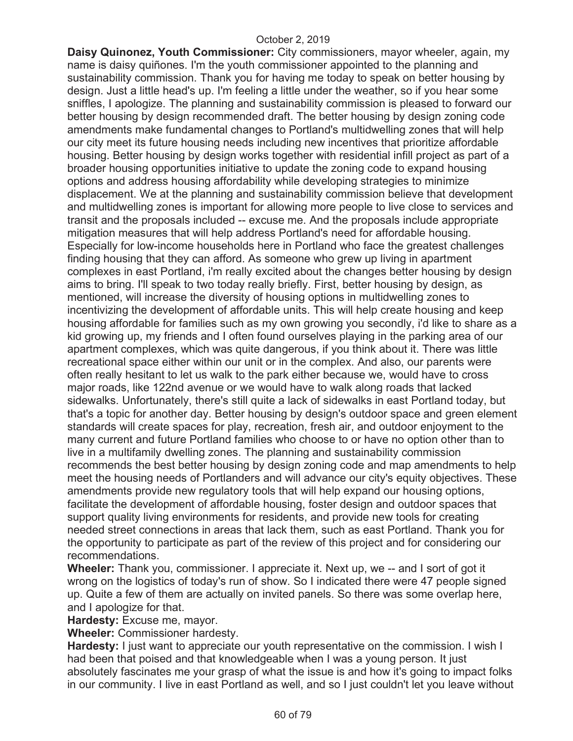**Daisy Quinonez, Youth Commissioner:** City commissioners, mayor wheeler, again, my name is daisy quiñones. I'm the youth commissioner appointed to the planning and sustainability commission. Thank you for having me today to speak on better housing by design. Just a little head's up. I'm feeling a little under the weather, so if you hear some sniffles, I apologize. The planning and sustainability commission is pleased to forward our better housing by design recommended draft. The better housing by design zoning code amendments make fundamental changes to Portland's multidwelling zones that will help our city meet its future housing needs including new incentives that prioritize affordable housing. Better housing by design works together with residential infill project as part of a broader housing opportunities initiative to update the zoning code to expand housing options and address housing affordability while developing strategies to minimize displacement. We at the planning and sustainability commission believe that development and multidwelling zones is important for allowing more people to live close to services and transit and the proposals included -- excuse me. And the proposals include appropriate mitigation measures that will help address Portland's need for affordable housing. Especially for low-income households here in Portland who face the greatest challenges finding housing that they can afford. As someone who grew up living in apartment complexes in east Portland, i'm really excited about the changes better housing by design aims to bring. I'll speak to two today really briefly. First, better housing by design, as mentioned, will increase the diversity of housing options in multidwelling zones to incentivizing the development of affordable units. This will help create housing and keep housing affordable for families such as my own growing you secondly, i'd like to share as a kid growing up, my friends and I often found ourselves playing in the parking area of our apartment complexes, which was quite dangerous, if you think about it. There was little recreational space either within our unit or in the complex. And also, our parents were often really hesitant to let us walk to the park either because we, would have to cross major roads, like 122nd avenue or we would have to walk along roads that lacked sidewalks. Unfortunately, there's still quite a lack of sidewalks in east Portland today, but that's a topic for another day. Better housing by design's outdoor space and green element standards will create spaces for play, recreation, fresh air, and outdoor enjoyment to the many current and future Portland families who choose to or have no option other than to live in a multifamily dwelling zones. The planning and sustainability commission recommends the best better housing by design zoning code and map amendments to help meet the housing needs of Portlanders and will advance our city's equity objectives. These amendments provide new regulatory tools that will help expand our housing options, facilitate the development of affordable housing, foster design and outdoor spaces that support quality living environments for residents, and provide new tools for creating needed street connections in areas that lack them, such as east Portland. Thank you for the opportunity to participate as part of the review of this project and for considering our recommendations.

**Wheeler:** Thank you, commissioner. I appreciate it. Next up, we -- and I sort of got it wrong on the logistics of today's run of show. So I indicated there were 47 people signed up. Quite a few of them are actually on invited panels. So there was some overlap here, and I apologize for that.

**Hardesty:** Excuse me, mayor.

**Wheeler:** Commissioner hardesty.

**Hardesty:** I just want to appreciate our youth representative on the commission. I wish I had been that poised and that knowledgeable when I was a young person. It just absolutely fascinates me your grasp of what the issue is and how it's going to impact folks in our community. I live in east Portland as well, and so I just couldn't let you leave without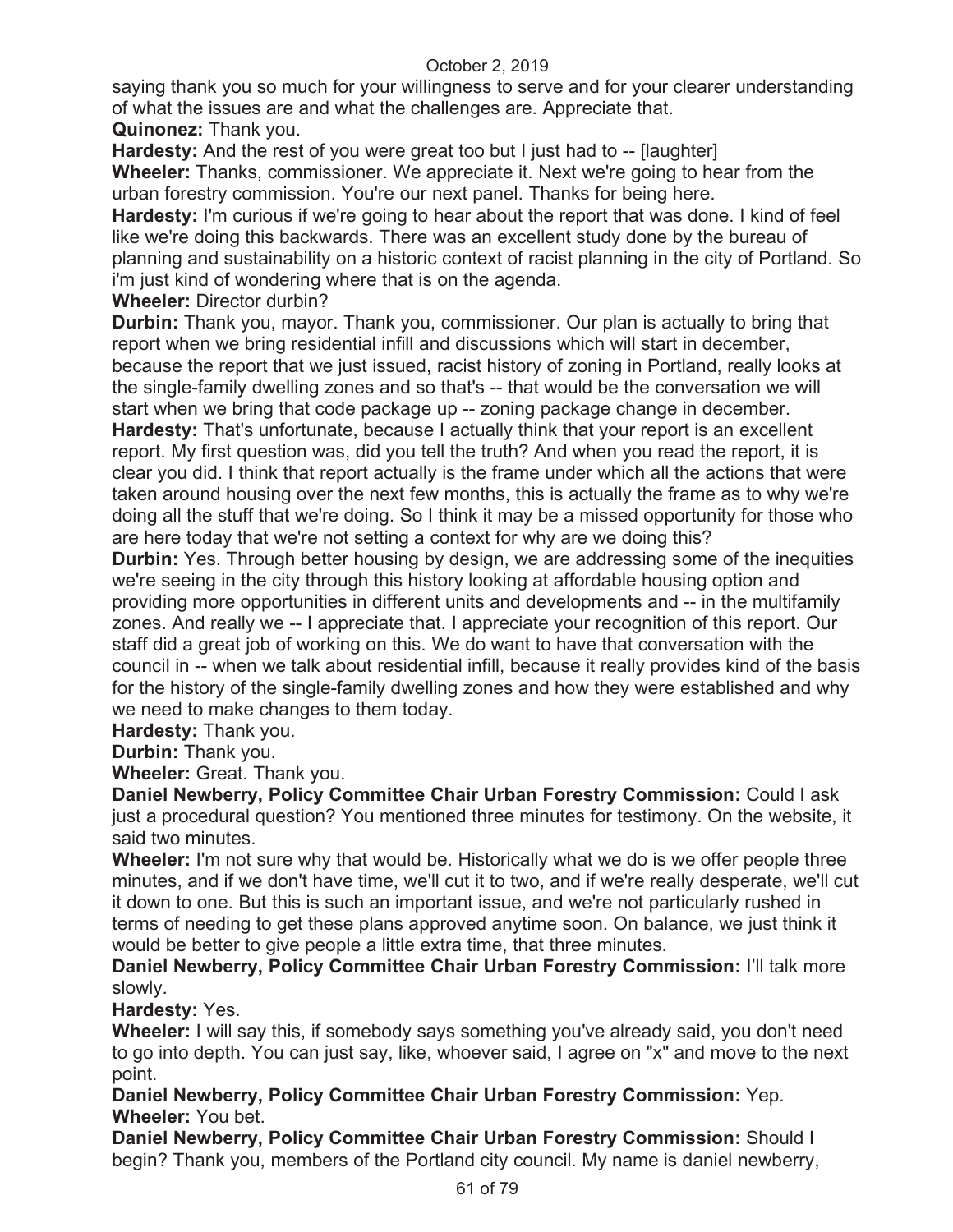saying thank you so much for your willingness to serve and for your clearer understanding of what the issues are and what the challenges are. Appreciate that.

**Quinonez:** Thank you.

**Hardesty:** And the rest of you were great too but I just had to -- [laughter]

**Wheeler:** Thanks, commissioner. We appreciate it. Next we're going to hear from the urban forestry commission. You're our next panel. Thanks for being here.

**Hardesty:** I'm curious if we're going to hear about the report that was done. I kind of feel like we're doing this backwards. There was an excellent study done by the bureau of planning and sustainability on a historic context of racist planning in the city of Portland. So i'm just kind of wondering where that is on the agenda.

**Wheeler:** Director durbin?

**Durbin:** Thank you, mayor. Thank you, commissioner. Our plan is actually to bring that report when we bring residential infill and discussions which will start in december, because the report that we just issued, racist history of zoning in Portland, really looks at the single-family dwelling zones and so that's -- that would be the conversation we will start when we bring that code package up -- zoning package change in december.

**Hardesty:** That's unfortunate, because I actually think that your report is an excellent report. My first question was, did you tell the truth? And when you read the report, it is clear you did. I think that report actually is the frame under which all the actions that were taken around housing over the next few months, this is actually the frame as to why we're doing all the stuff that we're doing. So I think it may be a missed opportunity for those who are here today that we're not setting a context for why are we doing this?

**Durbin:** Yes. Through better housing by design, we are addressing some of the inequities we're seeing in the city through this history looking at affordable housing option and providing more opportunities in different units and developments and -- in the multifamily zones. And really we -- I appreciate that. I appreciate your recognition of this report. Our staff did a great job of working on this. We do want to have that conversation with the council in -- when we talk about residential infill, because it really provides kind of the basis for the history of the single-family dwelling zones and how they were established and why we need to make changes to them today.

**Hardesty:** Thank you.

**Durbin:** Thank you.

**Wheeler:** Great. Thank you.

**Daniel Newberry, Policy Committee Chair Urban Forestry Commission:** Could I ask just a procedural question? You mentioned three minutes for testimony. On the website, it said two minutes.

**Wheeler:** I'm not sure why that would be. Historically what we do is we offer people three minutes, and if we don't have time, we'll cut it to two, and if we're really desperate, we'll cut it down to one. But this is such an important issue, and we're not particularly rushed in terms of needing to get these plans approved anytime soon. On balance, we just think it would be better to give people a little extra time, that three minutes.

**Daniel Newberry, Policy Committee Chair Urban Forestry Commission:** I'll talk more slowly.

**Hardesty:** Yes.

**Wheeler:** I will say this, if somebody says something you've already said, you don't need to go into depth. You can just say, like, whoever said, I agree on "x" and move to the next point.

**Daniel Newberry, Policy Committee Chair Urban Forestry Commission:** Yep.

**Wheeler:** You bet.

**Daniel Newberry, Policy Committee Chair Urban Forestry Commission:** Should I begin? Thank you, members of the Portland city council. My name is daniel newberry,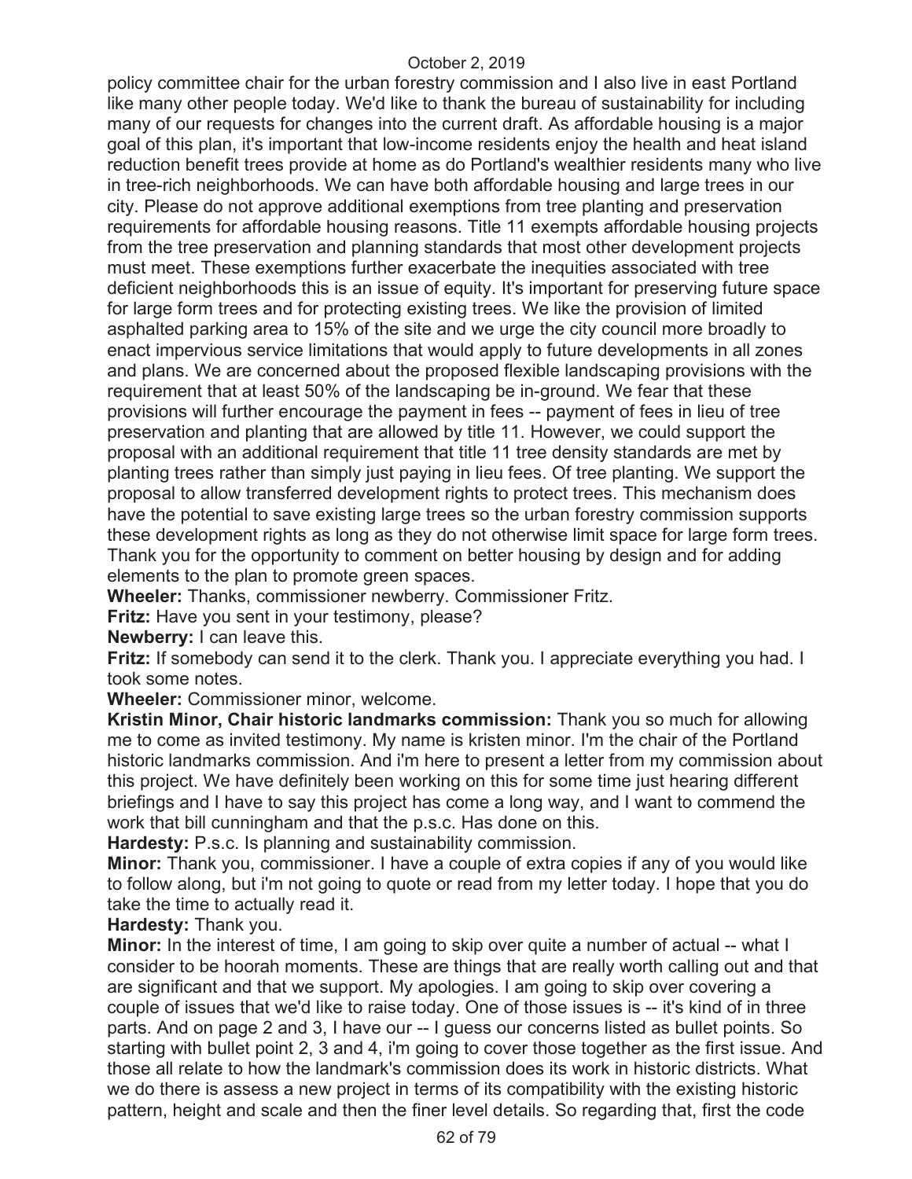policy committee chair for the urban forestry commission and I also live in east Portland like many other people today. We'd like to thank the bureau of sustainability for including many of our requests for changes into the current draft. As affordable housing is a major goal of this plan, it's important that low-income residents enjoy the health and heat island reduction benefit trees provide at home as do Portland's wealthier residents many who live in tree-rich neighborhoods. We can have both affordable housing and large trees in our city. Please do not approve additional exemptions from tree planting and preservation requirements for affordable housing reasons. Title 11 exempts affordable housing projects from the tree preservation and planning standards that most other development projects must meet. These exemptions further exacerbate the inequities associated with tree deficient neighborhoods this is an issue of equity. It's important for preserving future space for large form trees and for protecting existing trees. We like the provision of limited asphalted parking area to 15% of the site and we urge the city council more broadly to enact impervious service limitations that would apply to future developments in all zones and plans. We are concerned about the proposed flexible landscaping provisions with the requirement that at least 50% of the landscaping be in-ground. We fear that these provisions will further encourage the payment in fees -- payment of fees in lieu of tree preservation and planting that are allowed by title 11. However, we could support the proposal with an additional requirement that title 11 tree density standards are met by planting trees rather than simply just paying in lieu fees. Of tree planting. We support the proposal to allow transferred development rights to protect trees. This mechanism does have the potential to save existing large trees so the urban forestry commission supports these development rights as long as they do not otherwise limit space for large form trees. Thank you for the opportunity to comment on better housing by design and for adding elements to the plan to promote green spaces.

**Wheeler:** Thanks, commissioner newberry. Commissioner Fritz.

**Fritz:** Have you sent in your testimony, please?

**Newberry:** I can leave this.

**Fritz:** If somebody can send it to the clerk. Thank you. I appreciate everything you had. I took some notes.

**Wheeler:** Commissioner minor, welcome.

**Kristin Minor, Chair historic landmarks commission:** Thank you so much for allowing me to come as invited testimony. My name is kristen minor. I'm the chair of the Portland historic landmarks commission. And i'm here to present a letter from my commission about this project. We have definitely been working on this for some time just hearing different briefings and I have to say this project has come a long way, and I want to commend the work that bill cunningham and that the p.s.c. Has done on this.

**Hardesty:** P.s.c. Is planning and sustainability commission.

**Minor:** Thank you, commissioner. I have a couple of extra copies if any of you would like to follow along, but i'm not going to quote or read from my letter today. I hope that you do take the time to actually read it.

**Hardesty:** Thank you.

**Minor:** In the interest of time, I am going to skip over quite a number of actual -- what I consider to be hoorah moments. These are things that are really worth calling out and that are significant and that we support. My apologies. I am going to skip over covering a couple of issues that we'd like to raise today. One of those issues is -- it's kind of in three parts. And on page 2 and 3, I have our -- I guess our concerns listed as bullet points. So starting with bullet point 2, 3 and 4, i'm going to cover those together as the first issue. And those all relate to how the landmark's commission does its work in historic districts. What we do there is assess a new project in terms of its compatibility with the existing historic pattern, height and scale and then the finer level details. So regarding that, first the code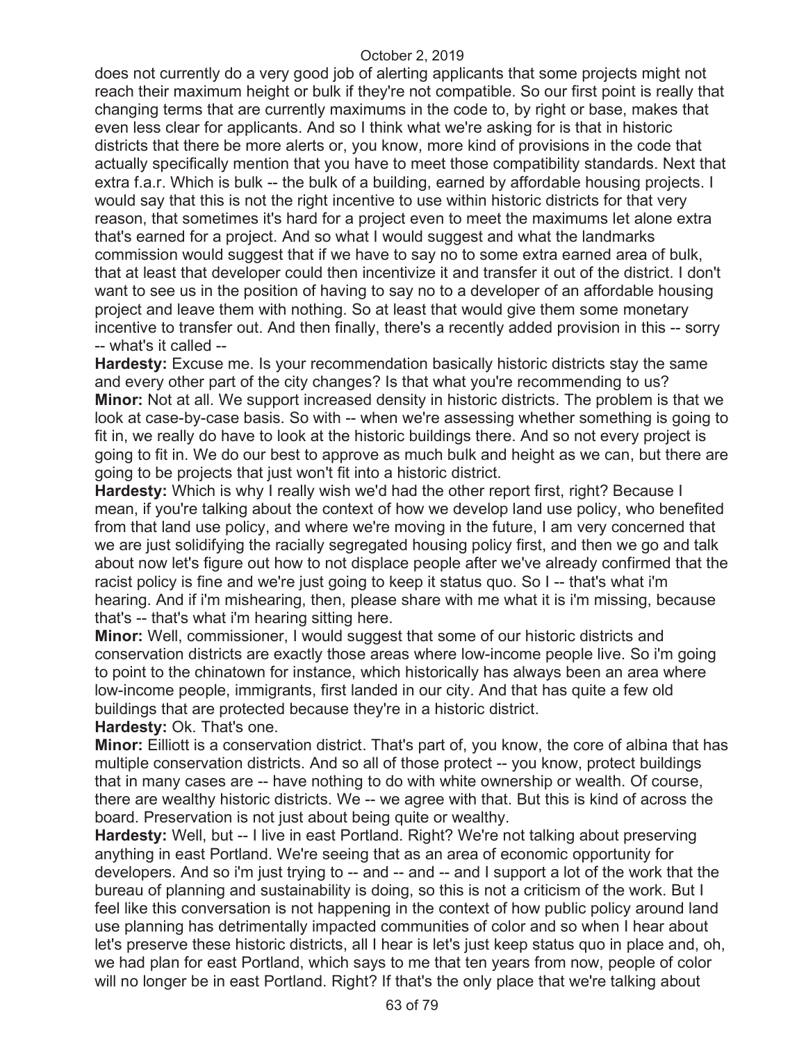does not currently do a very good job of alerting applicants that some projects might not reach their maximum height or bulk if they're not compatible. So our first point is really that changing terms that are currently maximums in the code to, by right or base, makes that even less clear for applicants. And so I think what we're asking for is that in historic districts that there be more alerts or, you know, more kind of provisions in the code that actually specifically mention that you have to meet those compatibility standards. Next that extra f.a.r. Which is bulk -- the bulk of a building, earned by affordable housing projects. I would say that this is not the right incentive to use within historic districts for that very reason, that sometimes it's hard for a project even to meet the maximums let alone extra that's earned for a project. And so what I would suggest and what the landmarks commission would suggest that if we have to say no to some extra earned area of bulk, that at least that developer could then incentivize it and transfer it out of the district. I don't want to see us in the position of having to say no to a developer of an affordable housing project and leave them with nothing. So at least that would give them some monetary incentive to transfer out. And then finally, there's a recently added provision in this -- sorry -- what's it called --

**Hardesty:** Excuse me. Is your recommendation basically historic districts stay the same and every other part of the city changes? Is that what you're recommending to us?

**Minor:** Not at all. We support increased density in historic districts. The problem is that we look at case-by-case basis. So with -- when we're assessing whether something is going to fit in, we really do have to look at the historic buildings there. And so not every project is going to fit in. We do our best to approve as much bulk and height as we can, but there are going to be projects that just won't fit into a historic district.

**Hardesty:** Which is why I really wish we'd had the other report first, right? Because I mean, if you're talking about the context of how we develop land use policy, who benefited from that land use policy, and where we're moving in the future, I am very concerned that we are just solidifying the racially segregated housing policy first, and then we go and talk about now let's figure out how to not displace people after we've already confirmed that the racist policy is fine and we're just going to keep it status quo. So I -- that's what i'm hearing. And if i'm mishearing, then, please share with me what it is i'm missing, because that's -- that's what i'm hearing sitting here.

**Minor:** Well, commissioner, I would suggest that some of our historic districts and conservation districts are exactly those areas where low-income people live. So i'm going to point to the chinatown for instance, which historically has always been an area where low-income people, immigrants, first landed in our city. And that has quite a few old buildings that are protected because they're in a historic district.

**Hardesty:** Ok. That's one.

**Minor:** Eilliott is a conservation district. That's part of, you know, the core of albina that has multiple conservation districts. And so all of those protect -- you know, protect buildings that in many cases are -- have nothing to do with white ownership or wealth. Of course, there are wealthy historic districts. We -- we agree with that. But this is kind of across the board. Preservation is not just about being quite or wealthy.

**Hardesty:** Well, but -- I live in east Portland. Right? We're not talking about preserving anything in east Portland. We're seeing that as an area of economic opportunity for developers. And so i'm just trying to -- and -- and -- and I support a lot of the work that the bureau of planning and sustainability is doing, so this is not a criticism of the work. But I feel like this conversation is not happening in the context of how public policy around land use planning has detrimentally impacted communities of color and so when I hear about let's preserve these historic districts, all I hear is let's just keep status quo in place and, oh, we had plan for east Portland, which says to me that ten years from now, people of color will no longer be in east Portland. Right? If that's the only place that we're talking about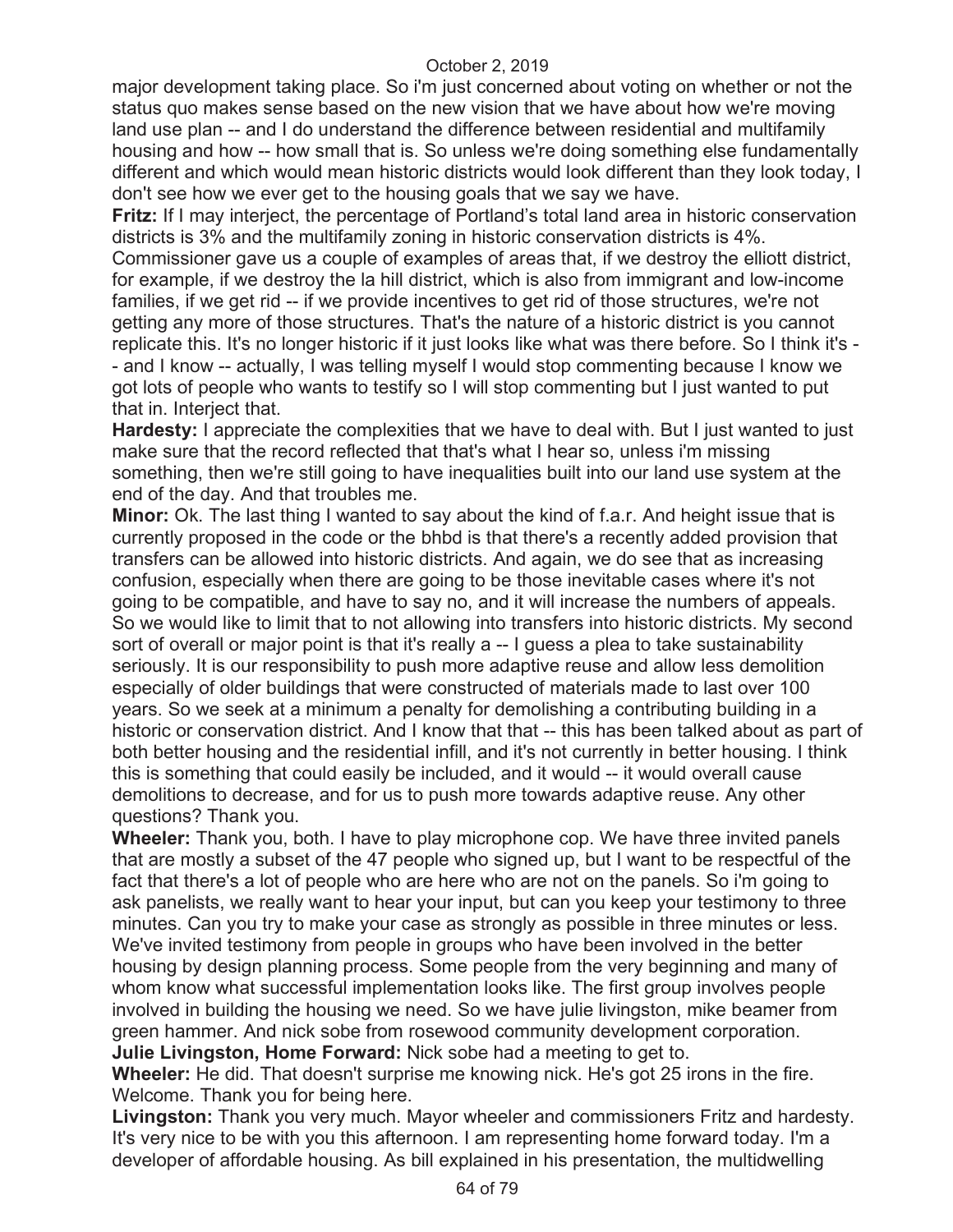major development taking place. So i'm just concerned about voting on whether or not the status quo makes sense based on the new vision that we have about how we're moving land use plan -- and I do understand the difference between residential and multifamily housing and how -- how small that is. So unless we're doing something else fundamentally different and which would mean historic districts would look different than they look today, I don't see how we ever get to the housing goals that we say we have.

**Fritz:** If I may interject, the percentage of Portland's total land area in historic conservation districts is 3% and the multifamily zoning in historic conservation districts is 4%. Commissioner gave us a couple of examples of areas that, if we destroy the elliott district, for example, if we destroy the la hill district, which is also from immigrant and low-income families, if we get rid -- if we provide incentives to get rid of those structures, we're not getting any more of those structures. That's the nature of a historic district is you cannot replicate this. It's no longer historic if it just looks like what was there before. So I think it's -- and I know -- actually, I was telling myself I would stop commenting because I know we got lots of people who wants to testify so I will stop commenting but I just wanted to put that in. Interject that.

**Hardesty:** I appreciate the complexities that we have to deal with. But I just wanted to just make sure that the record reflected that that's what I hear so, unless i'm missing something, then we're still going to have inequalities built into our land use system at the end of the day. And that troubles me.

**Minor:** Ok. The last thing I wanted to say about the kind of f.a.r. And height issue that is currently proposed in the code or the bhbd is that there's a recently added provision that transfers can be allowed into historic districts. And again, we do see that as increasing confusion, especially when there are going to be those inevitable cases where it's not going to be compatible, and have to say no, and it will increase the numbers of appeals. So we would like to limit that to not allowing into transfers into historic districts. My second sort of overall or major point is that it's really a -- I guess a plea to take sustainability seriously. It is our responsibility to push more adaptive reuse and allow less demolition especially of older buildings that were constructed of materials made to last over 100 years. So we seek at a minimum a penalty for demolishing a contributing building in a historic or conservation district. And I know that that -- this has been talked about as part of both better housing and the residential infill, and it's not currently in better housing. I think this is something that could easily be included, and it would -- it would overall cause demolitions to decrease, and for us to push more towards adaptive reuse. Any other questions? Thank you.

**Wheeler:** Thank you, both. I have to play microphone cop. We have three invited panels that are mostly a subset of the 47 people who signed up, but I want to be respectful of the fact that there's a lot of people who are here who are not on the panels. So i'm going to ask panelists, we really want to hear your input, but can you keep your testimony to three minutes. Can you try to make your case as strongly as possible in three minutes or less. We've invited testimony from people in groups who have been involved in the better housing by design planning process. Some people from the very beginning and many of whom know what successful implementation looks like. The first group involves people involved in building the housing we need. So we have julie livingston, mike beamer from green hammer. And nick sobe from rosewood community development corporation.

**Julie Livingston, Home Forward:** Nick sobe had a meeting to get to.

**Wheeler:** He did. That doesn't surprise me knowing nick. He's got 25 irons in the fire. Welcome. Thank you for being here.

**Livingston:** Thank you very much. Mayor wheeler and commissioners Fritz and hardesty. It's very nice to be with you this afternoon. I am representing home forward today. I'm a developer of affordable housing. As bill explained in his presentation, the multidwelling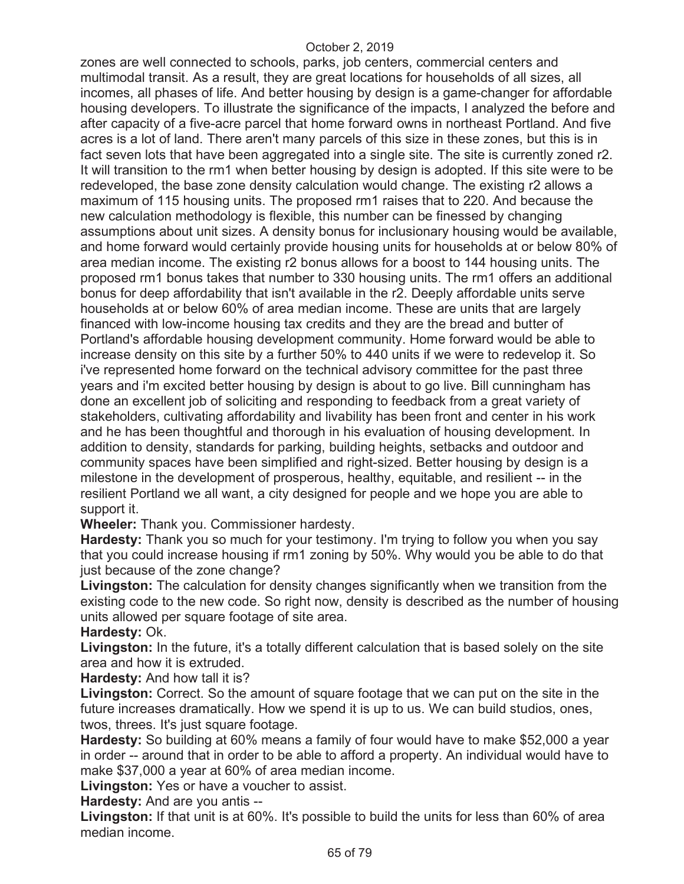zones are well connected to schools, parks, job centers, commercial centers and multimodal transit. As a result, they are great locations for households of all sizes, all incomes, all phases of life. And better housing by design is a game-changer for affordable housing developers. To illustrate the significance of the impacts, I analyzed the before and after capacity of a five-acre parcel that home forward owns in northeast Portland. And five acres is a lot of land. There aren't many parcels of this size in these zones, but this is in fact seven lots that have been aggregated into a single site. The site is currently zoned r2. It will transition to the rm1 when better housing by design is adopted. If this site were to be redeveloped, the base zone density calculation would change. The existing r2 allows a maximum of 115 housing units. The proposed rm1 raises that to 220. And because the new calculation methodology is flexible, this number can be finessed by changing assumptions about unit sizes. A density bonus for inclusionary housing would be available, and home forward would certainly provide housing units for households at or below 80% of area median income. The existing r2 bonus allows for a boost to 144 housing units. The proposed rm1 bonus takes that number to 330 housing units. The rm1 offers an additional bonus for deep affordability that isn't available in the r2. Deeply affordable units serve households at or below 60% of area median income. These are units that are largely financed with low-income housing tax credits and they are the bread and butter of Portland's affordable housing development community. Home forward would be able to increase density on this site by a further 50% to 440 units if we were to redevelop it. So i've represented home forward on the technical advisory committee for the past three years and i'm excited better housing by design is about to go live. Bill cunningham has done an excellent job of soliciting and responding to feedback from a great variety of stakeholders, cultivating affordability and livability has been front and center in his work and he has been thoughtful and thorough in his evaluation of housing development. In addition to density, standards for parking, building heights, setbacks and outdoor and community spaces have been simplified and right-sized. Better housing by design is a milestone in the development of prosperous, healthy, equitable, and resilient -- in the resilient Portland we all want, a city designed for people and we hope you are able to support it.

**Wheeler:** Thank you. Commissioner hardesty.

**Hardesty:** Thank you so much for your testimony. I'm trying to follow you when you say that you could increase housing if rm1 zoning by 50%. Why would you be able to do that just because of the zone change?

**Livingston:** The calculation for density changes significantly when we transition from the existing code to the new code. So right now, density is described as the number of housing units allowed per square footage of site area.

**Hardesty:** Ok.

**Livingston:** In the future, it's a totally different calculation that is based solely on the site area and how it is extruded.

**Hardesty:** And how tall it is?

**Livingston:** Correct. So the amount of square footage that we can put on the site in the future increases dramatically. How we spend it is up to us. We can build studios, ones, twos, threes. It's just square footage.

**Hardesty:** So building at 60% means a family of four would have to make $52,000 a year in order -- around that in order to be able to afford a property. An individual would have to make $37,000 a year at 60% of area median income.

**Livingston:** Yes or have a voucher to assist.

**Hardesty:** And are you antis --

**Livingston:** If that unit is at 60%. It's possible to build the units for less than 60% of area median income.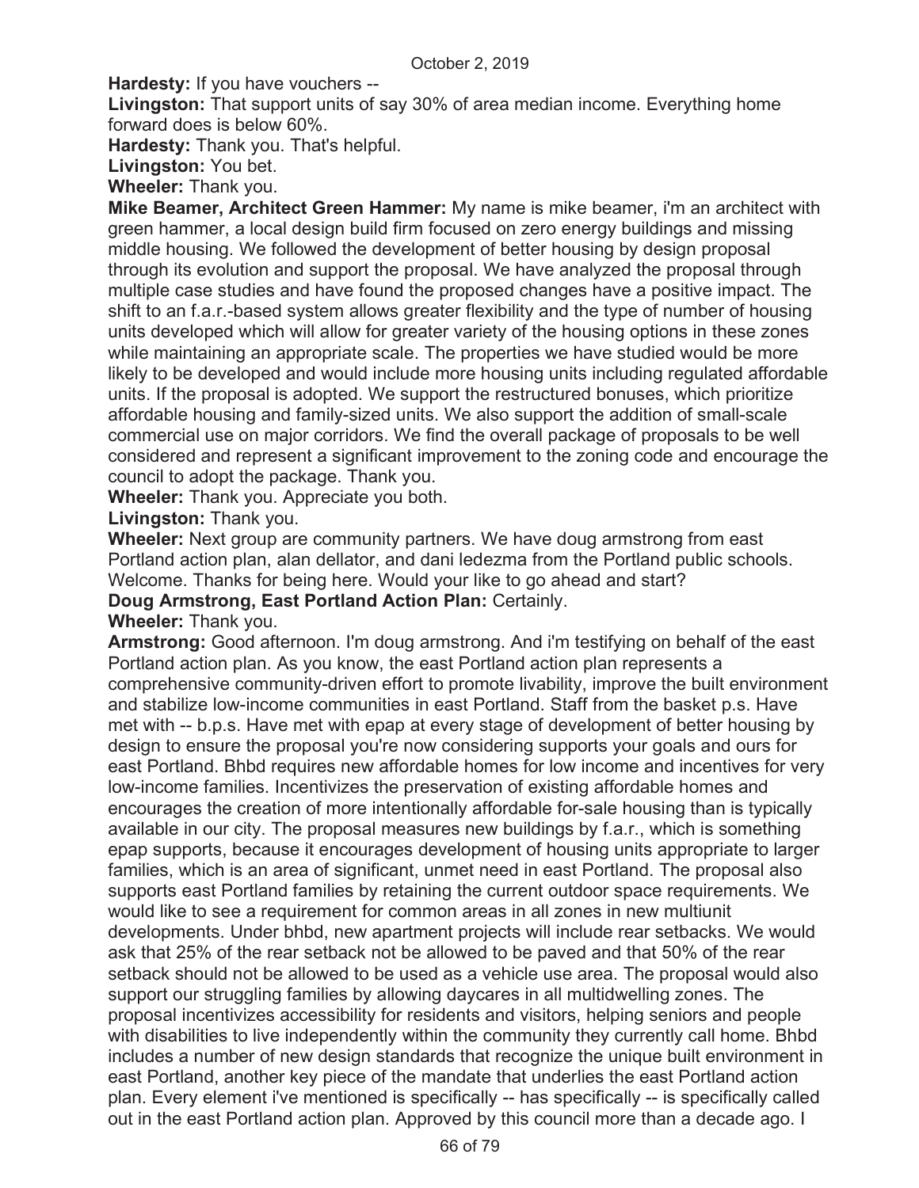**Hardesty:** If you have vouchers --

**Livingston:** That support units of say 30% of area median income. Everything home forward does is below 60%.

**Hardesty:** Thank you. That's helpful.

**Livingston:** You bet.

**Wheeler:** Thank you.

**Mike Beamer, Architect Green Hammer:** My name is mike beamer, i'm an architect with green hammer, a local design build firm focused on zero energy buildings and missing middle housing. We followed the development of better housing by design proposal through its evolution and support the proposal. We have analyzed the proposal through multiple case studies and have found the proposed changes have a positive impact. The shift to an f.a.r.-based system allows greater flexibility and the type of number of housing units developed which will allow for greater variety of the housing options in these zones while maintaining an appropriate scale. The properties we have studied would be more likely to be developed and would include more housing units including regulated affordable units. If the proposal is adopted. We support the restructured bonuses, which prioritize affordable housing and family-sized units. We also support the addition of small-scale commercial use on major corridors. We find the overall package of proposals to be well considered and represent a significant improvement to the zoning code and encourage the council to adopt the package. Thank you.

**Wheeler:** Thank you. Appreciate you both.

**Livingston:** Thank you.

**Wheeler:** Next group are community partners. We have doug armstrong from east Portland action plan, alan dellator, and dani ledezma from the Portland public schools. Welcome. Thanks for being here. Would your like to go ahead and start?

**Doug Armstrong, East Portland Action Plan:** Certainly.

**Wheeler:** Thank you.

**Armstrong:** Good afternoon. I'm doug armstrong. And i'm testifying on behalf of the east Portland action plan. As you know, the east Portland action plan represents a comprehensive community-driven effort to promote livability, improve the built environment and stabilize low-income communities in east Portland. Staff from the basket p.s. Have met with -- b.p.s. Have met with epap at every stage of development of better housing by design to ensure the proposal you're now considering supports your goals and ours for east Portland. Bhbd requires new affordable homes for low income and incentives for very low-income families. Incentivizes the preservation of existing affordable homes and encourages the creation of more intentionally affordable for-sale housing than is typically available in our city. The proposal measures new buildings by f.a.r., which is something epap supports, because it encourages development of housing units appropriate to larger families, which is an area of significant, unmet need in east Portland. The proposal also supports east Portland families by retaining the current outdoor space requirements. We would like to see a requirement for common areas in all zones in new multiunit developments. Under bhbd, new apartment projects will include rear setbacks. We would ask that 25% of the rear setback not be allowed to be paved and that 50% of the rear setback should not be allowed to be used as a vehicle use area. The proposal would also support our struggling families by allowing daycares in all multidwelling zones. The proposal incentivizes accessibility for residents and visitors, helping seniors and people with disabilities to live independently within the community they currently call home. Bhbd includes a number of new design standards that recognize the unique built environment in east Portland, another key piece of the mandate that underlies the east Portland action plan. Every element i've mentioned is specifically -- has specifically -- is specifically called out in the east Portland action plan. Approved by this council more than a decade ago. I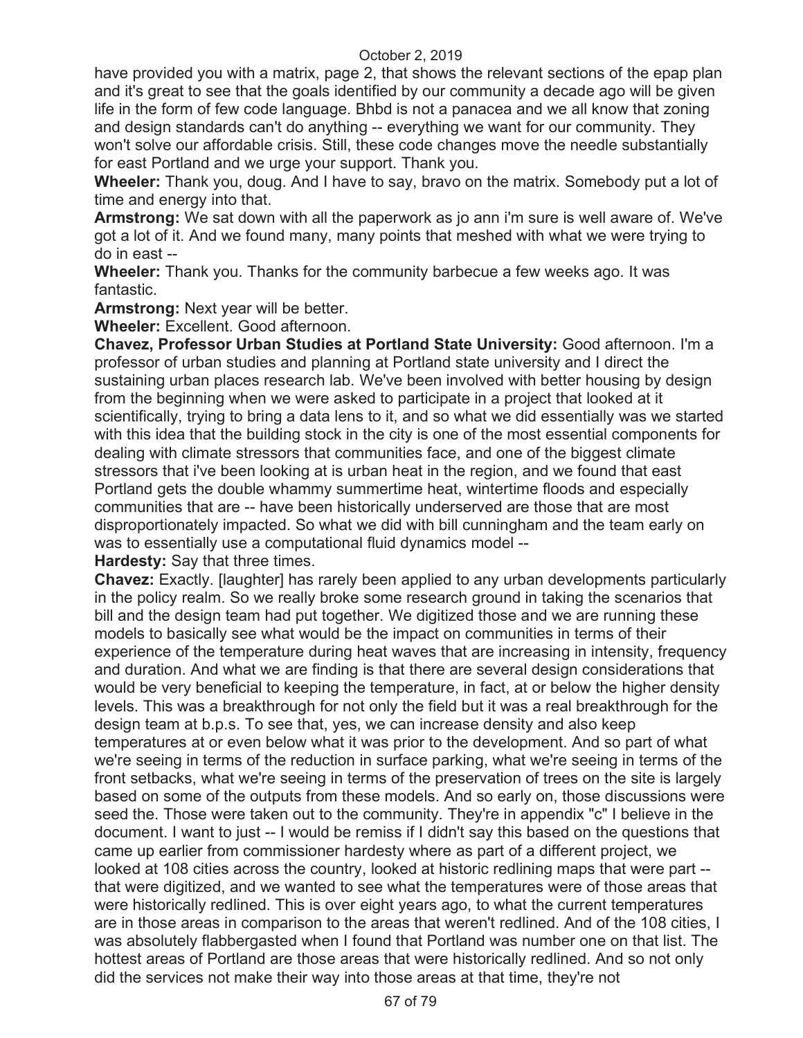have provided you with a matrix, page 2, that shows the relevant sections of the epap plan and it's great to see that the goals identified by our community a decade ago will be given life in the form of few code language. Bhbd is not a panacea and we all know that zoning and design standards can't do anything -- everything we want for our community. They won't solve our affordable crisis. Still, these code changes move the needle substantially for east Portland and we urge your support. Thank you.

**Wheeler:** Thank you, doug. And I have to say, bravo on the matrix. Somebody put a lot of time and energy into that.

**Armstrong:** We sat down with all the paperwork as jo ann i'm sure is well aware of. We've got a lot of it. And we found many, many points that meshed with what we were trying to do in east --

**Wheeler:** Thank you. Thanks for the community barbecue a few weeks ago. It was fantastic.

**Armstrong:** Next year will be better.

**Wheeler:** Excellent. Good afternoon.

**Chavez, Professor Urban Studies at Portland State University:** Good afternoon. I'm a professor of urban studies and planning at Portland state university and I direct the sustaining urban places research lab. We've been involved with better housing by design from the beginning when we were asked to participate in a project that looked at it scientifically, trying to bring a data lens to it, and so what we did essentially was we started with this idea that the building stock in the city is one of the most essential components for dealing with climate stressors that communities face, and one of the biggest climate stressors that i've been looking at is urban heat in the region, and we found that east Portland gets the double whammy summertime heat, wintertime floods and especially communities that are -- have been historically underserved are those that are most disproportionately impacted. So what we did with bill cunningham and the team early on was to essentially use a computational fluid dynamics model --

**Hardesty:** Say that three times.

**Chavez:** Exactly. [laughter] has rarely been applied to any urban developments particularly in the policy realm. So we really broke some research ground in taking the scenarios that bill and the design team had put together. We digitized those and we are running these models to basically see what would be the impact on communities in terms of their experience of the temperature during heat waves that are increasing in intensity, frequency and duration. And what we are finding is that there are several design considerations that would be very beneficial to keeping the temperature, in fact, at or below the higher density levels. This was a breakthrough for not only the field but it was a real breakthrough for the design team at b.p.s. To see that, yes, we can increase density and also keep temperatures at or even below what it was prior to the development. And so part of what we're seeing in terms of the reduction in surface parking, what we're seeing in terms of the front setbacks, what we're seeing in terms of the preservation of trees on the site is largely based on some of the outputs from these models. And so early on, those discussions were seed the. Those were taken out to the community. They're in appendix "c" I believe in the document. I want to just -- I would be remiss if I didn't say this based on the questions that came up earlier from commissioner hardesty where as part of a different project, we looked at 108 cities across the country, looked at historic redlining maps that were part -- that were digitized, and we wanted to see what the temperatures were of those areas that were historically redlined. This is over eight years ago, to what the current temperatures are in those areas in comparison to the areas that weren't redlined. And of the 108 cities, I was absolutely flabbergasted when I found that Portland was number one on that list. The hottest areas of Portland are those areas that were historically redlined. And so not only did the services not make their way into those areas at that time, they're not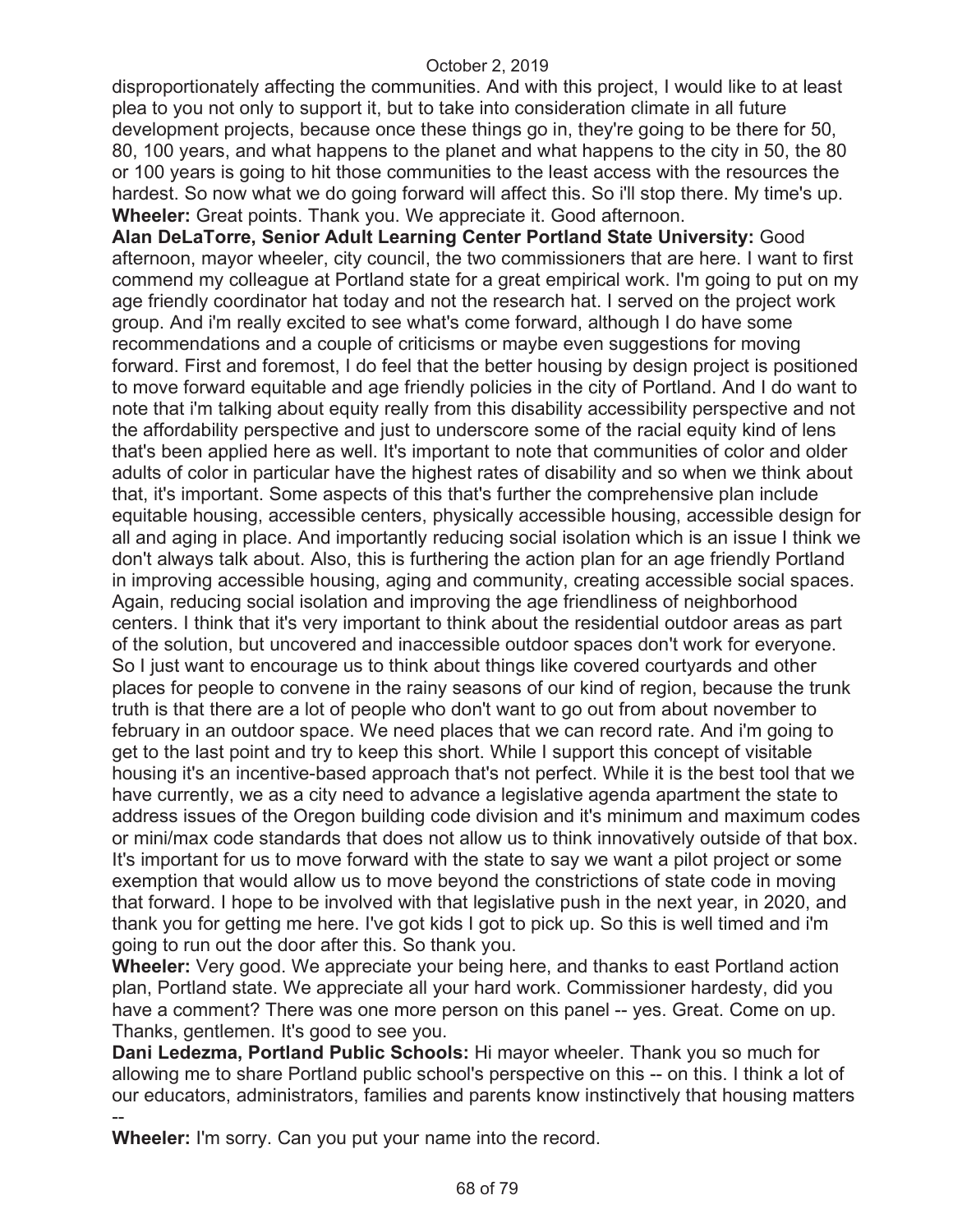disproportionately affecting the communities. And with this project, I would like to at least plea to you not only to support it, but to take into consideration climate in all future development projects, because once these things go in, they're going to be there for 50, 80, 100 years, and what happens to the planet and what happens to the city in 50, the 80 or 100 years is going to hit those communities to the least access with the resources the hardest. So now what we do going forward will affect this. So i'll stop there. My time's up.

**Wheeler:** Great points. Thank you. We appreciate it. Good afternoon.

**Alan DeLaTorre, Senior Adult Learning Center Portland State University:** Good afternoon, mayor wheeler, city council, the two commissioners that are here. I want to first commend my colleague at Portland state for a great empirical work. I'm going to put on my age friendly coordinator hat today and not the research hat. I served on the project work group. And i'm really excited to see what's come forward, although I do have some recommendations and a couple of criticisms or maybe even suggestions for moving forward. First and foremost, I do feel that the better housing by design project is positioned to move forward equitable and age friendly policies in the city of Portland. And I do want to note that i'm talking about equity really from this disability accessibility perspective and not the affordability perspective and just to underscore some of the racial equity kind of lens that's been applied here as well. It's important to note that communities of color and older adults of color in particular have the highest rates of disability and so when we think about that, it's important. Some aspects of this that's further the comprehensive plan include equitable housing, accessible centers, physically accessible housing, accessible design for all and aging in place. And importantly reducing social isolation which is an issue I think we don't always talk about. Also, this is furthering the action plan for an age friendly Portland in improving accessible housing, aging and community, creating accessible social spaces. Again, reducing social isolation and improving the age friendliness of neighborhood centers. I think that it's very important to think about the residential outdoor areas as part of the solution, but uncovered and inaccessible outdoor spaces don't work for everyone. So I just want to encourage us to think about things like covered courtyards and other places for people to convene in the rainy seasons of our kind of region, because the trunk truth is that there are a lot of people who don't want to go out from about november to february in an outdoor space. We need places that we can record rate. And i'm going to get to the last point and try to keep this short. While I support this concept of visitable housing it's an incentive-based approach that's not perfect. While it is the best tool that we have currently, we as a city need to advance a legislative agenda apartment the state to address issues of the Oregon building code division and it's minimum and maximum codes or mini/max code standards that does not allow us to think innovatively outside of that box. It's important for us to move forward with the state to say we want a pilot project or some exemption that would allow us to move beyond the constrictions of state code in moving that forward. I hope to be involved with that legislative push in the next year, in 2020, and thank you for getting me here. I've got kids I got to pick up. So this is well timed and i'm going to run out the door after this. So thank you.

**Wheeler:** Very good. We appreciate your being here, and thanks to east Portland action plan, Portland state. We appreciate all your hard work. Commissioner hardesty, did you have a comment? There was one more person on this panel -- yes. Great. Come on up. Thanks, gentlemen. It's good to see you.

**Dani Ledezma, Portland Public Schools:** Hi mayor wheeler. Thank you so much for allowing me to share Portland public school's perspective on this -- on this. I think a lot of our educators, administrators, families and parents know instinctively that housing matters --

**Wheeler:** I'm sorry. Can you put your name into the record.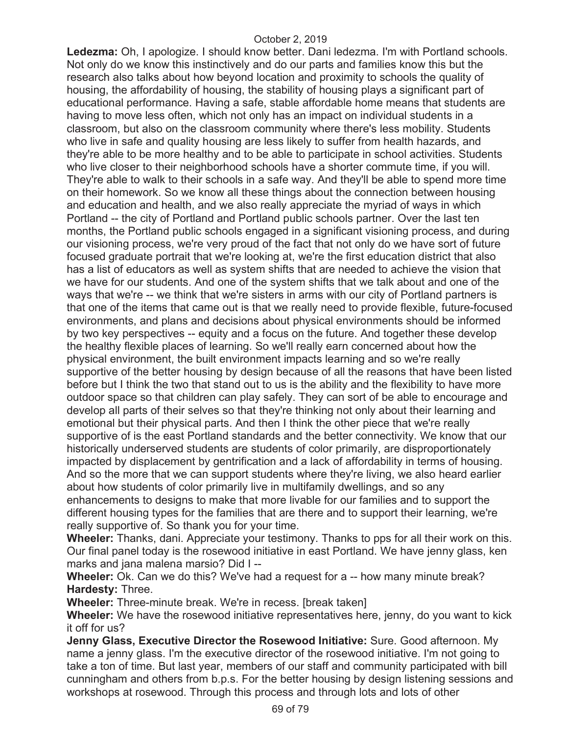**Ledezma:** Oh, I apologize. I should know better. Dani ledezma. I'm with Portland schools. Not only do we know this instinctively and do our parts and families know this but the research also talks about how beyond location and proximity to schools the quality of housing, the affordability of housing, the stability of housing plays a significant part of educational performance. Having a safe, stable affordable home means that students are having to move less often, which not only has an impact on individual students in a classroom, but also on the classroom community where there's less mobility. Students who live in safe and quality housing are less likely to suffer from health hazards, and they're able to be more healthy and to be able to participate in school activities. Students who live closer to their neighborhood schools have a shorter commute time, if you will. They're able to walk to their schools in a safe way. And they'll be able to spend more time on their homework. So we know all these things about the connection between housing and education and health, and we also really appreciate the myriad of ways in which Portland -- the city of Portland and Portland public schools partner. Over the last ten months, the Portland public schools engaged in a significant visioning process, and during our visioning process, we're very proud of the fact that not only do we have sort of future focused graduate portrait that we're looking at, we're the first education district that also has a list of educators as well as system shifts that are needed to achieve the vision that we have for our students. And one of the system shifts that we talk about and one of the ways that we're -- we think that we're sisters in arms with our city of Portland partners is that one of the items that came out is that we really need to provide flexible, future-focused environments, and plans and decisions about physical environments should be informed by two key perspectives -- equity and a focus on the future. And together these develop the healthy flexible places of learning. So we'll really earn concerned about how the physical environment, the built environment impacts learning and so we're really supportive of the better housing by design because of all the reasons that have been listed before but I think the two that stand out to us is the ability and the flexibility to have more outdoor space so that children can play safely. They can sort of be able to encourage and develop all parts of their selves so that they're thinking not only about their learning and emotional but their physical parts. And then I think the other piece that we're really supportive of is the east Portland standards and the better connectivity. We know that our historically underserved students are students of color primarily, are disproportionately impacted by displacement by gentrification and a lack of affordability in terms of housing. And so the more that we can support students where they're living, we also heard earlier about how students of color primarily live in multifamily dwellings, and so any enhancements to designs to make that more livable for our families and to support the different housing types for the families that are there and to support their learning, we're really supportive of. So thank you for your time.

**Wheeler:** Thanks, dani. Appreciate your testimony. Thanks to pps for all their work on this. Our final panel today is the rosewood initiative in east Portland. We have jenny glass, ken marks and jana malena marsio? Did I --

**Wheeler:** Ok. Can we do this? We've had a request for a -- how many minute break?

**Hardesty:** Three.

**Wheeler:** Three-minute break. We're in recess. [break taken]

**Wheeler:** We have the rosewood initiative representatives here, jenny, do you want to kick it off for us?

**Jenny Glass, Executive Director the Rosewood Initiative:** Sure. Good afternoon. My name a jenny glass. I'm the executive director of the rosewood initiative. I'm not going to take a ton of time. But last year, members of our staff and community participated with bill cunningham and others from b.p.s. For the better housing by design listening sessions and workshops at rosewood. Through this process and through lots and lots of other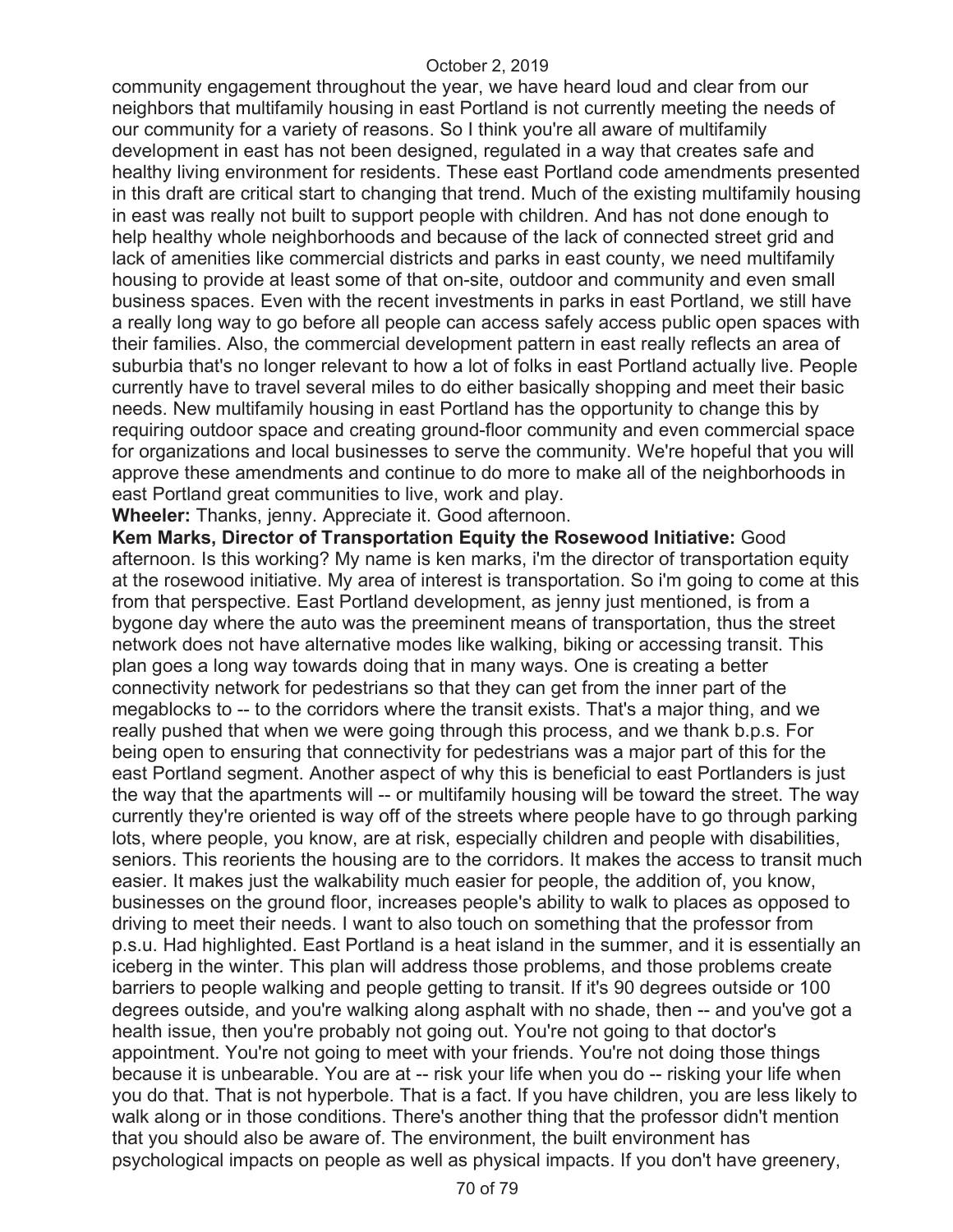community engagement throughout the year, we have heard loud and clear from our neighbors that multifamily housing in east Portland is not currently meeting the needs of our community for a variety of reasons. So I think you're all aware of multifamily development in east has not been designed, regulated in a way that creates safe and healthy living environment for residents. These east Portland code amendments presented in this draft are critical start to changing that trend. Much of the existing multifamily housing in east was really not built to support people with children. And has not done enough to help healthy whole neighborhoods and because of the lack of connected street grid and lack of amenities like commercial districts and parks in east county, we need multifamily housing to provide at least some of that on-site, outdoor and community and even small business spaces. Even with the recent investments in parks in east Portland, we still have a really long way to go before all people can access safely access public open spaces with their families. Also, the commercial development pattern in east really reflects an area of suburbia that's no longer relevant to how a lot of folks in east Portland actually live. People currently have to travel several miles to do either basically shopping and meet their basic needs. New multifamily housing in east Portland has the opportunity to change this by requiring outdoor space and creating ground-floor community and even commercial space for organizations and local businesses to serve the community. We're hopeful that you will approve these amendments and continue to do more to make all of the neighborhoods in east Portland great communities to live, work and play.

**Wheeler:** Thanks, jenny. Appreciate it. Good afternoon.

**Kem Marks, Director of Transportation Equity the Rosewood Initiative:** Good afternoon. Is this working? My name is ken marks, i'm the director of transportation equity at the rosewood initiative. My area of interest is transportation. So i'm going to come at this from that perspective. East Portland development, as jenny just mentioned, is from a bygone day where the auto was the preeminent means of transportation, thus the street network does not have alternative modes like walking, biking or accessing transit. This plan goes a long way towards doing that in many ways. One is creating a better connectivity network for pedestrians so that they can get from the inner part of the megablocks to -- to the corridors where the transit exists. That's a major thing, and we really pushed that when we were going through this process, and we thank b.p.s. For being open to ensuring that connectivity for pedestrians was a major part of this for the east Portland segment. Another aspect of why this is beneficial to east Portlanders is just the way that the apartments will -- or multifamily housing will be toward the street. The way currently they're oriented is way off of the streets where people have to go through parking lots, where people, you know, are at risk, especially children and people with disabilities, seniors. This reorients the housing are to the corridors. It makes the access to transit much easier. It makes just the walkability much easier for people, the addition of, you know, businesses on the ground floor, increases people's ability to walk to places as opposed to driving to meet their needs. I want to also touch on something that the professor from p.s.u. Had highlighted. East Portland is a heat island in the summer, and it is essentially an iceberg in the winter. This plan will address those problems, and those problems create barriers to people walking and people getting to transit. If it's 90 degrees outside or 100 degrees outside, and you're walking along asphalt with no shade, then -- and you've got a health issue, then you're probably not going out. You're not going to that doctor's appointment. You're not going to meet with your friends. You're not doing those things because it is unbearable. You are at -- risk your life when you do -- risking your life when you do that. That is not hyperbole. That is a fact. If you have children, you are less likely to walk along or in those conditions. There's another thing that the professor didn't mention that you should also be aware of. The environment, the built environment has psychological impacts on people as well as physical impacts. If you don't have greenery,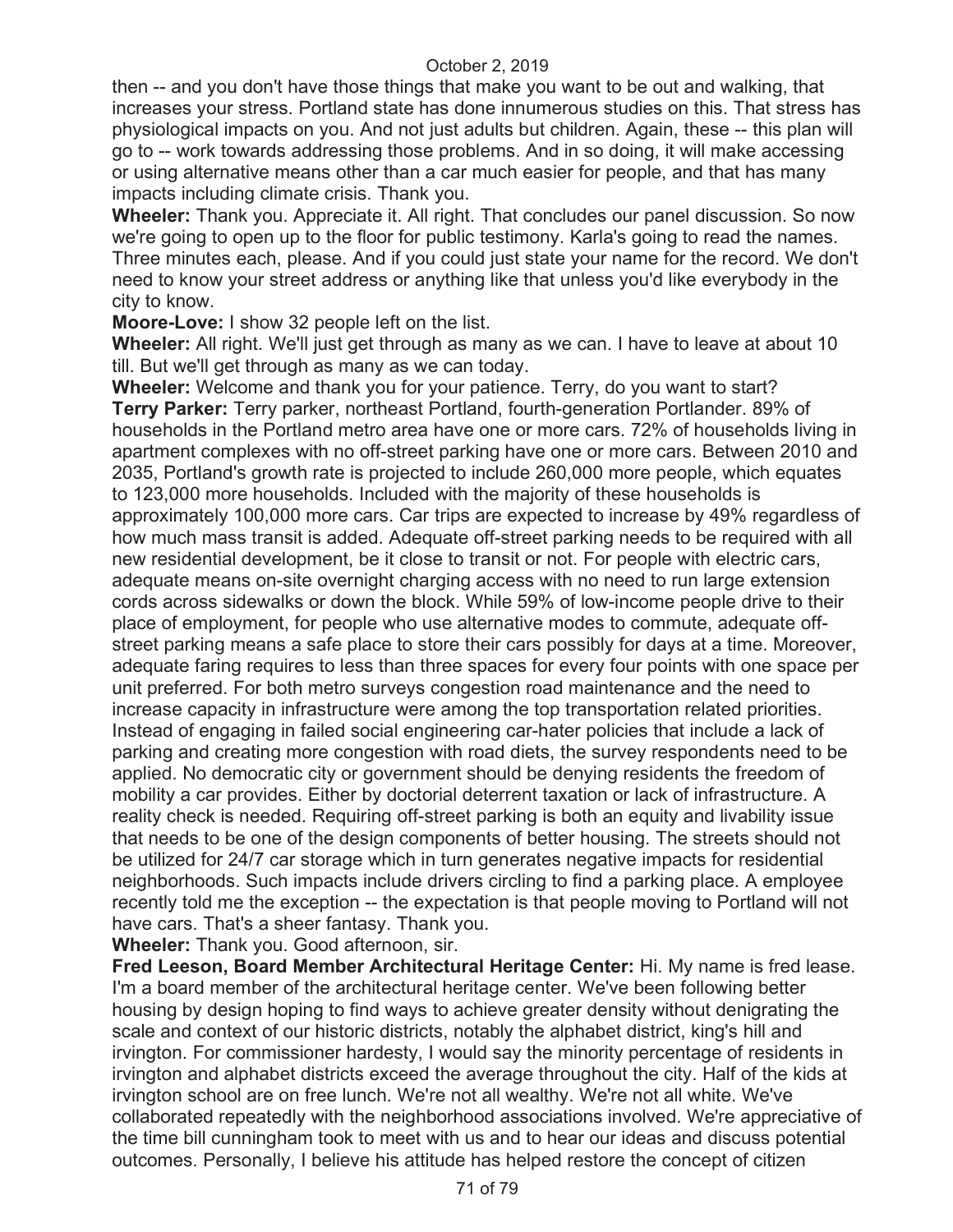then -- and you don't have those things that make you want to be out and walking, that increases your stress. Portland state has done innumerous studies on this. That stress has physiological impacts on you. And not just adults but children. Again, these -- this plan will go to -- work towards addressing those problems. And in so doing, it will make accessing or using alternative means other than a car much easier for people, and that has many impacts including climate crisis. Thank you.

**Wheeler:** Thank you. Appreciate it. All right. That concludes our panel discussion. So now we're going to open up to the floor for public testimony. Karla's going to read the names. Three minutes each, please. And if you could just state your name for the record. We don't need to know your street address or anything like that unless you'd like everybody in the city to know.

**Moore-Love:** I show 32 people left on the list.

**Wheeler:** All right. We'll just get through as many as we can. I have to leave at about 10 till. But we'll get through as many as we can today.

**Wheeler:** Welcome and thank you for your patience. Terry, do you want to start?

**Terry Parker:** Terry parker, northeast Portland, fourth-generation Portlander. 89% of households in the Portland metro area have one or more cars. 72% of households living in apartment complexes with no off-street parking have one or more cars. Between 2010 and 2035, Portland's growth rate is projected to include 260,000 more people, which equates to 123,000 more households. Included with the majority of these households is approximately 100,000 more cars. Car trips are expected to increase by 49% regardless of how much mass transit is added. Adequate off-street parking needs to be required with all new residential development, be it close to transit or not. For people with electric cars, adequate means on-site overnight charging access with no need to run large extension cords across sidewalks or down the block. While 59% of low-income people drive to their place of employment, for people who use alternative modes to commute, adequate off-street parking means a safe place to store their cars possibly for days at a time. Moreover, adequate faring requires to less than three spaces for every four points with one space per unit preferred. For both metro surveys congestion road maintenance and the need to increase capacity in infrastructure were among the top transportation related priorities. Instead of engaging in failed social engineering car-hater policies that include a lack of parking and creating more congestion with road diets, the survey respondents need to be applied. No democratic city or government should be denying residents the freedom of mobility a car provides. Either by doctorial deterrent taxation or lack of infrastructure. A reality check is needed. Requiring off-street parking is both an equity and livability issue that needs to be one of the design components of better housing. The streets should not be utilized for 24/7 car storage which in turn generates negative impacts for residential neighborhoods. Such impacts include drivers circling to find a parking place. A employee recently told me the exception -- the expectation is that people moving to Portland will not have cars. That's a sheer fantasy. Thank you.

**Wheeler:** Thank you. Good afternoon, sir.

**Fred Leeson, Board Member Architectural Heritage Center:** Hi. My name is fred lease. I'm a board member of the architectural heritage center. We've been following better housing by design hoping to find ways to achieve greater density without denigrating the scale and context of our historic districts, notably the alphabet district, king's hill and irvington. For commissioner hardesty, I would say the minority percentage of residents in irvington and alphabet districts exceed the average throughout the city. Half of the kids at irvington school are on free lunch. We're not all wealthy. We're not all white. We've collaborated repeatedly with the neighborhood associations involved. We're appreciative of the time bill cunningham took to meet with us and to hear our ideas and discuss potential outcomes. Personally, I believe his attitude has helped restore the concept of citizen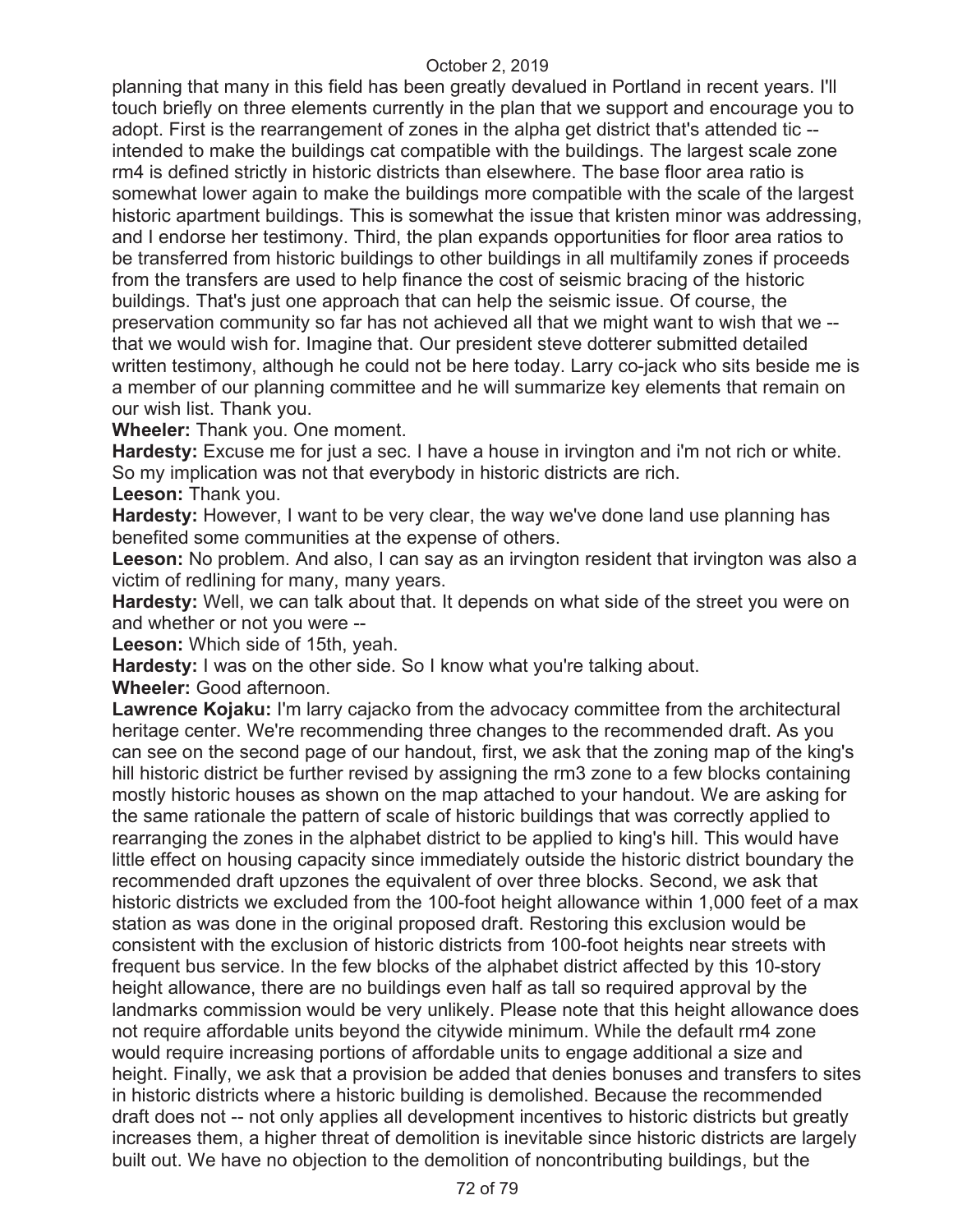planning that many in this field has been greatly devalued in Portland in recent years. I'll touch briefly on three elements currently in the plan that we support and encourage you to adopt. First is the rearrangement of zones in the alpha get district that's attended tic -- intended to make the buildings cat compatible with the buildings. The largest scale zone rm4 is defined strictly in historic districts than elsewhere. The base floor area ratio is somewhat lower again to make the buildings more compatible with the scale of the largest historic apartment buildings. This is somewhat the issue that kristen minor was addressing, and I endorse her testimony. Third, the plan expands opportunities for floor area ratios to be transferred from historic buildings to other buildings in all multifamily zones if proceeds from the transfers are used to help finance the cost of seismic bracing of the historic buildings. That's just one approach that can help the seismic issue. Of course, the preservation community so far has not achieved all that we might want to wish that we -- that we would wish for. Imagine that. Our president steve dotterer submitted detailed written testimony, although he could not be here today. Larry co-jack who sits beside me is a member of our planning committee and he will summarize key elements that remain on our wish list. Thank you.

**Wheeler:** Thank you. One moment.

**Hardesty:** Excuse me for just a sec. I have a house in irvington and i'm not rich or white. So my implication was not that everybody in historic districts are rich.

**Leeson:** Thank you.

**Hardesty:** However, I want to be very clear, the way we've done land use planning has benefited some communities at the expense of others.

**Leeson:** No problem. And also, I can say as an irvington resident that irvington was also a victim of redlining for many, many years.

**Hardesty:** Well, we can talk about that. It depends on what side of the street you were on and whether or not you were --

**Leeson:** Which side of 15th, yeah.

**Hardesty:** I was on the other side. So I know what you're talking about.

**Wheeler:** Good afternoon.

**Lawrence Kojaku:** I'm larry cajacko from the advocacy committee from the architectural heritage center. We're recommending three changes to the recommended draft. As you can see on the second page of our handout, first, we ask that the zoning map of the king's hill historic district be further revised by assigning the rm3 zone to a few blocks containing mostly historic houses as shown on the map attached to your handout. We are asking for the same rationale the pattern of scale of historic buildings that was correctly applied to rearranging the zones in the alphabet district to be applied to king's hill. This would have little effect on housing capacity since immediately outside the historic district boundary the recommended draft upzones the equivalent of over three blocks. Second, we ask that historic districts we excluded from the 100-foot height allowance within 1,000 feet of a max station as was done in the original proposed draft. Restoring this exclusion would be consistent with the exclusion of historic districts from 100-foot heights near streets with frequent bus service. In the few blocks of the alphabet district affected by this 10-story height allowance, there are no buildings even half as tall so required approval by the landmarks commission would be very unlikely. Please note that this height allowance does not require affordable units beyond the citywide minimum. While the default rm4 zone would require increasing portions of affordable units to engage additional a size and height. Finally, we ask that a provision be added that denies bonuses and transfers to sites in historic districts where a historic building is demolished. Because the recommended draft does not -- not only applies all development incentives to historic districts but greatly increases them, a higher threat of demolition is inevitable since historic districts are largely built out. We have no objection to the demolition of noncontributing buildings, but the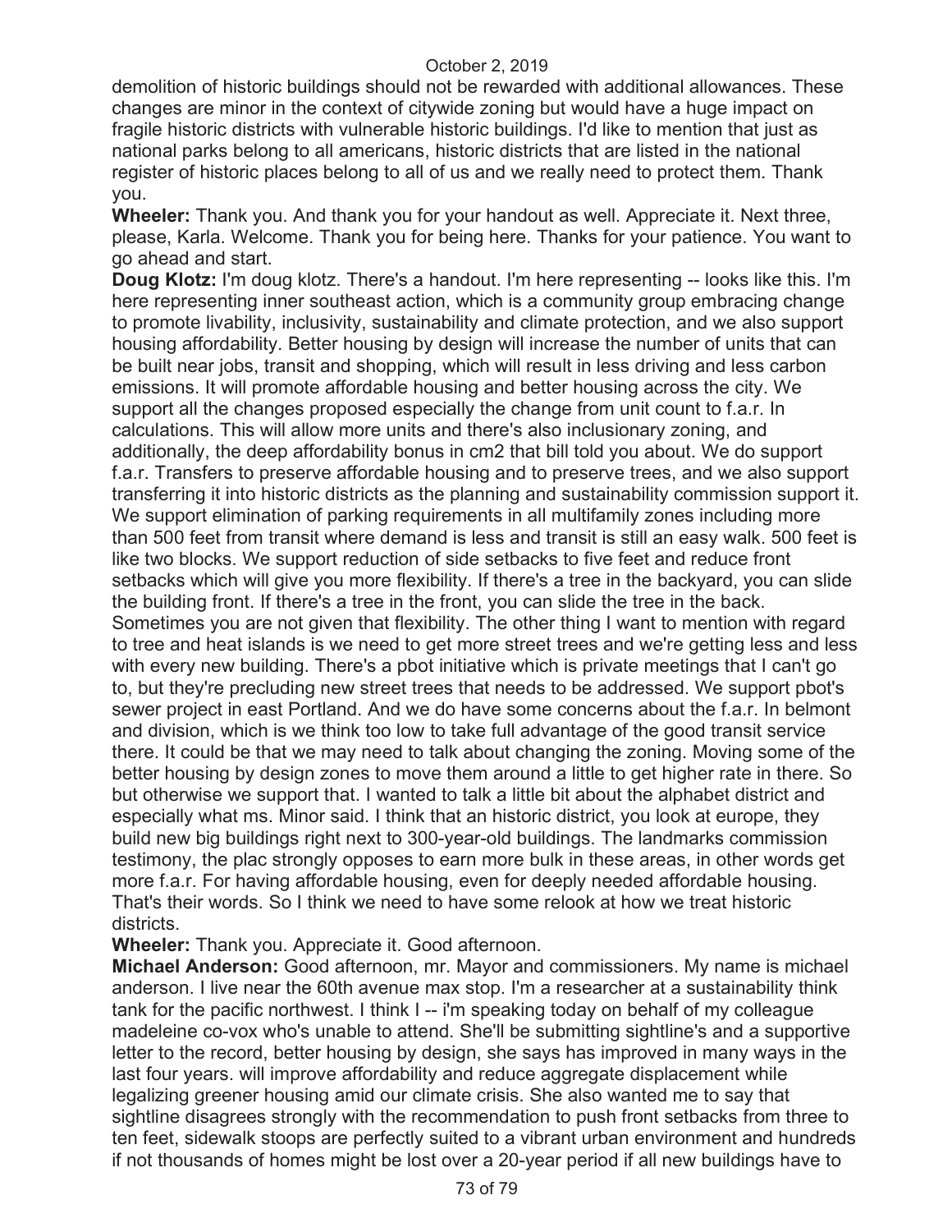demolition of historic buildings should not be rewarded with additional allowances. These changes are minor in the context of citywide zoning but would have a huge impact on fragile historic districts with vulnerable historic buildings. I'd like to mention that just as national parks belong to all americans, historic districts that are listed in the national register of historic places belong to all of us and we really need to protect them. Thank you.

**Wheeler:** Thank you. And thank you for your handout as well. Appreciate it. Next three, please, Karla. Welcome. Thank you for being here. Thanks for your patience. You want to go ahead and start.

**Doug Klotz:** I'm doug klotz. There's a handout. I'm here representing -- looks like this. I'm here representing inner southeast action, which is a community group embracing change to promote livability, inclusivity, sustainability and climate protection, and we also support housing affordability. Better housing by design will increase the number of units that can be built near jobs, transit and shopping, which will result in less driving and less carbon emissions. It will promote affordable housing and better housing across the city. We support all the changes proposed especially the change from unit count to f.a.r. In calculations. This will allow more units and there's also inclusionary zoning, and additionally, the deep affordability bonus in cm2 that bill told you about. We do support f.a.r. Transfers to preserve affordable housing and to preserve trees, and we also support transferring it into historic districts as the planning and sustainability commission support it. We support elimination of parking requirements in all multifamily zones including more than 500 feet from transit where demand is less and transit is still an easy walk. 500 feet is like two blocks. We support reduction of side setbacks to five feet and reduce front setbacks which will give you more flexibility. If there's a tree in the backyard, you can slide the building front. If there's a tree in the front, you can slide the tree in the back. Sometimes you are not given that flexibility. The other thing I want to mention with regard to tree and heat islands is we need to get more street trees and we're getting less and less with every new building. There's a pbot initiative which is private meetings that I can't go to, but they're precluding new street trees that needs to be addressed. We support pbot's sewer project in east Portland. And we do have some concerns about the f.a.r. In belmont and division, which is we think too low to take full advantage of the good transit service there. It could be that we may need to talk about changing the zoning. Moving some of the better housing by design zones to move them around a little to get higher rate in there. So but otherwise we support that. I wanted to talk a little bit about the alphabet district and especially what ms. Minor said. I think that an historic district, you look at europe, they build new big buildings right next to 300-year-old buildings. The landmarks commission testimony, the plac strongly opposes to earn more bulk in these areas, in other words get more f.a.r. For having affordable housing, even for deeply needed affordable housing. That's their words. So I think we need to have some relook at how we treat historic districts.

**Wheeler:** Thank you. Appreciate it. Good afternoon.

**Michael Anderson:** Good afternoon, mr. Mayor and commissioners. My name is michael anderson. I live near the 60th avenue max stop. I'm a researcher at a sustainability think tank for the pacific northwest. I think I -- i'm speaking today on behalf of my colleague madeleine co-vox who's unable to attend. She'll be submitting sightline's and a supportive letter to the record, better housing by design, she says has improved in many ways in the last four years. will improve affordability and reduce aggregate displacement while legalizing greener housing amid our climate crisis. She also wanted me to say that sightline disagrees strongly with the recommendation to push front setbacks from three to ten feet, sidewalk stoops are perfectly suited to a vibrant urban environment and hundreds if not thousands of homes might be lost over a 20-year period if all new buildings have to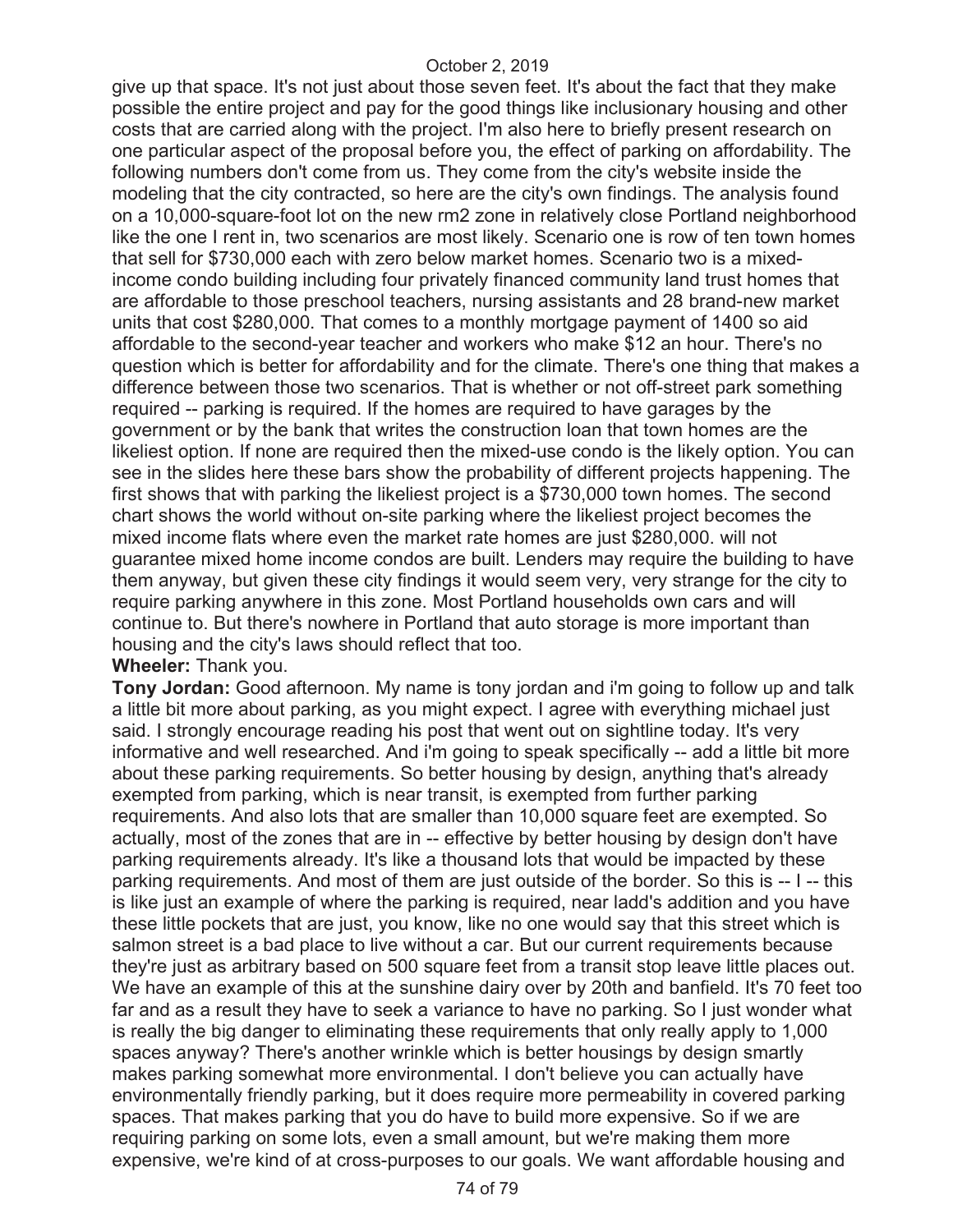give up that space. It's not just about those seven feet. It's about the fact that they make possible the entire project and pay for the good things like inclusionary housing and other costs that are carried along with the project. I'm also here to briefly present research on one particular aspect of the proposal before you, the effect of parking on affordability. The following numbers don't come from us. They come from the city's website inside the modeling that the city contracted, so here are the city's own findings. The analysis found on a 10,000-square-foot lot on the new rm2 zone in relatively close Portland neighborhood like the one I rent in, two scenarios are most likely. Scenario one is row of ten town homes that sell for $730,000 each with zero below market homes. Scenario two is a mixed-income condo building including four privately financed community land trust homes that are affordable to those preschool teachers, nursing assistants and 28 brand-new market units that cost $280,000. That comes to a monthly mortgage payment of 1400 so aid affordable to the second-year teacher and workers who make $12 an hour. There's no question which is better for affordability and for the climate. There's one thing that makes a difference between those two scenarios. That is whether or not off-street park something required -- parking is required. If the homes are required to have garages by the government or by the bank that writes the construction loan that town homes are the likeliest option. If none are required then the mixed-use condo is the likely option. You can see in the slides here these bars show the probability of different projects happening. The first shows that with parking the likeliest project is a $730,000 town homes. The second chart shows the world without on-site parking where the likeliest project becomes the mixed income flats where even the market rate homes are just $280,000. will not guarantee mixed home income condos are built. Lenders may require the building to have them anyway, but given these city findings it would seem very, very strange for the city to require parking anywhere in this zone. Most Portland households own cars and will continue to. But there's nowhere in Portland that auto storage is more important than housing and the city's laws should reflect that too.

**Wheeler:** Thank you.

**Tony Jordan:** Good afternoon. My name is tony jordan and i'm going to follow up and talk a little bit more about parking, as you might expect. I agree with everything michael just said. I strongly encourage reading his post that went out on sightline today. It's very informative and well researched. And i'm going to speak specifically -- add a little bit more about these parking requirements. So better housing by design, anything that's already exempted from parking, which is near transit, is exempted from further parking requirements. And also lots that are smaller than 10,000 square feet are exempted. So actually, most of the zones that are in -- effective by better housing by design don't have parking requirements already. It's like a thousand lots that would be impacted by these parking requirements. And most of them are just outside of the border. So this is -- I -- this is like just an example of where the parking is required, near ladd's addition and you have these little pockets that are just, you know, like no one would say that this street which is salmon street is a bad place to live without a car. But our current requirements because they're just as arbitrary based on 500 square feet from a transit stop leave little places out. We have an example of this at the sunshine dairy over by 20th and banfield. It's 70 feet too far and as a result they have to seek a variance to have no parking. So I just wonder what is really the big danger to eliminating these requirements that only really apply to 1,000 spaces anyway? There's another wrinkle which is better housings by design smartly makes parking somewhat more environmental. I don't believe you can actually have environmentally friendly parking, but it does require more permeability in covered parking spaces. That makes parking that you do have to build more expensive. So if we are requiring parking on some lots, even a small amount, but we're making them more expensive, we're kind of at cross-purposes to our goals. We want affordable housing and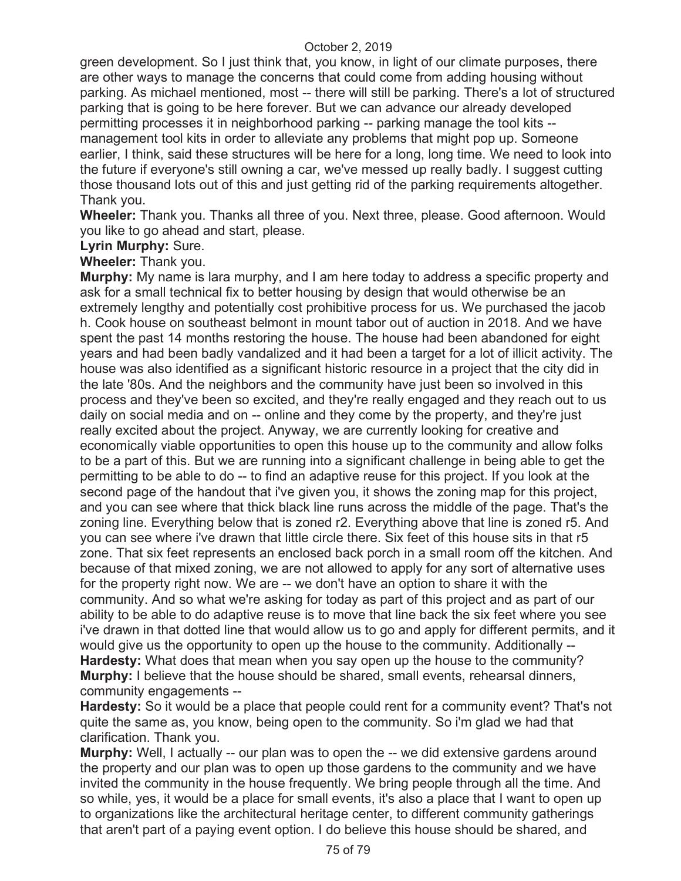green development. So I just think that, you know, in light of our climate purposes, there are other ways to manage the concerns that could come from adding housing without parking. As michael mentioned, most -- there will still be parking. There's a lot of structured parking that is going to be here forever. But we can advance our already developed permitting processes it in neighborhood parking -- parking manage the tool kits -- management tool kits in order to alleviate any problems that might pop up. Someone earlier, I think, said these structures will be here for a long, long time. We need to look into the future if everyone's still owning a car, we've messed up really badly. I suggest cutting those thousand lots out of this and just getting rid of the parking requirements altogether. Thank you.

**Wheeler:** Thank you. Thanks all three of you. Next three, please. Good afternoon. Would you like to go ahead and start, please.

**Lyrin Murphy:** Sure.

**Wheeler:** Thank you.

**Murphy:** My name is lara murphy, and I am here today to address a specific property and ask for a small technical fix to better housing by design that would otherwise be an extremely lengthy and potentially cost prohibitive process for us. We purchased the jacob h. Cook house on southeast belmont in mount tabor out of auction in 2018. And we have spent the past 14 months restoring the house. The house had been abandoned for eight years and had been badly vandalized and it had been a target for a lot of illicit activity. The house was also identified as a significant historic resource in a project that the city did in the late '80s. And the neighbors and the community have just been so involved in this process and they've been so excited, and they're really engaged and they reach out to us daily on social media and on -- online and they come by the property, and they're just really excited about the project. Anyway, we are currently looking for creative and economically viable opportunities to open this house up to the community and allow folks to be a part of this. But we are running into a significant challenge in being able to get the permitting to be able to do -- to find an adaptive reuse for this project. If you look at the second page of the handout that i've given you, it shows the zoning map for this project, and you can see where that thick black line runs across the middle of the page. That's the zoning line. Everything below that is zoned r2. Everything above that line is zoned r5. And you can see where i've drawn that little circle there. Six feet of this house sits in that r5 zone. That six feet represents an enclosed back porch in a small room off the kitchen. And because of that mixed zoning, we are not allowed to apply for any sort of alternative uses for the property right now. We are -- we don't have an option to share it with the community. And so what we're asking for today as part of this project and as part of our ability to be able to do adaptive reuse is to move that line back the six feet where you see i've drawn in that dotted line that would allow us to go and apply for different permits, and it would give us the opportunity to open up the house to the community. Additionally --

**Hardesty:** What does that mean when you say open up the house to the community?

**Murphy:** I believe that the house should be shared, small events, rehearsal dinners, community engagements --

**Hardesty:** So it would be a place that people could rent for a community event? That's not quite the same as, you know, being open to the community. So i'm glad we had that clarification. Thank you.

**Murphy:** Well, I actually -- our plan was to open the -- we did extensive gardens around the property and our plan was to open up those gardens to the community and we have invited the community in the house frequently. We bring people through all the time. And so while, yes, it would be a place for small events, it's also a place that I want to open up to organizations like the architectural heritage center, to different community gatherings that aren't part of a paying event option. I do believe this house should be shared, and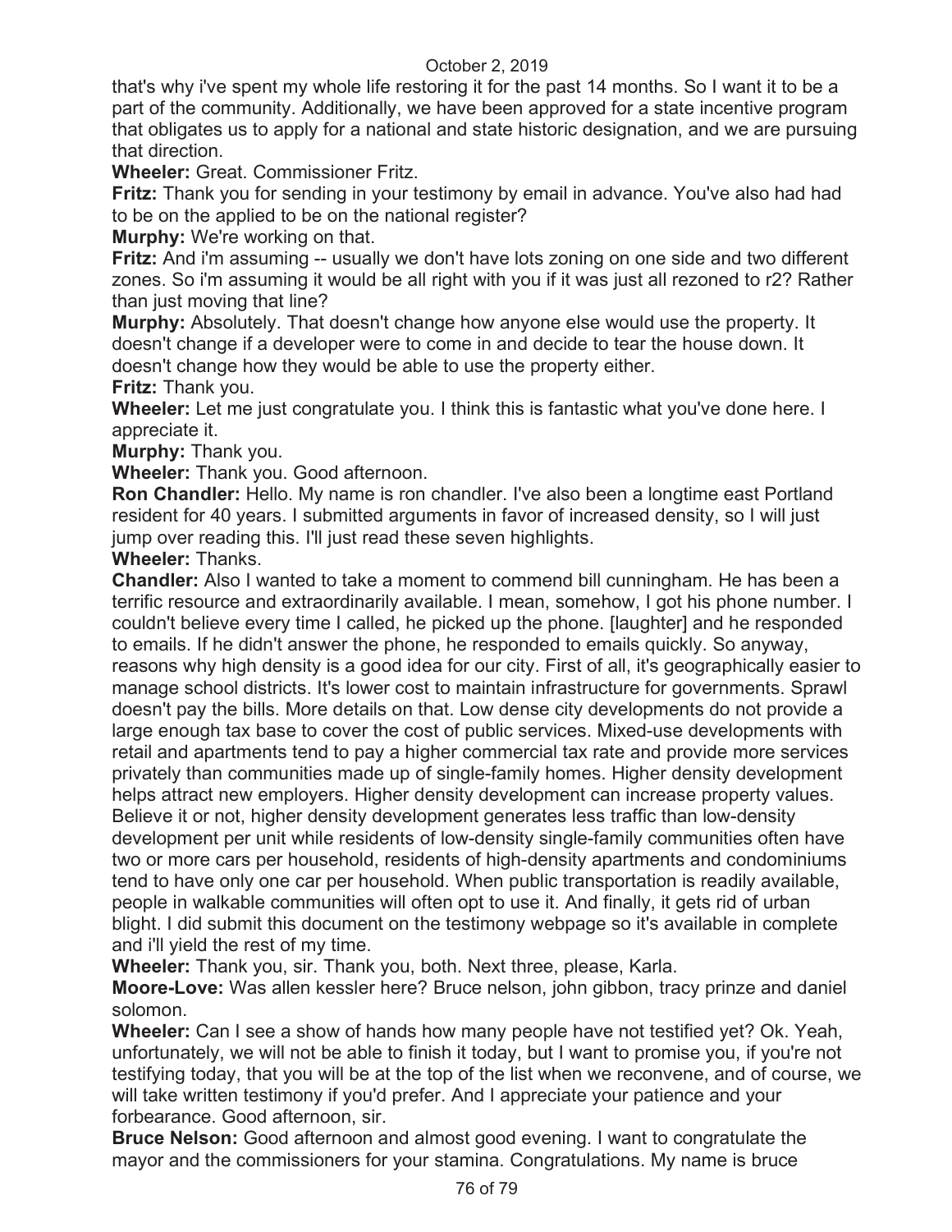that's why i've spent my whole life restoring it for the past 14 months. So I want it to be a part of the community. Additionally, we have been approved for a state incentive program that obligates us to apply for a national and state historic designation, and we are pursuing that direction.

**Wheeler:** Great. Commissioner Fritz.

**Fritz:** Thank you for sending in your testimony by email in advance. You've also had had to be on the applied to be on the national register?

**Murphy:** We're working on that.

**Fritz:** And i'm assuming -- usually we don't have lots zoning on one side and two different zones. So i'm assuming it would be all right with you if it was just all rezoned to r2? Rather than just moving that line?

**Murphy:** Absolutely. That doesn't change how anyone else would use the property. It doesn't change if a developer were to come in and decide to tear the house down. It doesn't change how they would be able to use the property either.

**Fritz:** Thank you.

**Wheeler:** Let me just congratulate you. I think this is fantastic what you've done here. I appreciate it.

**Murphy:** Thank you.

**Wheeler:** Thank you. Good afternoon.

**Ron Chandler:** Hello. My name is ron chandler. I've also been a longtime east Portland resident for 40 years. I submitted arguments in favor of increased density, so I will just jump over reading this. I'll just read these seven highlights.

**Wheeler:** Thanks.

**Chandler:** Also I wanted to take a moment to commend bill cunningham. He has been a terrific resource and extraordinarily available. I mean, somehow, I got his phone number. I couldn't believe every time I called, he picked up the phone. [laughter] and he responded to emails. If he didn't answer the phone, he responded to emails quickly. So anyway, reasons why high density is a good idea for our city. First of all, it's geographically easier to manage school districts. It's lower cost to maintain infrastructure for governments. Sprawl doesn't pay the bills. More details on that. Low dense city developments do not provide a large enough tax base to cover the cost of public services. Mixed-use developments with retail and apartments tend to pay a higher commercial tax rate and provide more services privately than communities made up of single-family homes. Higher density development helps attract new employers. Higher density development can increase property values. Believe it or not, higher density development generates less traffic than low-density development per unit while residents of low-density single-family communities often have two or more cars per household, residents of high-density apartments and condominiums tend to have only one car per household. When public transportation is readily available, people in walkable communities will often opt to use it. And finally, it gets rid of urban blight. I did submit this document on the testimony webpage so it's available in complete and i'll yield the rest of my time.

**Wheeler:** Thank you, sir. Thank you, both. Next three, please, Karla.

**Moore-Love:** Was allen kessler here? Bruce nelson, john gibbon, tracy prinze and daniel solomon.

**Wheeler:** Can I see a show of hands how many people have not testified yet? Ok. Yeah, unfortunately, we will not be able to finish it today, but I want to promise you, if you're not testifying today, that you will be at the top of the list when we reconvene, and of course, we will take written testimony if you'd prefer. And I appreciate your patience and your forbearance. Good afternoon, sir.

**Bruce Nelson:** Good afternoon and almost good evening. I want to congratulate the mayor and the commissioners for your stamina. Congratulations. My name is bruce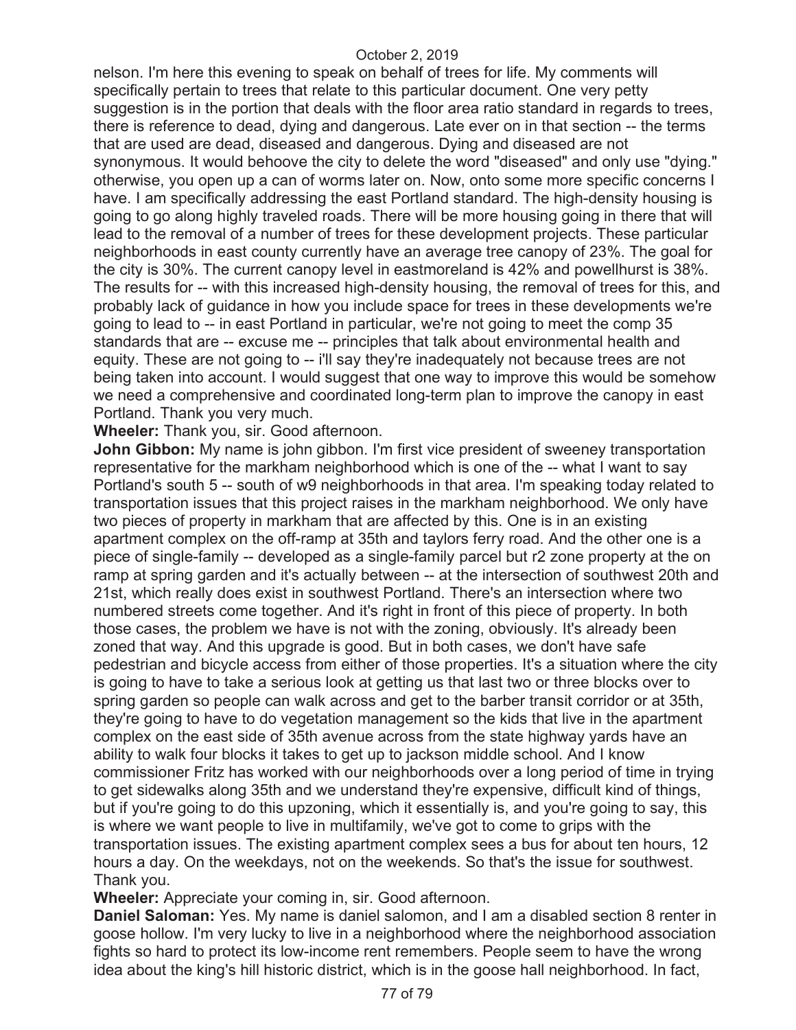nelson. I'm here this evening to speak on behalf of trees for life. My comments will specifically pertain to trees that relate to this particular document. One very petty suggestion is in the portion that deals with the floor area ratio standard in regards to trees, there is reference to dead, dying and dangerous. Late ever on in that section -- the terms that are used are dead, diseased and dangerous. Dying and diseased are not synonymous. It would behoove the city to delete the word "diseased" and only use "dying." otherwise, you open up a can of worms later on. Now, onto some more specific concerns I have. I am specifically addressing the east Portland standard. The high-density housing is going to go along highly traveled roads. There will be more housing going in there that will lead to the removal of a number of trees for these development projects. These particular neighborhoods in east county currently have an average tree canopy of 23%. The goal for the city is 30%. The current canopy level in eastmoreland is 42% and powellhurst is 38%. The results for -- with this increased high-density housing, the removal of trees for this, and probably lack of guidance in how you include space for trees in these developments we're going to lead to -- in east Portland in particular, we're not going to meet the comp 35 standards that are -- excuse me -- principles that talk about environmental health and equity. These are not going to -- i'll say they're inadequately not because trees are not being taken into account. I would suggest that one way to improve this would be somehow we need a comprehensive and coordinated long-term plan to improve the canopy in east Portland. Thank you very much.

**Wheeler:** Thank you, sir. Good afternoon.

**John Gibbon:** My name is john gibbon. I'm first vice president of sweeney transportation representative for the markham neighborhood which is one of the -- what I want to say Portland's south 5 -- south of w9 neighborhoods in that area. I'm speaking today related to transportation issues that this project raises in the markham neighborhood. We only have two pieces of property in markham that are affected by this. One is in an existing apartment complex on the off-ramp at 35th and taylors ferry road. And the other one is a piece of single-family -- developed as a single-family parcel but r2 zone property at the on ramp at spring garden and it's actually between -- at the intersection of southwest 20th and 21st, which really does exist in southwest Portland. There's an intersection where two numbered streets come together. And it's right in front of this piece of property. In both those cases, the problem we have is not with the zoning, obviously. It's already been zoned that way. And this upgrade is good. But in both cases, we don't have safe pedestrian and bicycle access from either of those properties. It's a situation where the city is going to have to take a serious look at getting us that last two or three blocks over to spring garden so people can walk across and get to the barber transit corridor or at 35th, they're going to have to do vegetation management so the kids that live in the apartment complex on the east side of 35th avenue across from the state highway yards have an ability to walk four blocks it takes to get up to jackson middle school. And I know commissioner Fritz has worked with our neighborhoods over a long period of time in trying to get sidewalks along 35th and we understand they're expensive, difficult kind of things, but if you're going to do this upzoning, which it essentially is, and you're going to say, this is where we want people to live in multifamily, we've got to come to grips with the transportation issues. The existing apartment complex sees a bus for about ten hours, 12 hours a day. On the weekdays, not on the weekends. So that's the issue for southwest. Thank you.

**Wheeler:** Appreciate your coming in, sir. Good afternoon.

**Daniel Saloman:** Yes. My name is daniel salomon, and I am a disabled section 8 renter in goose hollow. I'm very lucky to live in a neighborhood where the neighborhood association fights so hard to protect its low-income rent remembers. People seem to have the wrong idea about the king's hill historic district, which is in the goose hall neighborhood. In fact,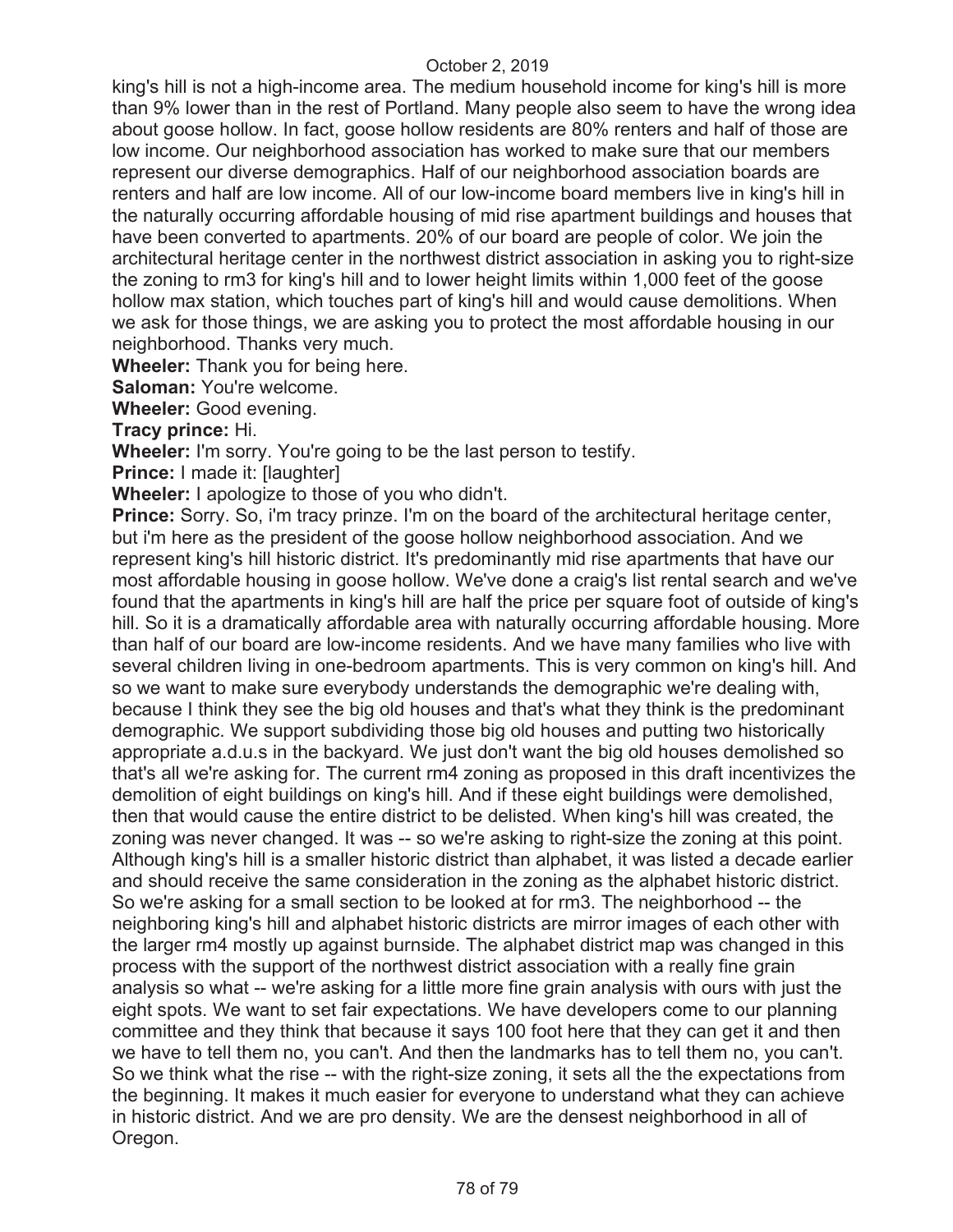king's hill is not a high-income area. The medium household income for king's hill is more than 9% lower than in the rest of Portland. Many people also seem to have the wrong idea about goose hollow. In fact, goose hollow residents are 80% renters and half of those are low income. Our neighborhood association has worked to make sure that our members represent our diverse demographics. Half of our neighborhood association boards are renters and half are low income. All of our low-income board members live in king's hill in the naturally occurring affordable housing of mid rise apartment buildings and houses that have been converted to apartments. 20% of our board are people of color. We join the architectural heritage center in the northwest district association in asking you to right-size the zoning to rm3 for king's hill and to lower height limits within 1,000 feet of the goose hollow max station, which touches part of king's hill and would cause demolitions. When we ask for those things, we are asking you to protect the most affordable housing in our neighborhood. Thanks very much.

**Wheeler:** Thank you for being here.

**Saloman:** You're welcome.

**Wheeler:** Good evening.

**Tracy prince:** Hi.

**Wheeler:** I'm sorry. You're going to be the last person to testify.

**Prince:** I made it: [laughter]

**Wheeler:** I apologize to those of you who didn't.

**Prince:** Sorry. So, i'm tracy prinze. I'm on the board of the architectural heritage center, but i'm here as the president of the goose hollow neighborhood association. And we represent king's hill historic district. It's predominantly mid rise apartments that have our most affordable housing in goose hollow. We've done a craig's list rental search and we've found that the apartments in king's hill are half the price per square foot of outside of king's hill. So it is a dramatically affordable area with naturally occurring affordable housing. More than half of our board are low-income residents. And we have many families who live with several children living in one-bedroom apartments. This is very common on king's hill. And so we want to make sure everybody understands the demographic we're dealing with, because I think they see the big old houses and that's what they think is the predominant demographic. We support subdividing those big old houses and putting two historically appropriate a.d.u.s in the backyard. We just don't want the big old houses demolished so that's all we're asking for. The current rm4 zoning as proposed in this draft incentivizes the demolition of eight buildings on king's hill. And if these eight buildings were demolished, then that would cause the entire district to be delisted. When king's hill was created, the zoning was never changed. It was -- so we're asking to right-size the zoning at this point. Although king's hill is a smaller historic district than alphabet, it was listed a decade earlier and should receive the same consideration in the zoning as the alphabet historic district. So we're asking for a small section to be looked at for rm3. The neighborhood -- the neighboring king's hill and alphabet historic districts are mirror images of each other with the larger rm4 mostly up against burnside. The alphabet district map was changed in this process with the support of the northwest district association with a really fine grain analysis so what -- we're asking for a little more fine grain analysis with ours with just the eight spots. We want to set fair expectations. We have developers come to our planning committee and they think that because it says 100 foot here that they can get it and then we have to tell them no, you can't. And then the landmarks has to tell them no, you can't. So we think what the rise -- with the right-size zoning, it sets all the the expectations from the beginning. It makes it much easier for everyone to understand what they can achieve in historic district. And we are pro density. We are the densest neighborhood in all of Oregon.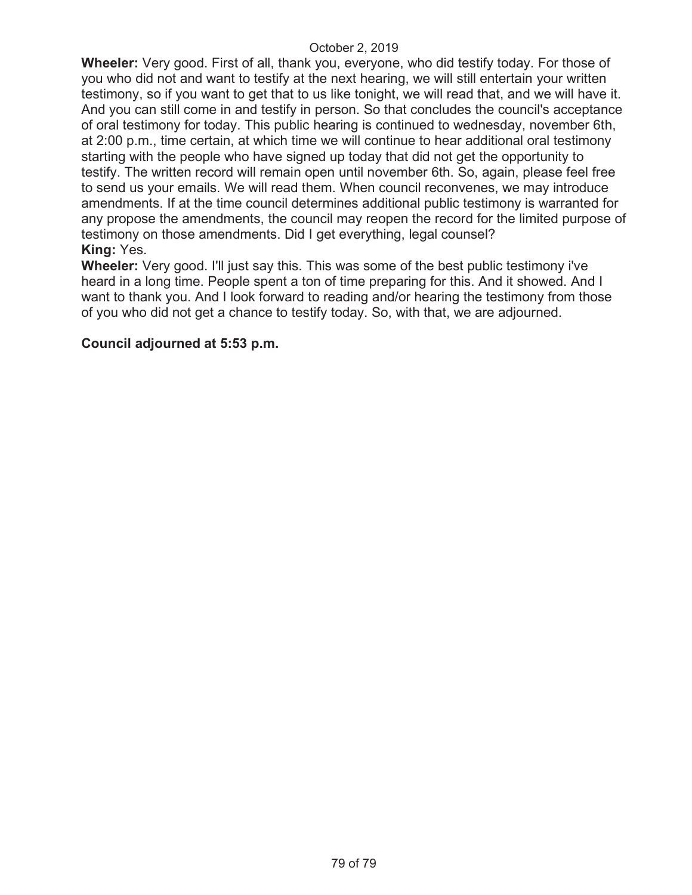**Wheeler:** Very good. First of all, thank you, everyone, who did testify today. For those of you who did not and want to testify at the next hearing, we will still entertain your written testimony, so if you want to get that to us like tonight, we will read that, and we will have it. And you can still come in and testify in person. So that concludes the council's acceptance of oral testimony for today. This public hearing is continued to wednesday, november 6th, at 2:00 p.m., time certain, at which time we will continue to hear additional oral testimony starting with the people who have signed up today that did not get the opportunity to testify. The written record will remain open until november 6th. So, again, please feel free to send us your emails. We will read them. When council reconvenes, we may introduce amendments. If at the time council determines additional public testimony is warranted for any propose the amendments, the council may reopen the record for the limited purpose of testimony on those amendments. Did I get everything, legal counsel?
**King:** Yes.
**Wheeler:** Very good. I'll just say this. This was some of the best public testimony i've heard in a long time. People spent a ton of time preparing for this. And it showed. And I want to thank you. And I look forward to reading and/or hearing the testimony from those of you who did not get a chance to testify today. So, with that, we are adjourned.

**Council adjourned at 5:53 p.m.**